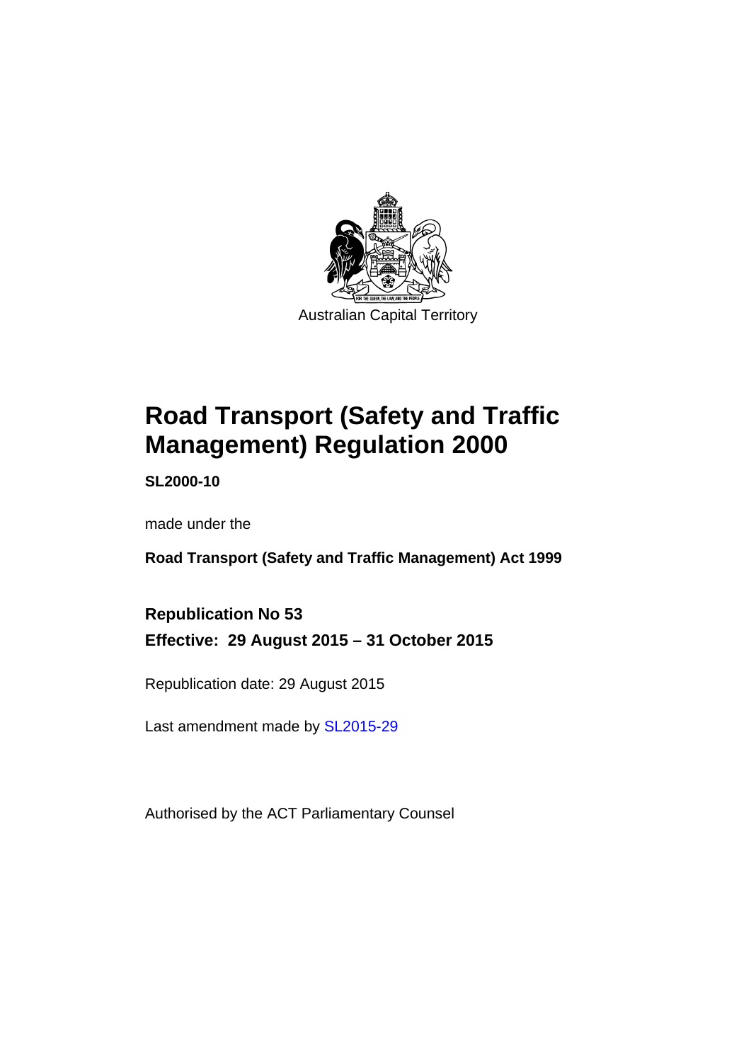Australian Capital Territory

# Road Transport (Safety and Traffic Management) Regulation 2000

**SL2000-10**

made under the

**Road Transport (Safety and Traffic Management) Act 1999**

**Republication No 53**

**Effective: 29 August 2015 – 31 October 2015**

Republication date: 29 August 2015

Last amendment made by SL2015-29

Authorised by the ACT Parliamentary Counsel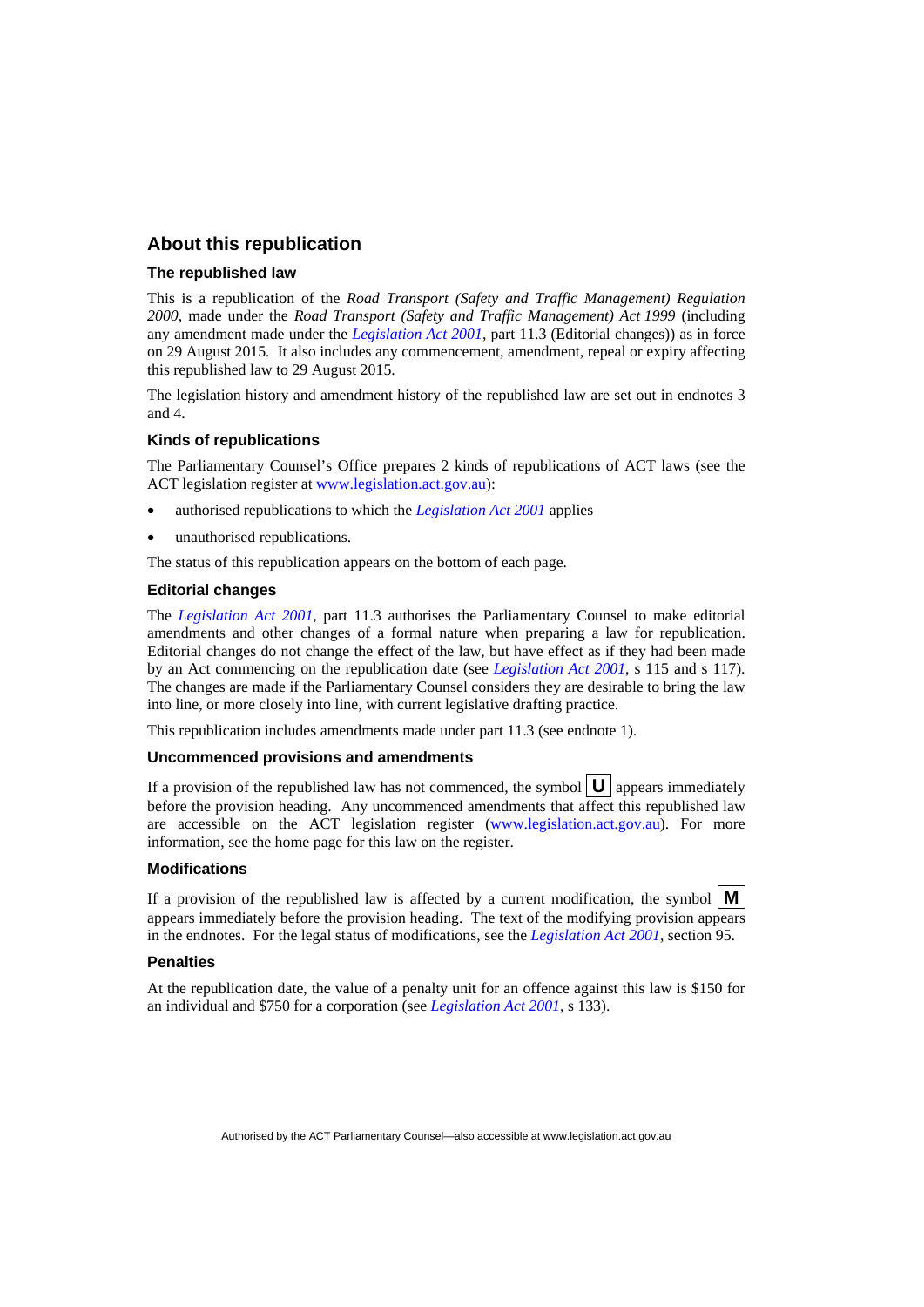## About this republication

### The republished law

This is a republication of the *Road Transport (Safety and Traffic Management) Regulation 2000*, made under the *Road Transport (Safety and Traffic Management) Act 1999* (including any amendment made under the *Legislation Act 2001*, part 11.3 (Editorial changes)) as in force on 29 August 2015. It also includes any commencement, amendment, repeal or expiry affecting this republished law to 29 August 2015.

The legislation history and amendment history of the republished law are set out in endnotes 3 and 4.

### Kinds of republications

The Parliamentary Counsel's Office prepares 2 kinds of republications of ACT laws (see the ACT legislation register at www.legislation.act.gov.au):

- authorised republications to which the *Legislation Act 2001* applies
- unauthorised republications.

The status of this republication appears on the bottom of each page.

### Editorial changes

The *Legislation Act 2001*, part 11.3 authorises the Parliamentary Counsel to make editorial amendments and other changes of a formal nature when preparing a law for republication. Editorial changes do not change the effect of the law, but have effect as if they had been made by an Act commencing on the republication date (see *Legislation Act 2001*, s 115 and s 117). The changes are made if the Parliamentary Counsel considers they are desirable to bring the law into line, or more closely into line, with current legislative drafting practice.

This republication includes amendments made under part 11.3 (see endnote 1).

### Uncommenced provisions and amendments

If a provision of the republished law has not commenced, the symbol **U** appears immediately before the provision heading. Any uncommenced amendments that affect this republished law are accessible on the ACT legislation register (www.legislation.act.gov.au). For more information, see the home page for this law on the register.

### Modifications

If a provision of the republished law is affected by a current modification, the symbol **M** appears immediately before the provision heading. The text of the modifying provision appears in the endnotes. For the legal status of modifications, see the *Legislation Act 2001*, section 95.

### Penalties

At the republication date, the value of a penalty unit for an offence against this law is $150 for an individual and $750 for a corporation (see *Legislation Act 2001*, s 133).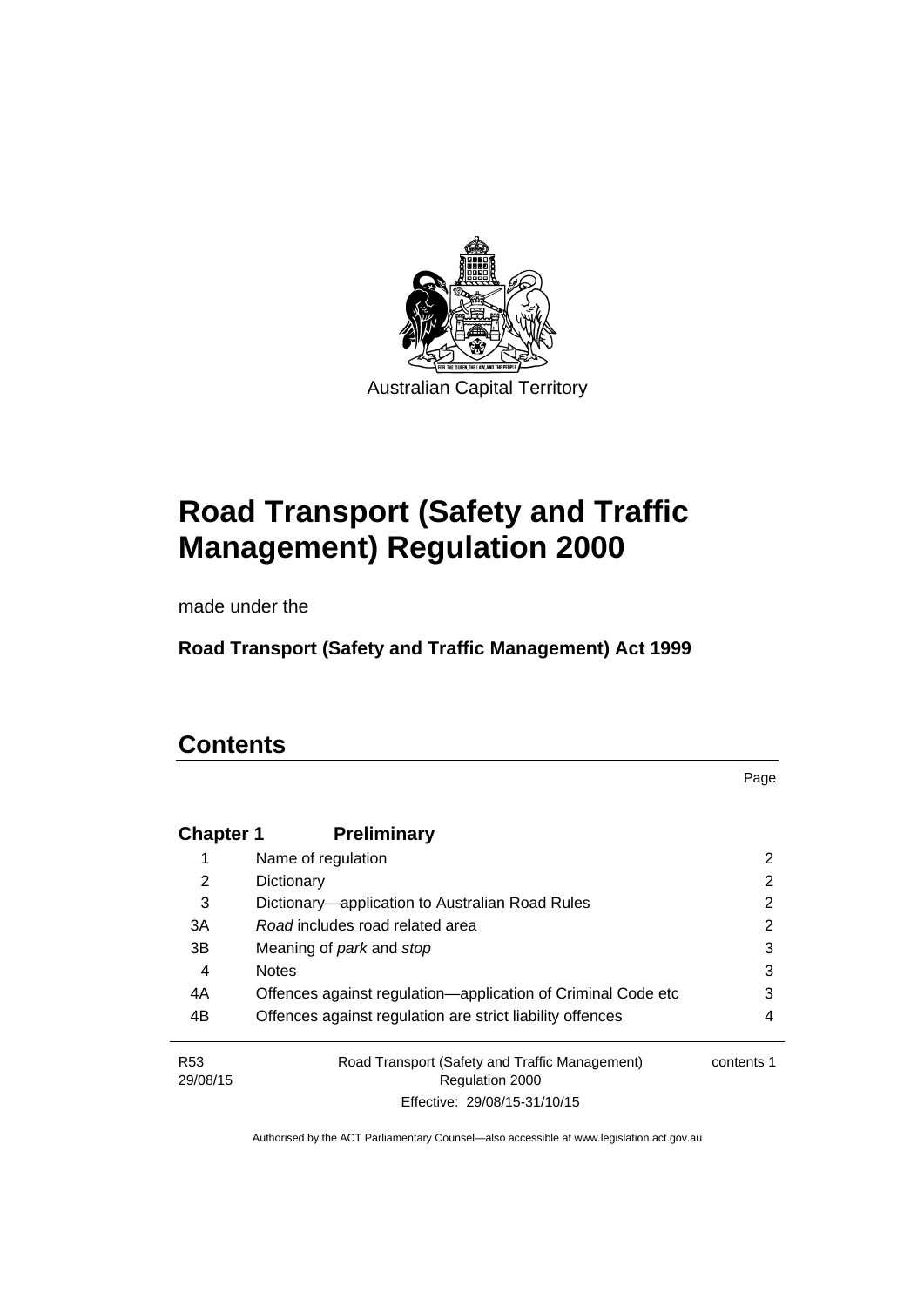Australian Capital Territory

# Road Transport (Safety and Traffic Management) Regulation 2000

made under the

**Road Transport (Safety and Traffic Management) Act 1999**

# Contents

| | | Page |
|---|---|---|
| **Chapter 1** | **Preliminary** | |
| 1 | Name of regulation | 2 |
| 2 | Dictionary | 2 |
| 3 | Dictionary—application to Australian Road Rules | 2 |
| 3A | *Road* includes road related area | 2 |
| 3B | Meaning of *park* and *stop* | 3 |
| 4 | Notes | 3 |
| 4A | Offences against regulation—application of Criminal Code etc | 3 |
| 4B | Offences against regulation are strict liability offences | 4 |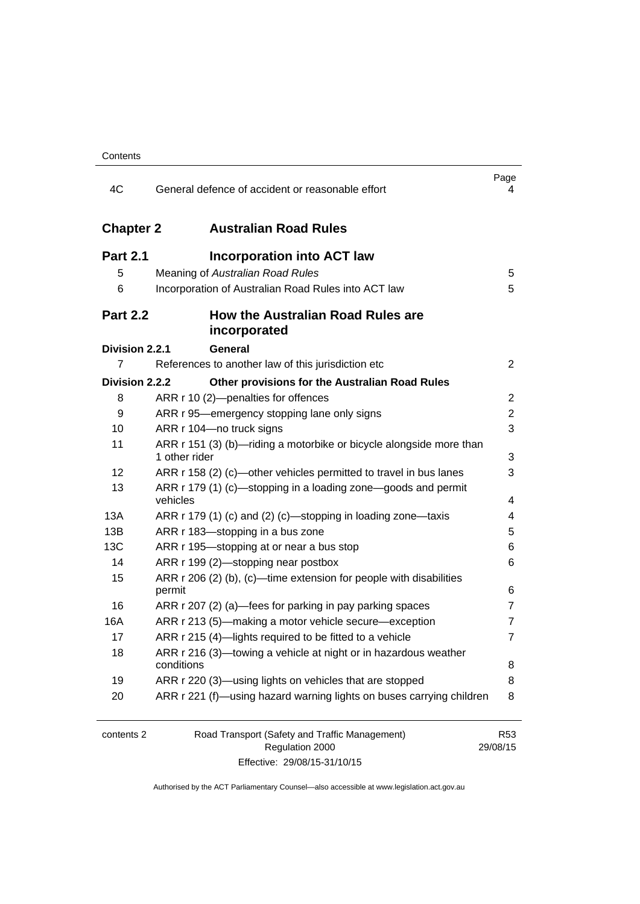| | | Page |
|---|---|---|
| 4C | General defence of accident or reasonable effort | 4 |
| **Chapter 2** | **Australian Road Rules** | |
| **Part 2.1** | **Incorporation into ACT law** | |
| 5 | Meaning of *Australian Road Rules* | 5 |
| 6 | Incorporation of Australian Road Rules into ACT law | 5 |
| **Part 2.2** | **How the Australian Road Rules are incorporated** | |
| **Division 2.2.1** | **General** | |
| 7 | References to another law of this jurisdiction etc | 2 |
| **Division 2.2.2** | **Other provisions for the Australian Road Rules** | |
| 8 | ARR r 10 (2)—penalties for offences | 2 |
| 9 | ARR r 95—emergency stopping lane only signs | 2 |
| 10 | ARR r 104—no truck signs | 3 |
| 11 | ARR r 151 (3) (b)—riding a motorbike or bicycle alongside more than 1 other rider | 3 |
| 12 | ARR r 158 (2) (c)—other vehicles permitted to travel in bus lanes | 3 |
| 13 | ARR r 179 (1) (c)—stopping in a loading zone—goods and permit vehicles | 4 |
| 13A | ARR r 179 (1) (c) and (2) (c)—stopping in loading zone—taxis | 4 |
| 13B | ARR r 183—stopping in a bus zone | 5 |
| 13C | ARR r 195—stopping at or near a bus stop | 6 |
| 14 | ARR r 199 (2)—stopping near postbox | 6 |
| 15 | ARR r 206 (2) (b), (c)—time extension for people with disabilities permit | 6 |
| 16 | ARR r 207 (2) (a)—fees for parking in pay parking spaces | 7 |
| 16A | ARR r 213 (5)—making a motor vehicle secure—exception | 7 |
| 17 | ARR r 215 (4)—lights required to be fitted to a vehicle | 7 |
| 18 | ARR r 216 (3)—towing a vehicle at night or in hazardous weather conditions | 8 |
| 19 | ARR r 220 (3)—using lights on vehicles that are stopped | 8 |
| 20 | ARR r 221 (f)—using hazard warning lights on buses carrying children | 8 |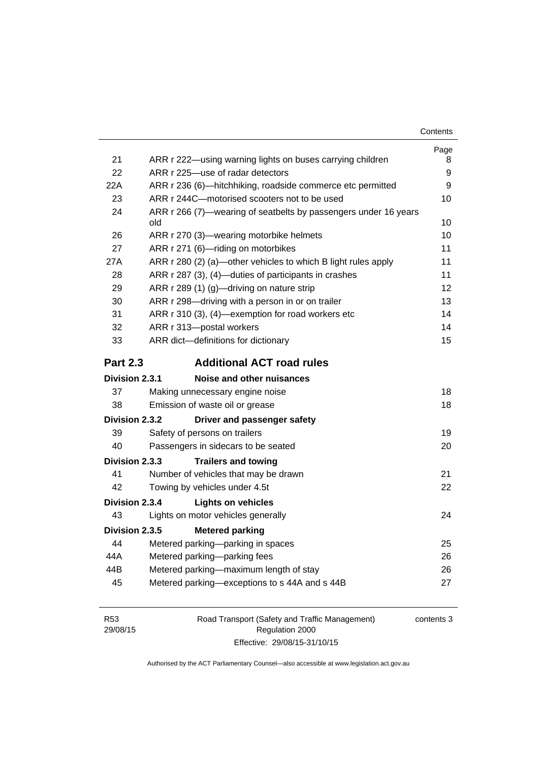| | | Page |
|---|---|---|
| 21 | ARR r 222—using warning lights on buses carrying children | 8 |
| 22 | ARR r 225—use of radar detectors | 9 |
| 22A | ARR r 236 (6)—hitchhiking, roadside commerce etc permitted | 9 |
| 23 | ARR r 244C—motorised scooters not to be used | 10 |
| 24 | ARR r 266 (7)—wearing of seatbelts by passengers under 16 years old | 10 |
| 26 | ARR r 270 (3)—wearing motorbike helmets | 10 |
| 27 | ARR r 271 (6)—riding on motorbikes | 11 |
| 27A | ARR r 280 (2) (a)—other vehicles to which B light rules apply | 11 |
| 28 | ARR r 287 (3), (4)—duties of participants in crashes | 11 |
| 29 | ARR r 289 (1) (g)—driving on nature strip | 12 |
| 30 | ARR r 298—driving with a person in or on trailer | 13 |
| 31 | ARR r 310 (3), (4)—exemption for road workers etc | 14 |
| 32 | ARR r 313—postal workers | 14 |
| 33 | ARR dict—definitions for dictionary | 15 |

## Part 2.3 Additional ACT road rules

**Division 2.3.1 Noise and other nuisances**

| | | |
|---|---|---|
| 37 | Making unnecessary engine noise | 18 |
| 38 | Emission of waste oil or grease | 18 |

**Division 2.3.2 Driver and passenger safety**

| | | |
|---|---|---|
| 39 | Safety of persons on trailers | 19 |
| 40 | Passengers in sidecars to be seated | 20 |

**Division 2.3.3 Trailers and towing**

| | | |
|---|---|---|
| 41 | Number of vehicles that may be drawn | 21 |
| 42 | Towing by vehicles under 4.5t | 22 |

**Division 2.3.4 Lights on vehicles**

| | | |
|---|---|---|
| 43 | Lights on motor vehicles generally | 24 |

**Division 2.3.5 Metered parking**

| | | |
|---|---|---|
| 44 | Metered parking—parking in spaces | 25 |
| 44A | Metered parking—parking fees | 26 |
| 44B | Metered parking—maximum length of stay | 26 |
| 45 | Metered parking—exceptions to s 44A and s 44B | 27 |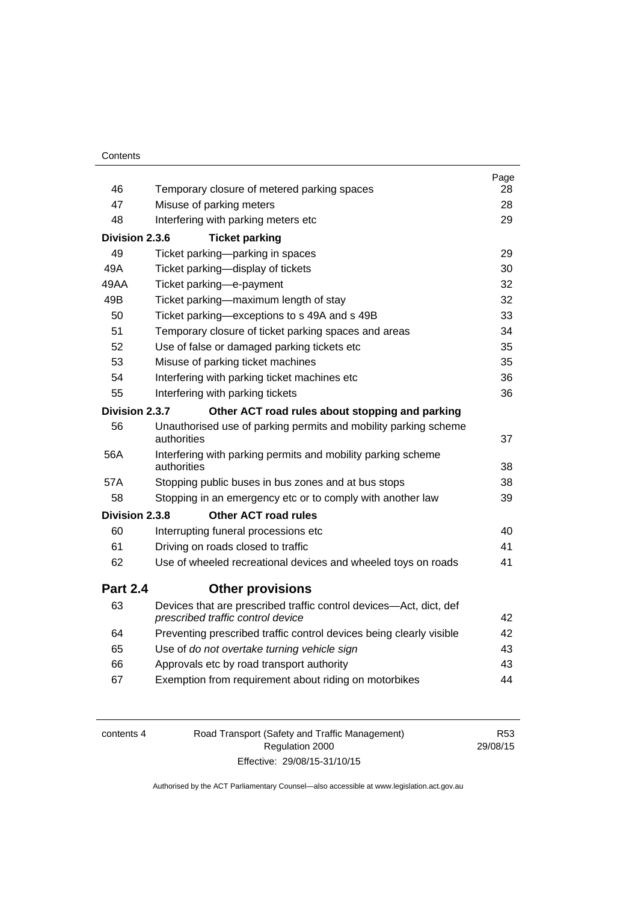| | | Page |
|---|---|---|
| 46 | Temporary closure of metered parking spaces | 28 |
| 47 | Misuse of parking meters | 28 |
| 48 | Interfering with parking meters etc | 29 |
| **Division 2.3.6** | **Ticket parking** | |
| 49 | Ticket parking—parking in spaces | 29 |
| 49A | Ticket parking—display of tickets | 30 |
| 49AA | Ticket parking—e-payment | 32 |
| 49B | Ticket parking—maximum length of stay | 32 |
| 50 | Ticket parking—exceptions to s 49A and s 49B | 33 |
| 51 | Temporary closure of ticket parking spaces and areas | 34 |
| 52 | Use of false or damaged parking tickets etc | 35 |
| 53 | Misuse of parking ticket machines | 35 |
| 54 | Interfering with parking ticket machines etc | 36 |
| 55 | Interfering with parking tickets | 36 |
| **Division 2.3.7** | **Other ACT road rules about stopping and parking** | |
| 56 | Unauthorised use of parking permits and mobility parking scheme authorities | 37 |
| 56A | Interfering with parking permits and mobility parking scheme authorities | 38 |
| 57A | Stopping public buses in bus zones and at bus stops | 38 |
| 58 | Stopping in an emergency etc or to comply with another law | 39 |
| **Division 2.3.8** | **Other ACT road rules** | |
| 60 | Interrupting funeral processions etc | 40 |
| 61 | Driving on roads closed to traffic | 41 |
| 62 | Use of wheeled recreational devices and wheeled toys on roads | 41 |

## Part 2.4 Other provisions

| | | |
|---|---|---|
| 63 | Devices that are prescribed traffic control devices—Act, dict, def *prescribed traffic control device* | 42 |
| 64 | Preventing prescribed traffic control devices being clearly visible | 42 |
| 65 | Use of *do not overtake turning vehicle sign* | 43 |
| 66 | Approvals etc by road transport authority | 43 |
| 67 | Exemption from requirement about riding on motorbikes | 44 |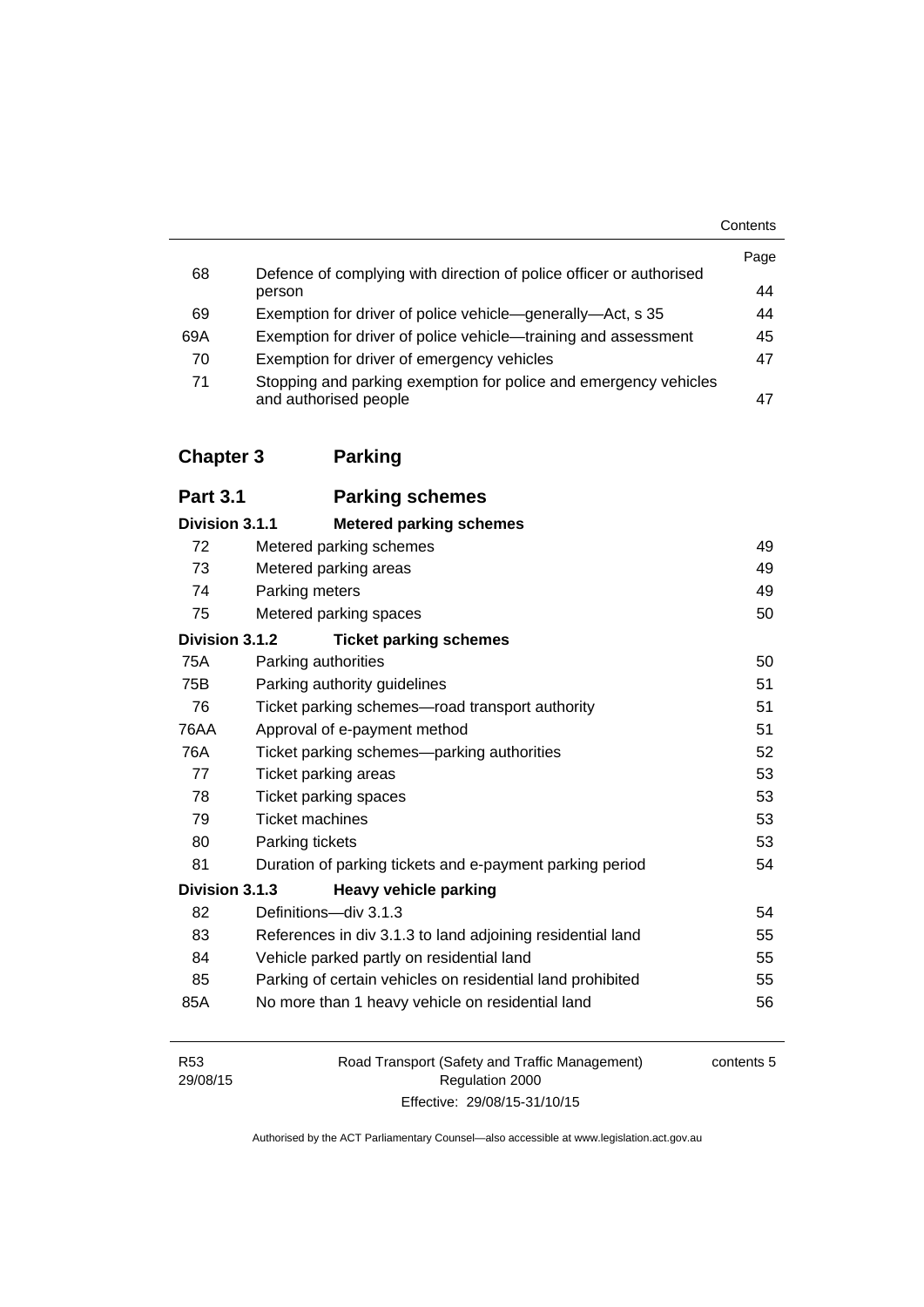| | | Page |
|---|---|---|
| 68 | Defence of complying with direction of police officer or authorised person | 44 |
| 69 | Exemption for driver of police vehicle—generally—Act, s 35 | 44 |
| 69A | Exemption for driver of police vehicle—training and assessment | 45 |
| 70 | Exemption for driver of emergency vehicles | 47 |
| 71 | Stopping and parking exemption for police and emergency vehicles and authorised people | 47 |

## Chapter 3 Parking

### Part 3.1 Parking schemes

#### Division 3.1.1 Metered parking schemes

| | | |
|---|---|---|
| 72 | Metered parking schemes | 49 |
| 73 | Metered parking areas | 49 |
| 74 | Parking meters | 49 |
| 75 | Metered parking spaces | 50 |

#### Division 3.1.2 Ticket parking schemes

| | | |
|---|---|---|
| 75A | Parking authorities | 50 |
| 75B | Parking authority guidelines | 51 |
| 76 | Ticket parking schemes—road transport authority | 51 |
| 76AA | Approval of e-payment method | 51 |
| 76A | Ticket parking schemes—parking authorities | 52 |
| 77 | Ticket parking areas | 53 |
| 78 | Ticket parking spaces | 53 |
| 79 | Ticket machines | 53 |
| 80 | Parking tickets | 53 |
| 81 | Duration of parking tickets and e-payment parking period | 54 |

#### Division 3.1.3 Heavy vehicle parking

| | | |
|---|---|---|
| 82 | Definitions—div 3.1.3 | 54 |
| 83 | References in div 3.1.3 to land adjoining residential land | 55 |
| 84 | Vehicle parked partly on residential land | 55 |
| 85 | Parking of certain vehicles on residential land prohibited | 55 |
| 85A | No more than 1 heavy vehicle on residential land | 56 |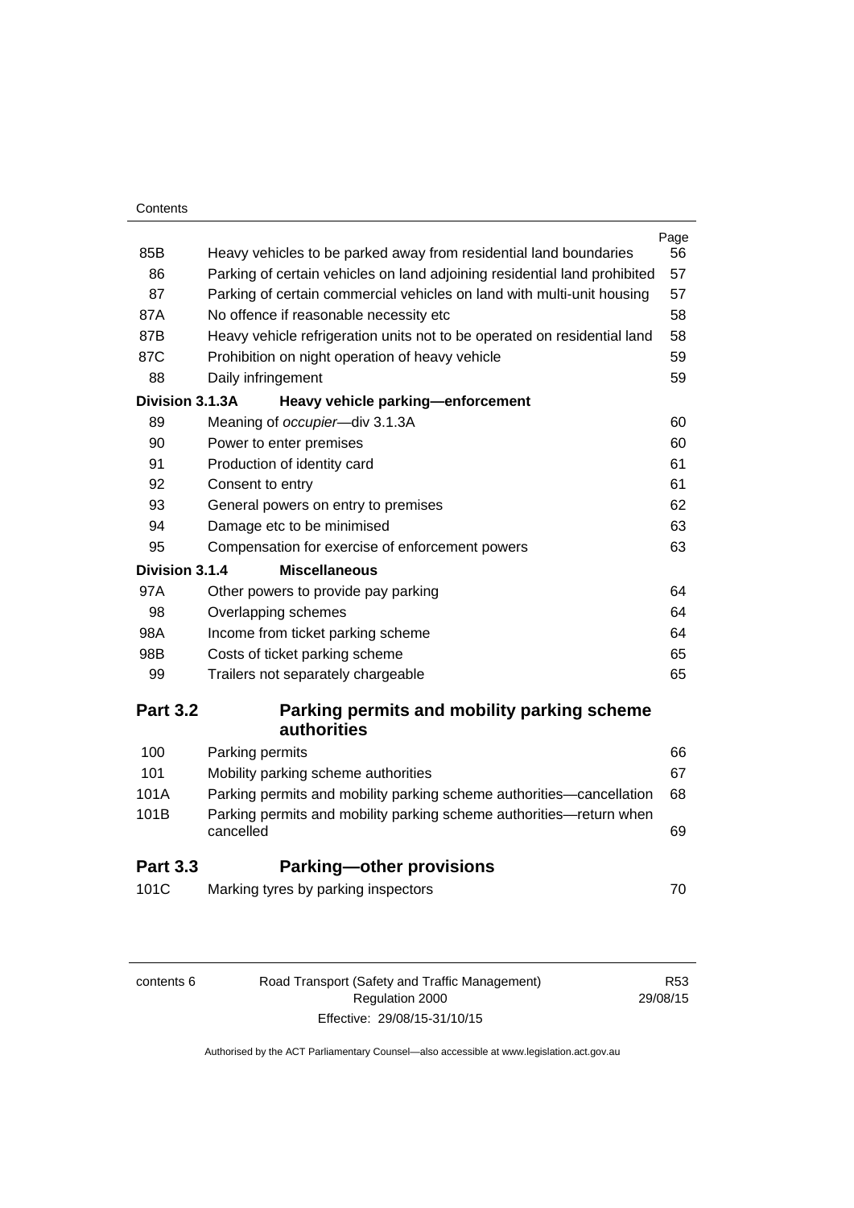| | | Page |
|---|---|---|
| 85B | Heavy vehicles to be parked away from residential land boundaries | 56 |
| 86 | Parking of certain vehicles on land adjoining residential land prohibited | 57 |
| 87 | Parking of certain commercial vehicles on land with multi-unit housing | 57 |
| 87A | No offence if reasonable necessity etc | 58 |
| 87B | Heavy vehicle refrigeration units not to be operated on residential land | 58 |
| 87C | Prohibition on night operation of heavy vehicle | 59 |
| 88 | Daily infringement | 59 |
| **Division 3.1.3A** | **Heavy vehicle parking—enforcement** | |
| 89 | Meaning of *occupier*—div 3.1.3A | 60 |
| 90 | Power to enter premises | 60 |
| 91 | Production of identity card | 61 |
| 92 | Consent to entry | 61 |
| 93 | General powers on entry to premises | 62 |
| 94 | Damage etc to be minimised | 63 |
| 95 | Compensation for exercise of enforcement powers | 63 |
| **Division 3.1.4** | **Miscellaneous** | |
| 97A | Other powers to provide pay parking | 64 |
| 98 | Overlapping schemes | 64 |
| 98A | Income from ticket parking scheme | 64 |
| 98B | Costs of ticket parking scheme | 65 |
| 99 | Trailers not separately chargeable | 65 |

## Part 3.2 Parking permits and mobility parking scheme authorities

| | | |
|---|---|---|
| 100 | Parking permits | 66 |
| 101 | Mobility parking scheme authorities | 67 |
| 101A | Parking permits and mobility parking scheme authorities—cancellation | 68 |
| 101B | Parking permits and mobility parking scheme authorities—return when cancelled | 69 |

## Part 3.3 Parking—other provisions

| | | |
|---|---|---|
| 101C | Marking tyres by parking inspectors | 70 |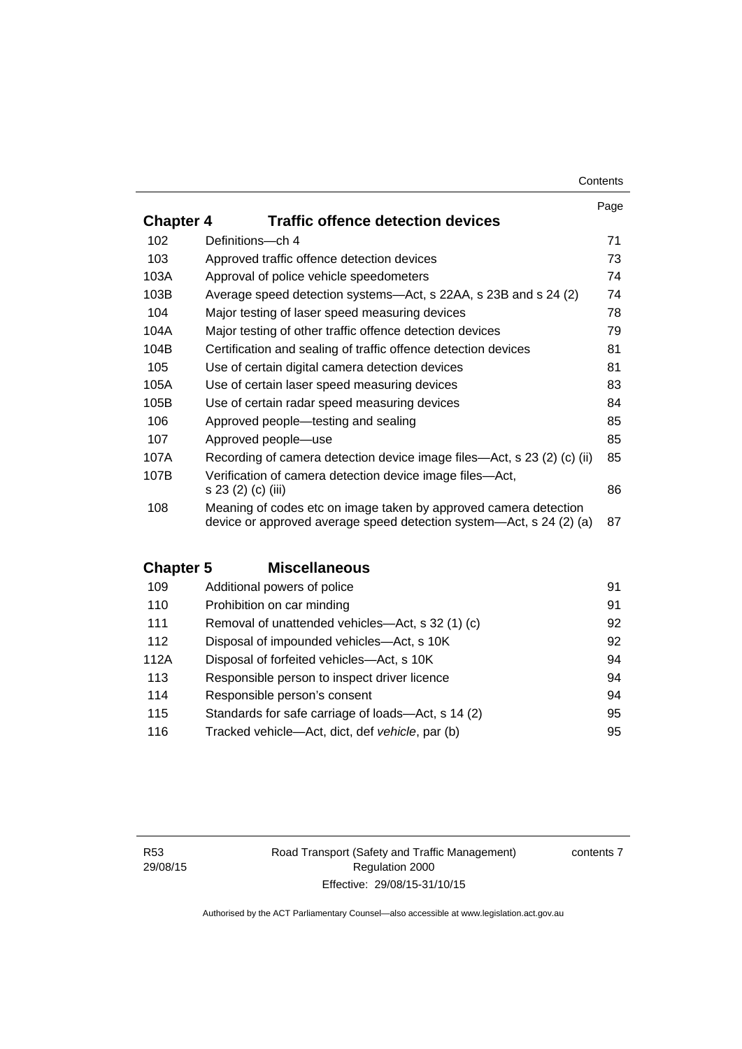| | | Page |
|---|---|---|
| **Chapter 4** | **Traffic offence detection devices** | |
| 102 | Definitions—ch 4 | 71 |
| 103 | Approved traffic offence detection devices | 73 |
| 103A | Approval of police vehicle speedometers | 74 |
| 103B | Average speed detection systems—Act, s 22AA, s 23B and s 24 (2) | 74 |
| 104 | Major testing of laser speed measuring devices | 78 |
| 104A | Major testing of other traffic offence detection devices | 79 |
| 104B | Certification and sealing of traffic offence detection devices | 81 |
| 105 | Use of certain digital camera detection devices | 81 |
| 105A | Use of certain laser speed measuring devices | 83 |
| 105B | Use of certain radar speed measuring devices | 84 |
| 106 | Approved people—testing and sealing | 85 |
| 107 | Approved people—use | 85 |
| 107A | Recording of camera detection device image files—Act, s 23 (2) (c) (ii) | 85 |
| 107B | Verification of camera detection device image files—Act, s 23 (2) (c) (iii) | 86 |
| 108 | Meaning of codes etc on image taken by approved camera detection device or approved average speed detection system—Act, s 24 (2) (a) | 87 |

| | | |
|---|---|---|
| **Chapter 5** | **Miscellaneous** | |
| 109 | Additional powers of police | 91 |
| 110 | Prohibition on car minding | 91 |
| 111 | Removal of unattended vehicles—Act, s 32 (1) (c) | 92 |
| 112 | Disposal of impounded vehicles—Act, s 10K | 92 |
| 112A | Disposal of forfeited vehicles—Act, s 10K | 94 |
| 113 | Responsible person to inspect driver licence | 94 |
| 114 | Responsible person's consent | 94 |
| 115 | Standards for safe carriage of loads—Act, s 14 (2) | 95 |
| 116 | Tracked vehicle—Act, dict, def *vehicle*, par (b) | 95 |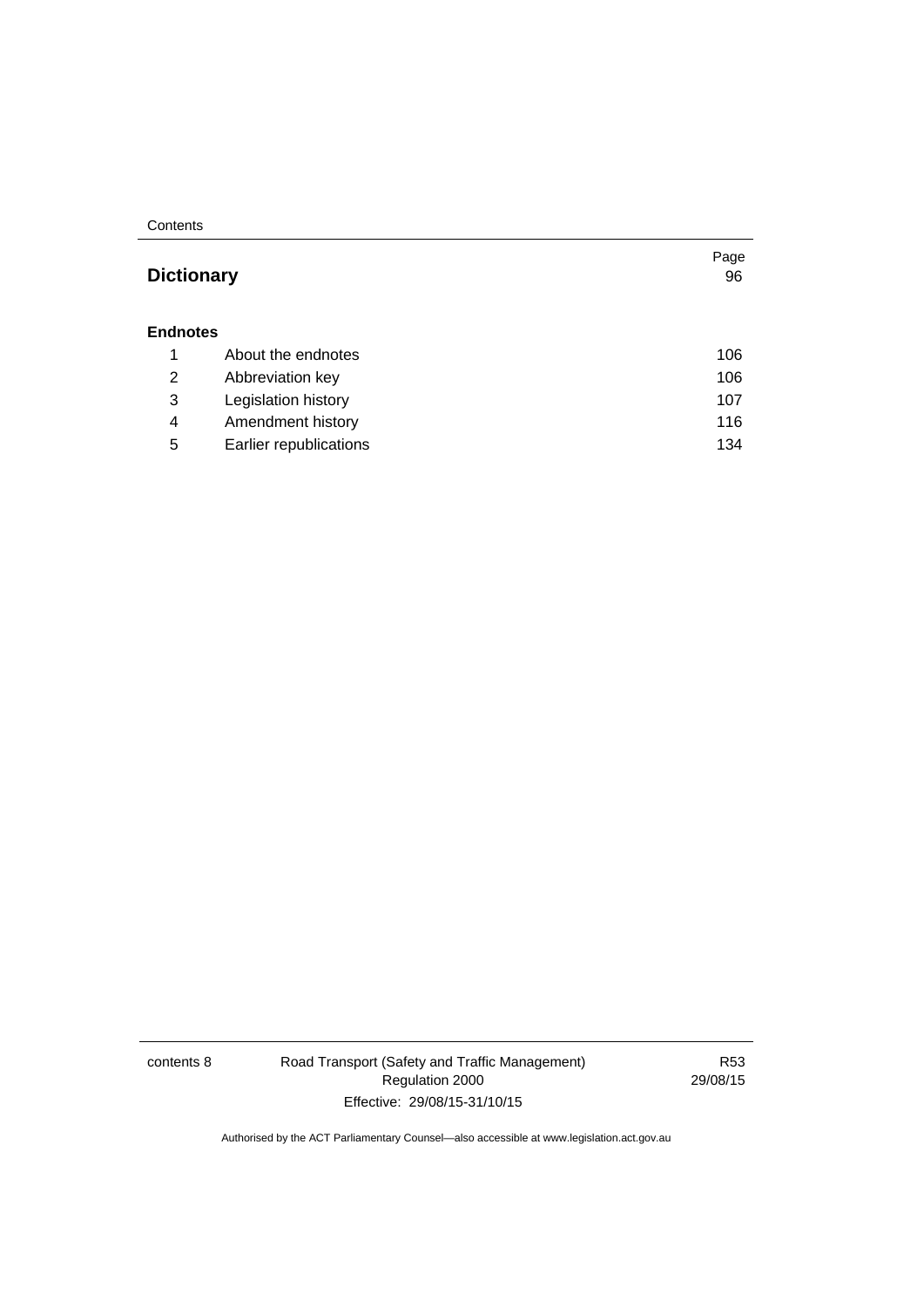| | | Page |
|---|---|---|
| **Dictionary** | | 96 |
| **Endnotes** | | |
| 1 | About the endnotes | 106 |
| 2 | Abbreviation key | 106 |
| 3 | Legislation history | 107 |
| 4 | Amendment history | 116 |
| 5 | Earlier republications | 134 |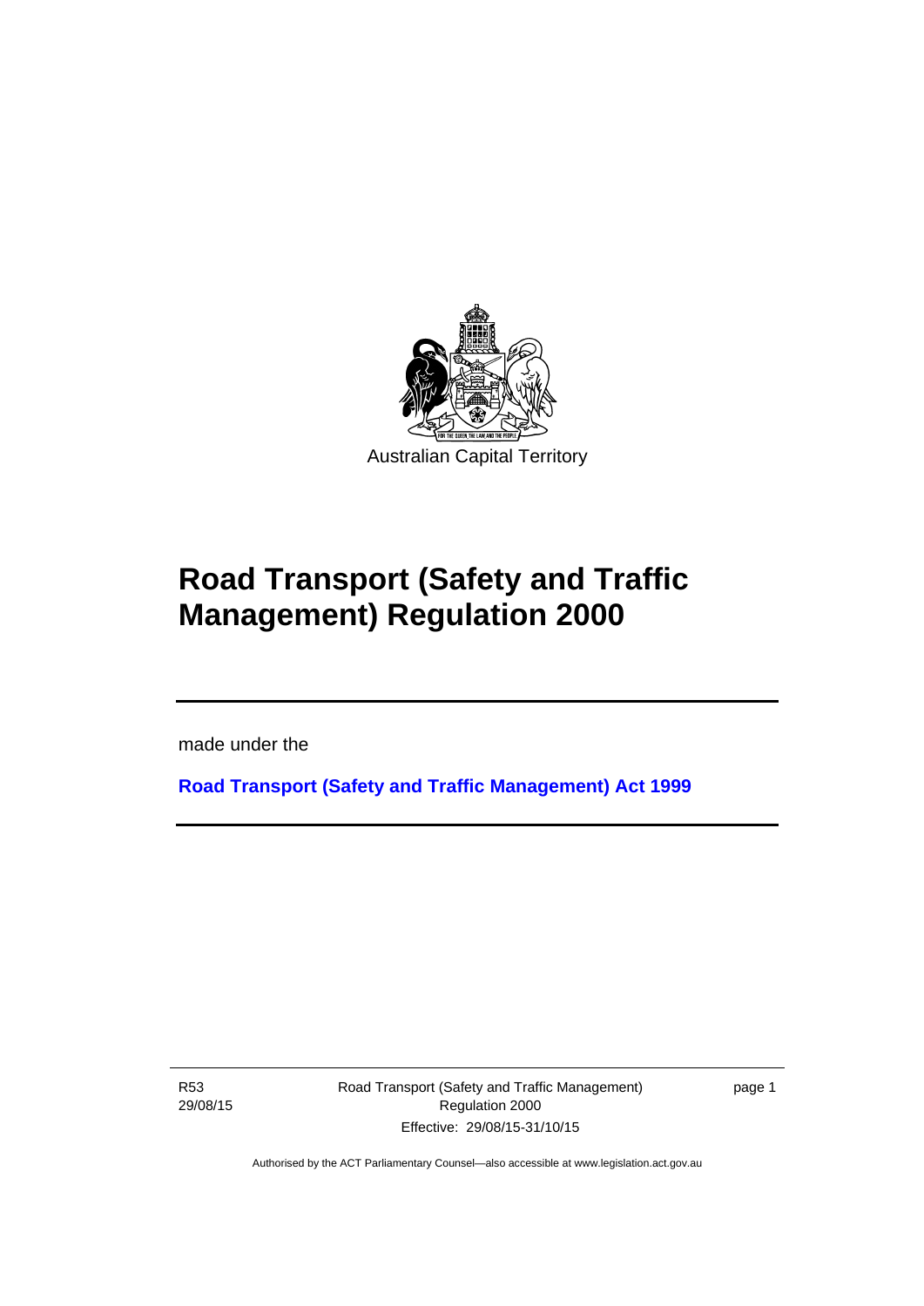Australian Capital Territory

# Road Transport (Safety and Traffic Management) Regulation 2000

made under the

**Road Transport (Safety and Traffic Management) Act 1999**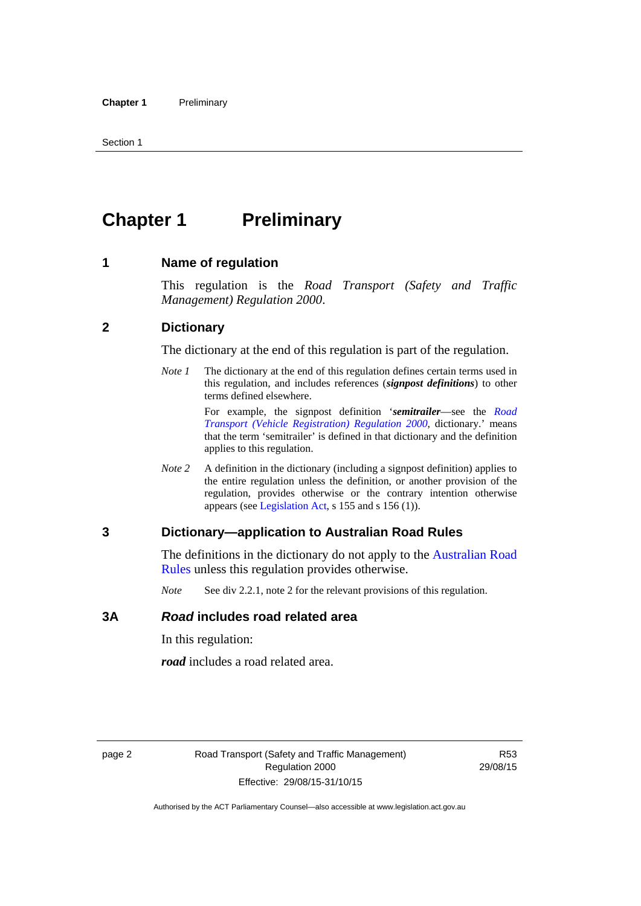# Chapter 1 Preliminary

## 1 Name of regulation

This regulation is the *Road Transport (Safety and Traffic Management) Regulation 2000*.

## 2 Dictionary

The dictionary at the end of this regulation is part of the regulation.

*Note 1* The dictionary at the end of this regulation defines certain terms used in this regulation, and includes references (***signpost definitions***) to other terms defined elsewhere.

For example, the signpost definition '***semitrailer***—see the *Road Transport (Vehicle Registration) Regulation 2000*, dictionary.' means that the term 'semitrailer' is defined in that dictionary and the definition applies to this regulation.

*Note 2* A definition in the dictionary (including a signpost definition) applies to the entire regulation unless the definition, or another provision of the regulation, provides otherwise or the contrary intention otherwise appears (see Legislation Act, s 155 and s 156 (1)).

## 3 Dictionary—application to Australian Road Rules

The definitions in the dictionary do not apply to the Australian Road Rules unless this regulation provides otherwise.

*Note* See div 2.2.1, note 2 for the relevant provisions of this regulation.

## 3A *Road* includes road related area

In this regulation:

***road*** includes a road related area.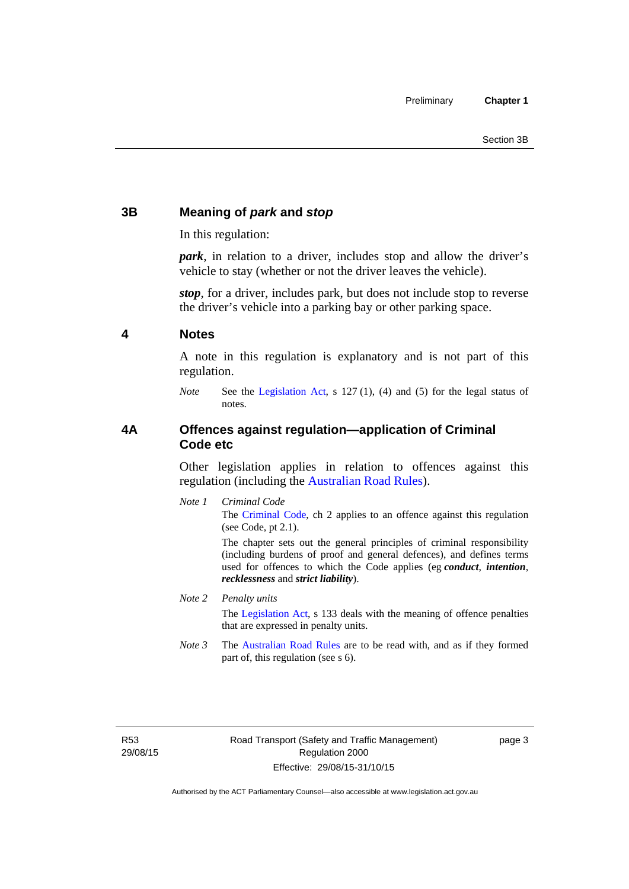## 3B Meaning of *park* and *stop*

In this regulation:

***park***, in relation to a driver, includes stop and allow the driver's vehicle to stay (whether or not the driver leaves the vehicle).

***stop***, for a driver, includes park, but does not include stop to reverse the driver's vehicle into a parking bay or other parking space.

## 4 Notes

A note in this regulation is explanatory and is not part of this regulation.

*Note* See the Legislation Act, s 127 (1), (4) and (5) for the legal status of notes.

## 4A Offences against regulation—application of Criminal Code etc

Other legislation applies in relation to offences against this regulation (including the Australian Road Rules).

*Note 1* *Criminal Code*

The Criminal Code, ch 2 applies to an offence against this regulation (see Code, pt 2.1).

The chapter sets out the general principles of criminal responsibility (including burdens of proof and general defences), and defines terms used for offences to which the Code applies (eg ***conduct***, ***intention***, ***recklessness*** and ***strict liability***).

*Note 2* *Penalty units*

The Legislation Act, s 133 deals with the meaning of offence penalties that are expressed in penalty units.

*Note 3* The Australian Road Rules are to be read with, and as if they formed part of, this regulation (see s 6).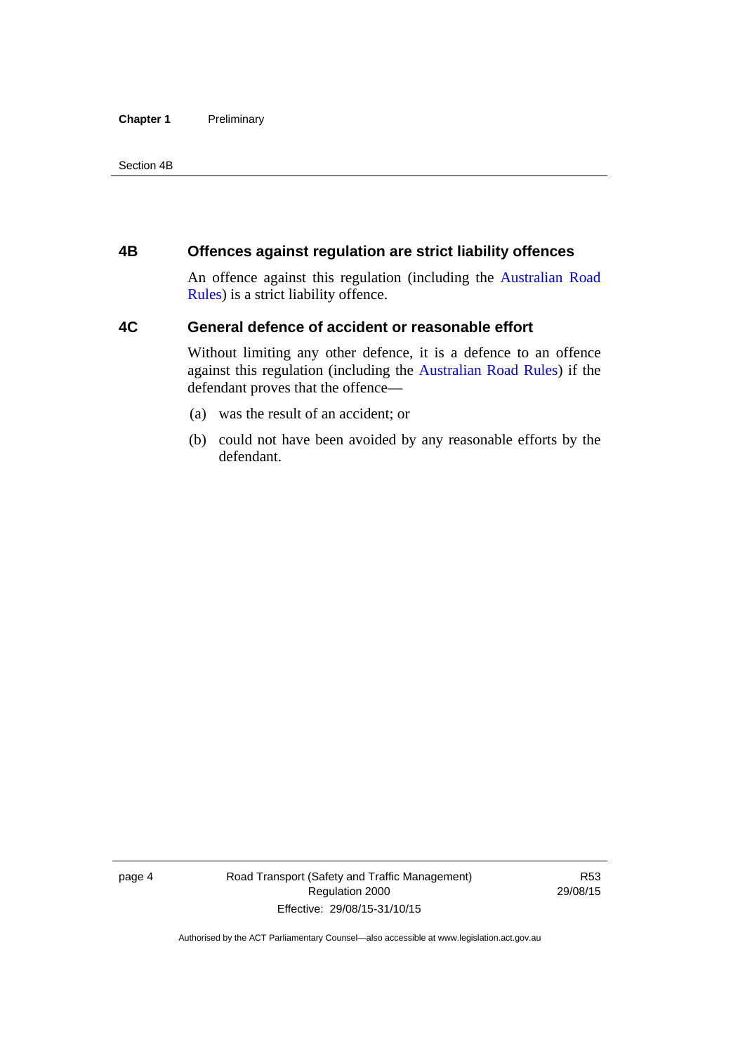## 4B Offences against regulation are strict liability offences

An offence against this regulation (including the Australian Road Rules) is a strict liability offence.

## 4C General defence of accident or reasonable effort

Without limiting any other defence, it is a defence to an offence against this regulation (including the Australian Road Rules) if the defendant proves that the offence—

(a) was the result of an accident; or

(b) could not have been avoided by any reasonable efforts by the defendant.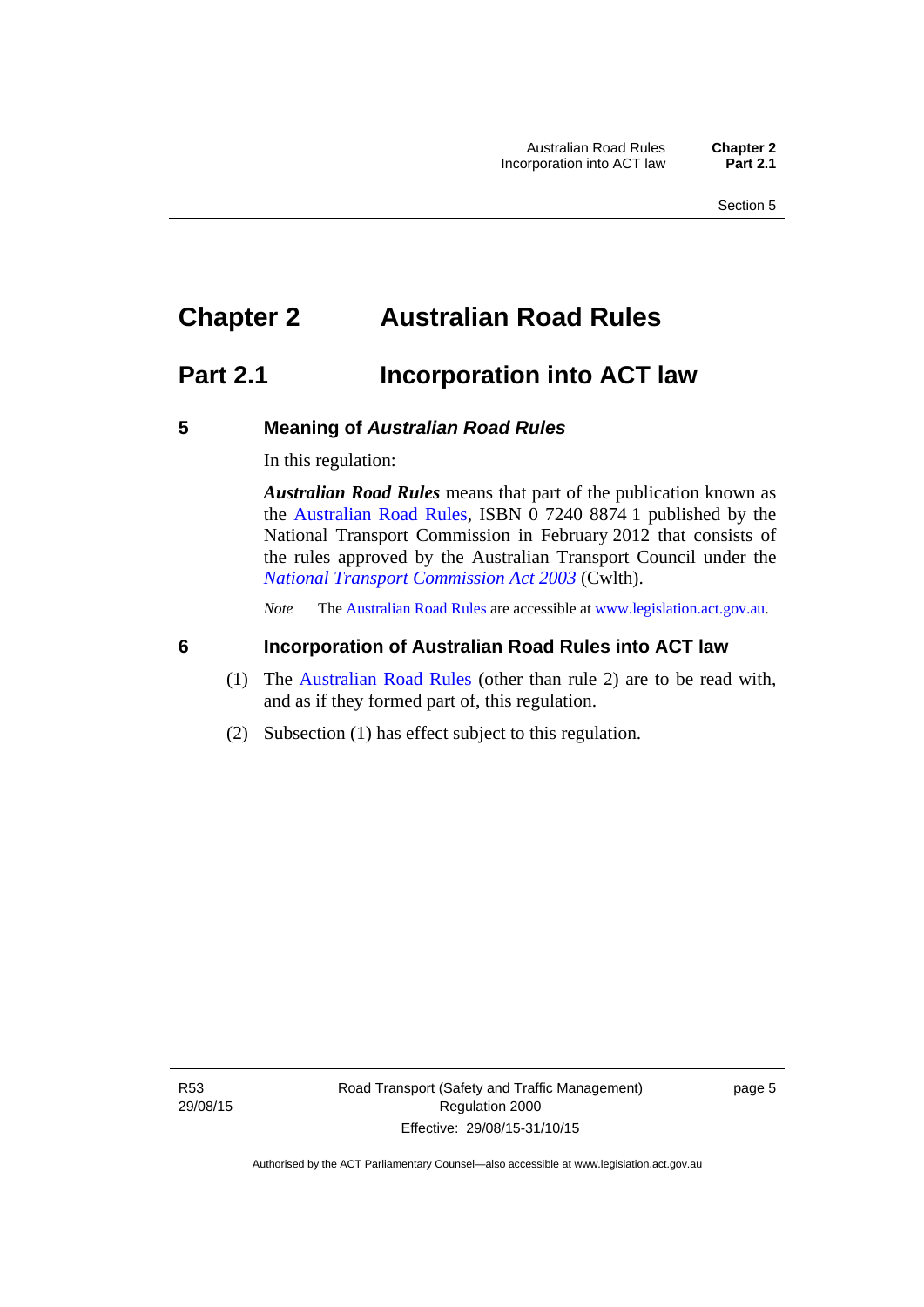# Chapter 2 Australian Road Rules

## Part 2.1 Incorporation into ACT law

### 5 Meaning of *Australian Road Rules*

In this regulation:

***Australian Road Rules*** means that part of the publication known as the Australian Road Rules, ISBN 0 7240 8874 1 published by the National Transport Commission in February 2012 that consists of the rules approved by the Australian Transport Council under the *National Transport Commission Act 2003* (Cwlth).

*Note* The Australian Road Rules are accessible at www.legislation.act.gov.au.

### 6 Incorporation of Australian Road Rules into ACT law

(1) The Australian Road Rules (other than rule 2) are to be read with, and as if they formed part of, this regulation.

(2) Subsection (1) has effect subject to this regulation.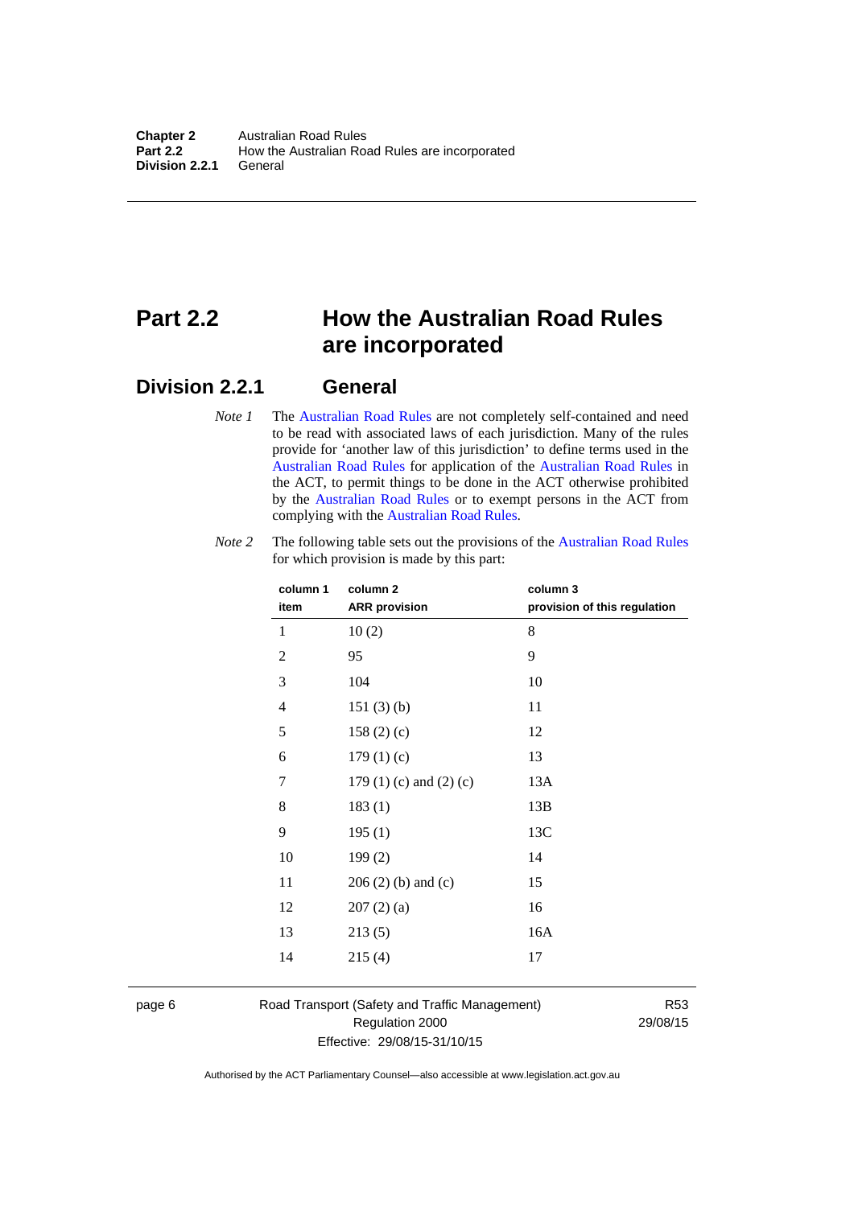# Part 2.2 How the Australian Road Rules are incorporated

## Division 2.2.1 General

*Note 1* The Australian Road Rules are not completely self-contained and need to be read with associated laws of each jurisdiction. Many of the rules provide for 'another law of this jurisdiction' to define terms used in the Australian Road Rules for application of the Australian Road Rules in the ACT, to permit things to be done in the ACT otherwise prohibited by the Australian Road Rules or to exempt persons in the ACT from complying with the Australian Road Rules.

*Note 2* The following table sets out the provisions of the Australian Road Rules for which provision is made by this part:

| column 1 item | column 2 ARR provision | column 3 provision of this regulation |
|---|---|---|
| 1 | 10 (2) | 8 |
| 2 | 95 | 9 |
| 3 | 104 | 10 |
| 4 | 151 (3) (b) | 11 |
| 5 | 158 (2) (c) | 12 |
| 6 | 179 (1) (c) | 13 |
| 7 | 179 (1) (c) and (2) (c) | 13A |
| 8 | 183 (1) | 13B |
| 9 | 195 (1) | 13C |
| 10 | 199 (2) | 14 |
| 11 | 206 (2) (b) and (c) | 15 |
| 12 | 207 (2) (a) | 16 |
| 13 | 213 (5) | 16A |
| 14 | 215 (4) | 17 |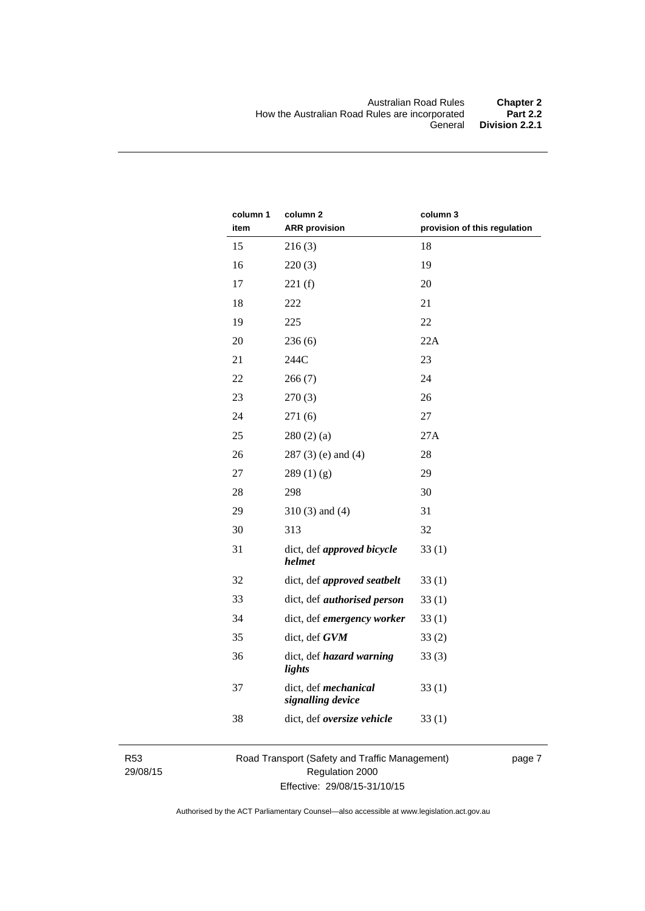| column 1 item | column 2 ARR provision | column 3 provision of this regulation |
|---|---|---|
| 15 | 216 (3) | 18 |
| 16 | 220 (3) | 19 |
| 17 | 221 (f) | 20 |
| 18 | 222 | 21 |
| 19 | 225 | 22 |
| 20 | 236 (6) | 22A |
| 21 | 244C | 23 |
| 22 | 266 (7) | 24 |
| 23 | 270 (3) | 26 |
| 24 | 271 (6) | 27 |
| 25 | 280 (2) (a) | 27A |
| 26 | 287 (3) (e) and (4) | 28 |
| 27 | 289 (1) (g) | 29 |
| 28 | 298 | 30 |
| 29 | 310 (3) and (4) | 31 |
| 30 | 313 | 32 |
| 31 | dict, def ***approved bicycle helmet*** | 33 (1) |
| 32 | dict, def ***approved seatbelt*** | 33 (1) |
| 33 | dict, def ***authorised person*** | 33 (1) |
| 34 | dict, def ***emergency worker*** | 33 (1) |
| 35 | dict, def ***GVM*** | 33 (2) |
| 36 | dict, def ***hazard warning lights*** | 33 (3) |
| 37 | dict, def ***mechanical signalling device*** | 33 (1) |
| 38 | dict, def ***oversize vehicle*** | 33 (1) |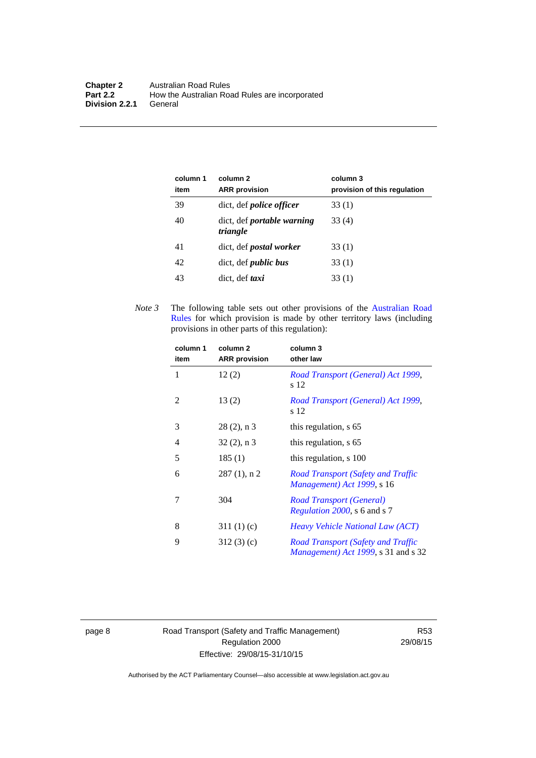| column 1 item | column 2 ARR provision | column 3 provision of this regulation |
|---|---|---|
| 39 | dict, def ***police officer*** | 33 (1) |
| 40 | dict, def ***portable warning triangle*** | 33 (4) |
| 41 | dict, def ***postal worker*** | 33 (1) |
| 42 | dict, def ***public bus*** | 33 (1) |
| 43 | dict, def ***taxi*** | 33 (1) |

*Note 3* The following table sets out other provisions of the Australian Road Rules for which provision is made by other territory laws (including provisions in other parts of this regulation):

| column 1 item | column 2 ARR provision | column 3 other law |
|---|---|---|
| 1 | 12 (2) | *Road Transport (General) Act 1999*, s 12 |
| 2 | 13 (2) | *Road Transport (General) Act 1999*, s 12 |
| 3 | 28 (2), n 3 | this regulation, s 65 |
| 4 | 32 (2), n 3 | this regulation, s 65 |
| 5 | 185 (1) | this regulation, s 100 |
| 6 | 287 (1), n 2 | *Road Transport (Safety and Traffic Management) Act 1999*, s 16 |
| 7 | 304 | *Road Transport (General) Regulation 2000*, s 6 and s 7 |
| 8 | 311 (1) (c) | *Heavy Vehicle National Law (ACT)* |
| 9 | 312 (3) (c) | *Road Transport (Safety and Traffic Management) Act 1999*, s 31 and s 32 |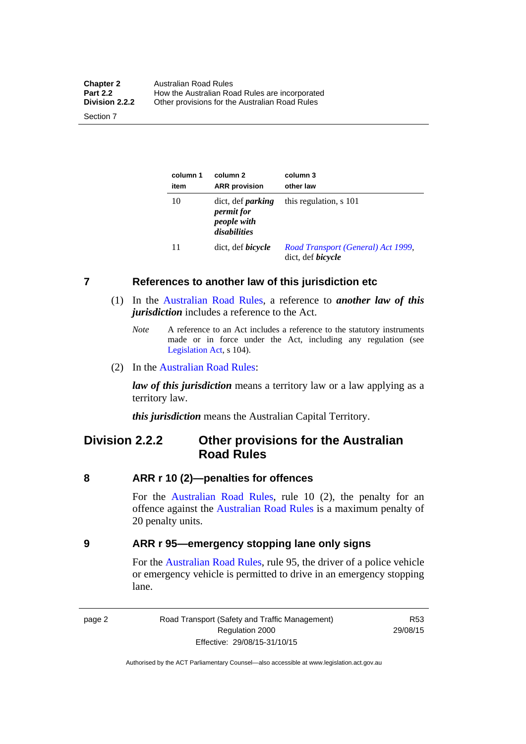| column 1 item | column 2 ARR provision | column 3 other law |
|---|---|---|
| 10 | dict, def ***parking permit for people with disabilities*** | this regulation, s 101 |
| 11 | dict, def ***bicycle*** | *Road Transport (General) Act 1999*, dict, def ***bicycle*** |

## 7 References to another law of this jurisdiction etc

(1) In the Australian Road Rules, a reference to ***another law of this jurisdiction*** includes a reference to the Act.

*Note* A reference to an Act includes a reference to the statutory instruments made or in force under the Act, including any regulation (see Legislation Act, s 104).

(2) In the Australian Road Rules:

***law of this jurisdiction*** means a territory law or a law applying as a territory law.

***this jurisdiction*** means the Australian Capital Territory.

# Division 2.2.2 Other provisions for the Australian Road Rules

## 8 ARR r 10 (2)—penalties for offences

For the Australian Road Rules, rule 10 (2), the penalty for an offence against the Australian Road Rules is a maximum penalty of 20 penalty units.

## 9 ARR r 95—emergency stopping lane only signs

For the Australian Road Rules, rule 95, the driver of a police vehicle or emergency vehicle is permitted to drive in an emergency stopping lane.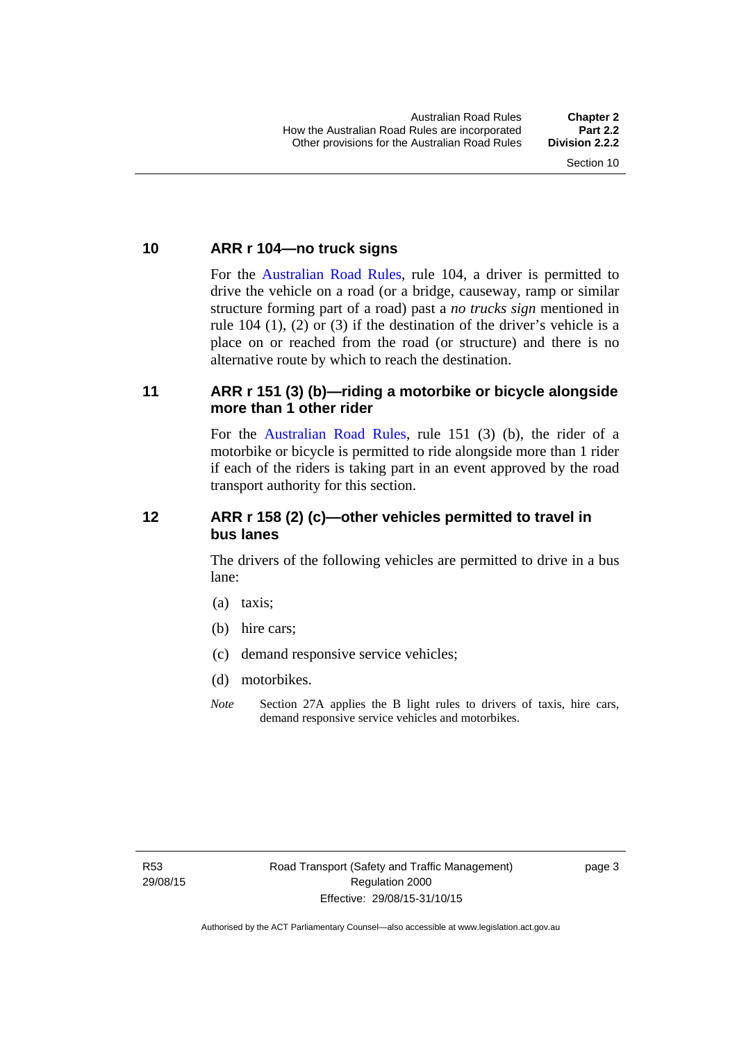## 10 ARR r 104—no truck signs

For the Australian Road Rules, rule 104, a driver is permitted to drive the vehicle on a road (or a bridge, causeway, ramp or similar structure forming part of a road) past a *no trucks sign* mentioned in rule 104 (1), (2) or (3) if the destination of the driver's vehicle is a place on or reached from the road (or structure) and there is no alternative route by which to reach the destination.

## 11 ARR r 151 (3) (b)—riding a motorbike or bicycle alongside more than 1 other rider

For the Australian Road Rules, rule 151 (3) (b), the rider of a motorbike or bicycle is permitted to ride alongside more than 1 rider if each of the riders is taking part in an event approved by the road transport authority for this section.

## 12 ARR r 158 (2) (c)—other vehicles permitted to travel in bus lanes

The drivers of the following vehicles are permitted to drive in a bus lane:

(a) taxis;

(b) hire cars;

(c) demand responsive service vehicles;

(d) motorbikes.

*Note* Section 27A applies the B light rules to drivers of taxis, hire cars, demand responsive service vehicles and motorbikes.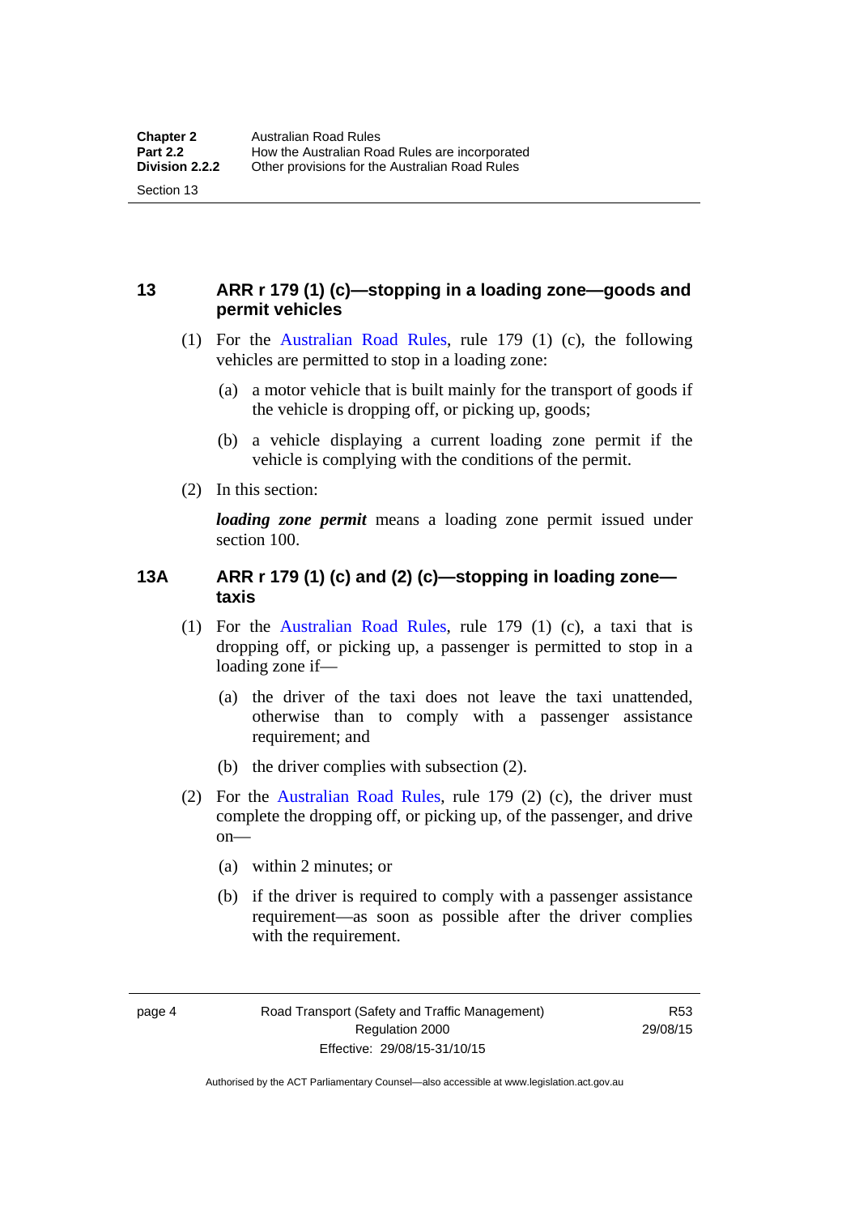## 13 ARR r 179 (1) (c)—stopping in a loading zone—goods and permit vehicles

(1) For the Australian Road Rules, rule 179 (1) (c), the following vehicles are permitted to stop in a loading zone:

(a) a motor vehicle that is built mainly for the transport of goods if the vehicle is dropping off, or picking up, goods;

(b) a vehicle displaying a current loading zone permit if the vehicle is complying with the conditions of the permit.

(2) In this section:

***loading zone permit*** means a loading zone permit issued under section 100.

## 13A ARR r 179 (1) (c) and (2) (c)—stopping in loading zone—taxis

(1) For the Australian Road Rules, rule 179 (1) (c), a taxi that is dropping off, or picking up, a passenger is permitted to stop in a loading zone if—

(a) the driver of the taxi does not leave the taxi unattended, otherwise than to comply with a passenger assistance requirement; and

(b) the driver complies with subsection (2).

(2) For the Australian Road Rules, rule 179 (2) (c), the driver must complete the dropping off, or picking up, of the passenger, and drive on—

(a) within 2 minutes; or

(b) if the driver is required to comply with a passenger assistance requirement—as soon as possible after the driver complies with the requirement.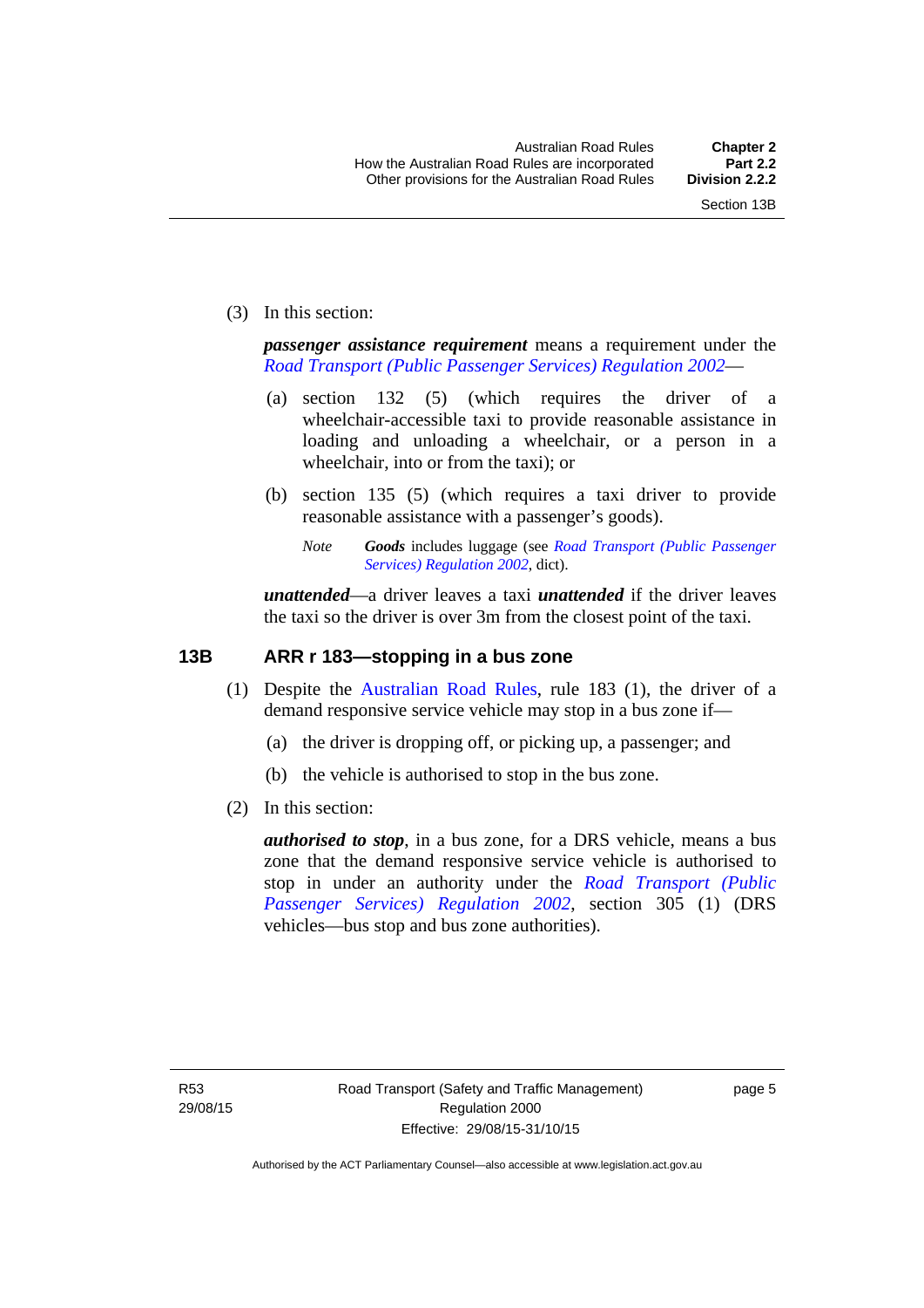(3) In this section:

***passenger assistance requirement*** means a requirement under the *Road Transport (Public Passenger Services) Regulation 2002*—

(a) section 132 (5) (which requires the driver of a wheelchair-accessible taxi to provide reasonable assistance in loading and unloading a wheelchair, or a person in a wheelchair, into or from the taxi); or

(b) section 135 (5) (which requires a taxi driver to provide reasonable assistance with a passenger's goods).

*Note* ***Goods*** includes luggage (see *Road Transport (Public Passenger Services) Regulation 2002*, dict).

***unattended***—a driver leaves a taxi ***unattended*** if the driver leaves the taxi so the driver is over 3m from the closest point of the taxi.

## 13B ARR r 183—stopping in a bus zone

(1) Despite the Australian Road Rules, rule 183 (1), the driver of a demand responsive service vehicle may stop in a bus zone if—

(a) the driver is dropping off, or picking up, a passenger; and

(b) the vehicle is authorised to stop in the bus zone.

(2) In this section:

***authorised to stop***, in a bus zone, for a DRS vehicle, means a bus zone that the demand responsive service vehicle is authorised to stop in under an authority under the *Road Transport (Public Passenger Services) Regulation 2002*, section 305 (1) (DRS vehicles—bus stop and bus zone authorities).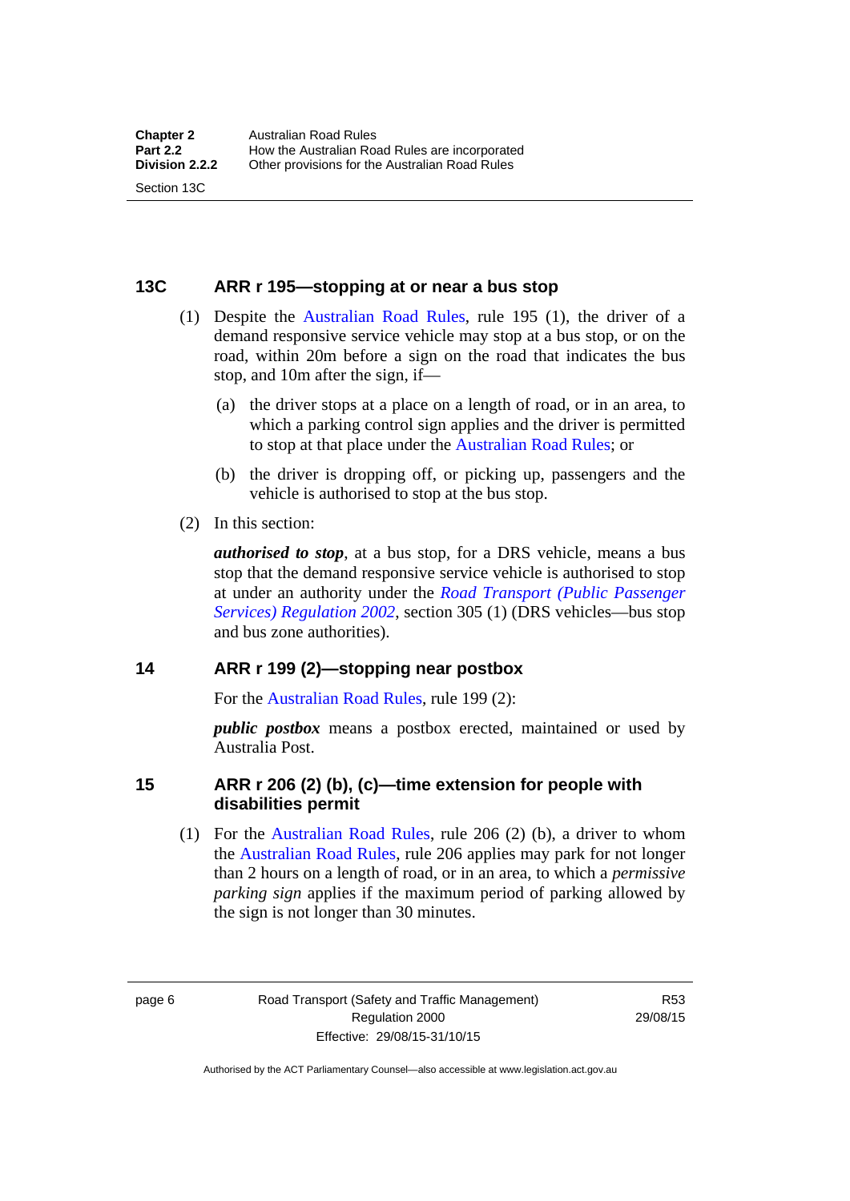## 13C ARR r 195—stopping at or near a bus stop

(1) Despite the Australian Road Rules, rule 195 (1), the driver of a demand responsive service vehicle may stop at a bus stop, or on the road, within 20m before a sign on the road that indicates the bus stop, and 10m after the sign, if—

(a) the driver stops at a place on a length of road, or in an area, to which a parking control sign applies and the driver is permitted to stop at that place under the Australian Road Rules; or

(b) the driver is dropping off, or picking up, passengers and the vehicle is authorised to stop at the bus stop.

(2) In this section:

***authorised to stop***, at a bus stop, for a DRS vehicle, means a bus stop that the demand responsive service vehicle is authorised to stop at under an authority under the *Road Transport (Public Passenger Services) Regulation 2002*, section 305 (1) (DRS vehicles—bus stop and bus zone authorities).

## 14 ARR r 199 (2)—stopping near postbox

For the Australian Road Rules, rule 199 (2):

***public postbox*** means a postbox erected, maintained or used by Australia Post.

## 15 ARR r 206 (2) (b), (c)—time extension for people with disabilities permit

(1) For the Australian Road Rules, rule 206 (2) (b), a driver to whom the Australian Road Rules, rule 206 applies may park for not longer than 2 hours on a length of road, or in an area, to which a *permissive parking sign* applies if the maximum period of parking allowed by the sign is not longer than 30 minutes.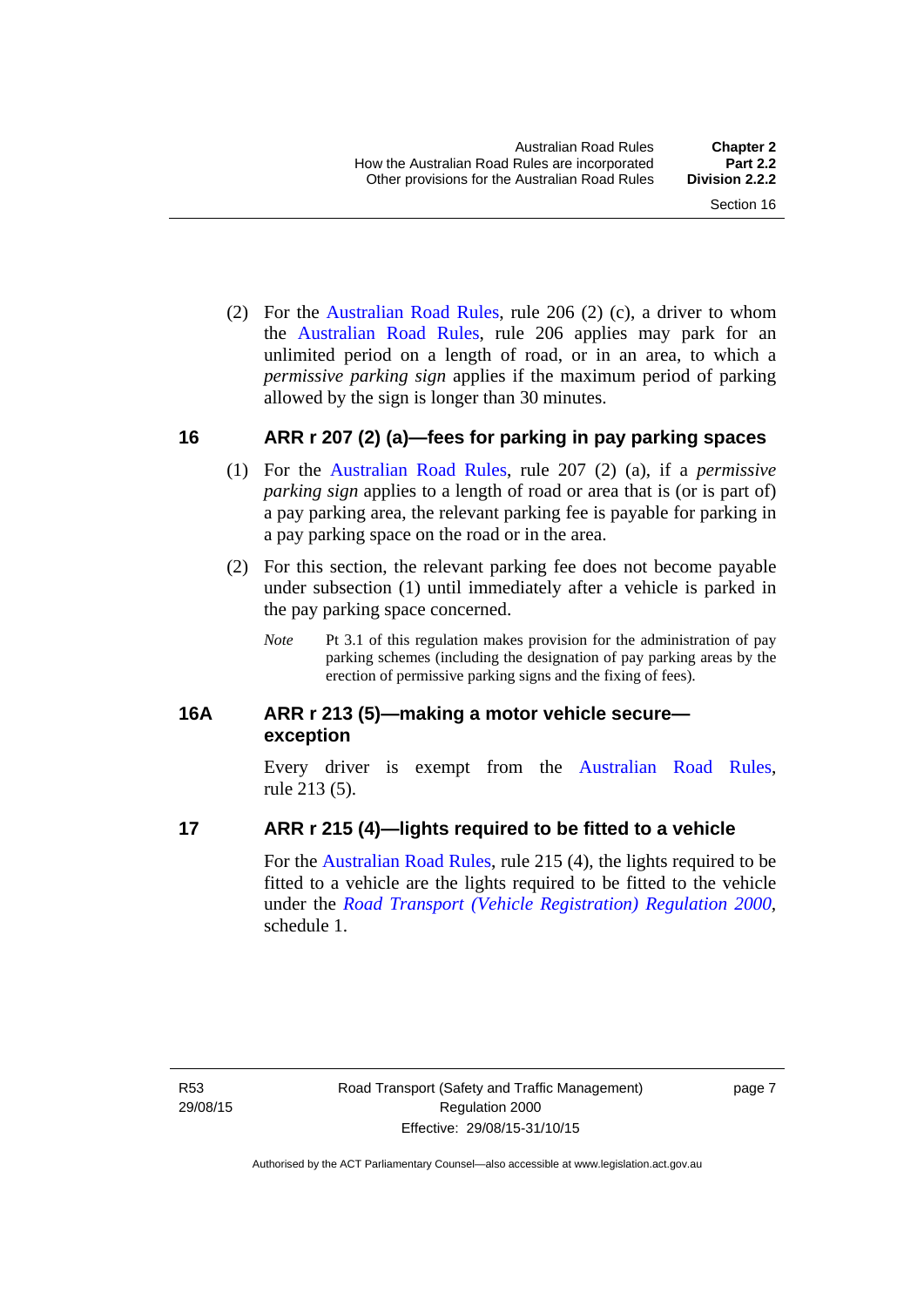(2) For the Australian Road Rules, rule 206 (2) (c), a driver to whom the Australian Road Rules, rule 206 applies may park for an unlimited period on a length of road, or in an area, to which a *permissive parking sign* applies if the maximum period of parking allowed by the sign is longer than 30 minutes.

## 16 ARR r 207 (2) (a)—fees for parking in pay parking spaces

(1) For the Australian Road Rules, rule 207 (2) (a), if a *permissive parking sign* applies to a length of road or area that is (or is part of) a pay parking area, the relevant parking fee is payable for parking in a pay parking space on the road or in the area.

(2) For this section, the relevant parking fee does not become payable under subsection (1) until immediately after a vehicle is parked in the pay parking space concerned.

*Note* Pt 3.1 of this regulation makes provision for the administration of pay parking schemes (including the designation of pay parking areas by the erection of permissive parking signs and the fixing of fees).

## 16A ARR r 213 (5)—making a motor vehicle secure—exception

Every driver is exempt from the Australian Road Rules, rule 213 (5).

## 17 ARR r 215 (4)—lights required to be fitted to a vehicle

For the Australian Road Rules, rule 215 (4), the lights required to be fitted to a vehicle are the lights required to be fitted to the vehicle under the *Road Transport (Vehicle Registration) Regulation 2000*, schedule 1.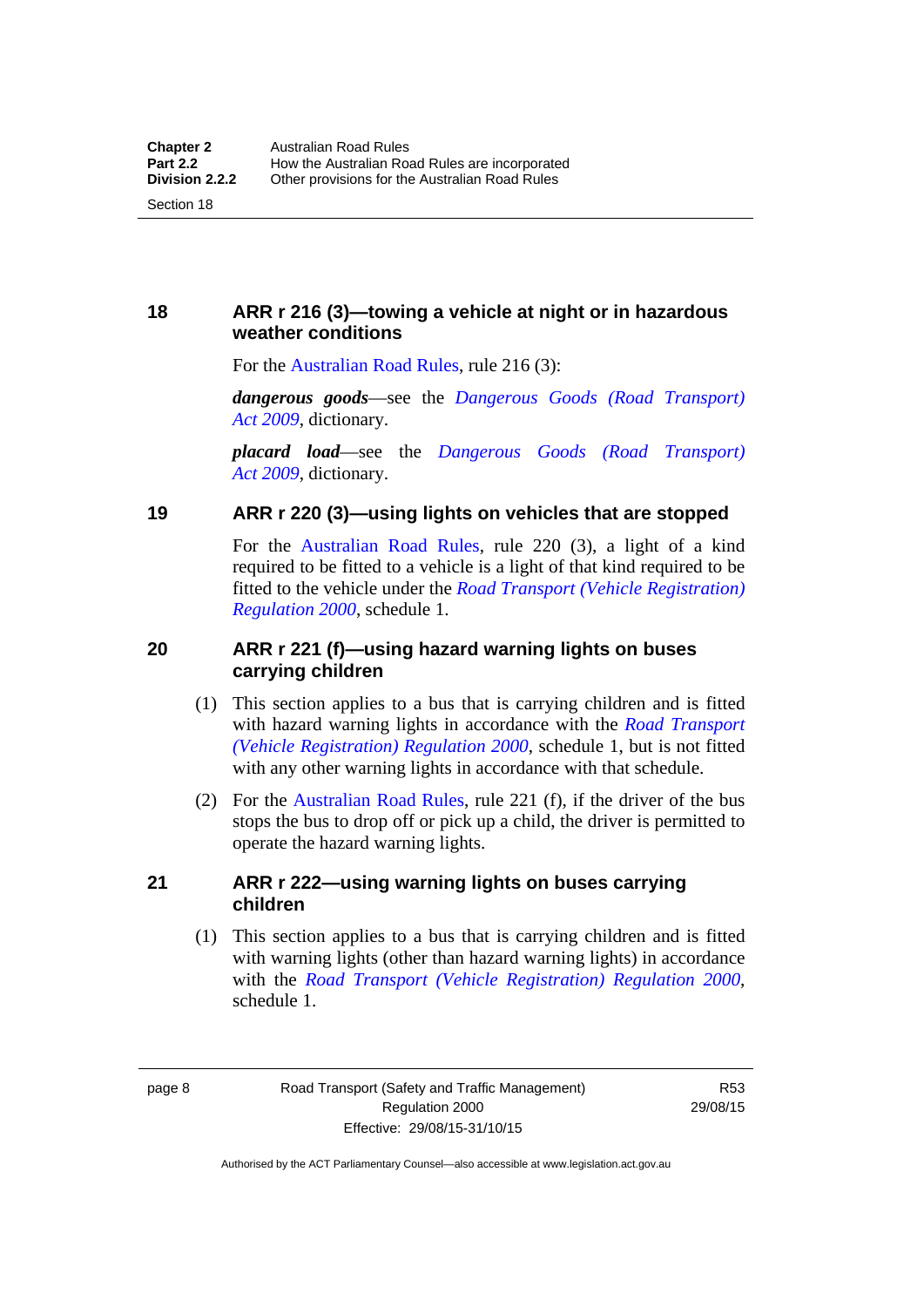## 18 ARR r 216 (3)—towing a vehicle at night or in hazardous weather conditions

For the Australian Road Rules, rule 216 (3):

***dangerous goods***—see the *Dangerous Goods (Road Transport) Act 2009*, dictionary.

***placard load***—see the *Dangerous Goods (Road Transport) Act 2009*, dictionary.

## 19 ARR r 220 (3)—using lights on vehicles that are stopped

For the Australian Road Rules, rule 220 (3), a light of a kind required to be fitted to a vehicle is a light of that kind required to be fitted to the vehicle under the *Road Transport (Vehicle Registration) Regulation 2000*, schedule 1.

## 20 ARR r 221 (f)—using hazard warning lights on buses carrying children

(1) This section applies to a bus that is carrying children and is fitted with hazard warning lights in accordance with the *Road Transport (Vehicle Registration) Regulation 2000*, schedule 1, but is not fitted with any other warning lights in accordance with that schedule.

(2) For the Australian Road Rules, rule 221 (f), if the driver of the bus stops the bus to drop off or pick up a child, the driver is permitted to operate the hazard warning lights.

## 21 ARR r 222—using warning lights on buses carrying children

(1) This section applies to a bus that is carrying children and is fitted with warning lights (other than hazard warning lights) in accordance with the *Road Transport (Vehicle Registration) Regulation 2000*, schedule 1.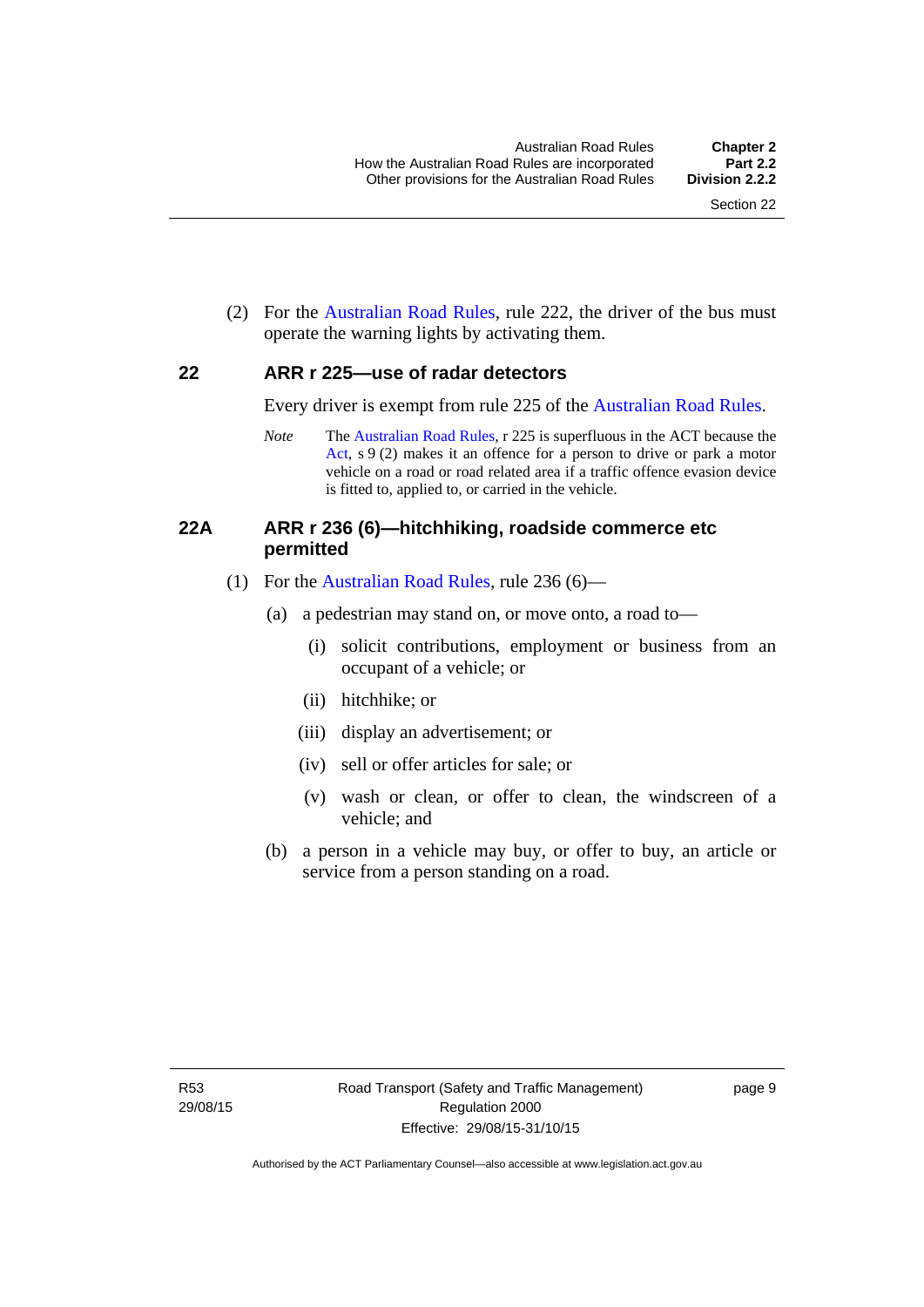(2) For the Australian Road Rules, rule 222, the driver of the bus must operate the warning lights by activating them.

## 22 ARR r 225—use of radar detectors

Every driver is exempt from rule 225 of the Australian Road Rules.

*Note* The Australian Road Rules, r 225 is superfluous in the ACT because the Act, s 9 (2) makes it an offence for a person to drive or park a motor vehicle on a road or road related area if a traffic offence evasion device is fitted to, applied to, or carried in the vehicle.

## 22A ARR r 236 (6)—hitchhiking, roadside commerce etc permitted

(1) For the Australian Road Rules, rule 236 (6)—

(a) a pedestrian may stand on, or move onto, a road to—

(i) solicit contributions, employment or business from an occupant of a vehicle; or

(ii) hitchhike; or

(iii) display an advertisement; or

(iv) sell or offer articles for sale; or

(v) wash or clean, or offer to clean, the windscreen of a vehicle; and

(b) a person in a vehicle may buy, or offer to buy, an article or service from a person standing on a road.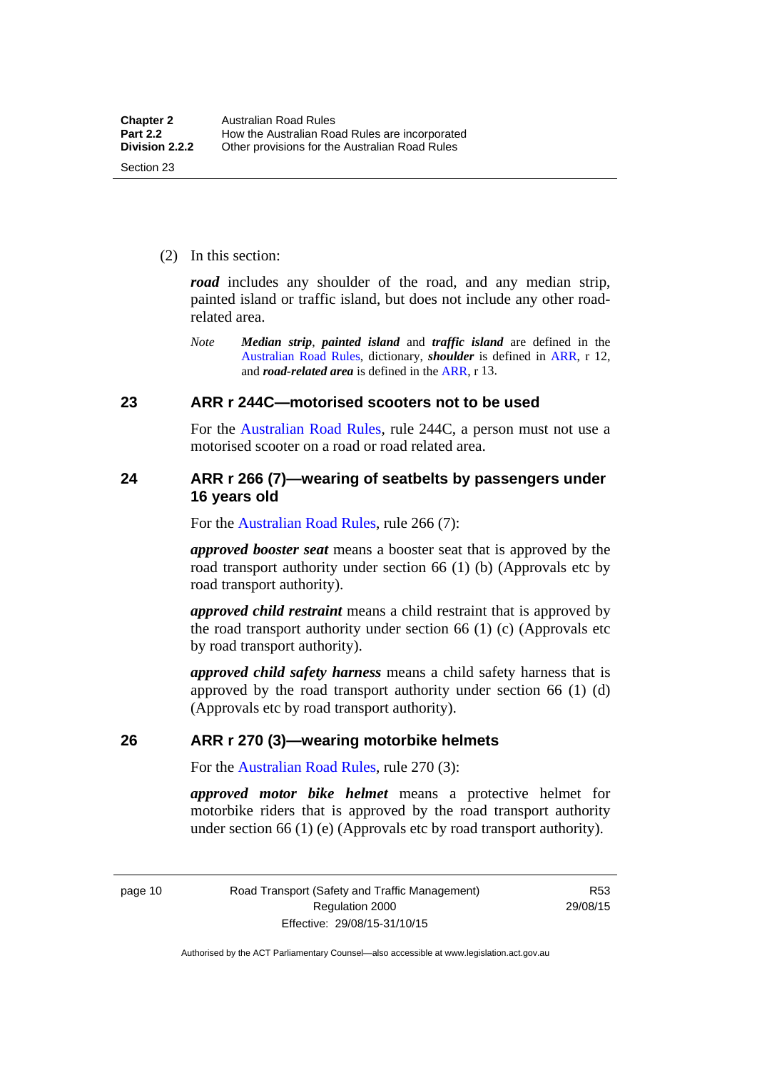(2) In this section:

***road*** includes any shoulder of the road, and any median strip, painted island or traffic island, but does not include any other road-related area.

*Note* ***Median strip***, ***painted island*** and ***traffic island*** are defined in the Australian Road Rules, dictionary, ***shoulder*** is defined in ARR, r 12, and ***road-related area*** is defined in the ARR, r 13.

## 23 ARR r 244C—motorised scooters not to be used

For the Australian Road Rules, rule 244C, a person must not use a motorised scooter on a road or road related area.

## 24 ARR r 266 (7)—wearing of seatbelts by passengers under 16 years old

For the Australian Road Rules, rule 266 (7):

***approved booster seat*** means a booster seat that is approved by the road transport authority under section 66 (1) (b) (Approvals etc by road transport authority).

***approved child restraint*** means a child restraint that is approved by the road transport authority under section 66 (1) (c) (Approvals etc by road transport authority).

***approved child safety harness*** means a child safety harness that is approved by the road transport authority under section 66 (1) (d) (Approvals etc by road transport authority).

## 26 ARR r 270 (3)—wearing motorbike helmets

For the Australian Road Rules, rule 270 (3):

***approved motor bike helmet*** means a protective helmet for motorbike riders that is approved by the road transport authority under section 66 (1) (e) (Approvals etc by road transport authority).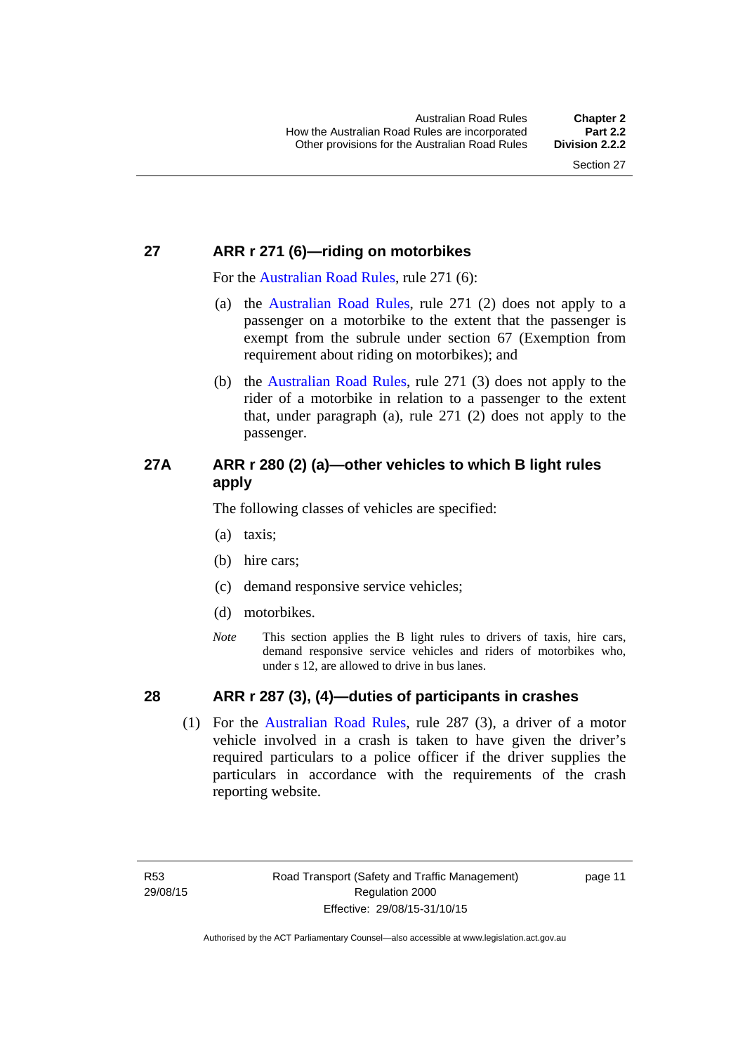## 27 ARR r 271 (6)—riding on motorbikes

For the Australian Road Rules, rule 271 (6):

(a) the Australian Road Rules, rule 271 (2) does not apply to a passenger on a motorbike to the extent that the passenger is exempt from the subrule under section 67 (Exemption from requirement about riding on motorbikes); and

(b) the Australian Road Rules, rule 271 (3) does not apply to the rider of a motorbike in relation to a passenger to the extent that, under paragraph (a), rule 271 (2) does not apply to the passenger.

## 27A ARR r 280 (2) (a)—other vehicles to which B light rules apply

The following classes of vehicles are specified:

(a) taxis;

(b) hire cars;

(c) demand responsive service vehicles;

(d) motorbikes.

*Note* This section applies the B light rules to drivers of taxis, hire cars, demand responsive service vehicles and riders of motorbikes who, under s 12, are allowed to drive in bus lanes.

## 28 ARR r 287 (3), (4)—duties of participants in crashes

(1) For the Australian Road Rules, rule 287 (3), a driver of a motor vehicle involved in a crash is taken to have given the driver's required particulars to a police officer if the driver supplies the particulars in accordance with the requirements of the crash reporting website.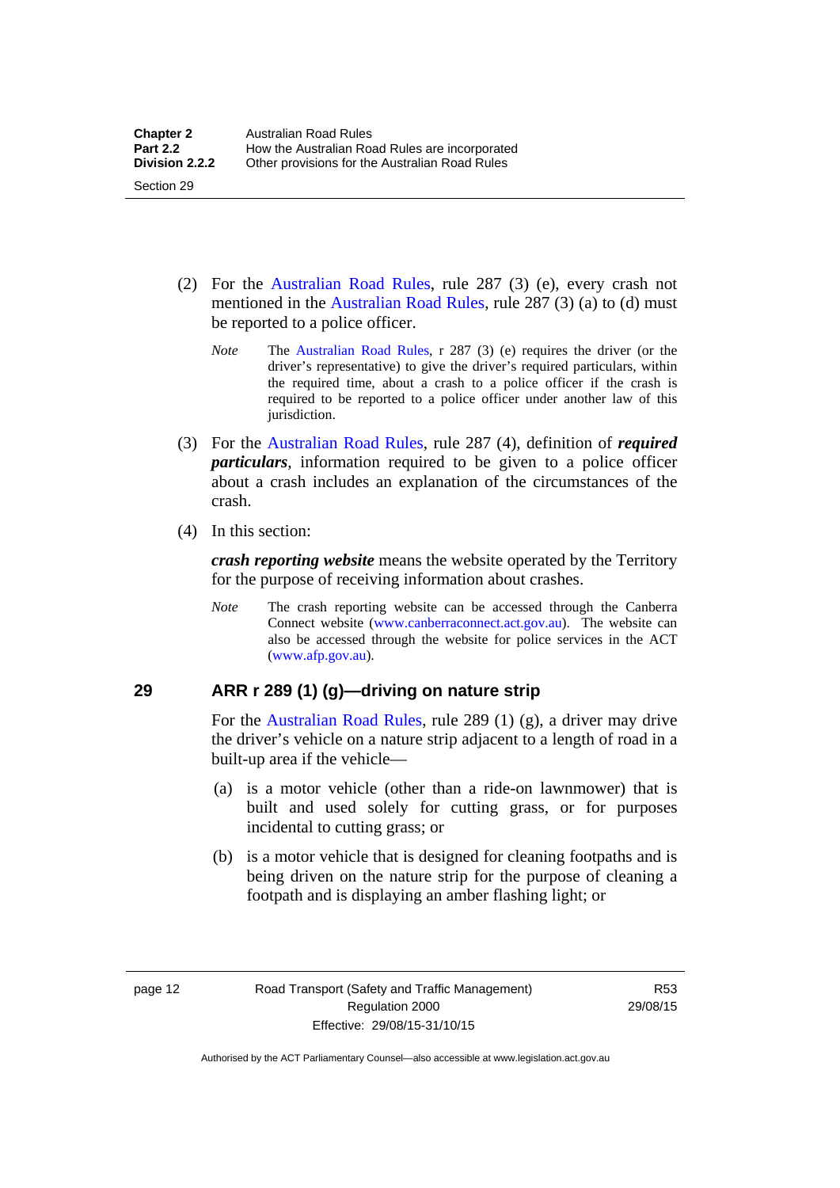(2) For the Australian Road Rules, rule 287 (3) (e), every crash not mentioned in the Australian Road Rules, rule 287 (3) (a) to (d) must be reported to a police officer.

*Note* The Australian Road Rules, r 287 (3) (e) requires the driver (or the driver's representative) to give the driver's required particulars, within the required time, about a crash to a police officer if the crash is required to be reported to a police officer under another law of this jurisdiction.

(3) For the Australian Road Rules, rule 287 (4), definition of ***required particulars***, information required to be given to a police officer about a crash includes an explanation of the circumstances of the crash.

(4) In this section:

***crash reporting website*** means the website operated by the Territory for the purpose of receiving information about crashes.

*Note* The crash reporting website can be accessed through the Canberra Connect website (www.canberraconnect.act.gov.au). The website can also be accessed through the website for police services in the ACT (www.afp.gov.au).

## 29 ARR r 289 (1) (g)—driving on nature strip

For the Australian Road Rules, rule 289 (1) (g), a driver may drive the driver's vehicle on a nature strip adjacent to a length of road in a built-up area if the vehicle—

(a) is a motor vehicle (other than a ride-on lawnmower) that is built and used solely for cutting grass, or for purposes incidental to cutting grass; or

(b) is a motor vehicle that is designed for cleaning footpaths and is being driven on the nature strip for the purpose of cleaning a footpath and is displaying an amber flashing light; or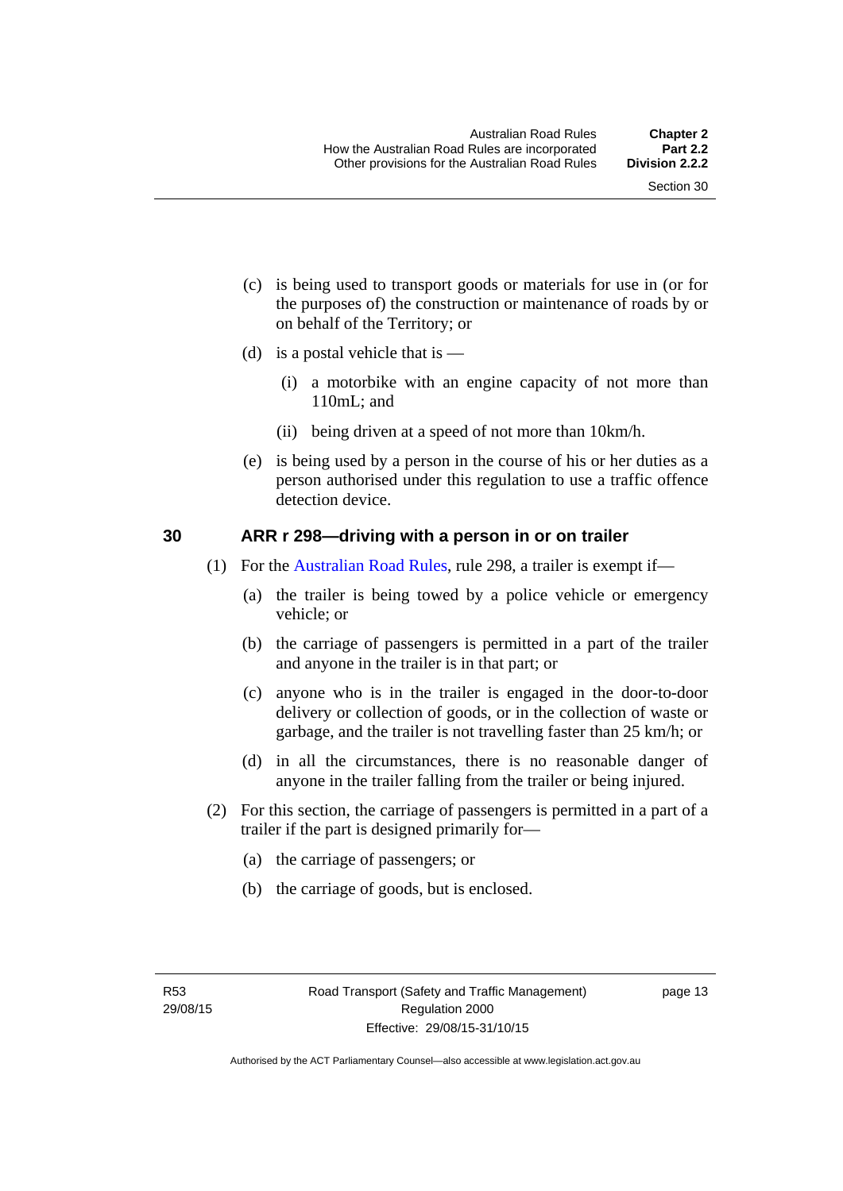(c) is being used to transport goods or materials for use in (or for the purposes of) the construction or maintenance of roads by or on behalf of the Territory; or

(d) is a postal vehicle that is —

(i) a motorbike with an engine capacity of not more than 110mL; and

(ii) being driven at a speed of not more than 10km/h.

(e) is being used by a person in the course of his or her duties as a person authorised under this regulation to use a traffic offence detection device.

## 30 ARR r 298—driving with a person in or on trailer

(1) For the Australian Road Rules, rule 298, a trailer is exempt if—

(a) the trailer is being towed by a police vehicle or emergency vehicle; or

(b) the carriage of passengers is permitted in a part of the trailer and anyone in the trailer is in that part; or

(c) anyone who is in the trailer is engaged in the door-to-door delivery or collection of goods, or in the collection of waste or garbage, and the trailer is not travelling faster than 25 km/h; or

(d) in all the circumstances, there is no reasonable danger of anyone in the trailer falling from the trailer or being injured.

(2) For this section, the carriage of passengers is permitted in a part of a trailer if the part is designed primarily for—

(a) the carriage of passengers; or

(b) the carriage of goods, but is enclosed.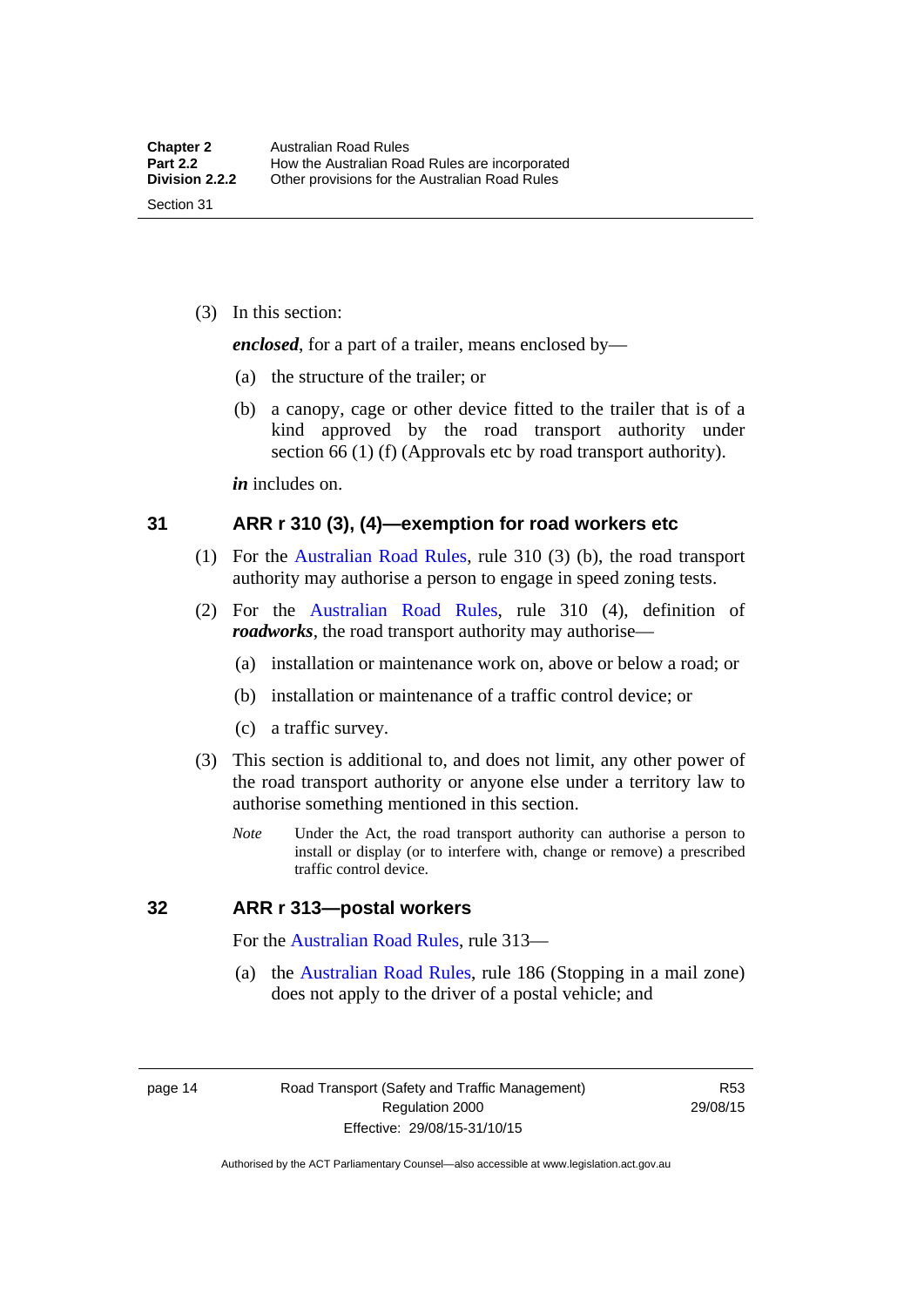(3) In this section:

***enclosed***, for a part of a trailer, means enclosed by—

(a) the structure of the trailer; or

(b) a canopy, cage or other device fitted to the trailer that is of a kind approved by the road transport authority under section 66 (1) (f) (Approvals etc by road transport authority).

***in*** includes on.

## 31 ARR r 310 (3), (4)—exemption for road workers etc

(1) For the Australian Road Rules, rule 310 (3) (b), the road transport authority may authorise a person to engage in speed zoning tests.

(2) For the Australian Road Rules, rule 310 (4), definition of ***roadworks***, the road transport authority may authorise—

(a) installation or maintenance work on, above or below a road; or

(b) installation or maintenance of a traffic control device; or

(c) a traffic survey.

(3) This section is additional to, and does not limit, any other power of the road transport authority or anyone else under a territory law to authorise something mentioned in this section.

*Note* Under the Act, the road transport authority can authorise a person to install or display (or to interfere with, change or remove) a prescribed traffic control device.

## 32 ARR r 313—postal workers

For the Australian Road Rules, rule 313—

(a) the Australian Road Rules, rule 186 (Stopping in a mail zone) does not apply to the driver of a postal vehicle; and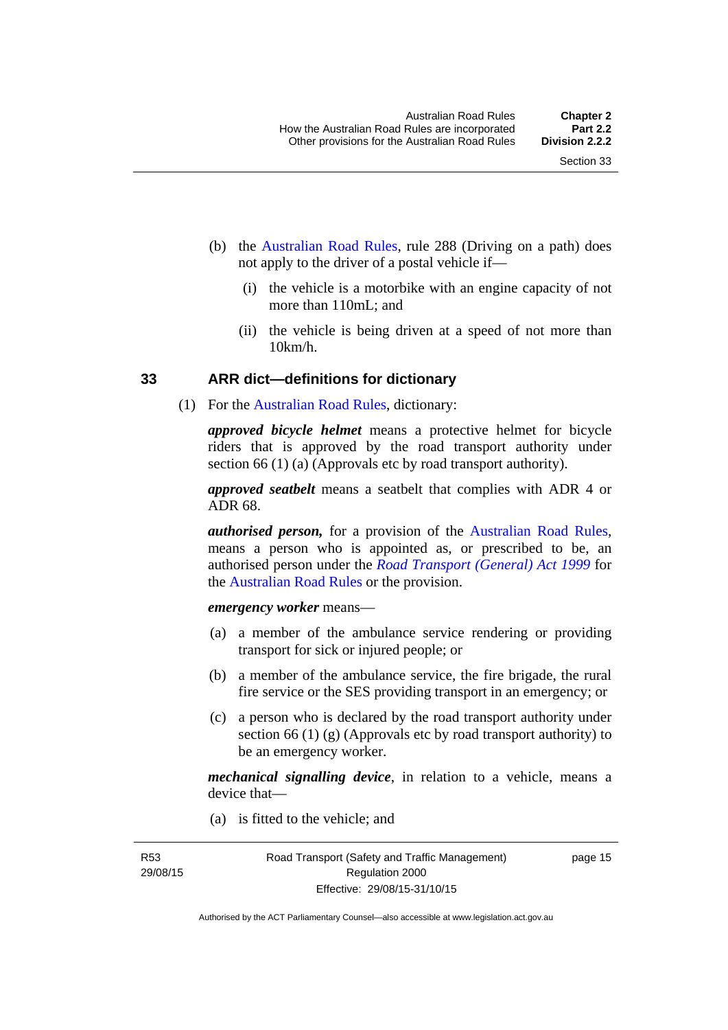(b) the Australian Road Rules, rule 288 (Driving on a path) does not apply to the driver of a postal vehicle if—

  (i) the vehicle is a motorbike with an engine capacity of not more than 110mL; and

  (ii) the vehicle is being driven at a speed of not more than 10km/h.

## 33 ARR dict—definitions for dictionary

(1) For the Australian Road Rules, dictionary:

***approved bicycle helmet*** means a protective helmet for bicycle riders that is approved by the road transport authority under section 66 (1) (a) (Approvals etc by road transport authority).

***approved seatbelt*** means a seatbelt that complies with ADR 4 or ADR 68.

***authorised person,*** for a provision of the Australian Road Rules, means a person who is appointed as, or prescribed to be, an authorised person under the *Road Transport (General) Act 1999* for the Australian Road Rules or the provision.

***emergency worker*** means—

(a) a member of the ambulance service rendering or providing transport for sick or injured people; or

(b) a member of the ambulance service, the fire brigade, the rural fire service or the SES providing transport in an emergency; or

(c) a person who is declared by the road transport authority under section 66 (1) (g) (Approvals etc by road transport authority) to be an emergency worker.

***mechanical signalling device***, in relation to a vehicle, means a device that—

(a) is fitted to the vehicle; and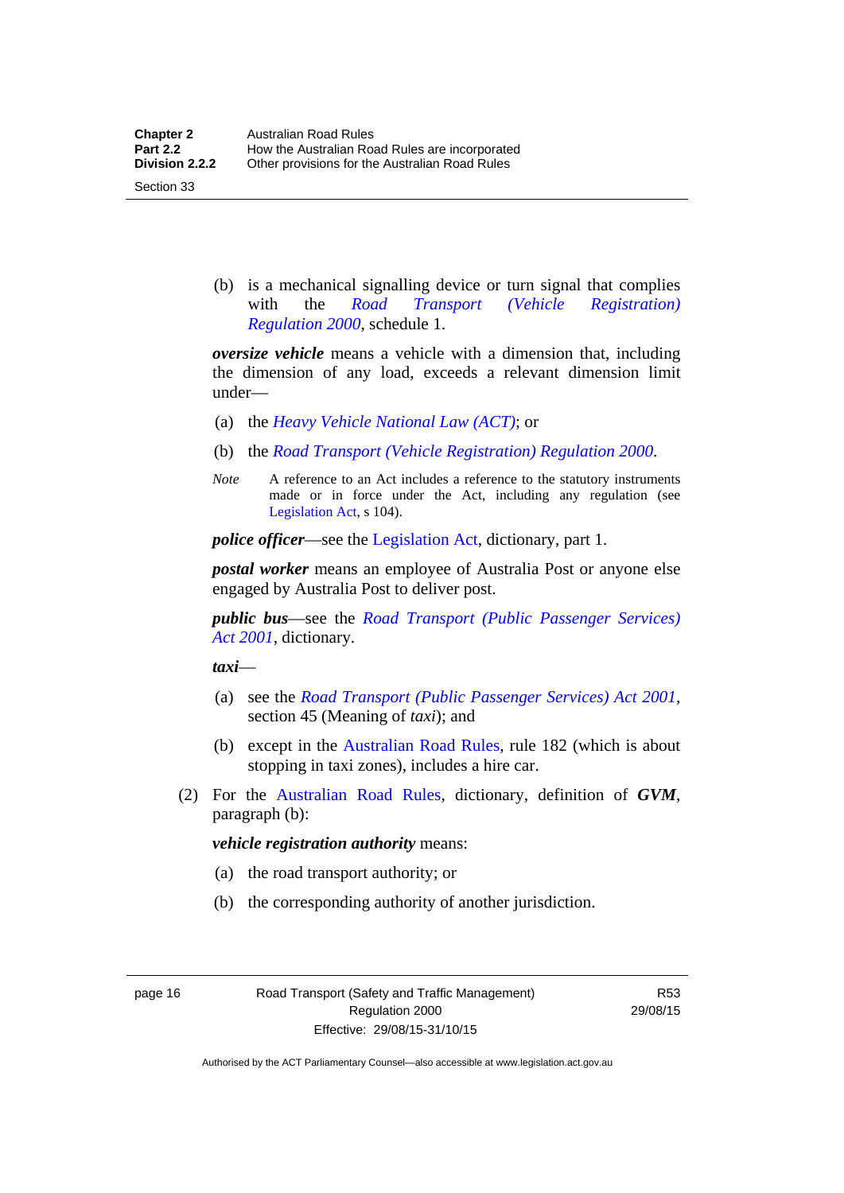(b) is a mechanical signalling device or turn signal that complies with the *Road Transport (Vehicle Registration) Regulation 2000*, schedule 1.

***oversize vehicle*** means a vehicle with a dimension that, including the dimension of any load, exceeds a relevant dimension limit under—

(a) the *Heavy Vehicle National Law (ACT)*; or

(b) the *Road Transport (Vehicle Registration) Regulation 2000*.

*Note* A reference to an Act includes a reference to the statutory instruments made or in force under the Act, including any regulation (see Legislation Act, s 104).

***police officer***—see the Legislation Act, dictionary, part 1.

***postal worker*** means an employee of Australia Post or anyone else engaged by Australia Post to deliver post.

***public bus***—see the *Road Transport (Public Passenger Services) Act 2001*, dictionary.

***taxi***—

(a) see the *Road Transport (Public Passenger Services) Act 2001*, section 45 (Meaning of *taxi*); and

(b) except in the Australian Road Rules, rule 182 (which is about stopping in taxi zones), includes a hire car.

(2) For the Australian Road Rules, dictionary, definition of ***GVM***, paragraph (b):

***vehicle registration authority*** means:

(a) the road transport authority; or

(b) the corresponding authority of another jurisdiction.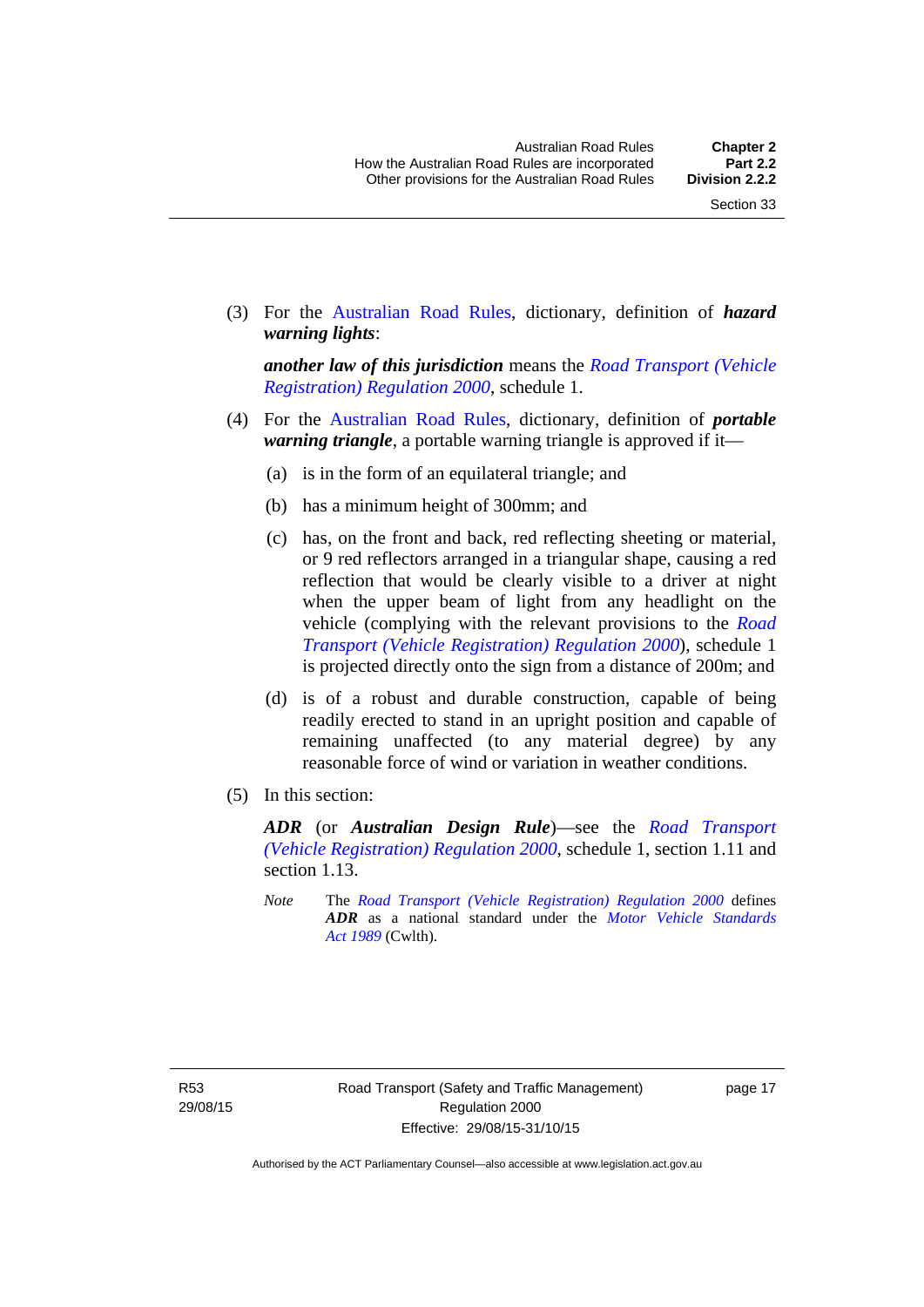(3) For the Australian Road Rules, dictionary, definition of ***hazard warning lights***:

***another law of this jurisdiction*** means the *Road Transport (Vehicle Registration) Regulation 2000*, schedule 1.

(4) For the Australian Road Rules, dictionary, definition of ***portable warning triangle***, a portable warning triangle is approved if it—

(a) is in the form of an equilateral triangle; and

(b) has a minimum height of 300mm; and

(c) has, on the front and back, red reflecting sheeting or material, or 9 red reflectors arranged in a triangular shape, causing a red reflection that would be clearly visible to a driver at night when the upper beam of light from any headlight on the vehicle (complying with the relevant provisions to the *Road Transport (Vehicle Registration) Regulation 2000*), schedule 1 is projected directly onto the sign from a distance of 200m; and

(d) is of a robust and durable construction, capable of being readily erected to stand in an upright position and capable of remaining unaffected (to any material degree) by any reasonable force of wind or variation in weather conditions.

(5) In this section:

***ADR*** (or ***Australian Design Rule***)—see the *Road Transport (Vehicle Registration) Regulation 2000*, schedule 1, section 1.11 and section 1.13.

*Note* The *Road Transport (Vehicle Registration) Regulation 2000* defines ***ADR*** as a national standard under the *Motor Vehicle Standards Act 1989* (Cwlth).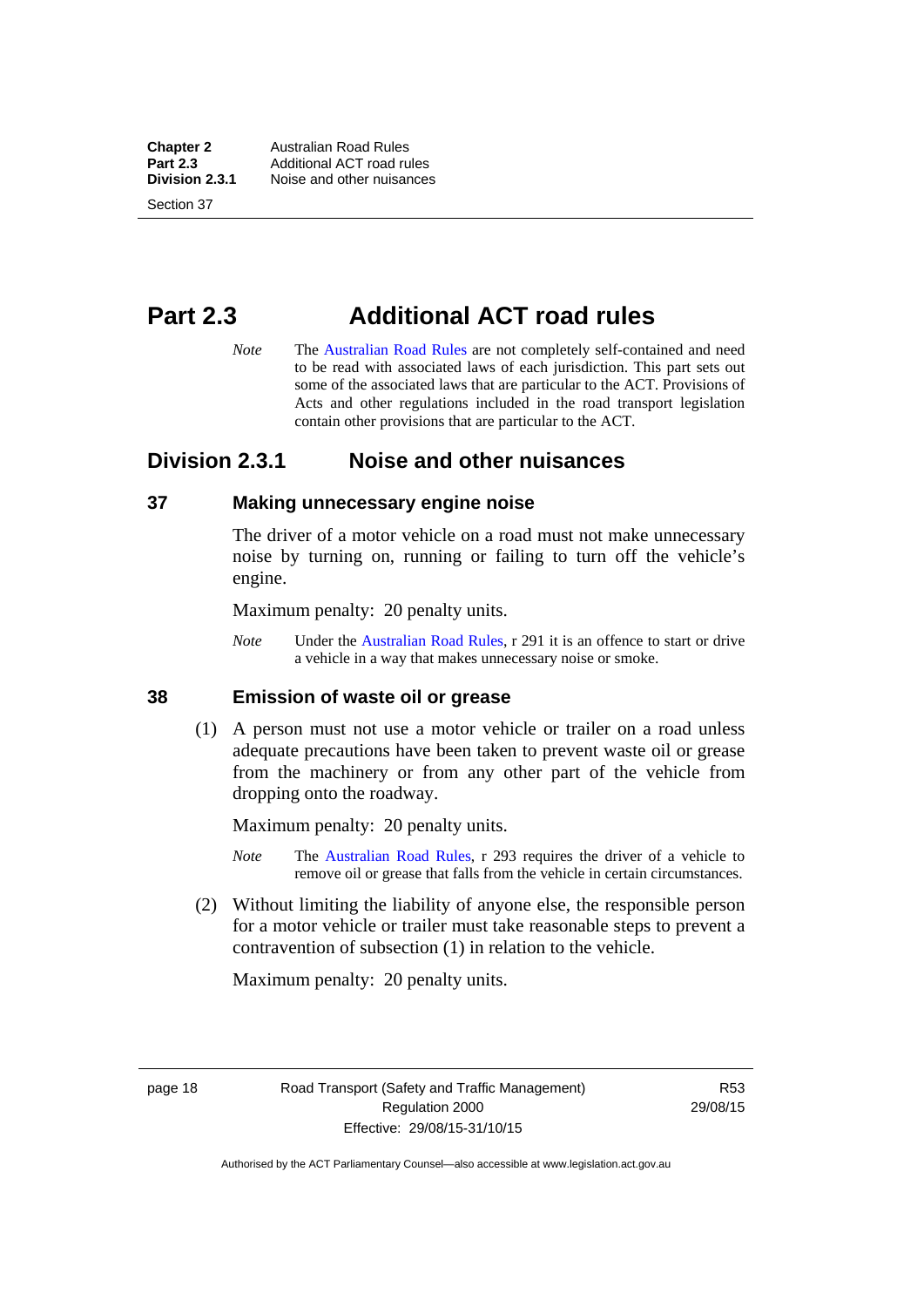# Part 2.3 Additional ACT road rules

*Note* The Australian Road Rules are not completely self-contained and need to be read with associated laws of each jurisdiction. This part sets out some of the associated laws that are particular to the ACT. Provisions of Acts and other regulations included in the road transport legislation contain other provisions that are particular to the ACT.

## Division 2.3.1 Noise and other nuisances

### 37 Making unnecessary engine noise

The driver of a motor vehicle on a road must not make unnecessary noise by turning on, running or failing to turn off the vehicle's engine.

Maximum penalty: 20 penalty units.

*Note* Under the Australian Road Rules, r 291 it is an offence to start or drive a vehicle in a way that makes unnecessary noise or smoke.

### 38 Emission of waste oil or grease

(1) A person must not use a motor vehicle or trailer on a road unless adequate precautions have been taken to prevent waste oil or grease from the machinery or from any other part of the vehicle from dropping onto the roadway.

Maximum penalty: 20 penalty units.

*Note* The Australian Road Rules, r 293 requires the driver of a vehicle to remove oil or grease that falls from the vehicle in certain circumstances.

(2) Without limiting the liability of anyone else, the responsible person for a motor vehicle or trailer must take reasonable steps to prevent a contravention of subsection (1) in relation to the vehicle.

Maximum penalty: 20 penalty units.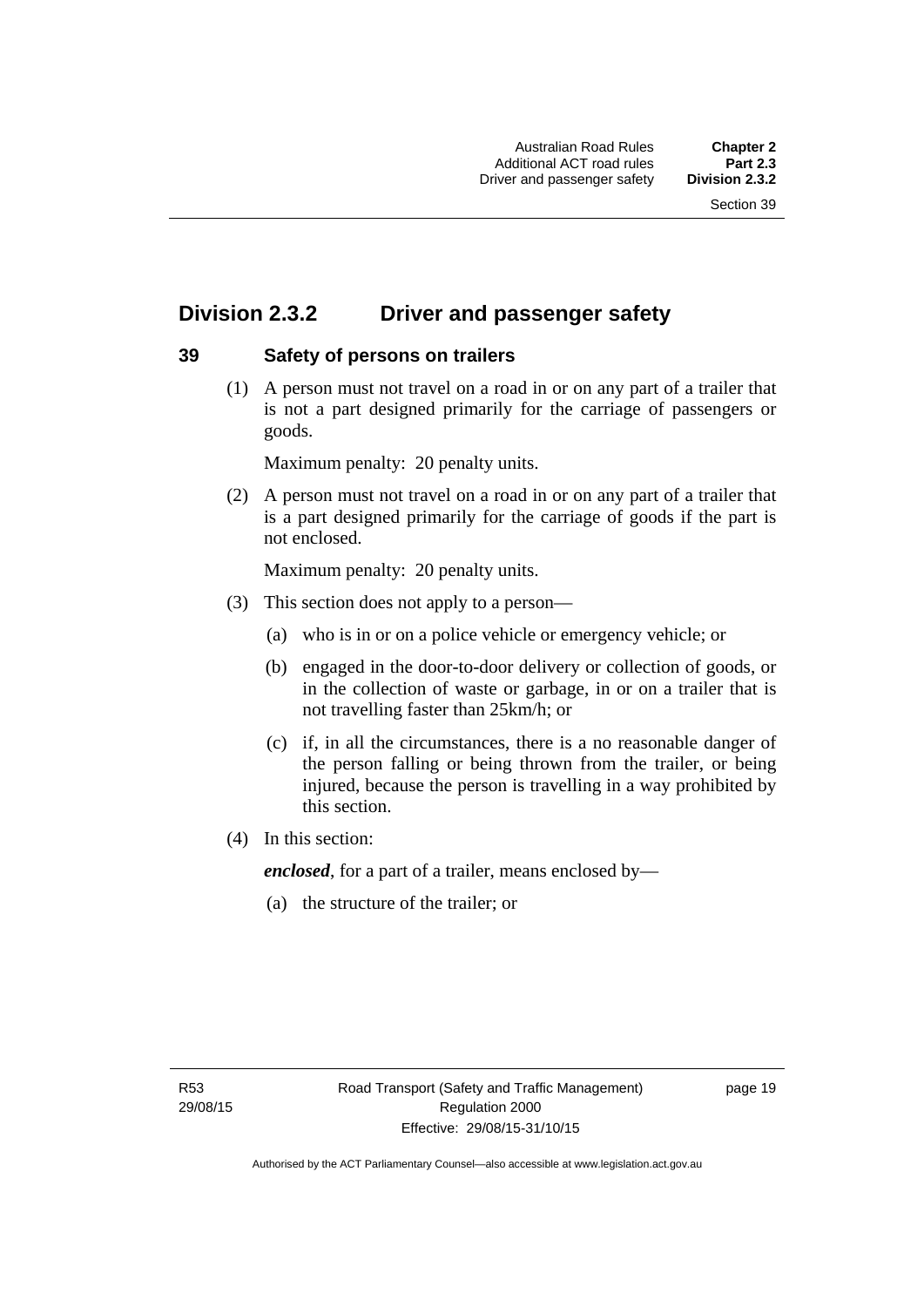## Division 2.3.2 Driver and passenger safety

### 39 Safety of persons on trailers

(1) A person must not travel on a road in or on any part of a trailer that is not a part designed primarily for the carriage of passengers or goods.

Maximum penalty: 20 penalty units.

(2) A person must not travel on a road in or on any part of a trailer that is a part designed primarily for the carriage of goods if the part is not enclosed.

Maximum penalty: 20 penalty units.

(3) This section does not apply to a person—

(a) who is in or on a police vehicle or emergency vehicle; or

(b) engaged in the door-to-door delivery or collection of goods, or in the collection of waste or garbage, in or on a trailer that is not travelling faster than 25km/h; or

(c) if, in all the circumstances, there is a no reasonable danger of the person falling or being thrown from the trailer, or being injured, because the person is travelling in a way prohibited by this section.

(4) In this section:

***enclosed***, for a part of a trailer, means enclosed by—

(a) the structure of the trailer; or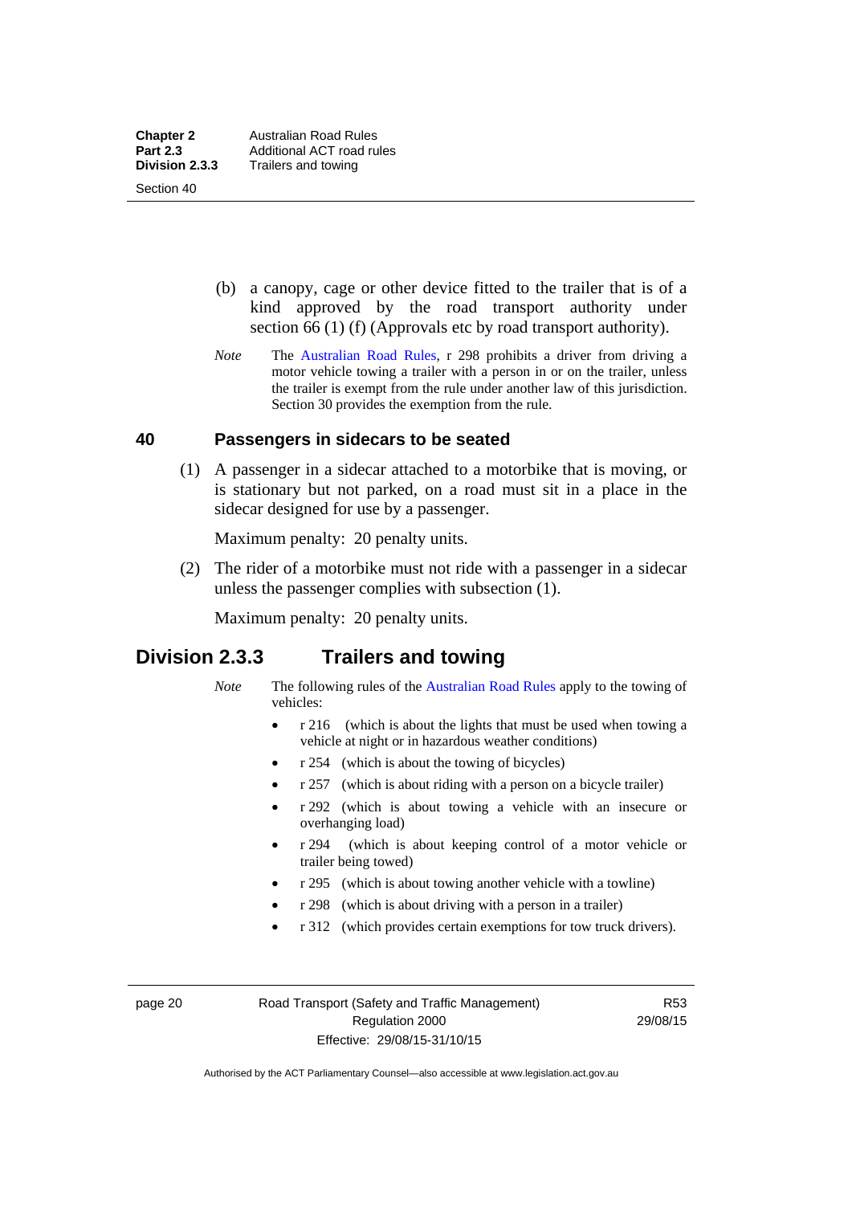(b) a canopy, cage or other device fitted to the trailer that is of a kind approved by the road transport authority under section 66 (1) (f) (Approvals etc by road transport authority).

*Note* The Australian Road Rules, r 298 prohibits a driver from driving a motor vehicle towing a trailer with a person in or on the trailer, unless the trailer is exempt from the rule under another law of this jurisdiction. Section 30 provides the exemption from the rule.

### 40 Passengers in sidecars to be seated

(1) A passenger in a sidecar attached to a motorbike that is moving, or is stationary but not parked, on a road must sit in a place in the sidecar designed for use by a passenger.

Maximum penalty: 20 penalty units.

(2) The rider of a motorbike must not ride with a passenger in a sidecar unless the passenger complies with subsection (1).

Maximum penalty: 20 penalty units.

## Division 2.3.3 Trailers and towing

*Note* The following rules of the Australian Road Rules apply to the towing of vehicles:

- r 216 (which is about the lights that must be used when towing a vehicle at night or in hazardous weather conditions)
- r 254 (which is about the towing of bicycles)
- r 257 (which is about riding with a person on a bicycle trailer)
- r 292 (which is about towing a vehicle with an insecure or overhanging load)
- r 294 (which is about keeping control of a motor vehicle or trailer being towed)
- r 295 (which is about towing another vehicle with a towline)
- r 298 (which is about driving with a person in a trailer)
- r 312 (which provides certain exemptions for tow truck drivers).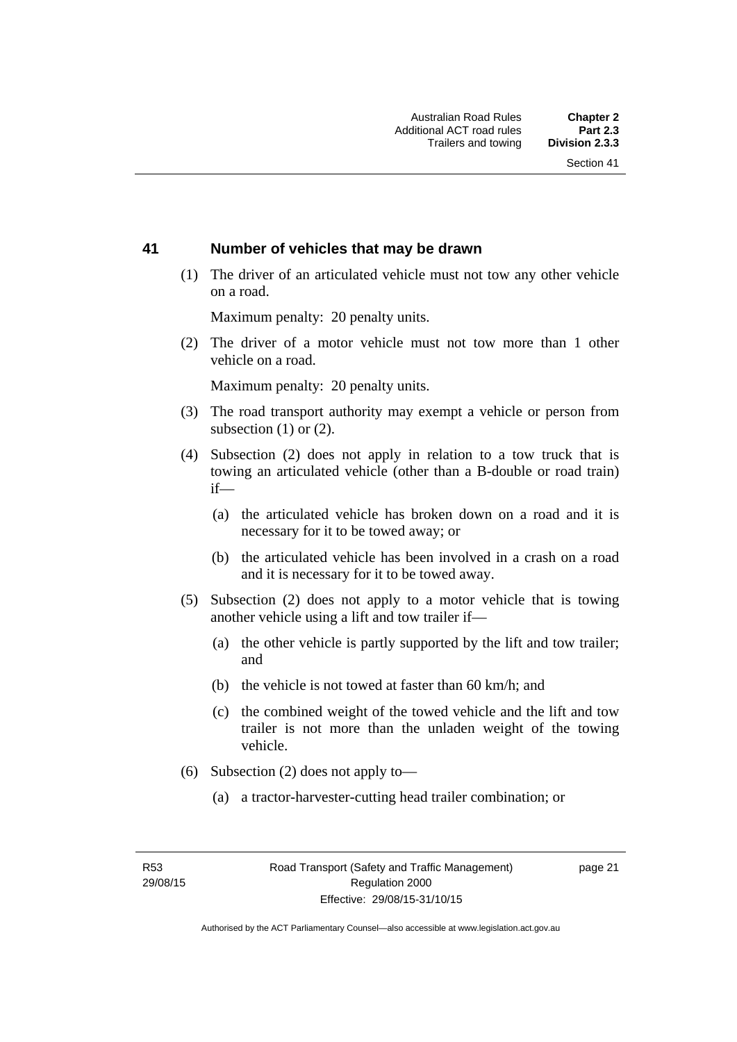## 41 Number of vehicles that may be drawn

(1) The driver of an articulated vehicle must not tow any other vehicle on a road.

Maximum penalty: 20 penalty units.

(2) The driver of a motor vehicle must not tow more than 1 other vehicle on a road.

Maximum penalty: 20 penalty units.

(3) The road transport authority may exempt a vehicle or person from subsection (1) or (2).

(4) Subsection (2) does not apply in relation to a tow truck that is towing an articulated vehicle (other than a B-double or road train) if—

(a) the articulated vehicle has broken down on a road and it is necessary for it to be towed away; or

(b) the articulated vehicle has been involved in a crash on a road and it is necessary for it to be towed away.

(5) Subsection (2) does not apply to a motor vehicle that is towing another vehicle using a lift and tow trailer if—

(a) the other vehicle is partly supported by the lift and tow trailer; and

(b) the vehicle is not towed at faster than 60 km/h; and

(c) the combined weight of the towed vehicle and the lift and tow trailer is not more than the unladen weight of the towing vehicle.

(6) Subsection (2) does not apply to—

(a) a tractor-harvester-cutting head trailer combination; or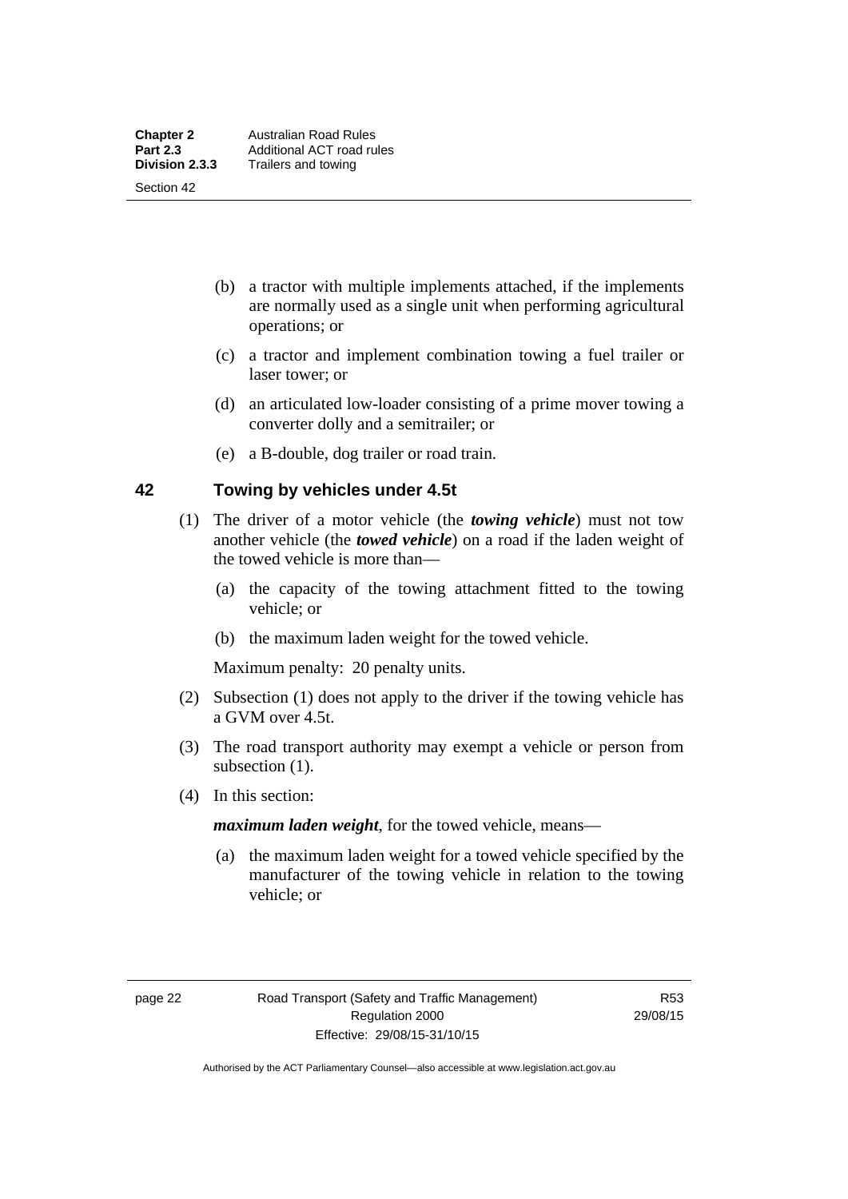(b) a tractor with multiple implements attached, if the implements are normally used as a single unit when performing agricultural operations; or

(c) a tractor and implement combination towing a fuel trailer or laser tower; or

(d) an articulated low-loader consisting of a prime mover towing a converter dolly and a semitrailer; or

(e) a B-double, dog trailer or road train.

## 42 Towing by vehicles under 4.5t

(1) The driver of a motor vehicle (the ***towing vehicle***) must not tow another vehicle (the ***towed vehicle***) on a road if the laden weight of the towed vehicle is more than—

(a) the capacity of the towing attachment fitted to the towing vehicle; or

(b) the maximum laden weight for the towed vehicle.

Maximum penalty: 20 penalty units.

(2) Subsection (1) does not apply to the driver if the towing vehicle has a GVM over 4.5t.

(3) The road transport authority may exempt a vehicle or person from subsection (1).

(4) In this section:

***maximum laden weight***, for the towed vehicle, means—

(a) the maximum laden weight for a towed vehicle specified by the manufacturer of the towing vehicle in relation to the towing vehicle; or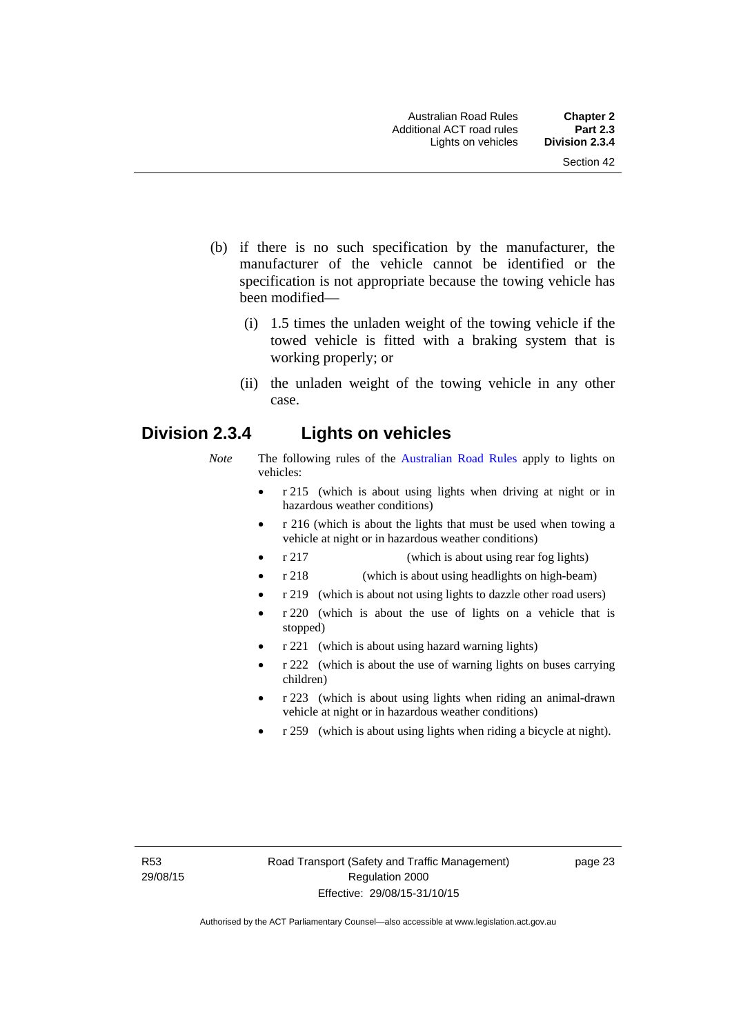(b) if there is no such specification by the manufacturer, the manufacturer of the vehicle cannot be identified or the specification is not appropriate because the towing vehicle has been modified—

  (i) 1.5 times the unladen weight of the towing vehicle if the towed vehicle is fitted with a braking system that is working properly; or

  (ii) the unladen weight of the towing vehicle in any other case.

## Division 2.3.4 Lights on vehicles

*Note* The following rules of the Australian Road Rules apply to lights on vehicles:

- r 215 (which is about using lights when driving at night or in hazardous weather conditions)
- r 216 (which is about the lights that must be used when towing a vehicle at night or in hazardous weather conditions)
- r 217 (which is about using rear fog lights)
- r 218 (which is about using headlights on high-beam)
- r 219 (which is about not using lights to dazzle other road users)
- r 220 (which is about the use of lights on a vehicle that is stopped)
- r 221 (which is about using hazard warning lights)
- r 222 (which is about the use of warning lights on buses carrying children)
- r 223 (which is about using lights when riding an animal-drawn vehicle at night or in hazardous weather conditions)
- r 259 (which is about using lights when riding a bicycle at night).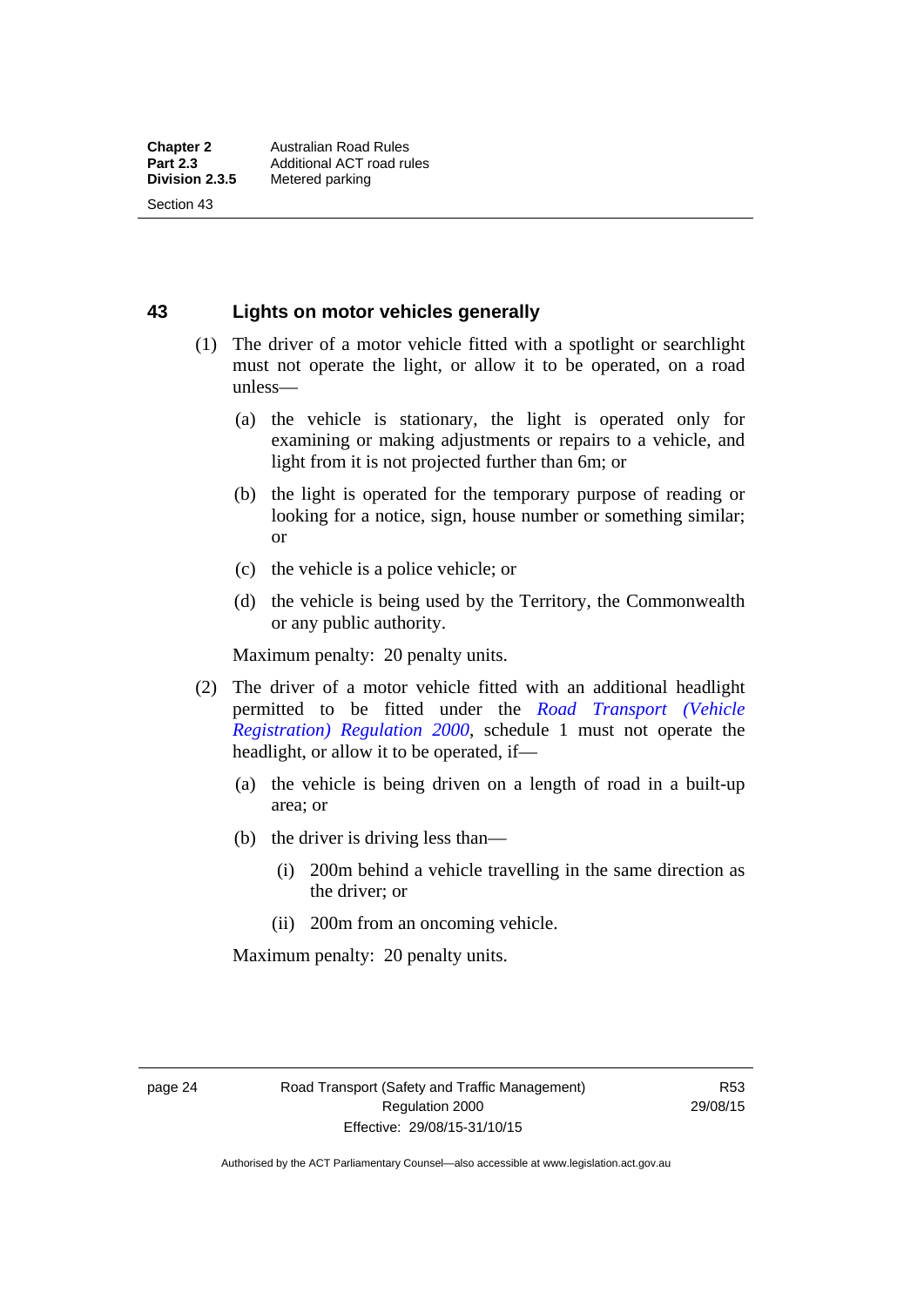## 43 Lights on motor vehicles generally

(1) The driver of a motor vehicle fitted with a spotlight or searchlight must not operate the light, or allow it to be operated, on a road unless—

(a) the vehicle is stationary, the light is operated only for examining or making adjustments or repairs to a vehicle, and light from it is not projected further than 6m; or

(b) the light is operated for the temporary purpose of reading or looking for a notice, sign, house number or something similar; or

(c) the vehicle is a police vehicle; or

(d) the vehicle is being used by the Territory, the Commonwealth or any public authority.

Maximum penalty: 20 penalty units.

(2) The driver of a motor vehicle fitted with an additional headlight permitted to be fitted under the *Road Transport (Vehicle Registration) Regulation 2000*, schedule 1 must not operate the headlight, or allow it to be operated, if—

(a) the vehicle is being driven on a length of road in a built-up area; or

(b) the driver is driving less than—

(i) 200m behind a vehicle travelling in the same direction as the driver; or

(ii) 200m from an oncoming vehicle.

Maximum penalty: 20 penalty units.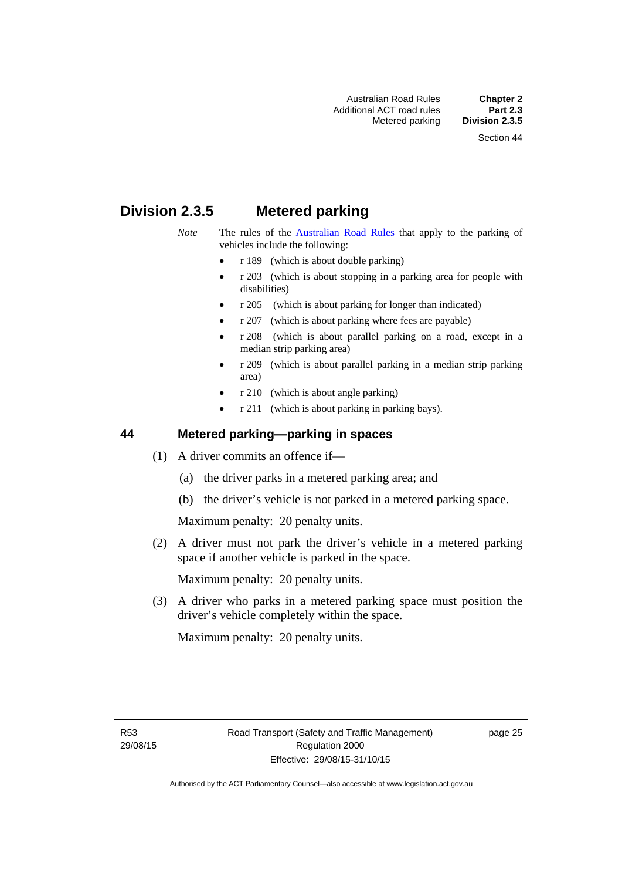## Division 2.3.5 Metered parking

*Note* The rules of the Australian Road Rules that apply to the parking of vehicles include the following:

- r 189 (which is about double parking)
- r 203 (which is about stopping in a parking area for people with disabilities)
- r 205 (which is about parking for longer than indicated)
- r 207 (which is about parking where fees are payable)
- r 208 (which is about parallel parking on a road, except in a median strip parking area)
- r 209 (which is about parallel parking in a median strip parking area)
- r 210 (which is about angle parking)
- r 211 (which is about parking in parking bays).

### 44 Metered parking—parking in spaces

(1) A driver commits an offence if—

(a) the driver parks in a metered parking area; and

(b) the driver's vehicle is not parked in a metered parking space.

Maximum penalty: 20 penalty units.

(2) A driver must not park the driver's vehicle in a metered parking space if another vehicle is parked in the space.

Maximum penalty: 20 penalty units.

(3) A driver who parks in a metered parking space must position the driver's vehicle completely within the space.

Maximum penalty: 20 penalty units.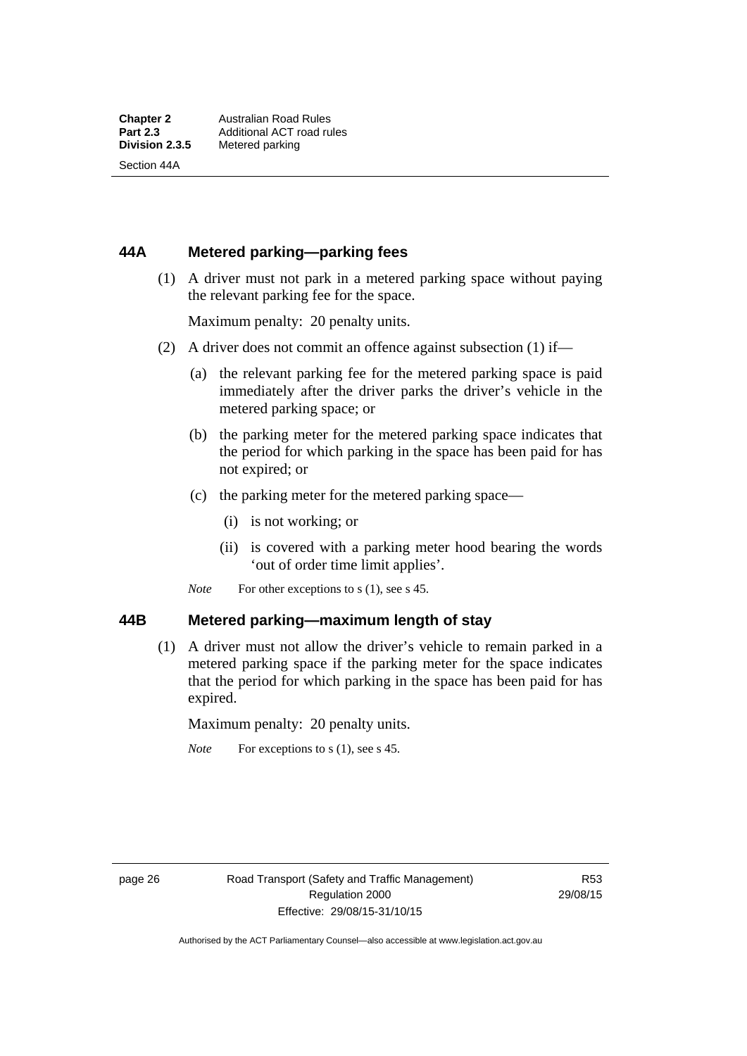## 44A Metered parking—parking fees

(1) A driver must not park in a metered parking space without paying the relevant parking fee for the space.

Maximum penalty: 20 penalty units.

(2) A driver does not commit an offence against subsection (1) if—

(a) the relevant parking fee for the metered parking space is paid immediately after the driver parks the driver's vehicle in the metered parking space; or

(b) the parking meter for the metered parking space indicates that the period for which parking in the space has been paid for has not expired; or

(c) the parking meter for the metered parking space—

(i) is not working; or

(ii) is covered with a parking meter hood bearing the words 'out of order time limit applies'.

*Note* For other exceptions to s (1), see s 45.

## 44B Metered parking—maximum length of stay

(1) A driver must not allow the driver's vehicle to remain parked in a metered parking space if the parking meter for the space indicates that the period for which parking in the space has been paid for has expired.

Maximum penalty: 20 penalty units.

*Note* For exceptions to s (1), see s 45.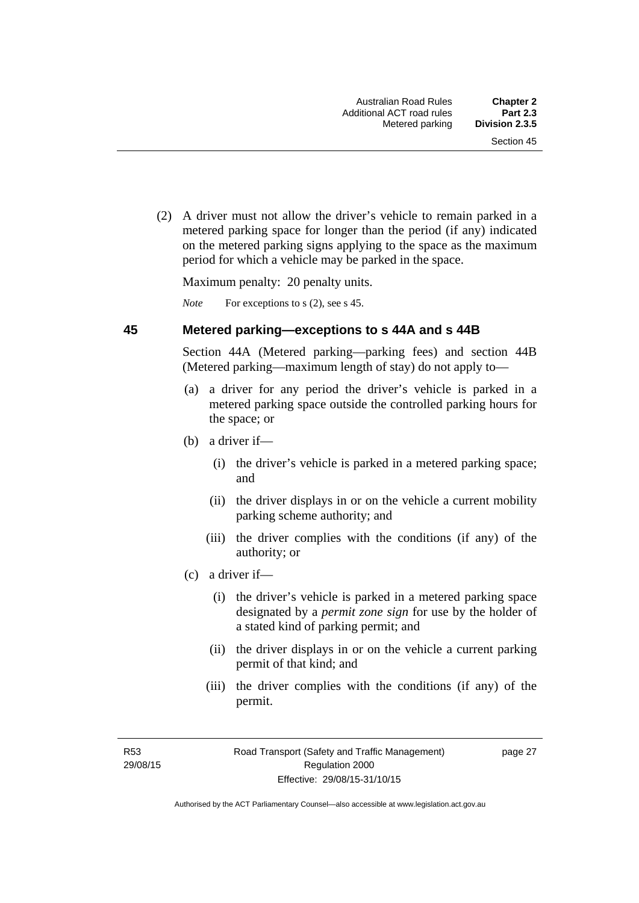(2) A driver must not allow the driver's vehicle to remain parked in a metered parking space for longer than the period (if any) indicated on the metered parking signs applying to the space as the maximum period for which a vehicle may be parked in the space.

Maximum penalty: 20 penalty units.

*Note* For exceptions to s (2), see s 45.

### 45 Metered parking—exceptions to s 44A and s 44B

Section 44A (Metered parking—parking fees) and section 44B (Metered parking—maximum length of stay) do not apply to—

(a) a driver for any period the driver's vehicle is parked in a metered parking space outside the controlled parking hours for the space; or

(b) a driver if—

(i) the driver's vehicle is parked in a metered parking space; and

(ii) the driver displays in or on the vehicle a current mobility parking scheme authority; and

(iii) the driver complies with the conditions (if any) of the authority; or

(c) a driver if—

(i) the driver's vehicle is parked in a metered parking space designated by a ***permit zone sign*** for use by the holder of a stated kind of parking permit; and

(ii) the driver displays in or on the vehicle a current parking permit of that kind; and

(iii) the driver complies with the conditions (if any) of the permit.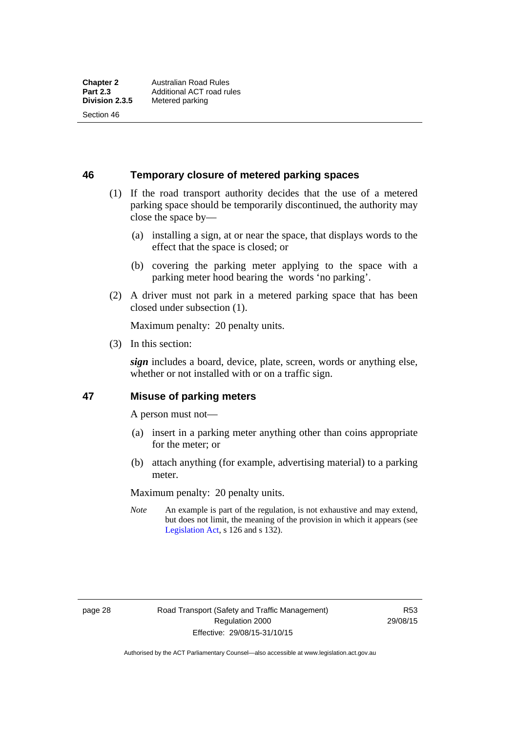## 46 Temporary closure of metered parking spaces

(1) If the road transport authority decides that the use of a metered parking space should be temporarily discontinued, the authority may close the space by—

(a) installing a sign, at or near the space, that displays words to the effect that the space is closed; or

(b) covering the parking meter applying to the space with a parking meter hood bearing the words 'no parking'.

(2) A driver must not park in a metered parking space that has been closed under subsection (1).

Maximum penalty: 20 penalty units.

(3) In this section:

***sign*** includes a board, device, plate, screen, words or anything else, whether or not installed with or on a traffic sign.

## 47 Misuse of parking meters

A person must not—

(a) insert in a parking meter anything other than coins appropriate for the meter; or

(b) attach anything (for example, advertising material) to a parking meter.

Maximum penalty: 20 penalty units.

*Note* An example is part of the regulation, is not exhaustive and may extend, but does not limit, the meaning of the provision in which it appears (see Legislation Act, s 126 and s 132).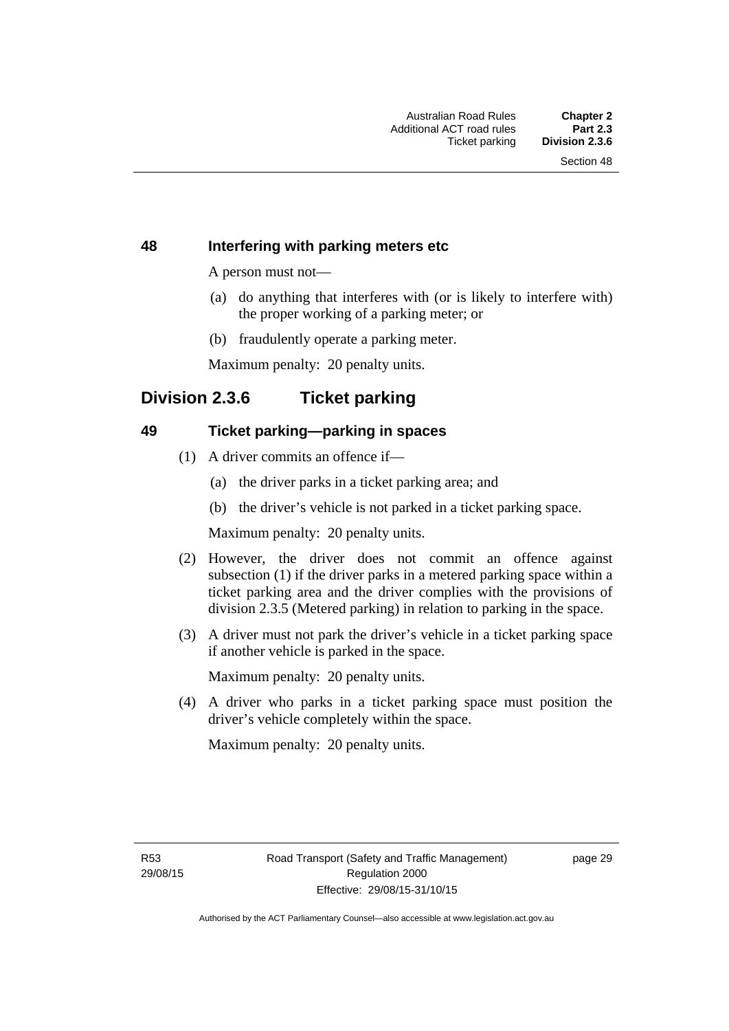### 48 Interfering with parking meters etc

A person must not—

(a) do anything that interferes with (or is likely to interfere with) the proper working of a parking meter; or

(b) fraudulently operate a parking meter.

Maximum penalty: 20 penalty units.

## Division 2.3.6 Ticket parking

### 49 Ticket parking—parking in spaces

(1) A driver commits an offence if—

(a) the driver parks in a ticket parking area; and

(b) the driver's vehicle is not parked in a ticket parking space.

Maximum penalty: 20 penalty units.

(2) However, the driver does not commit an offence against subsection (1) if the driver parks in a metered parking space within a ticket parking area and the driver complies with the provisions of division 2.3.5 (Metered parking) in relation to parking in the space.

(3) A driver must not park the driver's vehicle in a ticket parking space if another vehicle is parked in the space.

Maximum penalty: 20 penalty units.

(4) A driver who parks in a ticket parking space must position the driver's vehicle completely within the space.

Maximum penalty: 20 penalty units.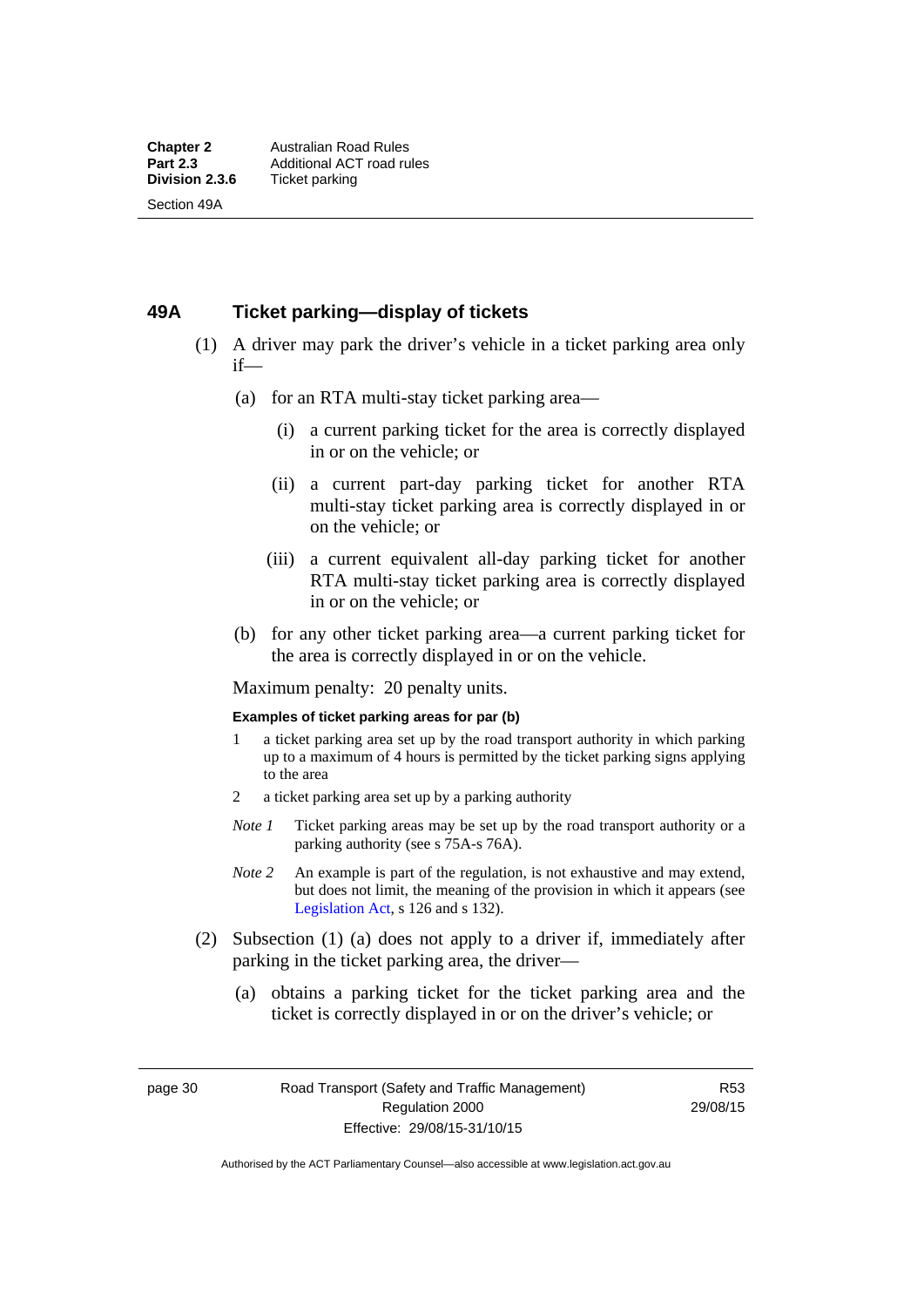## 49A Ticket parking—display of tickets

(1) A driver may park the driver's vehicle in a ticket parking area only if—

(a) for an RTA multi-stay ticket parking area—

(i) a current parking ticket for the area is correctly displayed in or on the vehicle; or

(ii) a current part-day parking ticket for another RTA multi-stay ticket parking area is correctly displayed in or on the vehicle; or

(iii) a current equivalent all-day parking ticket for another RTA multi-stay ticket parking area is correctly displayed in or on the vehicle; or

(b) for any other ticket parking area—a current parking ticket for the area is correctly displayed in or on the vehicle.

Maximum penalty: 20 penalty units.

**Examples of ticket parking areas for par (b)**

1 a ticket parking area set up by the road transport authority in which parking up to a maximum of 4 hours is permitted by the ticket parking signs applying to the area

2 a ticket parking area set up by a parking authority

*Note 1* Ticket parking areas may be set up by the road transport authority or a parking authority (see s 75A-s 76A).

*Note 2* An example is part of the regulation, is not exhaustive and may extend, but does not limit, the meaning of the provision in which it appears (see Legislation Act, s 126 and s 132).

(2) Subsection (1) (a) does not apply to a driver if, immediately after parking in the ticket parking area, the driver—

(a) obtains a parking ticket for the ticket parking area and the ticket is correctly displayed in or on the driver's vehicle; or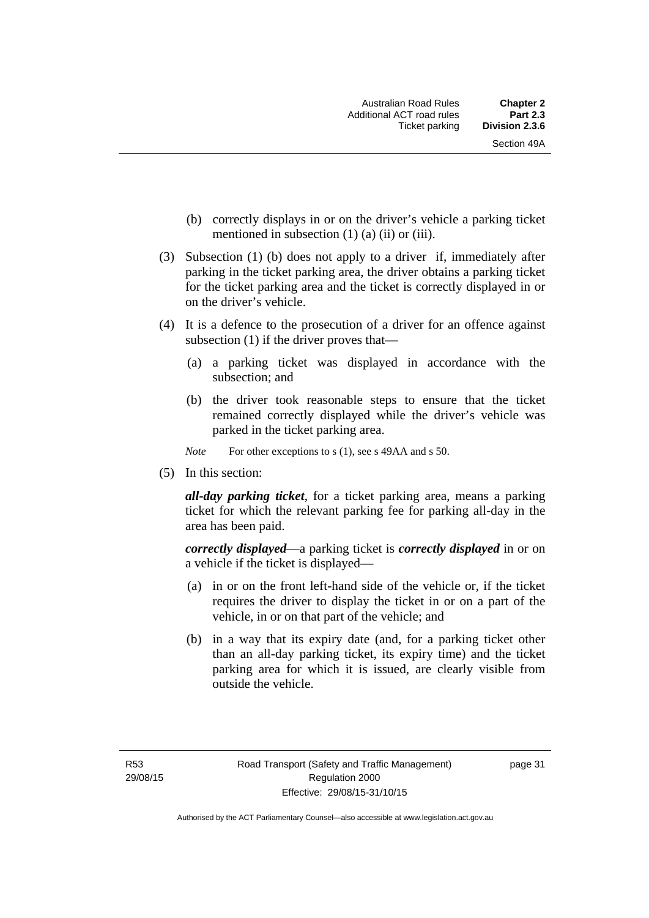(b) correctly displays in or on the driver's vehicle a parking ticket mentioned in subsection (1) (a) (ii) or (iii).

(3) Subsection (1) (b) does not apply to a driver if, immediately after parking in the ticket parking area, the driver obtains a parking ticket for the ticket parking area and the ticket is correctly displayed in or on the driver's vehicle.

(4) It is a defence to the prosecution of a driver for an offence against subsection (1) if the driver proves that—

(a) a parking ticket was displayed in accordance with the subsection; and

(b) the driver took reasonable steps to ensure that the ticket remained correctly displayed while the driver's vehicle was parked in the ticket parking area.

*Note* For other exceptions to s (1), see s 49AA and s 50.

(5) In this section:

***all-day parking ticket***, for a ticket parking area, means a parking ticket for which the relevant parking fee for parking all-day in the area has been paid.

***correctly displayed***—a parking ticket is ***correctly displayed*** in or on a vehicle if the ticket is displayed—

(a) in or on the front left-hand side of the vehicle or, if the ticket requires the driver to display the ticket in or on a part of the vehicle, in or on that part of the vehicle; and

(b) in a way that its expiry date (and, for a parking ticket other than an all-day parking ticket, its expiry time) and the ticket parking area for which it is issued, are clearly visible from outside the vehicle.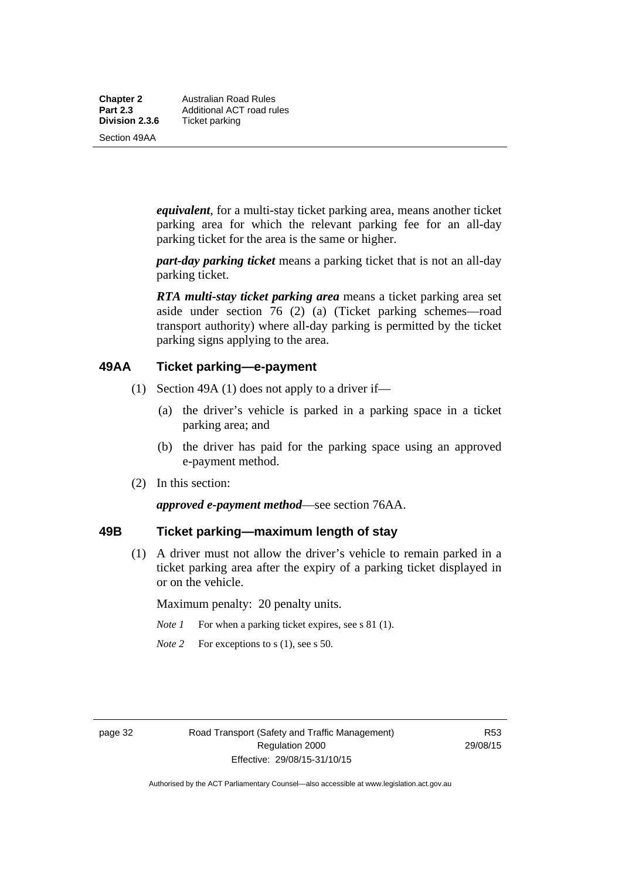***equivalent***, for a multi-stay ticket parking area, means another ticket parking area for which the relevant parking fee for an all-day parking ticket for the area is the same or higher.

***part-day parking ticket*** means a parking ticket that is not an all-day parking ticket.

***RTA multi-stay ticket parking area*** means a ticket parking area set aside under section 76 (2) (a) (Ticket parking schemes—road transport authority) where all-day parking is permitted by the ticket parking signs applying to the area.

## 49AA Ticket parking—e-payment

(1) Section 49A (1) does not apply to a driver if—

(a) the driver's vehicle is parked in a parking space in a ticket parking area; and

(b) the driver has paid for the parking space using an approved e-payment method.

(2) In this section:

***approved e-payment method***—see section 76AA.

## 49B Ticket parking—maximum length of stay

(1) A driver must not allow the driver's vehicle to remain parked in a ticket parking area after the expiry of a parking ticket displayed in or on the vehicle.

Maximum penalty: 20 penalty units.

*Note 1* For when a parking ticket expires, see s 81 (1).

*Note 2* For exceptions to s (1), see s 50.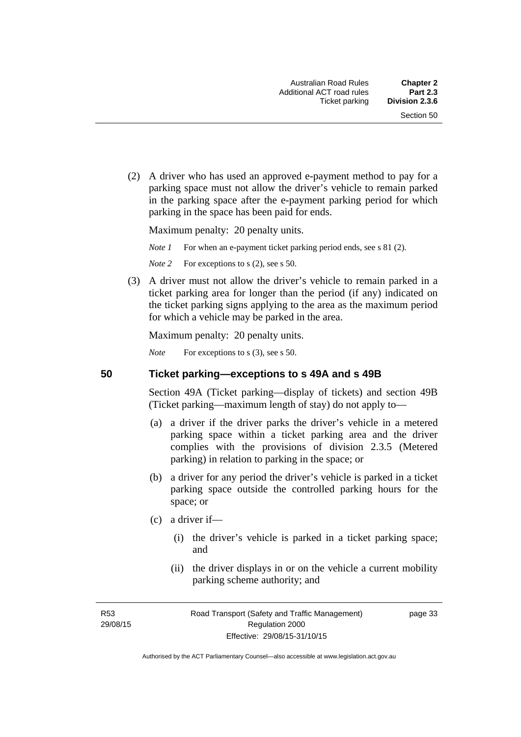(2) A driver who has used an approved e-payment method to pay for a parking space must not allow the driver's vehicle to remain parked in the parking space after the e-payment parking period for which parking in the space has been paid for ends.

Maximum penalty: 20 penalty units.

*Note 1* For when an e-payment ticket parking period ends, see s 81 (2).

*Note 2* For exceptions to s (2), see s 50.

(3) A driver must not allow the driver's vehicle to remain parked in a ticket parking area for longer than the period (if any) indicated on the ticket parking signs applying to the area as the maximum period for which a vehicle may be parked in the area.

Maximum penalty: 20 penalty units.

*Note* For exceptions to s (3), see s 50.

## 50 Ticket parking—exceptions to s 49A and s 49B

Section 49A (Ticket parking—display of tickets) and section 49B (Ticket parking—maximum length of stay) do not apply to—

(a) a driver if the driver parks the driver's vehicle in a metered parking space within a ticket parking area and the driver complies with the provisions of division 2.3.5 (Metered parking) in relation to parking in the space; or

(b) a driver for any period the driver's vehicle is parked in a ticket parking space outside the controlled parking hours for the space; or

(c) a driver if—

(i) the driver's vehicle is parked in a ticket parking space; and

(ii) the driver displays in or on the vehicle a current mobility parking scheme authority; and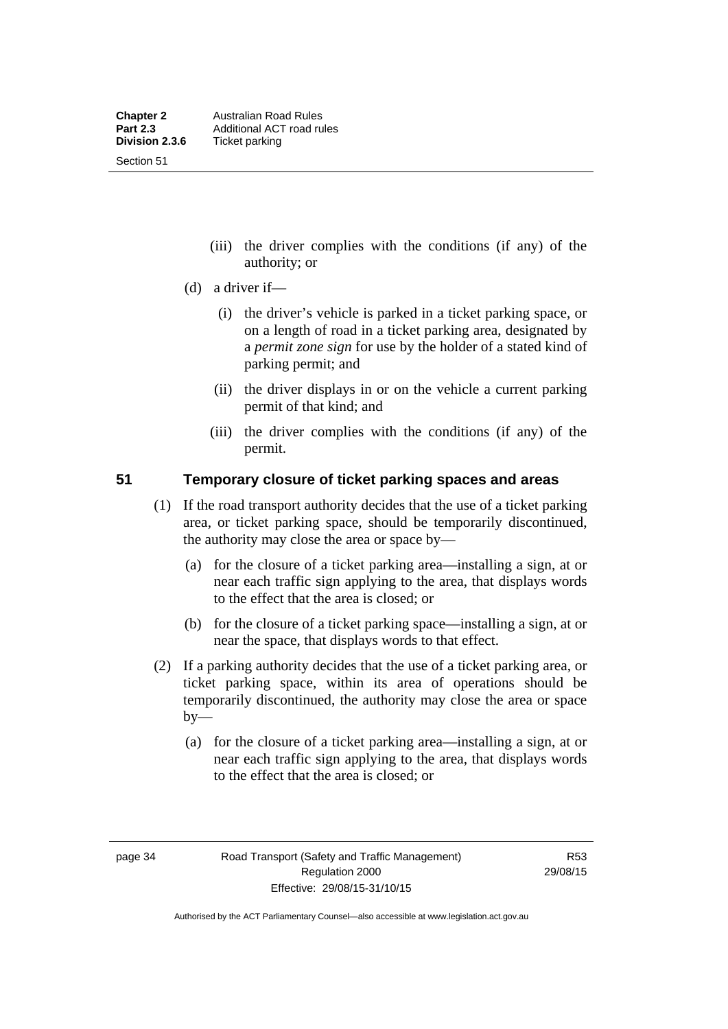(iii) the driver complies with the conditions (if any) of the authority; or

(d) a driver if—

(i) the driver's vehicle is parked in a ticket parking space, or on a length of road in a ticket parking area, designated by a *permit zone sign* for use by the holder of a stated kind of parking permit; and

(ii) the driver displays in or on the vehicle a current parking permit of that kind; and

(iii) the driver complies with the conditions (if any) of the permit.

## 51 Temporary closure of ticket parking spaces and areas

(1) If the road transport authority decides that the use of a ticket parking area, or ticket parking space, should be temporarily discontinued, the authority may close the area or space by—

(a) for the closure of a ticket parking area—installing a sign, at or near each traffic sign applying to the area, that displays words to the effect that the area is closed; or

(b) for the closure of a ticket parking space—installing a sign, at or near the space, that displays words to that effect.

(2) If a parking authority decides that the use of a ticket parking area, or ticket parking space, within its area of operations should be temporarily discontinued, the authority may close the area or space by—

(a) for the closure of a ticket parking area—installing a sign, at or near each traffic sign applying to the area, that displays words to the effect that the area is closed; or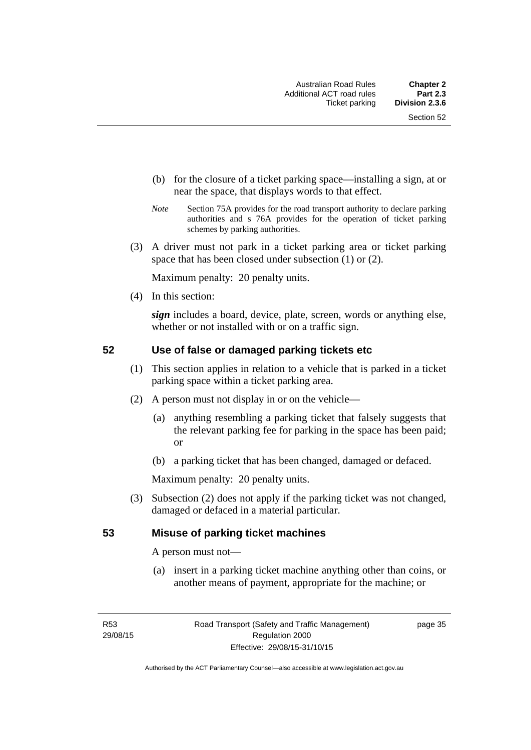(b) for the closure of a ticket parking space—installing a sign, at or near the space, that displays words to that effect.

*Note* Section 75A provides for the road transport authority to declare parking authorities and s 76A provides for the operation of ticket parking schemes by parking authorities.

(3) A driver must not park in a ticket parking area or ticket parking space that has been closed under subsection (1) or (2).

Maximum penalty: 20 penalty units.

(4) In this section:

***sign*** includes a board, device, plate, screen, words or anything else, whether or not installed with or on a traffic sign.

## 52 Use of false or damaged parking tickets etc

(1) This section applies in relation to a vehicle that is parked in a ticket parking space within a ticket parking area.

(2) A person must not display in or on the vehicle—

(a) anything resembling a parking ticket that falsely suggests that the relevant parking fee for parking in the space has been paid; or

(b) a parking ticket that has been changed, damaged or defaced.

Maximum penalty: 20 penalty units.

(3) Subsection (2) does not apply if the parking ticket was not changed, damaged or defaced in a material particular.

## 53 Misuse of parking ticket machines

A person must not—

(a) insert in a parking ticket machine anything other than coins, or another means of payment, appropriate for the machine; or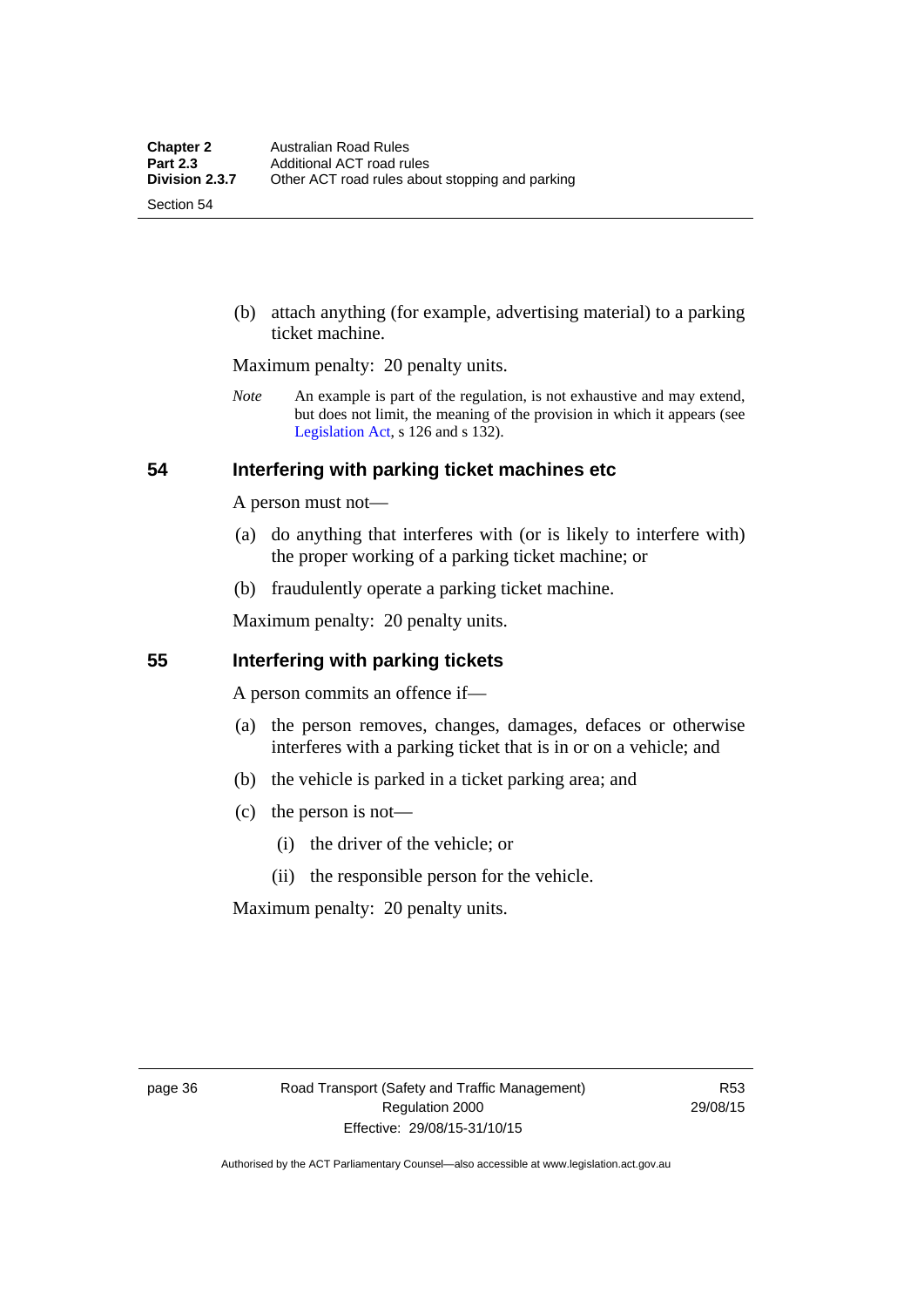(b) attach anything (for example, advertising material) to a parking ticket machine.

Maximum penalty: 20 penalty units.

*Note* An example is part of the regulation, is not exhaustive and may extend, but does not limit, the meaning of the provision in which it appears (see Legislation Act, s 126 and s 132).

## 54 Interfering with parking ticket machines etc

A person must not—

(a) do anything that interferes with (or is likely to interfere with) the proper working of a parking ticket machine; or

(b) fraudulently operate a parking ticket machine.

Maximum penalty: 20 penalty units.

## 55 Interfering with parking tickets

A person commits an offence if—

(a) the person removes, changes, damages, defaces or otherwise interferes with a parking ticket that is in or on a vehicle; and

(b) the vehicle is parked in a ticket parking area; and

(c) the person is not—

(i) the driver of the vehicle; or

(ii) the responsible person for the vehicle.

Maximum penalty: 20 penalty units.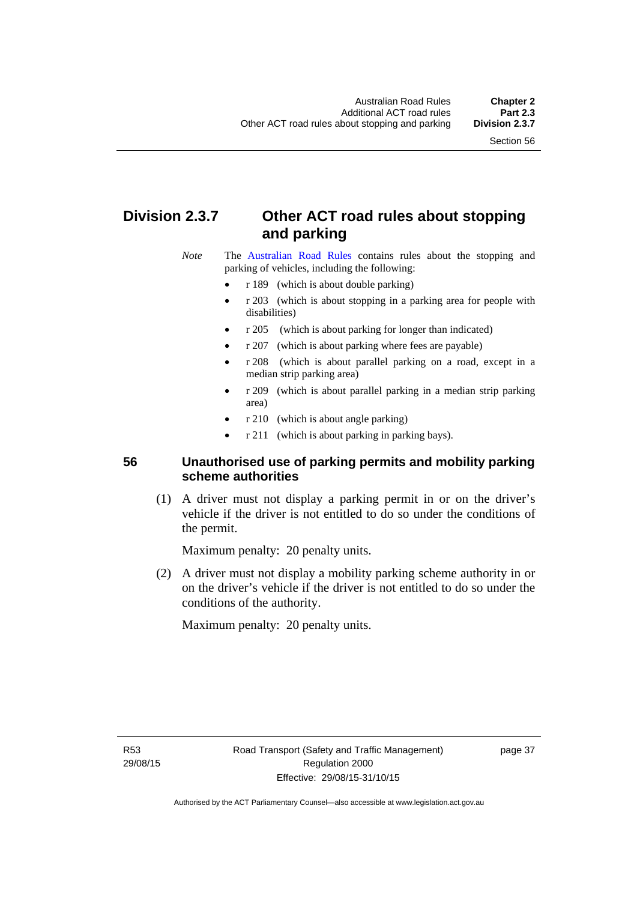## Division 2.3.7 Other ACT road rules about stopping and parking

*Note* The Australian Road Rules contains rules about the stopping and parking of vehicles, including the following:

- r 189 (which is about double parking)
- r 203 (which is about stopping in a parking area for people with disabilities)
- r 205 (which is about parking for longer than indicated)
- r 207 (which is about parking where fees are payable)
- r 208 (which is about parallel parking on a road, except in a median strip parking area)
- r 209 (which is about parallel parking in a median strip parking area)
- r 210 (which is about angle parking)
- r 211 (which is about parking in parking bays).

### 56 Unauthorised use of parking permits and mobility parking scheme authorities

(1) A driver must not display a parking permit in or on the driver's vehicle if the driver is not entitled to do so under the conditions of the permit.

Maximum penalty: 20 penalty units.

(2) A driver must not display a mobility parking scheme authority in or on the driver's vehicle if the driver is not entitled to do so under the conditions of the authority.

Maximum penalty: 20 penalty units.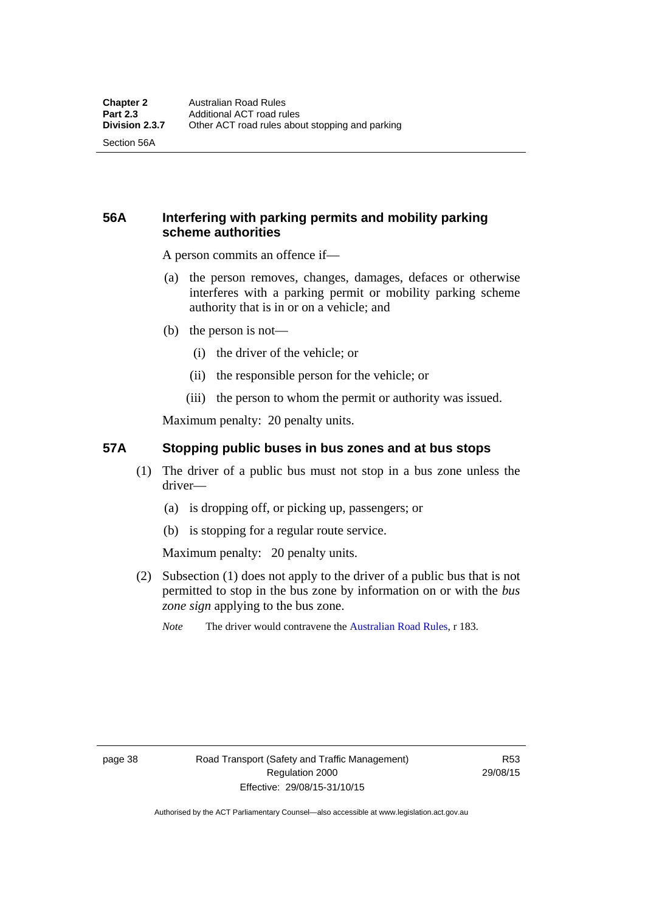### 56A Interfering with parking permits and mobility parking scheme authorities

A person commits an offence if—

(a) the person removes, changes, damages, defaces or otherwise interferes with a parking permit or mobility parking scheme authority that is in or on a vehicle; and

(b) the person is not—

(i) the driver of the vehicle; or

(ii) the responsible person for the vehicle; or

(iii) the person to whom the permit or authority was issued.

Maximum penalty: 20 penalty units.

### 57A Stopping public buses in bus zones and at bus stops

(1) The driver of a public bus must not stop in a bus zone unless the driver—

(a) is dropping off, or picking up, passengers; or

(b) is stopping for a regular route service.

Maximum penalty: 20 penalty units.

(2) Subsection (1) does not apply to the driver of a public bus that is not permitted to stop in the bus zone by information on or with the *bus zone sign* applying to the bus zone.

*Note* The driver would contravene the Australian Road Rules, r 183.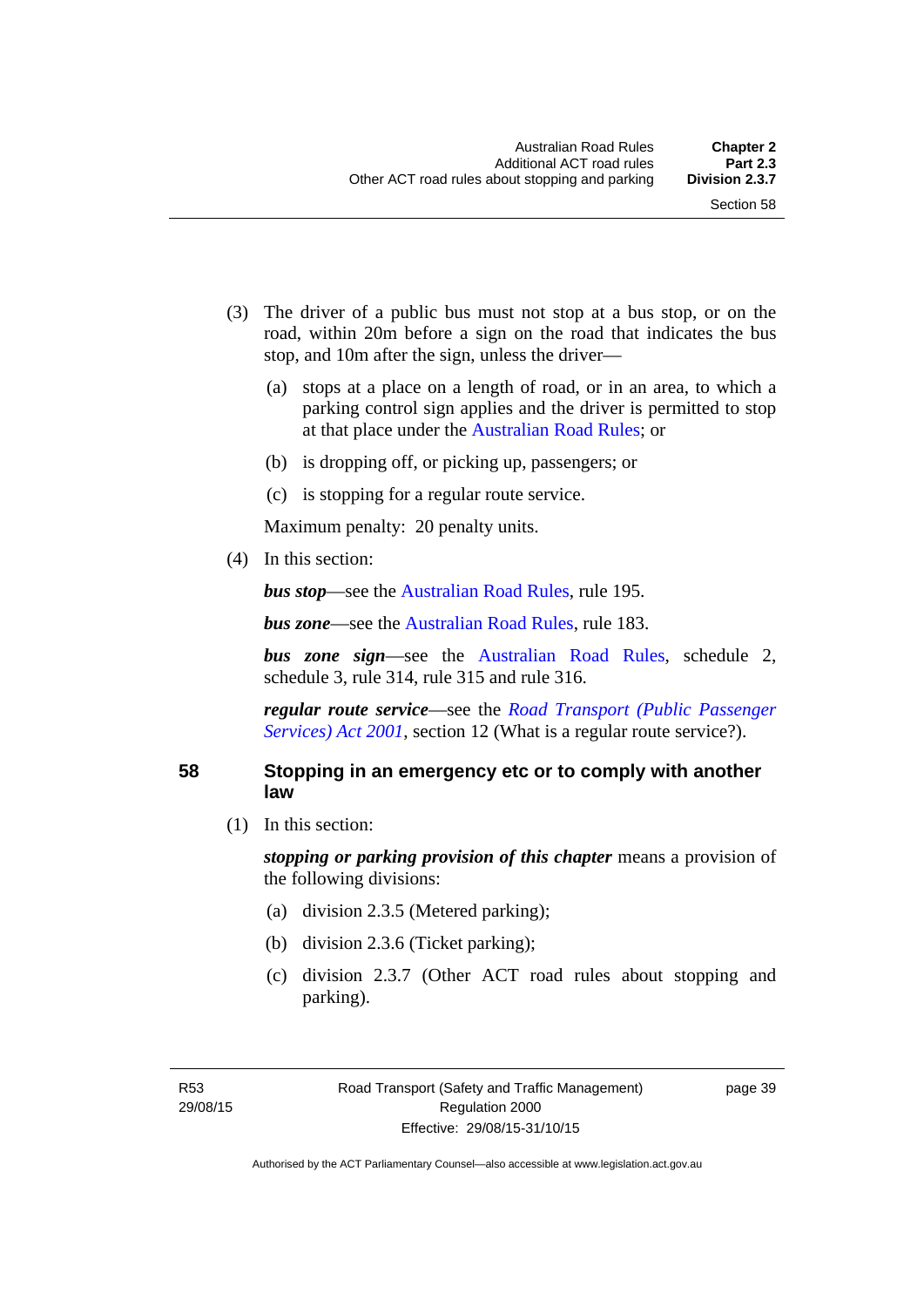(3) The driver of a public bus must not stop at a bus stop, or on the road, within 20m before a sign on the road that indicates the bus stop, and 10m after the sign, unless the driver—

(a) stops at a place on a length of road, or in an area, to which a parking control sign applies and the driver is permitted to stop at that place under the Australian Road Rules; or

(b) is dropping off, or picking up, passengers; or

(c) is stopping for a regular route service.

Maximum penalty: 20 penalty units.

(4) In this section:

***bus stop***—see the Australian Road Rules, rule 195.

***bus zone***—see the Australian Road Rules, rule 183.

***bus zone sign***—see the Australian Road Rules, schedule 2, schedule 3, rule 314, rule 315 and rule 316.

***regular route service***—see the *Road Transport (Public Passenger Services) Act 2001*, section 12 (What is a regular route service?).

## 58 Stopping in an emergency etc or to comply with another law

(1) In this section:

***stopping or parking provision of this chapter*** means a provision of the following divisions:

(a) division 2.3.5 (Metered parking);

(b) division 2.3.6 (Ticket parking);

(c) division 2.3.7 (Other ACT road rules about stopping and parking).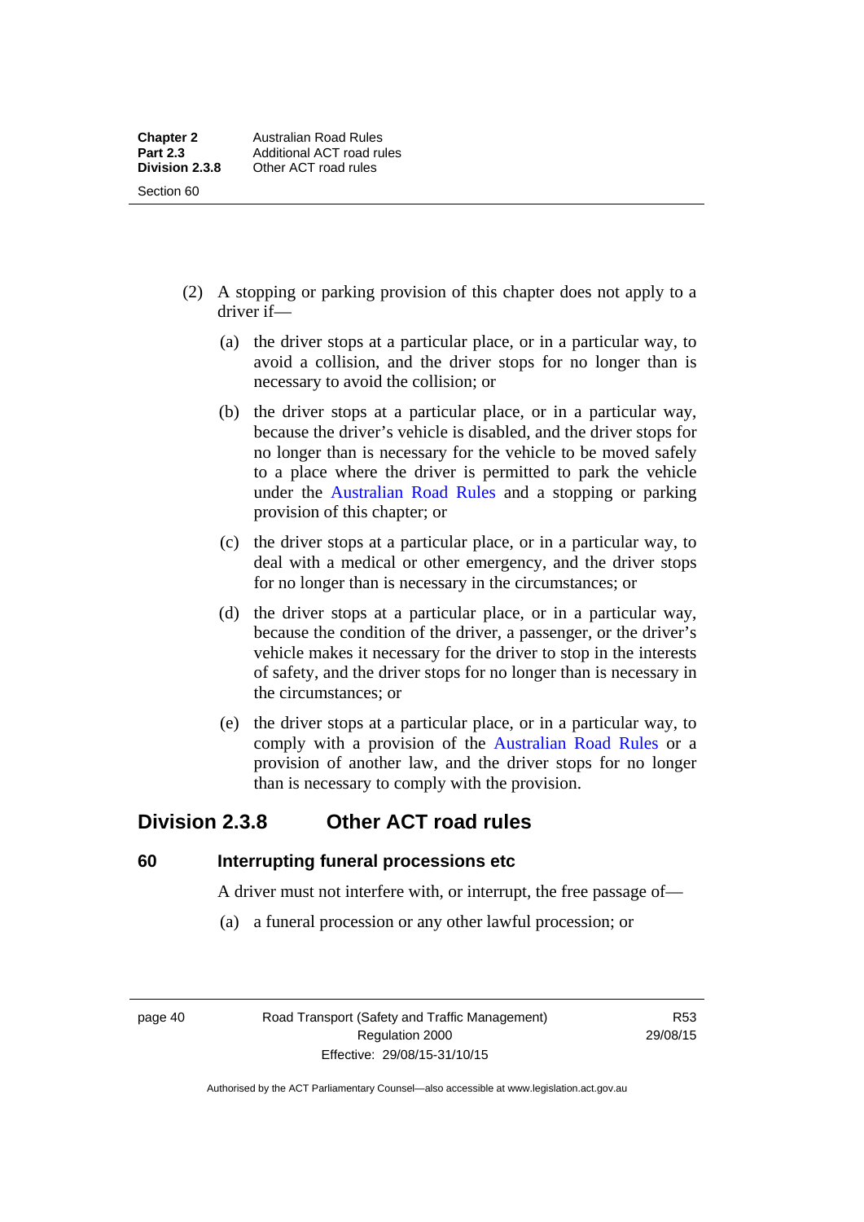(2) A stopping or parking provision of this chapter does not apply to a driver if—

(a) the driver stops at a particular place, or in a particular way, to avoid a collision, and the driver stops for no longer than is necessary to avoid the collision; or

(b) the driver stops at a particular place, or in a particular way, because the driver's vehicle is disabled, and the driver stops for no longer than is necessary for the vehicle to be moved safely to a place where the driver is permitted to park the vehicle under the Australian Road Rules and a stopping or parking provision of this chapter; or

(c) the driver stops at a particular place, or in a particular way, to deal with a medical or other emergency, and the driver stops for no longer than is necessary in the circumstances; or

(d) the driver stops at a particular place, or in a particular way, because the condition of the driver, a passenger, or the driver's vehicle makes it necessary for the driver to stop in the interests of safety, and the driver stops for no longer than is necessary in the circumstances; or

(e) the driver stops at a particular place, or in a particular way, to comply with a provision of the Australian Road Rules or a provision of another law, and the driver stops for no longer than is necessary to comply with the provision.

## Division 2.3.8 Other ACT road rules

### 60 Interrupting funeral processions etc

A driver must not interfere with, or interrupt, the free passage of—

(a) a funeral procession or any other lawful procession; or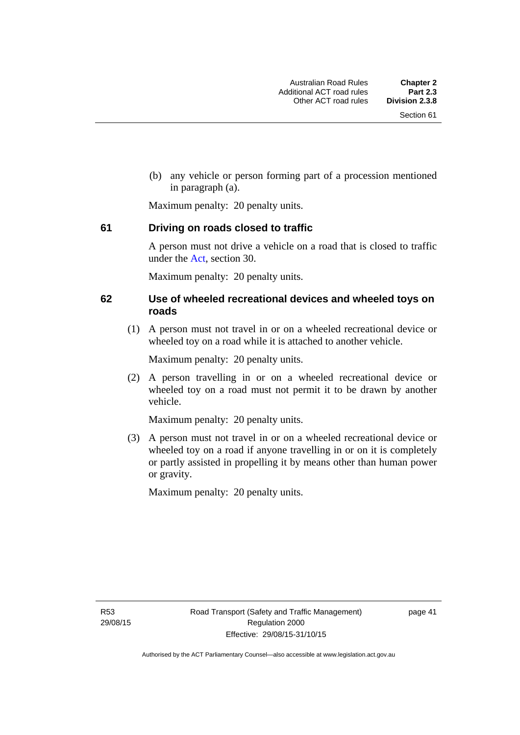(b) any vehicle or person forming part of a procession mentioned in paragraph (a).

Maximum penalty: 20 penalty units.

### 61 Driving on roads closed to traffic

A person must not drive a vehicle on a road that is closed to traffic under the Act, section 30.

Maximum penalty: 20 penalty units.

### 62 Use of wheeled recreational devices and wheeled toys on roads

(1) A person must not travel in or on a wheeled recreational device or wheeled toy on a road while it is attached to another vehicle.

Maximum penalty: 20 penalty units.

(2) A person travelling in or on a wheeled recreational device or wheeled toy on a road must not permit it to be drawn by another vehicle.

Maximum penalty: 20 penalty units.

(3) A person must not travel in or on a wheeled recreational device or wheeled toy on a road if anyone travelling in or on it is completely or partly assisted in propelling it by means other than human power or gravity.

Maximum penalty: 20 penalty units.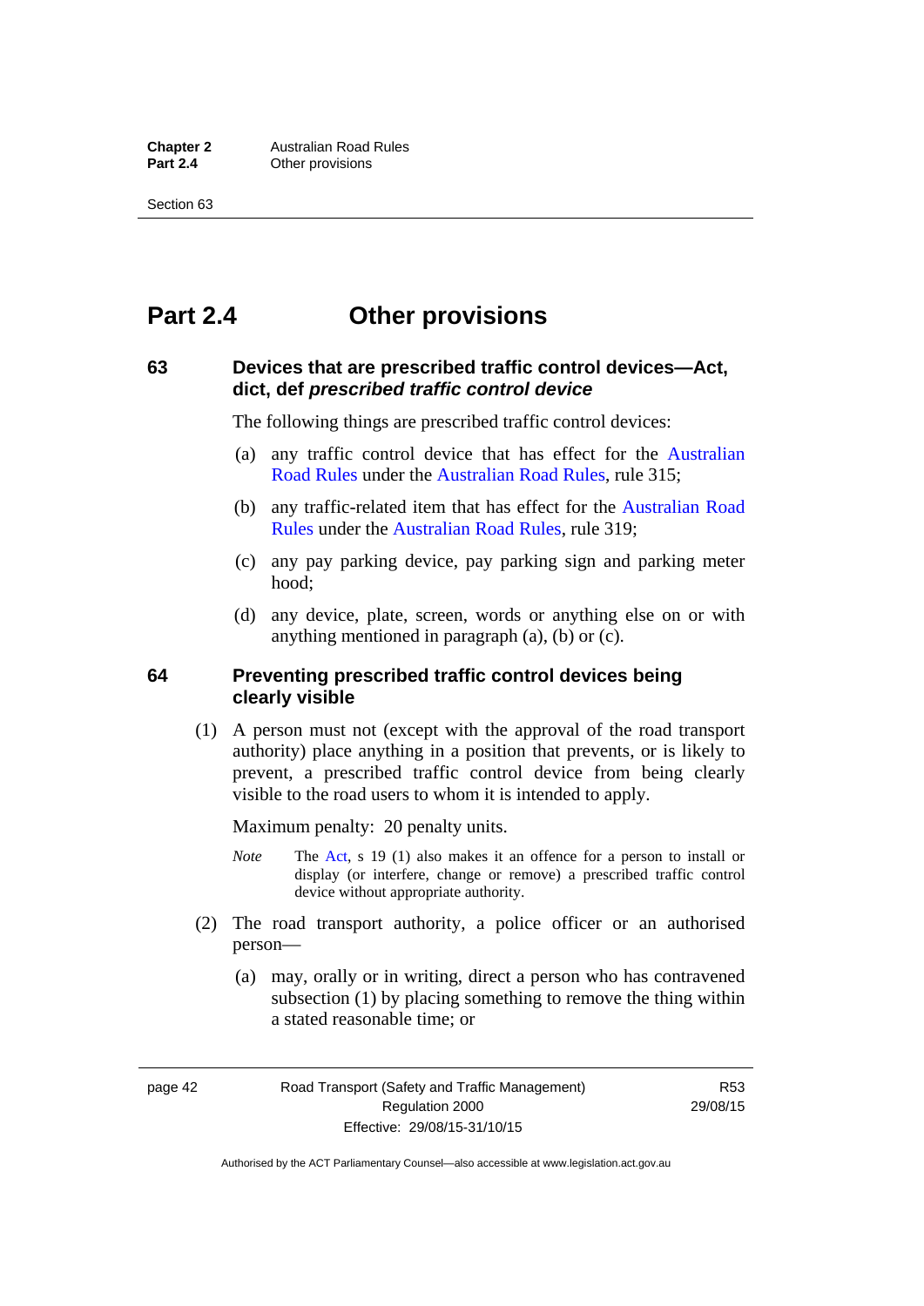# Part 2.4 Other provisions

### 63 Devices that are prescribed traffic control devices—Act, dict, def *prescribed traffic control device*

The following things are prescribed traffic control devices:

(a) any traffic control device that has effect for the Australian Road Rules under the Australian Road Rules, rule 315;

(b) any traffic-related item that has effect for the Australian Road Rules under the Australian Road Rules, rule 319;

(c) any pay parking device, pay parking sign and parking meter hood;

(d) any device, plate, screen, words or anything else on or with anything mentioned in paragraph (a), (b) or (c).

### 64 Preventing prescribed traffic control devices being clearly visible

(1) A person must not (except with the approval of the road transport authority) place anything in a position that prevents, or is likely to prevent, a prescribed traffic control device from being clearly visible to the road users to whom it is intended to apply.

Maximum penalty: 20 penalty units.

*Note* The Act, s 19 (1) also makes it an offence for a person to install or display (or interfere, change or remove) a prescribed traffic control device without appropriate authority.

(2) The road transport authority, a police officer or an authorised person—

(a) may, orally or in writing, direct a person who has contravened subsection (1) by placing something to remove the thing within a stated reasonable time; or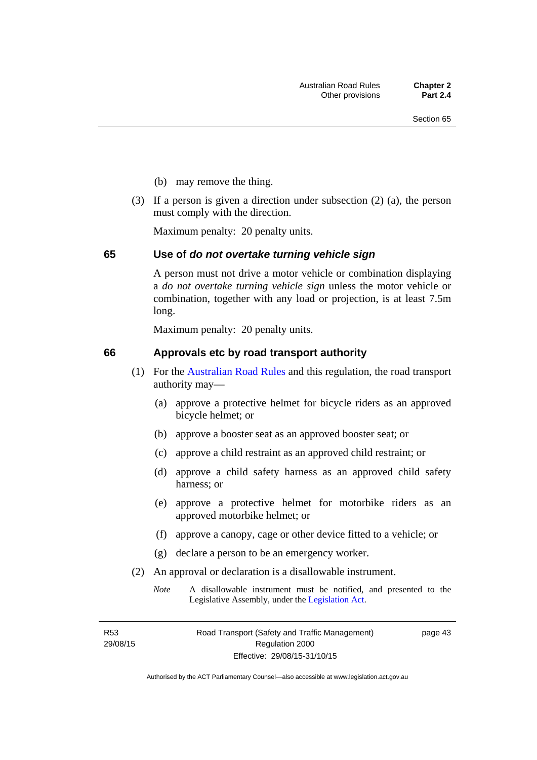(b) may remove the thing.

(3) If a person is given a direction under subsection (2) (a), the person must comply with the direction.

Maximum penalty: 20 penalty units.

## 65 Use of *do not overtake turning vehicle sign*

A person must not drive a motor vehicle or combination displaying a *do not overtake turning vehicle sign* unless the motor vehicle or combination, together with any load or projection, is at least 7.5m long.

Maximum penalty: 20 penalty units.

## 66 Approvals etc by road transport authority

(1) For the Australian Road Rules and this regulation, the road transport authority may—

(a) approve a protective helmet for bicycle riders as an approved bicycle helmet; or

(b) approve a booster seat as an approved booster seat; or

(c) approve a child restraint as an approved child restraint; or

(d) approve a child safety harness as an approved child safety harness; or

(e) approve a protective helmet for motorbike riders as an approved motorbike helmet; or

(f) approve a canopy, cage or other device fitted to a vehicle; or

(g) declare a person to be an emergency worker.

(2) An approval or declaration is a disallowable instrument.

*Note* A disallowable instrument must be notified, and presented to the Legislative Assembly, under the Legislation Act.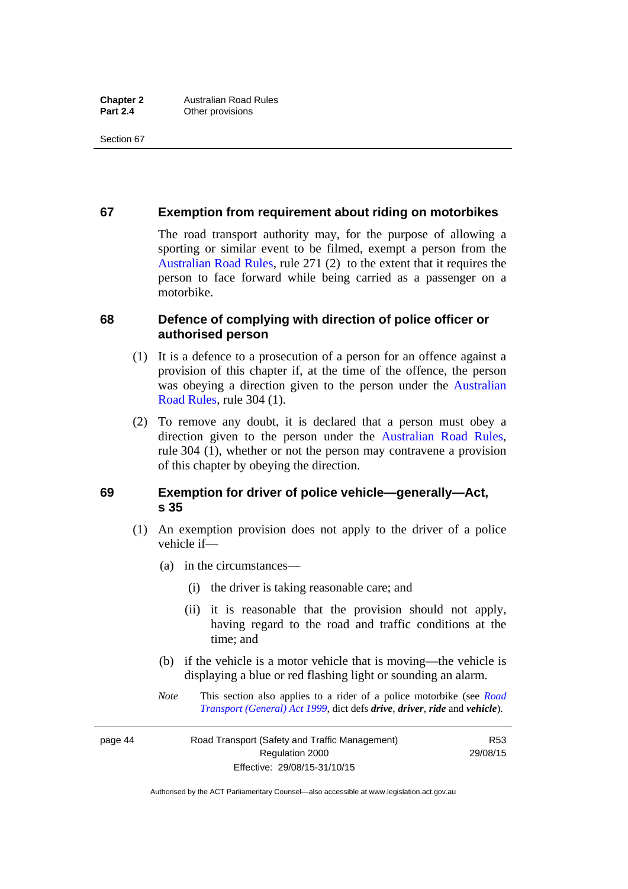## 67 Exemption from requirement about riding on motorbikes

The road transport authority may, for the purpose of allowing a sporting or similar event to be filmed, exempt a person from the Australian Road Rules, rule 271 (2) to the extent that it requires the person to face forward while being carried as a passenger on a motorbike.

## 68 Defence of complying with direction of police officer or authorised person

(1) It is a defence to a prosecution of a person for an offence against a provision of this chapter if, at the time of the offence, the person was obeying a direction given to the person under the Australian Road Rules, rule 304 (1).

(2) To remove any doubt, it is declared that a person must obey a direction given to the person under the Australian Road Rules, rule 304 (1), whether or not the person may contravene a provision of this chapter by obeying the direction.

## 69 Exemption for driver of police vehicle—generally—Act, s 35

(1) An exemption provision does not apply to the driver of a police vehicle if—

(a) in the circumstances—

(i) the driver is taking reasonable care; and

(ii) it is reasonable that the provision should not apply, having regard to the road and traffic conditions at the time; and

(b) if the vehicle is a motor vehicle that is moving—the vehicle is displaying a blue or red flashing light or sounding an alarm.

*Note* This section also applies to a rider of a police motorbike (see *Road Transport (General) Act 1999*, dict defs ***drive***, ***driver***, ***ride*** and ***vehicle***).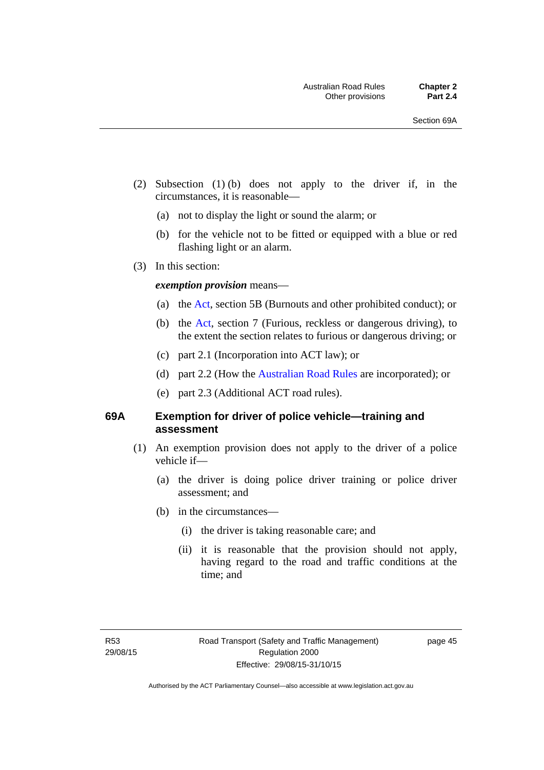(2) Subsection (1) (b) does not apply to the driver if, in the circumstances, it is reasonable—

(a) not to display the light or sound the alarm; or

(b) for the vehicle not to be fitted or equipped with a blue or red flashing light or an alarm.

(3) In this section:

***exemption provision*** means—

(a) the Act, section 5B (Burnouts and other prohibited conduct); or

(b) the Act, section 7 (Furious, reckless or dangerous driving), to the extent the section relates to furious or dangerous driving; or

(c) part 2.1 (Incorporation into ACT law); or

(d) part 2.2 (How the Australian Road Rules are incorporated); or

(e) part 2.3 (Additional ACT road rules).

### 69A Exemption for driver of police vehicle—training and assessment

(1) An exemption provision does not apply to the driver of a police vehicle if—

(a) the driver is doing police driver training or police driver assessment; and

(b) in the circumstances—

(i) the driver is taking reasonable care; and

(ii) it is reasonable that the provision should not apply, having regard to the road and traffic conditions at the time; and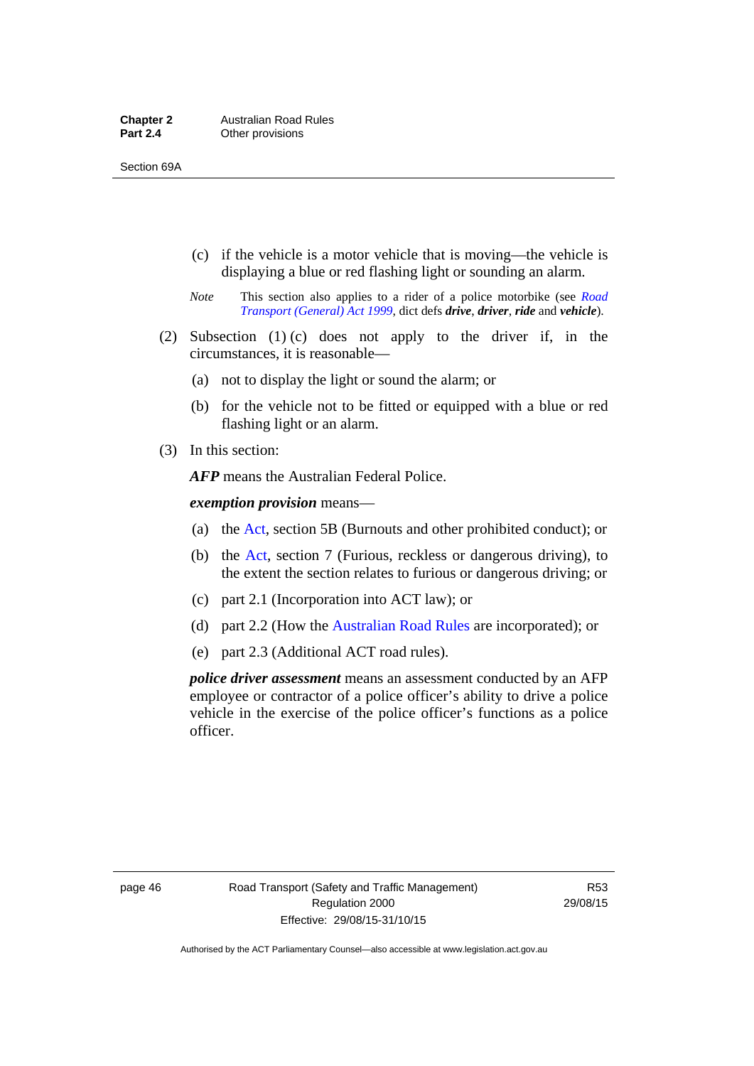(c) if the vehicle is a motor vehicle that is moving—the vehicle is displaying a blue or red flashing light or sounding an alarm.

*Note* This section also applies to a rider of a police motorbike (see *Road Transport (General) Act 1999*, dict defs ***drive***, ***driver***, ***ride*** and ***vehicle***).

(2) Subsection (1) (c) does not apply to the driver if, in the circumstances, it is reasonable—

(a) not to display the light or sound the alarm; or

(b) for the vehicle not to be fitted or equipped with a blue or red flashing light or an alarm.

(3) In this section:

***AFP*** means the Australian Federal Police.

***exemption provision*** means—

(a) the Act, section 5B (Burnouts and other prohibited conduct); or

(b) the Act, section 7 (Furious, reckless or dangerous driving), to the extent the section relates to furious or dangerous driving; or

(c) part 2.1 (Incorporation into ACT law); or

(d) part 2.2 (How the Australian Road Rules are incorporated); or

(e) part 2.3 (Additional ACT road rules).

***police driver assessment*** means an assessment conducted by an AFP employee or contractor of a police officer's ability to drive a police vehicle in the exercise of the police officer's functions as a police officer.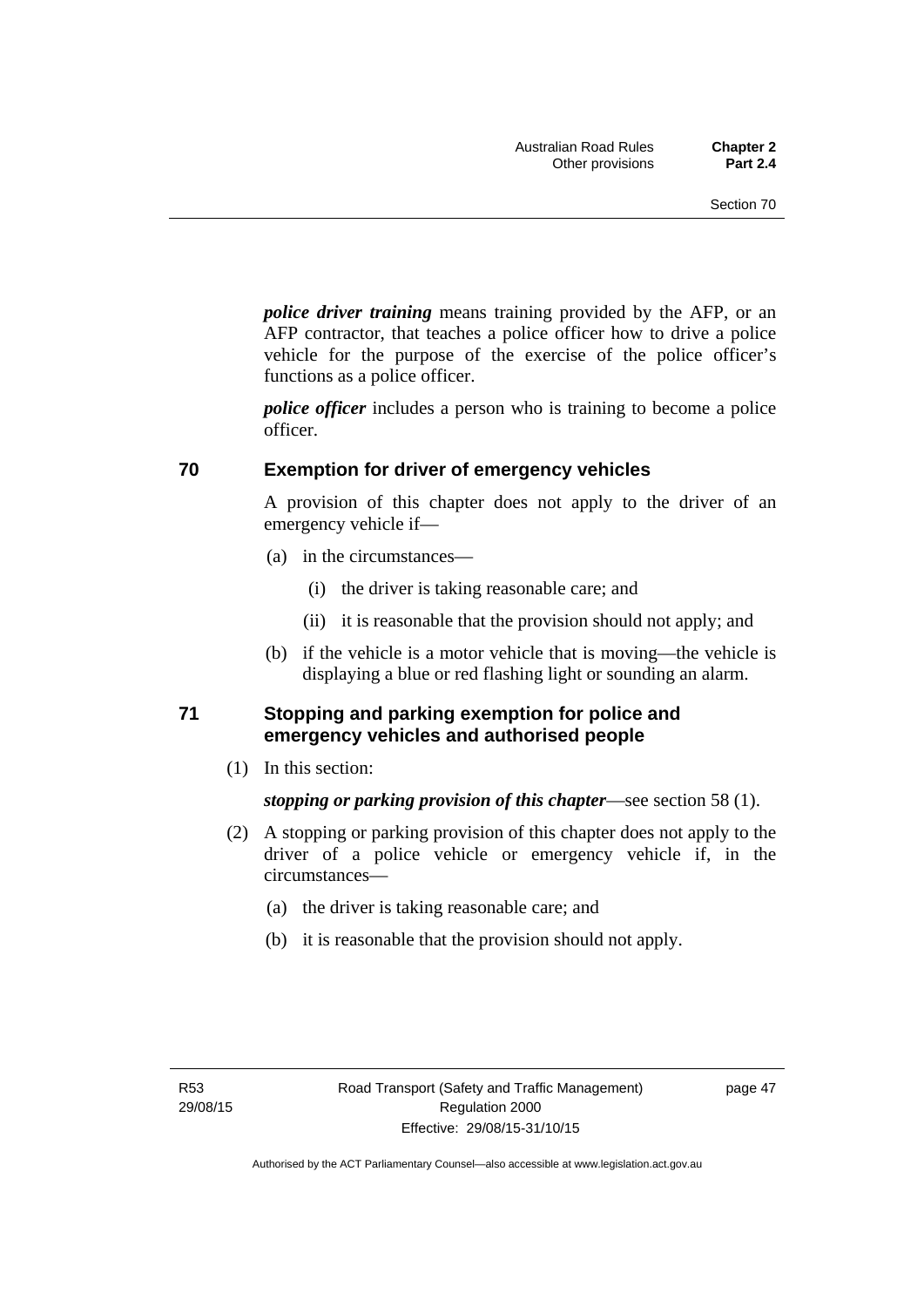***police driver training*** means training provided by the AFP, or an AFP contractor, that teaches a police officer how to drive a police vehicle for the purpose of the exercise of the police officer's functions as a police officer.

***police officer*** includes a person who is training to become a police officer.

## 70 Exemption for driver of emergency vehicles

A provision of this chapter does not apply to the driver of an emergency vehicle if—

(a) in the circumstances—

(i) the driver is taking reasonable care; and

(ii) it is reasonable that the provision should not apply; and

(b) if the vehicle is a motor vehicle that is moving—the vehicle is displaying a blue or red flashing light or sounding an alarm.

## 71 Stopping and parking exemption for police and emergency vehicles and authorised people

(1) In this section:

***stopping or parking provision of this chapter***—see section 58 (1).

(2) A stopping or parking provision of this chapter does not apply to the driver of a police vehicle or emergency vehicle if, in the circumstances—

(a) the driver is taking reasonable care; and

(b) it is reasonable that the provision should not apply.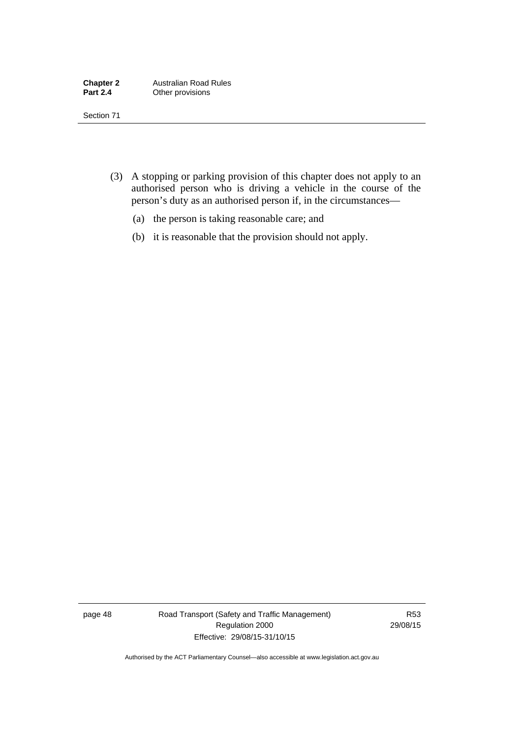(3) A stopping or parking provision of this chapter does not apply to an authorised person who is driving a vehicle in the course of the person's duty as an authorised person if, in the circumstances—

  (a) the person is taking reasonable care; and

  (b) it is reasonable that the provision should not apply.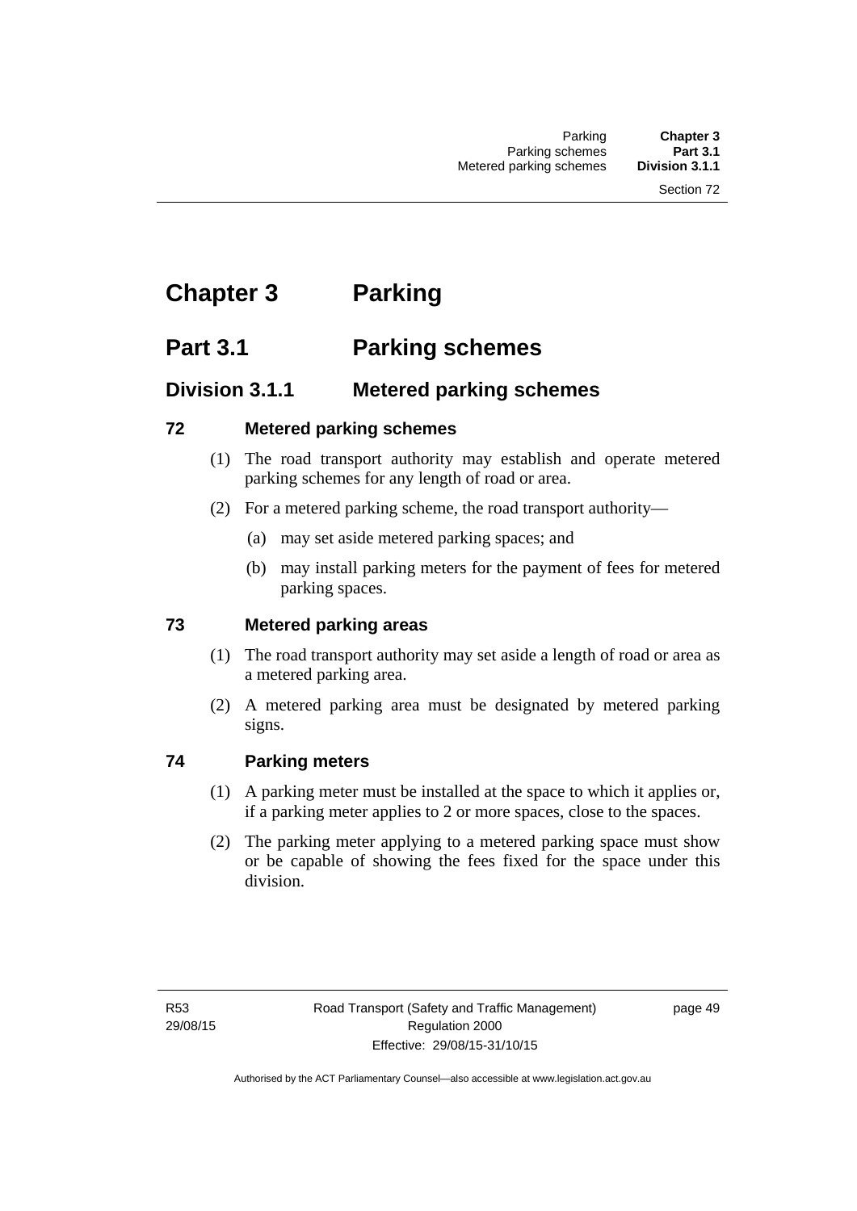# Chapter 3 Parking

## Part 3.1 Parking schemes

### Division 3.1.1 Metered parking schemes

#### 72 Metered parking schemes

(1) The road transport authority may establish and operate metered parking schemes for any length of road or area.

(2) For a metered parking scheme, the road transport authority—

(a) may set aside metered parking spaces; and

(b) may install parking meters for the payment of fees for metered parking spaces.

#### 73 Metered parking areas

(1) The road transport authority may set aside a length of road or area as a metered parking area.

(2) A metered parking area must be designated by metered parking signs.

#### 74 Parking meters

(1) A parking meter must be installed at the space to which it applies or, if a parking meter applies to 2 or more spaces, close to the spaces.

(2) The parking meter applying to a metered parking space must show or be capable of showing the fees fixed for the space under this division.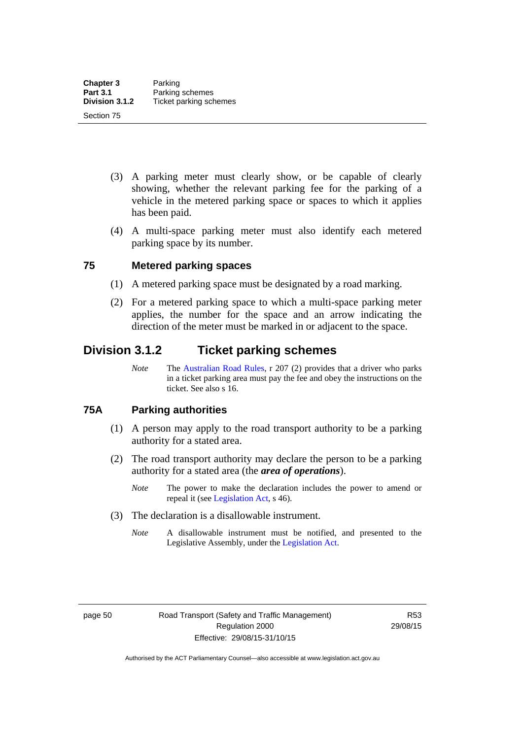(3) A parking meter must clearly show, or be capable of clearly showing, whether the relevant parking fee for the parking of a vehicle in the metered parking space or spaces to which it applies has been paid.

(4) A multi-space parking meter must also identify each metered parking space by its number.

### 75 Metered parking spaces

(1) A metered parking space must be designated by a road marking.

(2) For a metered parking space to which a multi-space parking meter applies, the number for the space and an arrow indicating the direction of the meter must be marked in or adjacent to the space.

## Division 3.1.2 Ticket parking schemes

*Note* The Australian Road Rules, r 207 (2) provides that a driver who parks in a ticket parking area must pay the fee and obey the instructions on the ticket. See also s 16.

### 75A Parking authorities

(1) A person may apply to the road transport authority to be a parking authority for a stated area.

(2) The road transport authority may declare the person to be a parking authority for a stated area (the ***area of operations***).

*Note* The power to make the declaration includes the power to amend or repeal it (see Legislation Act, s 46).

(3) The declaration is a disallowable instrument.

*Note* A disallowable instrument must be notified, and presented to the Legislative Assembly, under the Legislation Act.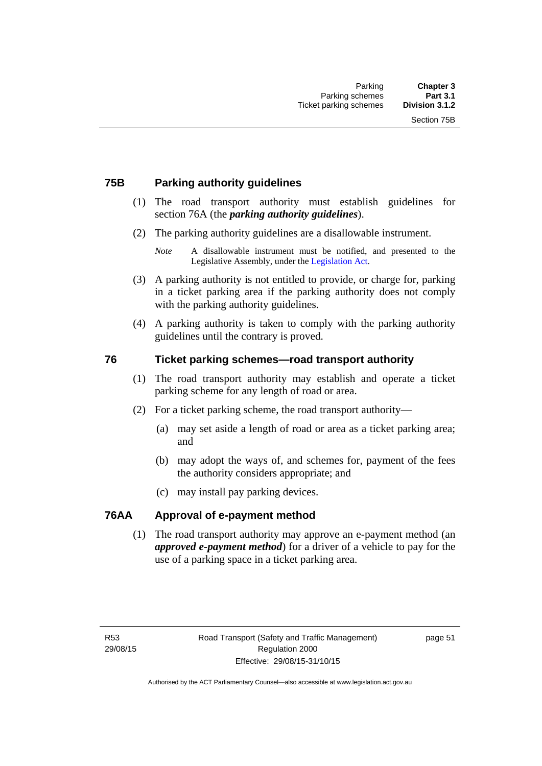## 75B Parking authority guidelines

(1) The road transport authority must establish guidelines for section 76A (the ***parking authority guidelines***).

(2) The parking authority guidelines are a disallowable instrument.

*Note* A disallowable instrument must be notified, and presented to the Legislative Assembly, under the Legislation Act.

(3) A parking authority is not entitled to provide, or charge for, parking in a ticket parking area if the parking authority does not comply with the parking authority guidelines.

(4) A parking authority is taken to comply with the parking authority guidelines until the contrary is proved.

## 76 Ticket parking schemes—road transport authority

(1) The road transport authority may establish and operate a ticket parking scheme for any length of road or area.

(2) For a ticket parking scheme, the road transport authority—

(a) may set aside a length of road or area as a ticket parking area; and

(b) may adopt the ways of, and schemes for, payment of the fees the authority considers appropriate; and

(c) may install pay parking devices.

## 76AA Approval of e-payment method

(1) The road transport authority may approve an e-payment method (an ***approved e-payment method***) for a driver of a vehicle to pay for the use of a parking space in a ticket parking area.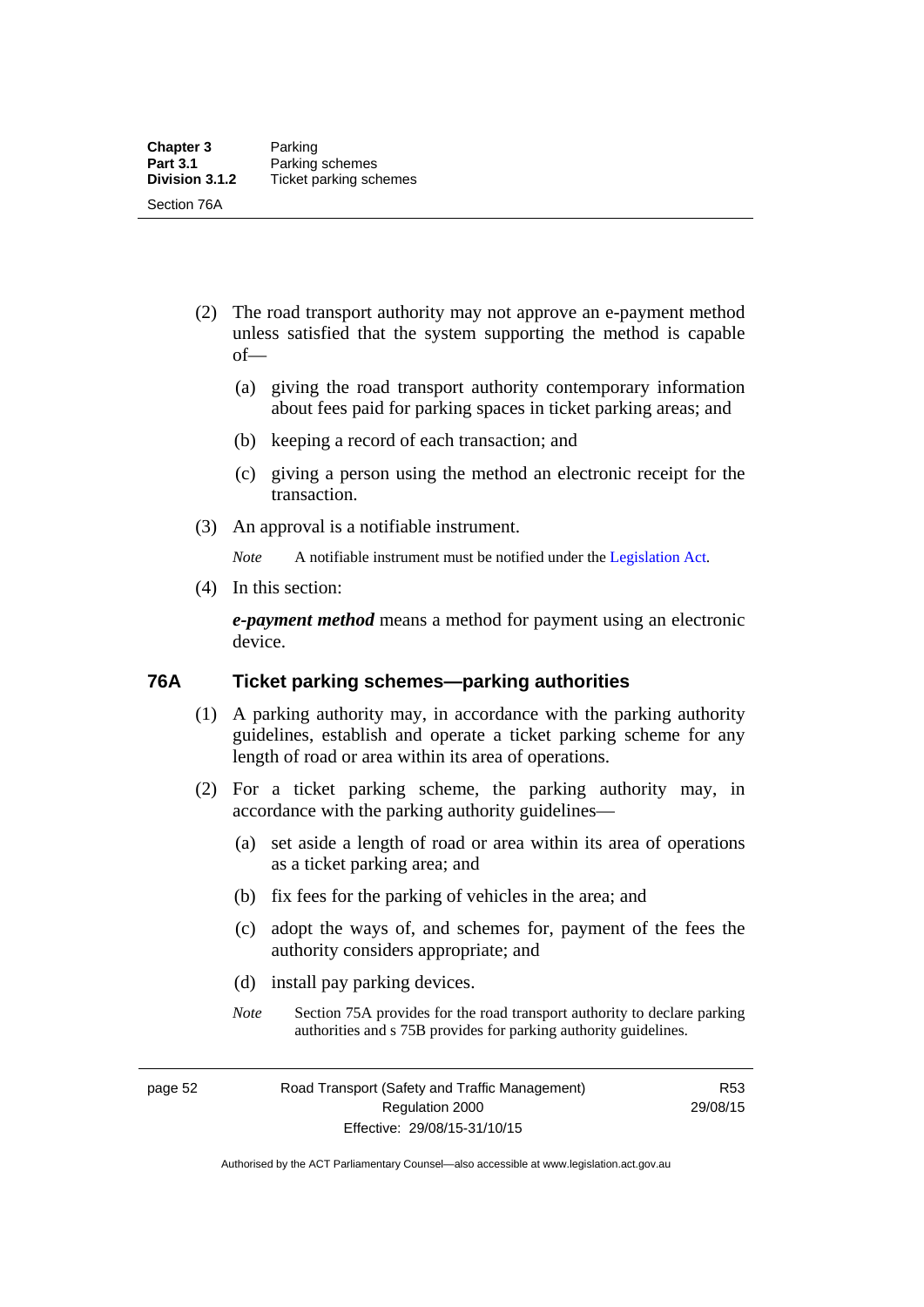(2) The road transport authority may not approve an e-payment method unless satisfied that the system supporting the method is capable of—

(a) giving the road transport authority contemporary information about fees paid for parking spaces in ticket parking areas; and

(b) keeping a record of each transaction; and

(c) giving a person using the method an electronic receipt for the transaction.

(3) An approval is a notifiable instrument.

*Note* A notifiable instrument must be notified under the Legislation Act.

(4) In this section:

***e-payment method*** means a method for payment using an electronic device.

### 76A Ticket parking schemes—parking authorities

(1) A parking authority may, in accordance with the parking authority guidelines, establish and operate a ticket parking scheme for any length of road or area within its area of operations.

(2) For a ticket parking scheme, the parking authority may, in accordance with the parking authority guidelines—

(a) set aside a length of road or area within its area of operations as a ticket parking area; and

(b) fix fees for the parking of vehicles in the area; and

(c) adopt the ways of, and schemes for, payment of the fees the authority considers appropriate; and

(d) install pay parking devices.

*Note* Section 75A provides for the road transport authority to declare parking authorities and s 75B provides for parking authority guidelines.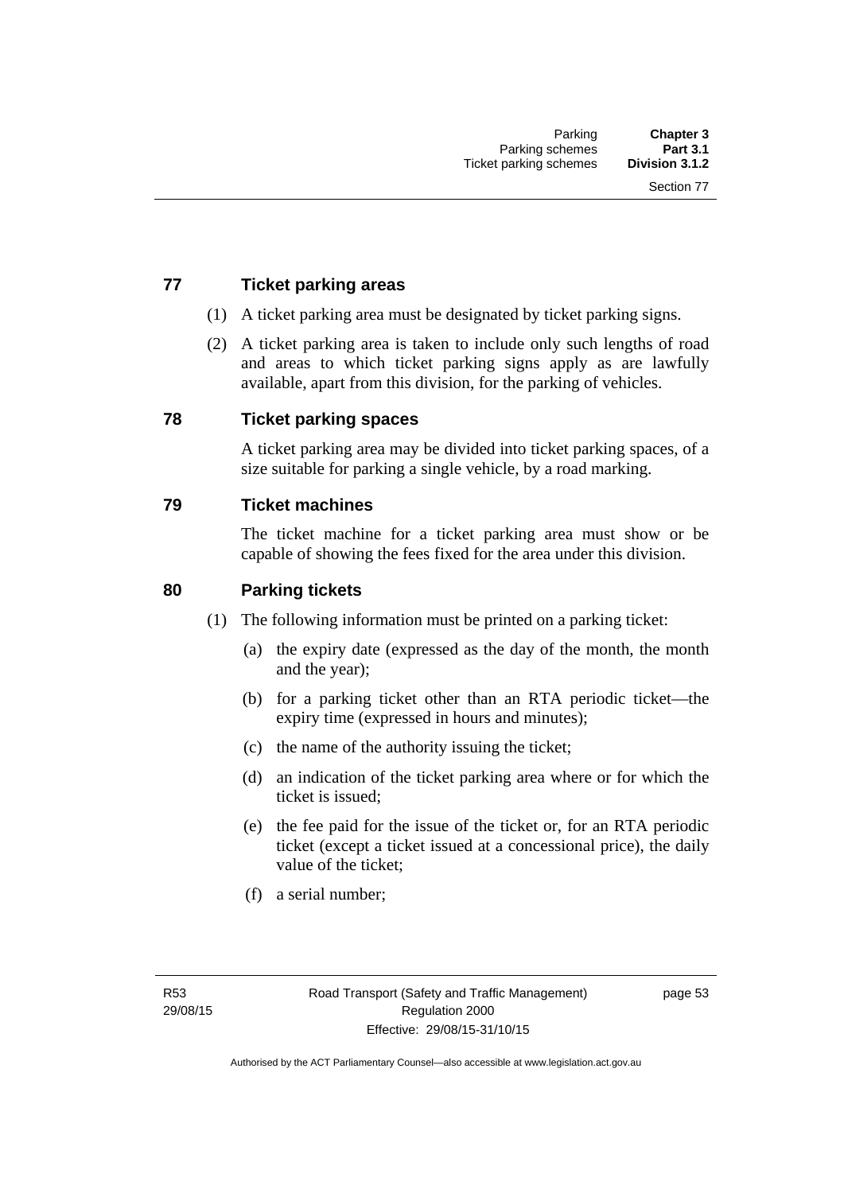## 77 Ticket parking areas

(1) A ticket parking area must be designated by ticket parking signs.

(2) A ticket parking area is taken to include only such lengths of road and areas to which ticket parking signs apply as are lawfully available, apart from this division, for the parking of vehicles.

## 78 Ticket parking spaces

A ticket parking area may be divided into ticket parking spaces, of a size suitable for parking a single vehicle, by a road marking.

## 79 Ticket machines

The ticket machine for a ticket parking area must show or be capable of showing the fees fixed for the area under this division.

## 80 Parking tickets

(1) The following information must be printed on a parking ticket:

(a) the expiry date (expressed as the day of the month, the month and the year);

(b) for a parking ticket other than an RTA periodic ticket—the expiry time (expressed in hours and minutes);

(c) the name of the authority issuing the ticket;

(d) an indication of the ticket parking area where or for which the ticket is issued;

(e) the fee paid for the issue of the ticket or, for an RTA periodic ticket (except a ticket issued at a concessional price), the daily value of the ticket;

(f) a serial number;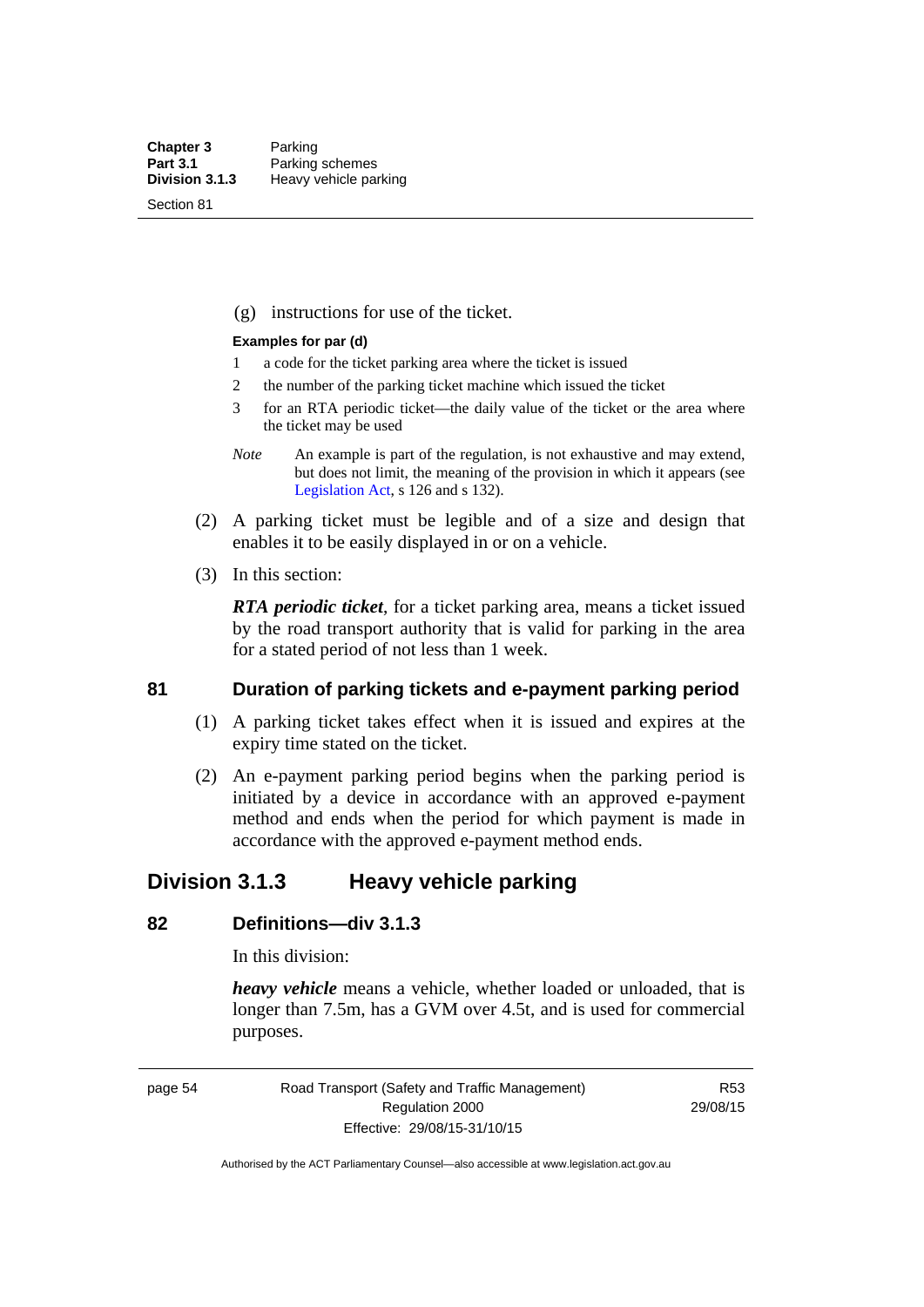(g) instructions for use of the ticket.

**Examples for par (d)**

1 a code for the ticket parking area where the ticket is issued

2 the number of the parking ticket machine which issued the ticket

3 for an RTA periodic ticket—the daily value of the ticket or the area where the ticket may be used

*Note* An example is part of the regulation, is not exhaustive and may extend, but does not limit, the meaning of the provision in which it appears (see Legislation Act, s 126 and s 132).

(2) A parking ticket must be legible and of a size and design that enables it to be easily displayed in or on a vehicle.

(3) In this section:

***RTA periodic ticket***, for a ticket parking area, means a ticket issued by the road transport authority that is valid for parking in the area for a stated period of not less than 1 week.

### 81 Duration of parking tickets and e-payment parking period

(1) A parking ticket takes effect when it is issued and expires at the expiry time stated on the ticket.

(2) An e-payment parking period begins when the parking period is initiated by a device in accordance with an approved e-payment method and ends when the period for which payment is made in accordance with the approved e-payment method ends.

## Division 3.1.3 Heavy vehicle parking

### 82 Definitions—div 3.1.3

In this division:

***heavy vehicle*** means a vehicle, whether loaded or unloaded, that is longer than 7.5m, has a GVM over 4.5t, and is used for commercial purposes.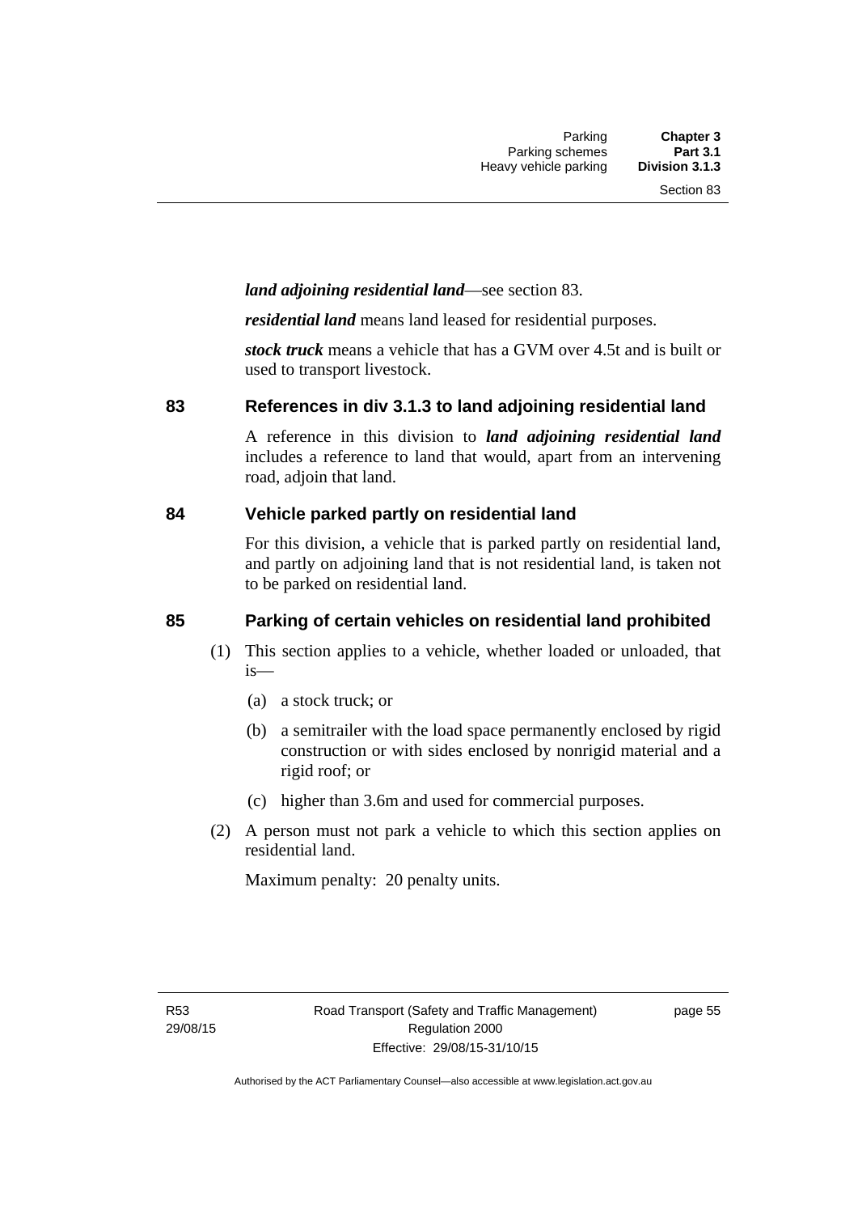***land adjoining residential land***—see section 83.

***residential land*** means land leased for residential purposes.

***stock truck*** means a vehicle that has a GVM over 4.5t and is built or used to transport livestock.

### 83 References in div 3.1.3 to land adjoining residential land

A reference in this division to ***land adjoining residential land*** includes a reference to land that would, apart from an intervening road, adjoin that land.

### 84 Vehicle parked partly on residential land

For this division, a vehicle that is parked partly on residential land, and partly on adjoining land that is not residential land, is taken not to be parked on residential land.

### 85 Parking of certain vehicles on residential land prohibited

(1) This section applies to a vehicle, whether loaded or unloaded, that is—

(a) a stock truck; or

(b) a semitrailer with the load space permanently enclosed by rigid construction or with sides enclosed by nonrigid material and a rigid roof; or

(c) higher than 3.6m and used for commercial purposes.

(2) A person must not park a vehicle to which this section applies on residential land.

Maximum penalty: 20 penalty units.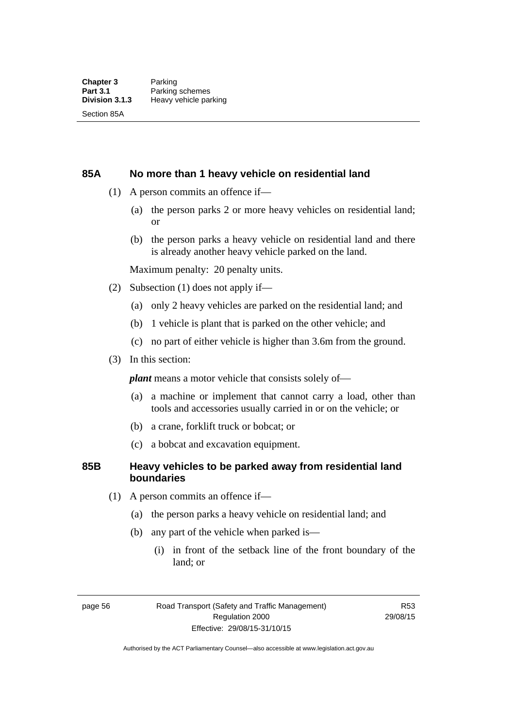## 85A No more than 1 heavy vehicle on residential land

(1) A person commits an offence if—

(a) the person parks 2 or more heavy vehicles on residential land; or

(b) the person parks a heavy vehicle on residential land and there is already another heavy vehicle parked on the land.

Maximum penalty: 20 penalty units.

(2) Subsection (1) does not apply if—

(a) only 2 heavy vehicles are parked on the residential land; and

(b) 1 vehicle is plant that is parked on the other vehicle; and

(c) no part of either vehicle is higher than 3.6m from the ground.

(3) In this section:

***plant*** means a motor vehicle that consists solely of—

(a) a machine or implement that cannot carry a load, other than tools and accessories usually carried in or on the vehicle; or

(b) a crane, forklift truck or bobcat; or

(c) a bobcat and excavation equipment.

## 85B Heavy vehicles to be parked away from residential land boundaries

(1) A person commits an offence if—

(a) the person parks a heavy vehicle on residential land; and

(b) any part of the vehicle when parked is—

(i) in front of the setback line of the front boundary of the land; or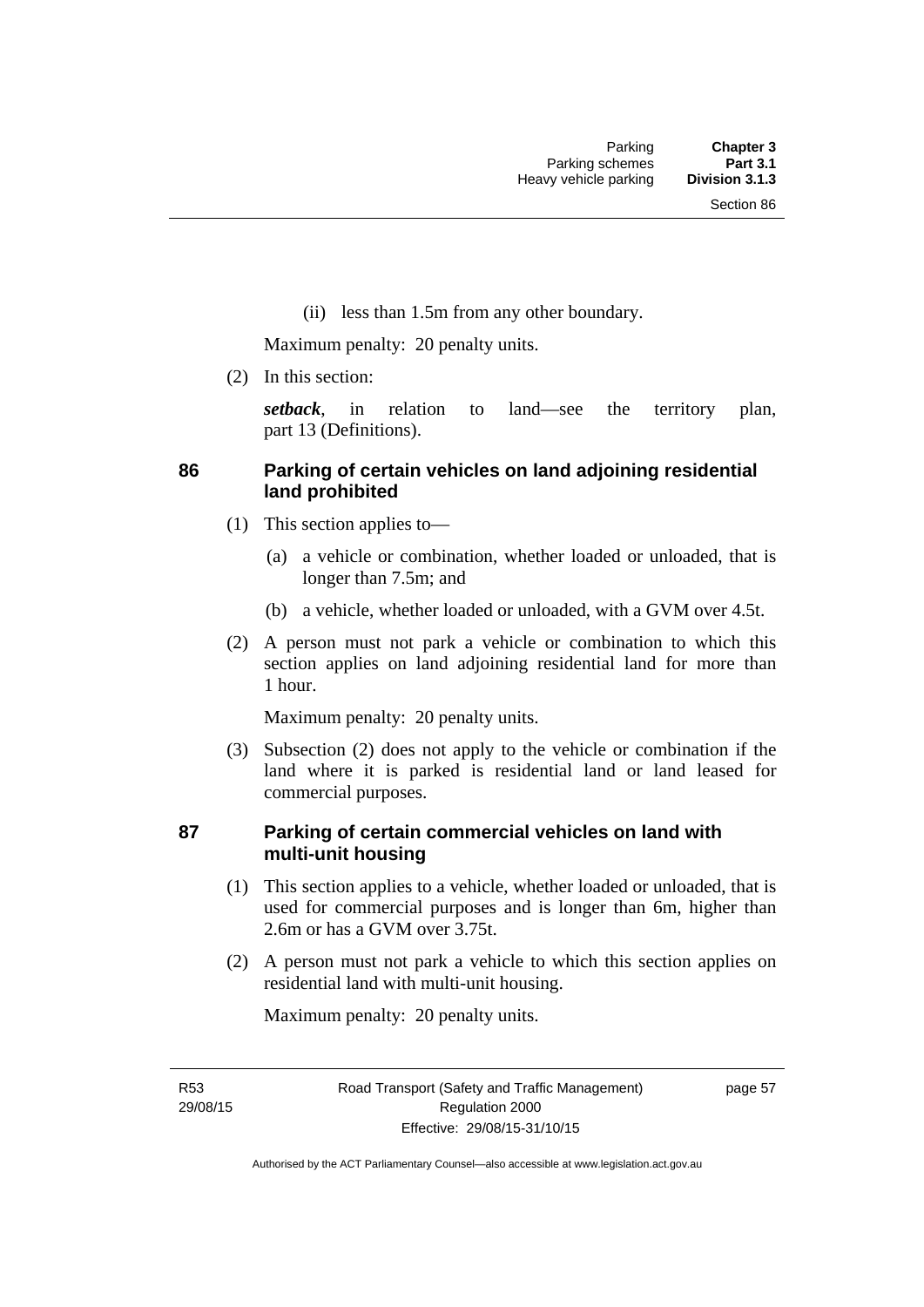(ii) less than 1.5m from any other boundary.

Maximum penalty: 20 penalty units.

(2) In this section:

***setback***, in relation to land—see the territory plan, part 13 (Definitions).

## 86 Parking of certain vehicles on land adjoining residential land prohibited

(1) This section applies to—

(a) a vehicle or combination, whether loaded or unloaded, that is longer than 7.5m; and

(b) a vehicle, whether loaded or unloaded, with a GVM over 4.5t.

(2) A person must not park a vehicle or combination to which this section applies on land adjoining residential land for more than 1 hour.

Maximum penalty: 20 penalty units.

(3) Subsection (2) does not apply to the vehicle or combination if the land where it is parked is residential land or land leased for commercial purposes.

## 87 Parking of certain commercial vehicles on land with multi-unit housing

(1) This section applies to a vehicle, whether loaded or unloaded, that is used for commercial purposes and is longer than 6m, higher than 2.6m or has a GVM over 3.75t.

(2) A person must not park a vehicle to which this section applies on residential land with multi-unit housing.

Maximum penalty: 20 penalty units.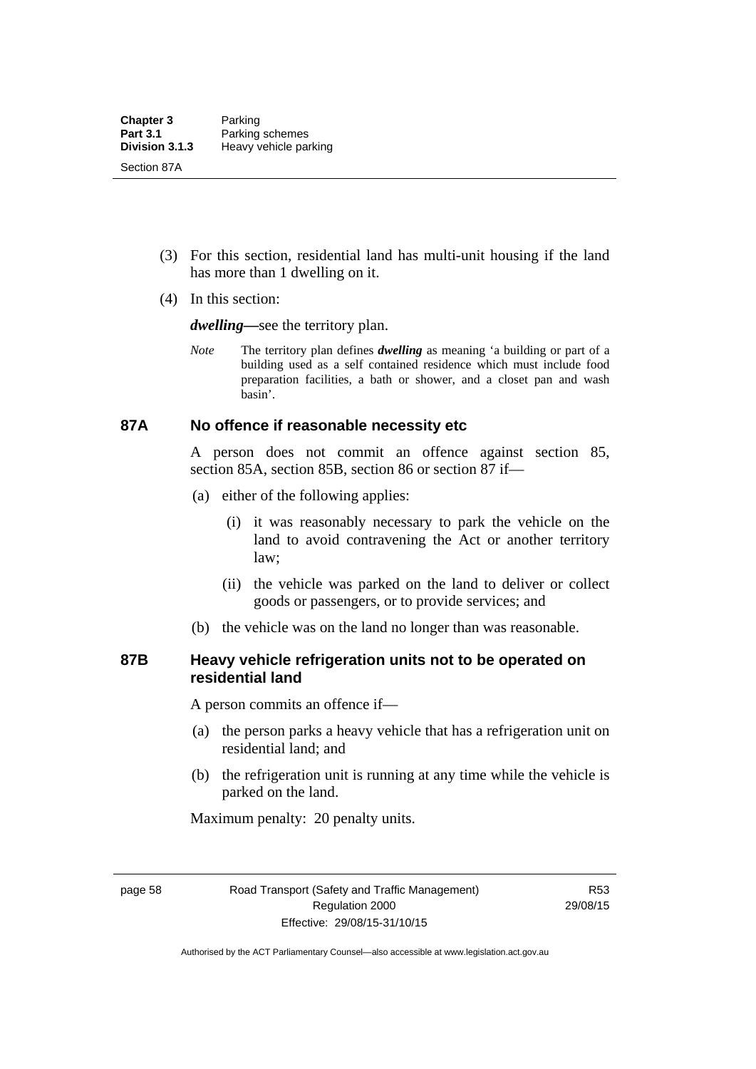(3) For this section, residential land has multi-unit housing if the land has more than 1 dwelling on it.

(4) In this section:

***dwelling***—see the territory plan.

*Note* The territory plan defines ***dwelling*** as meaning 'a building or part of a building used as a self contained residence which must include food preparation facilities, a bath or shower, and a closet pan and wash basin'.

### 87A No offence if reasonable necessity etc

A person does not commit an offence against section 85, section 85A, section 85B, section 86 or section 87 if—

(a) either of the following applies:

(i) it was reasonably necessary to park the vehicle on the land to avoid contravening the Act or another territory law;

(ii) the vehicle was parked on the land to deliver or collect goods or passengers, or to provide services; and

(b) the vehicle was on the land no longer than was reasonable.

### 87B Heavy vehicle refrigeration units not to be operated on residential land

A person commits an offence if—

(a) the person parks a heavy vehicle that has a refrigeration unit on residential land; and

(b) the refrigeration unit is running at any time while the vehicle is parked on the land.

Maximum penalty: 20 penalty units.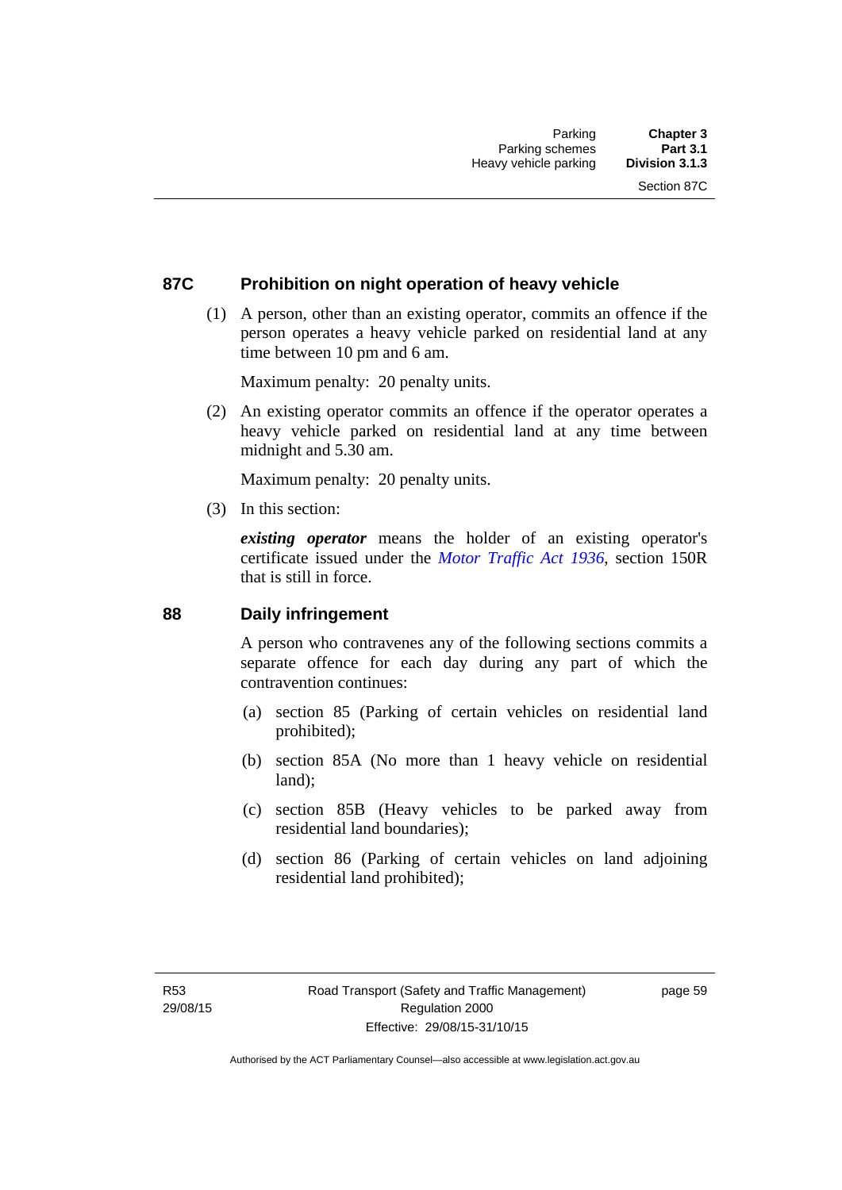## 87C Prohibition on night operation of heavy vehicle

(1) A person, other than an existing operator, commits an offence if the person operates a heavy vehicle parked on residential land at any time between 10 pm and 6 am.

Maximum penalty: 20 penalty units.

(2) An existing operator commits an offence if the operator operates a heavy vehicle parked on residential land at any time between midnight and 5.30 am.

Maximum penalty: 20 penalty units.

(3) In this section:

***existing operator*** means the holder of an existing operator's certificate issued under the *Motor Traffic Act 1936*, section 150R that is still in force.

## 88 Daily infringement

A person who contravenes any of the following sections commits a separate offence for each day during any part of which the contravention continues:

(a) section 85 (Parking of certain vehicles on residential land prohibited);

(b) section 85A (No more than 1 heavy vehicle on residential land);

(c) section 85B (Heavy vehicles to be parked away from residential land boundaries);

(d) section 86 (Parking of certain vehicles on land adjoining residential land prohibited);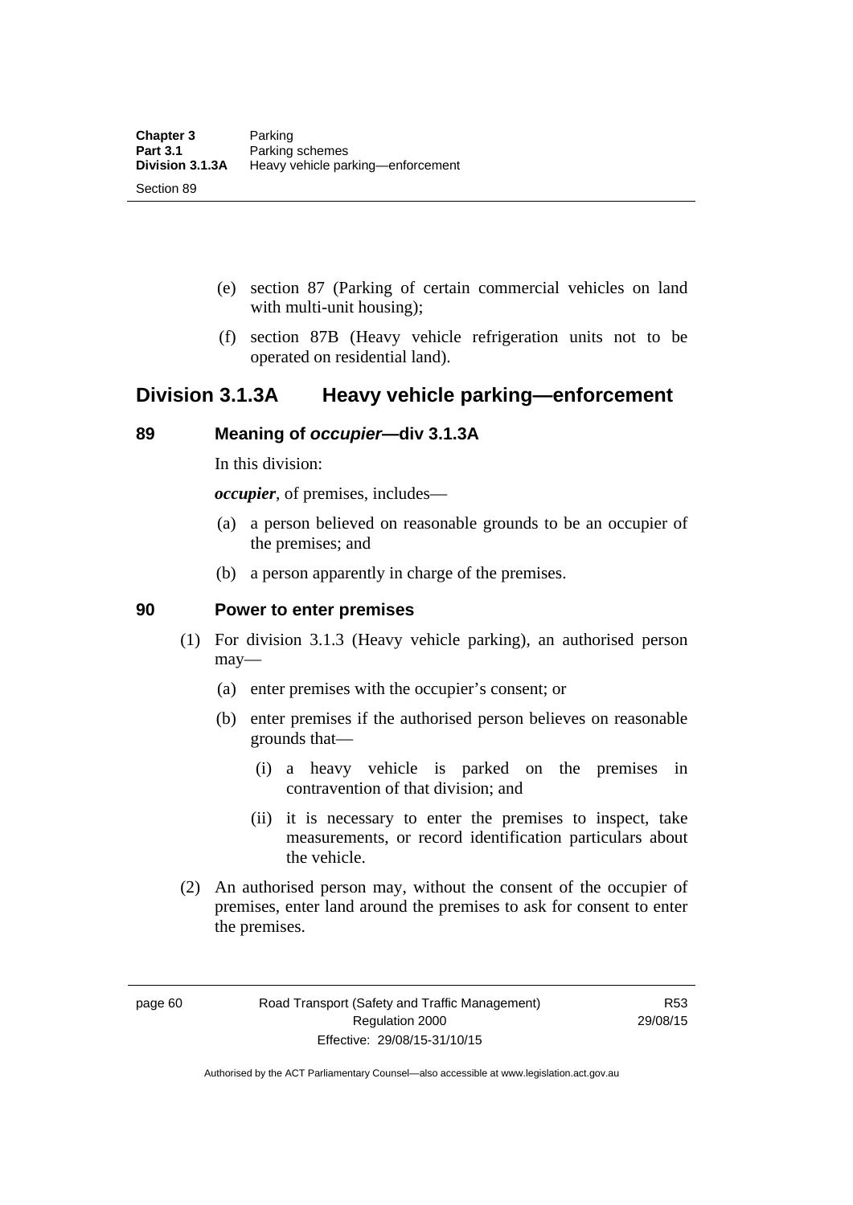(e) section 87 (Parking of certain commercial vehicles on land with multi-unit housing);

(f) section 87B (Heavy vehicle refrigeration units not to be operated on residential land).

## Division 3.1.3A Heavy vehicle parking—enforcement

### 89 Meaning of *occupier*—div 3.1.3A

In this division:

***occupier***, of premises, includes—

(a) a person believed on reasonable grounds to be an occupier of the premises; and

(b) a person apparently in charge of the premises.

### 90 Power to enter premises

(1) For division 3.1.3 (Heavy vehicle parking), an authorised person may—

(a) enter premises with the occupier's consent; or

(b) enter premises if the authorised person believes on reasonable grounds that—

(i) a heavy vehicle is parked on the premises in contravention of that division; and

(ii) it is necessary to enter the premises to inspect, take measurements, or record identification particulars about the vehicle.

(2) An authorised person may, without the consent of the occupier of premises, enter land around the premises to ask for consent to enter the premises.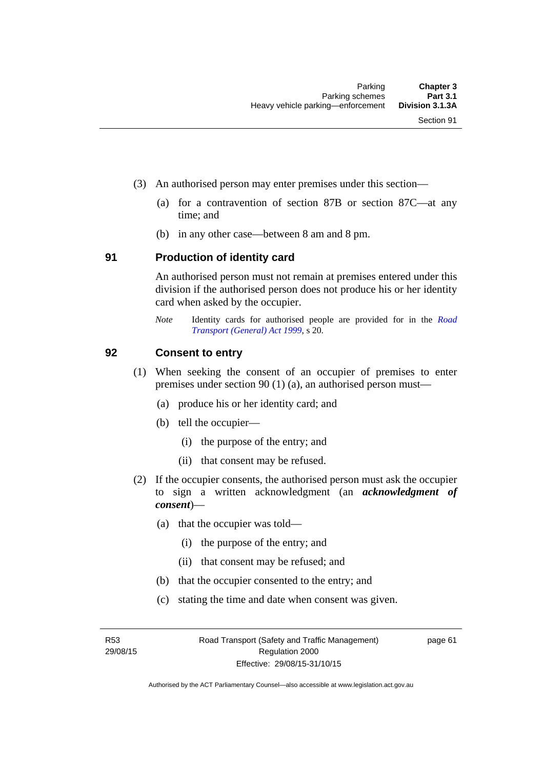(3) An authorised person may enter premises under this section—

(a) for a contravention of section 87B or section 87C—at any time; and

(b) in any other case—between 8 am and 8 pm.

## 91 Production of identity card

An authorised person must not remain at premises entered under this division if the authorised person does not produce his or her identity card when asked by the occupier.

*Note* Identity cards for authorised people are provided for in the *Road Transport (General) Act 1999*, s 20.

## 92 Consent to entry

(1) When seeking the consent of an occupier of premises to enter premises under section 90 (1) (a), an authorised person must—

(a) produce his or her identity card; and

(b) tell the occupier—

(i) the purpose of the entry; and

(ii) that consent may be refused.

(2) If the occupier consents, the authorised person must ask the occupier to sign a written acknowledgment (an ***acknowledgment of consent***)—

(a) that the occupier was told—

(i) the purpose of the entry; and

(ii) that consent may be refused; and

(b) that the occupier consented to the entry; and

(c) stating the time and date when consent was given.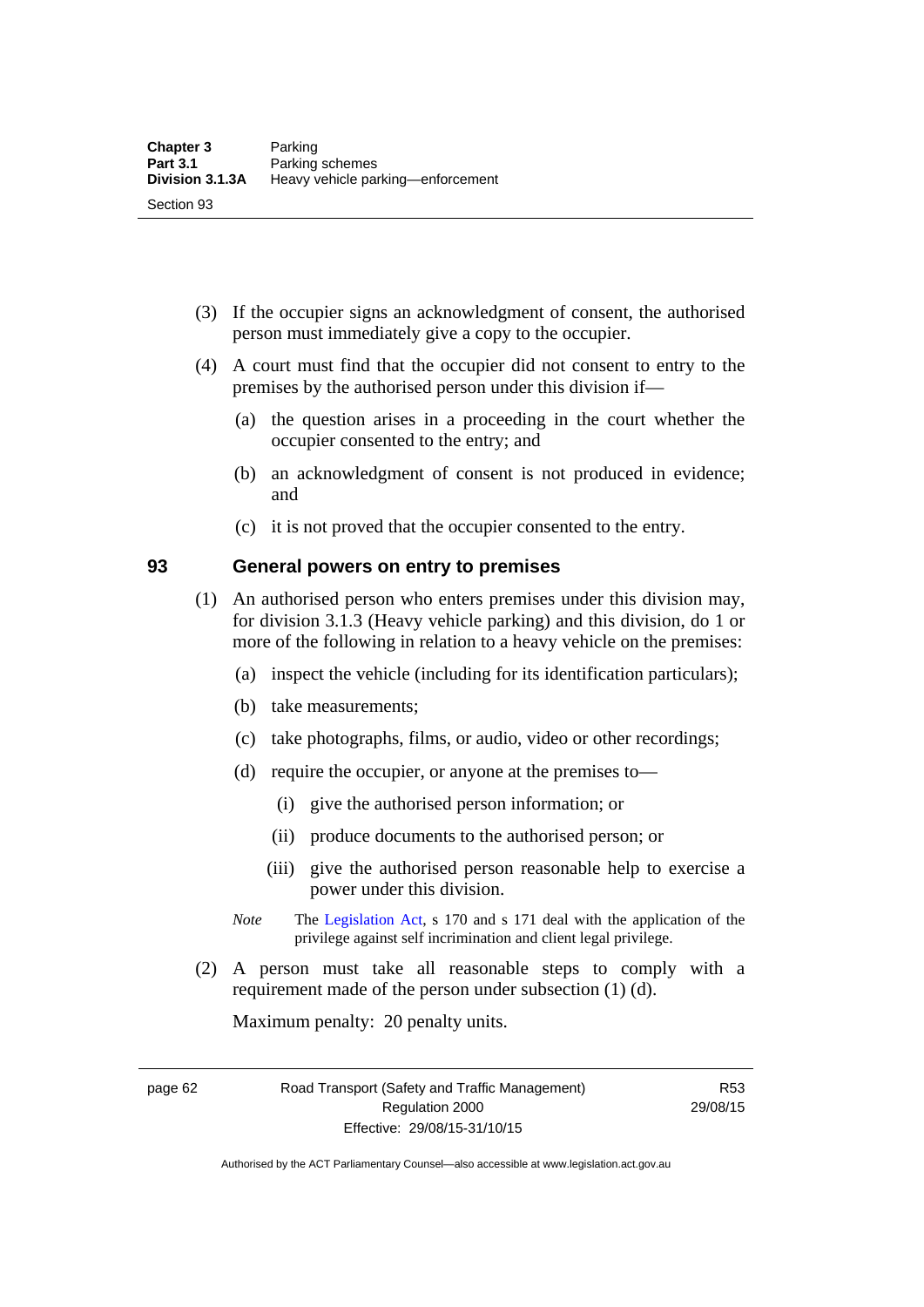(3) If the occupier signs an acknowledgment of consent, the authorised person must immediately give a copy to the occupier.

(4) A court must find that the occupier did not consent to entry to the premises by the authorised person under this division if—

(a) the question arises in a proceeding in the court whether the occupier consented to the entry; and

(b) an acknowledgment of consent is not produced in evidence; and

(c) it is not proved that the occupier consented to the entry.

## 93 General powers on entry to premises

(1) An authorised person who enters premises under this division may, for division 3.1.3 (Heavy vehicle parking) and this division, do 1 or more of the following in relation to a heavy vehicle on the premises:

(a) inspect the vehicle (including for its identification particulars);

(b) take measurements;

(c) take photographs, films, or audio, video or other recordings;

(d) require the occupier, or anyone at the premises to—

(i) give the authorised person information; or

(ii) produce documents to the authorised person; or

(iii) give the authorised person reasonable help to exercise a power under this division.

*Note* The Legislation Act, s 170 and s 171 deal with the application of the privilege against self incrimination and client legal privilege.

(2) A person must take all reasonable steps to comply with a requirement made of the person under subsection (1) (d).

Maximum penalty: 20 penalty units.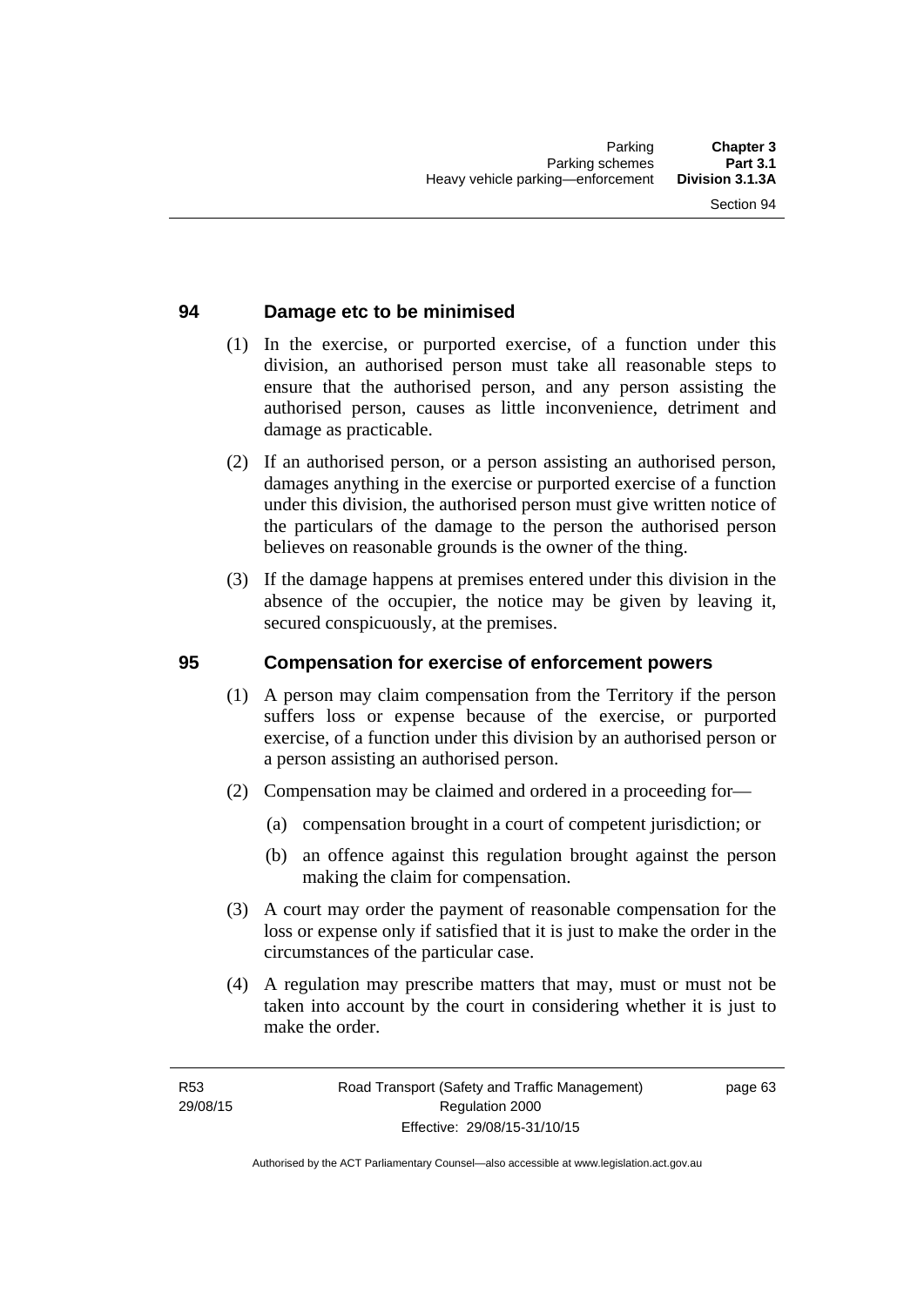## 94 Damage etc to be minimised

(1) In the exercise, or purported exercise, of a function under this division, an authorised person must take all reasonable steps to ensure that the authorised person, and any person assisting the authorised person, causes as little inconvenience, detriment and damage as practicable.

(2) If an authorised person, or a person assisting an authorised person, damages anything in the exercise or purported exercise of a function under this division, the authorised person must give written notice of the particulars of the damage to the person the authorised person believes on reasonable grounds is the owner of the thing.

(3) If the damage happens at premises entered under this division in the absence of the occupier, the notice may be given by leaving it, secured conspicuously, at the premises.

## 95 Compensation for exercise of enforcement powers

(1) A person may claim compensation from the Territory if the person suffers loss or expense because of the exercise, or purported exercise, of a function under this division by an authorised person or a person assisting an authorised person.

(2) Compensation may be claimed and ordered in a proceeding for—

   (a) compensation brought in a court of competent jurisdiction; or

   (b) an offence against this regulation brought against the person making the claim for compensation.

(3) A court may order the payment of reasonable compensation for the loss or expense only if satisfied that it is just to make the order in the circumstances of the particular case.

(4) A regulation may prescribe matters that may, must or must not be taken into account by the court in considering whether it is just to make the order.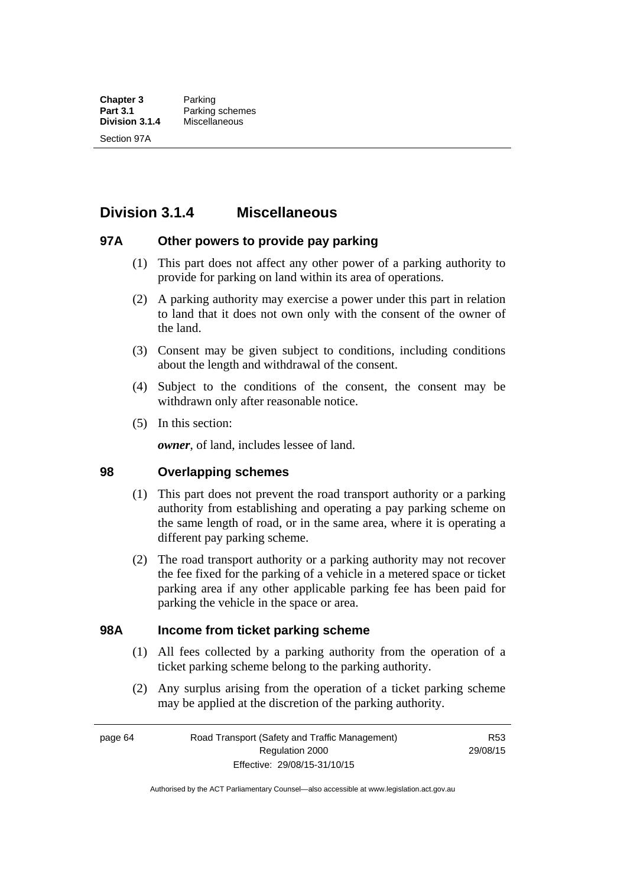## Division 3.1.4 Miscellaneous

### 97A Other powers to provide pay parking

(1) This part does not affect any other power of a parking authority to provide for parking on land within its area of operations.

(2) A parking authority may exercise a power under this part in relation to land that it does not own only with the consent of the owner of the land.

(3) Consent may be given subject to conditions, including conditions about the length and withdrawal of the consent.

(4) Subject to the conditions of the consent, the consent may be withdrawn only after reasonable notice.

(5) In this section:

***owner***, of land, includes lessee of land.

### 98 Overlapping schemes

(1) This part does not prevent the road transport authority or a parking authority from establishing and operating a pay parking scheme on the same length of road, or in the same area, where it is operating a different pay parking scheme.

(2) The road transport authority or a parking authority may not recover the fee fixed for the parking of a vehicle in a metered space or ticket parking area if any other applicable parking fee has been paid for parking the vehicle in the space or area.

### 98A Income from ticket parking scheme

(1) All fees collected by a parking authority from the operation of a ticket parking scheme belong to the parking authority.

(2) Any surplus arising from the operation of a ticket parking scheme may be applied at the discretion of the parking authority.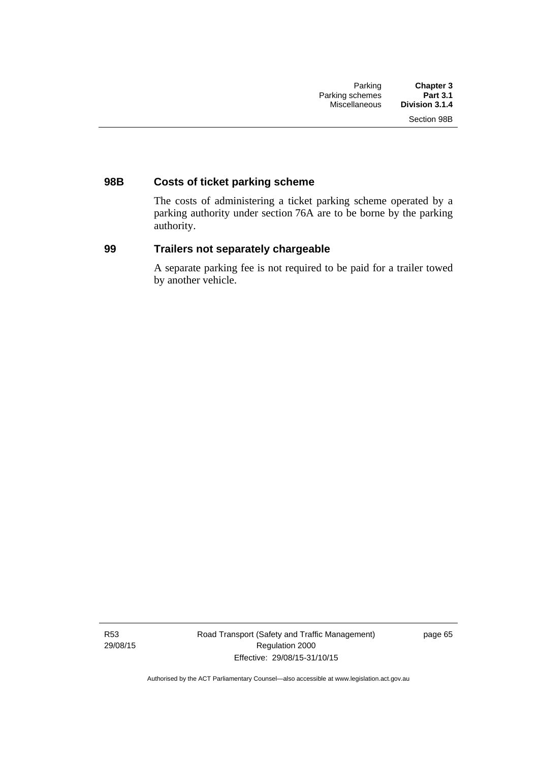## 98B Costs of ticket parking scheme

The costs of administering a ticket parking scheme operated by a parking authority under section 76A are to be borne by the parking authority.

## 99 Trailers not separately chargeable

A separate parking fee is not required to be paid for a trailer towed by another vehicle.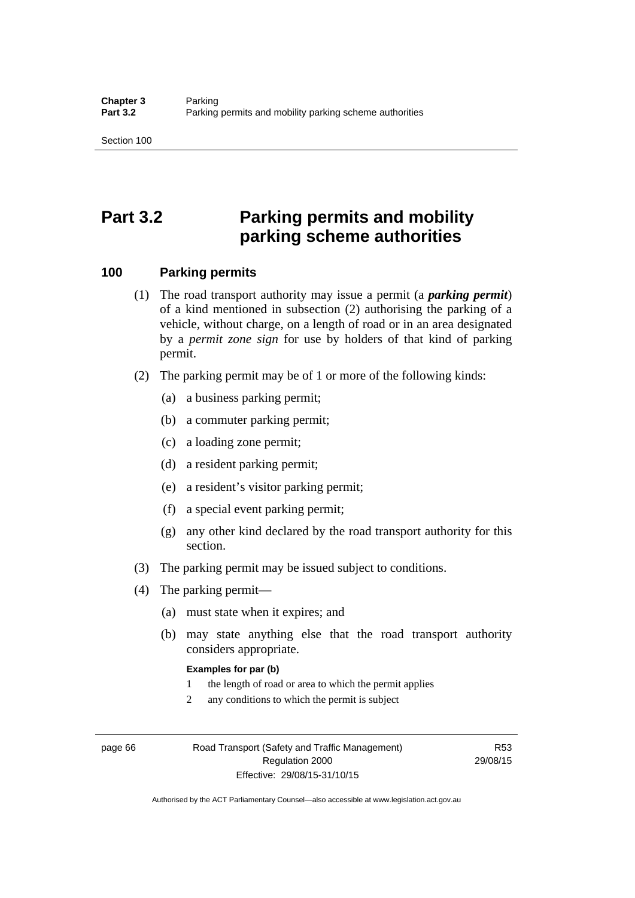# Part 3.2 Parking permits and mobility parking scheme authorities

## 100 Parking permits

(1) The road transport authority may issue a permit (a ***parking permit***) of a kind mentioned in subsection (2) authorising the parking of a vehicle, without charge, on a length of road or in an area designated by a *permit zone sign* for use by holders of that kind of parking permit.

(2) The parking permit may be of 1 or more of the following kinds:

- (a) a business parking permit;
- (b) a commuter parking permit;
- (c) a loading zone permit;
- (d) a resident parking permit;
- (e) a resident's visitor parking permit;
- (f) a special event parking permit;
- (g) any other kind declared by the road transport authority for this section.

(3) The parking permit may be issued subject to conditions.

(4) The parking permit—

- (a) must state when it expires; and
- (b) may state anything else that the road transport authority considers appropriate.

**Examples for par (b)**

1. the length of road or area to which the permit applies
2. any conditions to which the permit is subject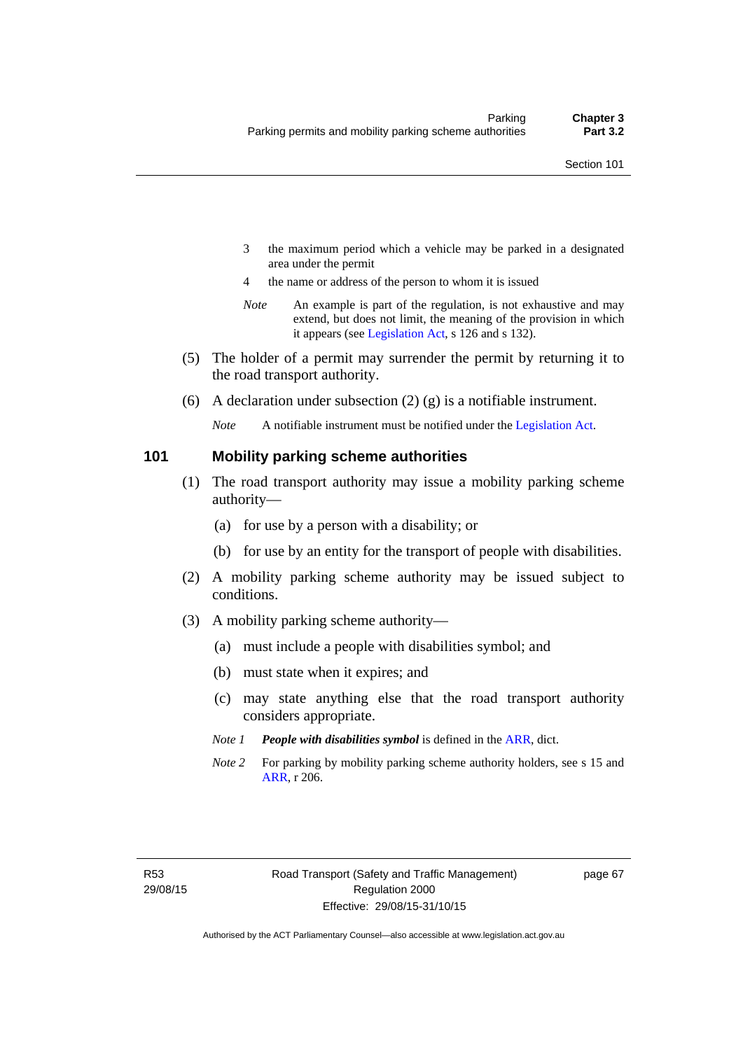3 the maximum period which a vehicle may be parked in a designated area under the permit

4 the name or address of the person to whom it is issued

*Note* An example is part of the regulation, is not exhaustive and may extend, but does not limit, the meaning of the provision in which it appears (see Legislation Act, s 126 and s 132).

(5) The holder of a permit may surrender the permit by returning it to the road transport authority.

(6) A declaration under subsection (2) (g) is a notifiable instrument.

*Note* A notifiable instrument must be notified under the Legislation Act.

## 101 Mobility parking scheme authorities

(1) The road transport authority may issue a mobility parking scheme authority—

(a) for use by a person with a disability; or

(b) for use by an entity for the transport of people with disabilities.

(2) A mobility parking scheme authority may be issued subject to conditions.

(3) A mobility parking scheme authority—

(a) must include a people with disabilities symbol; and

(b) must state when it expires; and

(c) may state anything else that the road transport authority considers appropriate.

*Note 1* ***People with disabilities symbol*** is defined in the ARR, dict.

*Note 2* For parking by mobility parking scheme authority holders, see s 15 and ARR, r 206.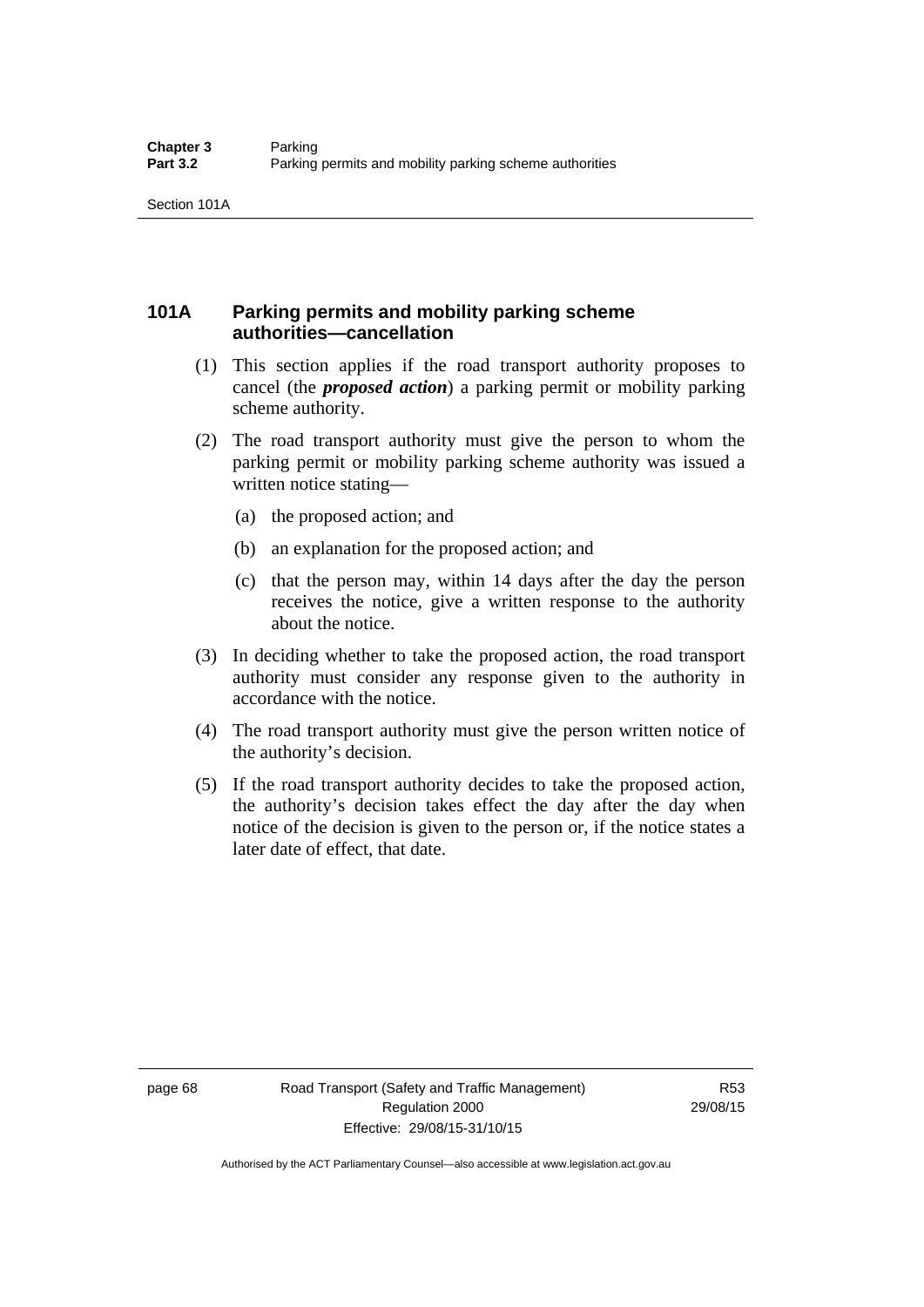## 101A Parking permits and mobility parking scheme authorities—cancellation

(1) This section applies if the road transport authority proposes to cancel (the ***proposed action***) a parking permit or mobility parking scheme authority.

(2) The road transport authority must give the person to whom the parking permit or mobility parking scheme authority was issued a written notice stating—

(a) the proposed action; and

(b) an explanation for the proposed action; and

(c) that the person may, within 14 days after the day the person receives the notice, give a written response to the authority about the notice.

(3) In deciding whether to take the proposed action, the road transport authority must consider any response given to the authority in accordance with the notice.

(4) The road transport authority must give the person written notice of the authority's decision.

(5) If the road transport authority decides to take the proposed action, the authority's decision takes effect the day after the day when notice of the decision is given to the person or, if the notice states a later date of effect, that date.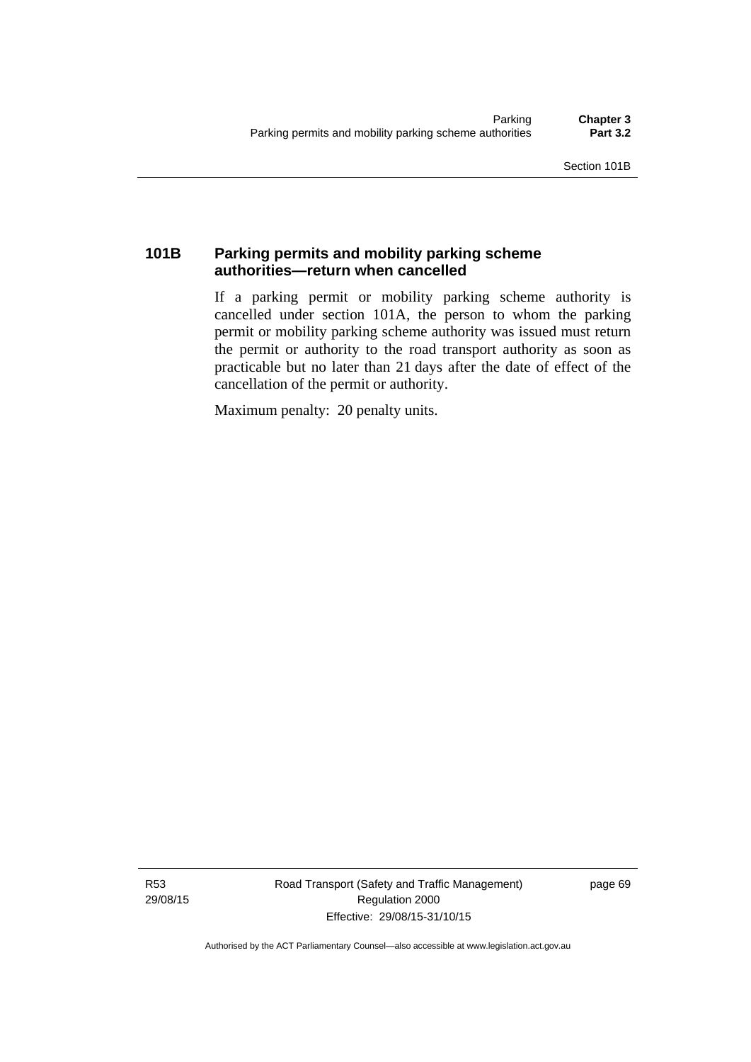### 101B Parking permits and mobility parking scheme authorities—return when cancelled

If a parking permit or mobility parking scheme authority is cancelled under section 101A, the person to whom the parking permit or mobility parking scheme authority was issued must return the permit or authority to the road transport authority as soon as practicable but no later than 21 days after the date of effect of the cancellation of the permit or authority.

Maximum penalty: 20 penalty units.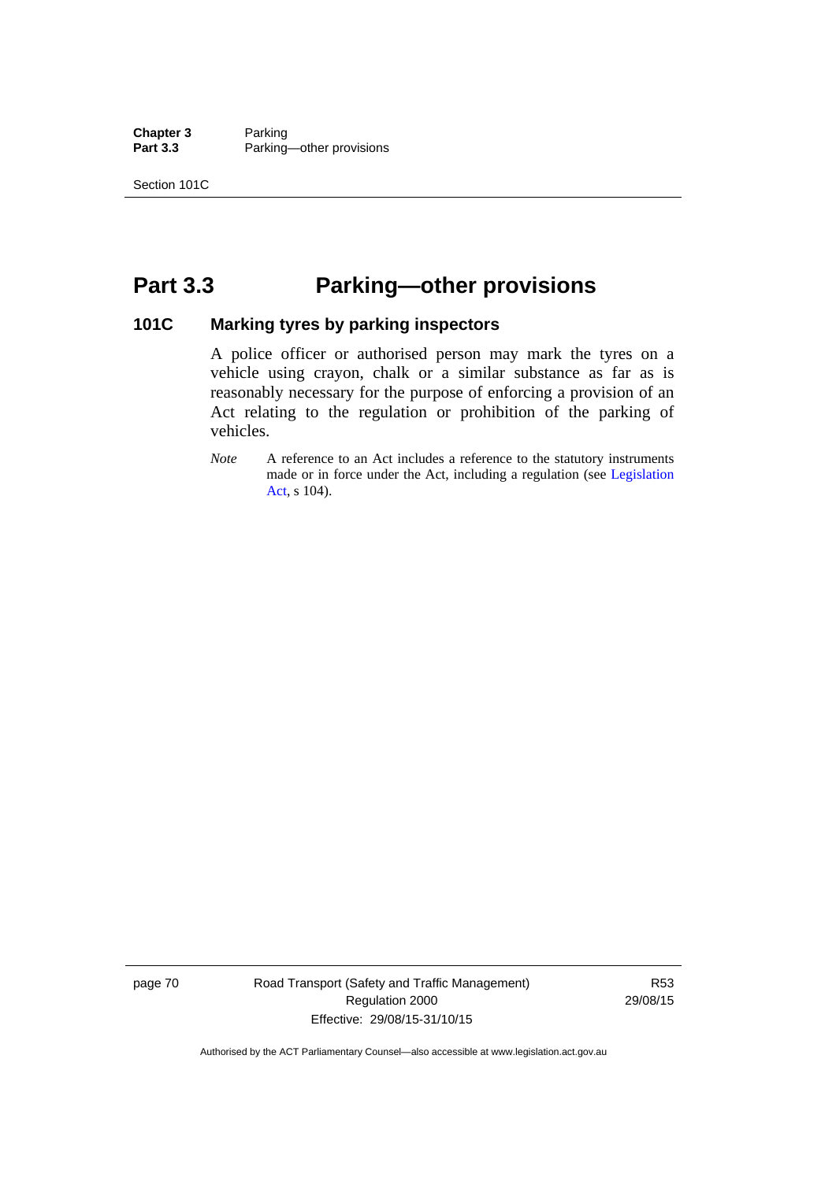# Part 3.3 Parking—other provisions

## 101C Marking tyres by parking inspectors

A police officer or authorised person may mark the tyres on a vehicle using crayon, chalk or a similar substance as far as is reasonably necessary for the purpose of enforcing a provision of an Act relating to the regulation or prohibition of the parking of vehicles.

*Note* A reference to an Act includes a reference to the statutory instruments made or in force under the Act, including a regulation (see Legislation Act, s 104).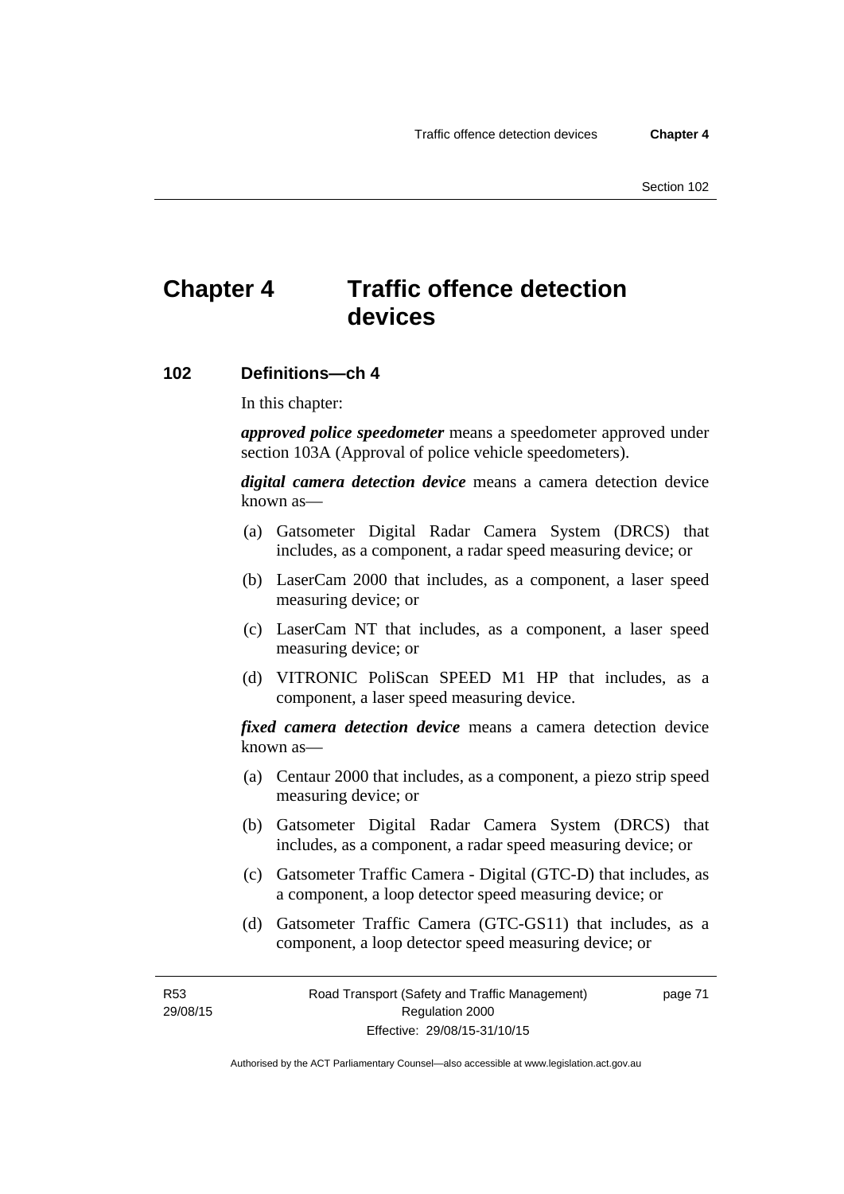# Chapter 4 Traffic offence detection devices

## 102 Definitions—ch 4

In this chapter:

***approved police speedometer*** means a speedometer approved under section 103A (Approval of police vehicle speedometers).

***digital camera detection device*** means a camera detection device known as—

(a) Gatsometer Digital Radar Camera System (DRCS) that includes, as a component, a radar speed measuring device; or

(b) LaserCam 2000 that includes, as a component, a laser speed measuring device; or

(c) LaserCam NT that includes, as a component, a laser speed measuring device; or

(d) VITRONIC PoliScan SPEED M1 HP that includes, as a component, a laser speed measuring device.

***fixed camera detection device*** means a camera detection device known as—

(a) Centaur 2000 that includes, as a component, a piezo strip speed measuring device; or

(b) Gatsometer Digital Radar Camera System (DRCS) that includes, as a component, a radar speed measuring device; or

(c) Gatsometer Traffic Camera - Digital (GTC-D) that includes, as a component, a loop detector speed measuring device; or

(d) Gatsometer Traffic Camera (GTC-GS11) that includes, as a component, a loop detector speed measuring device; or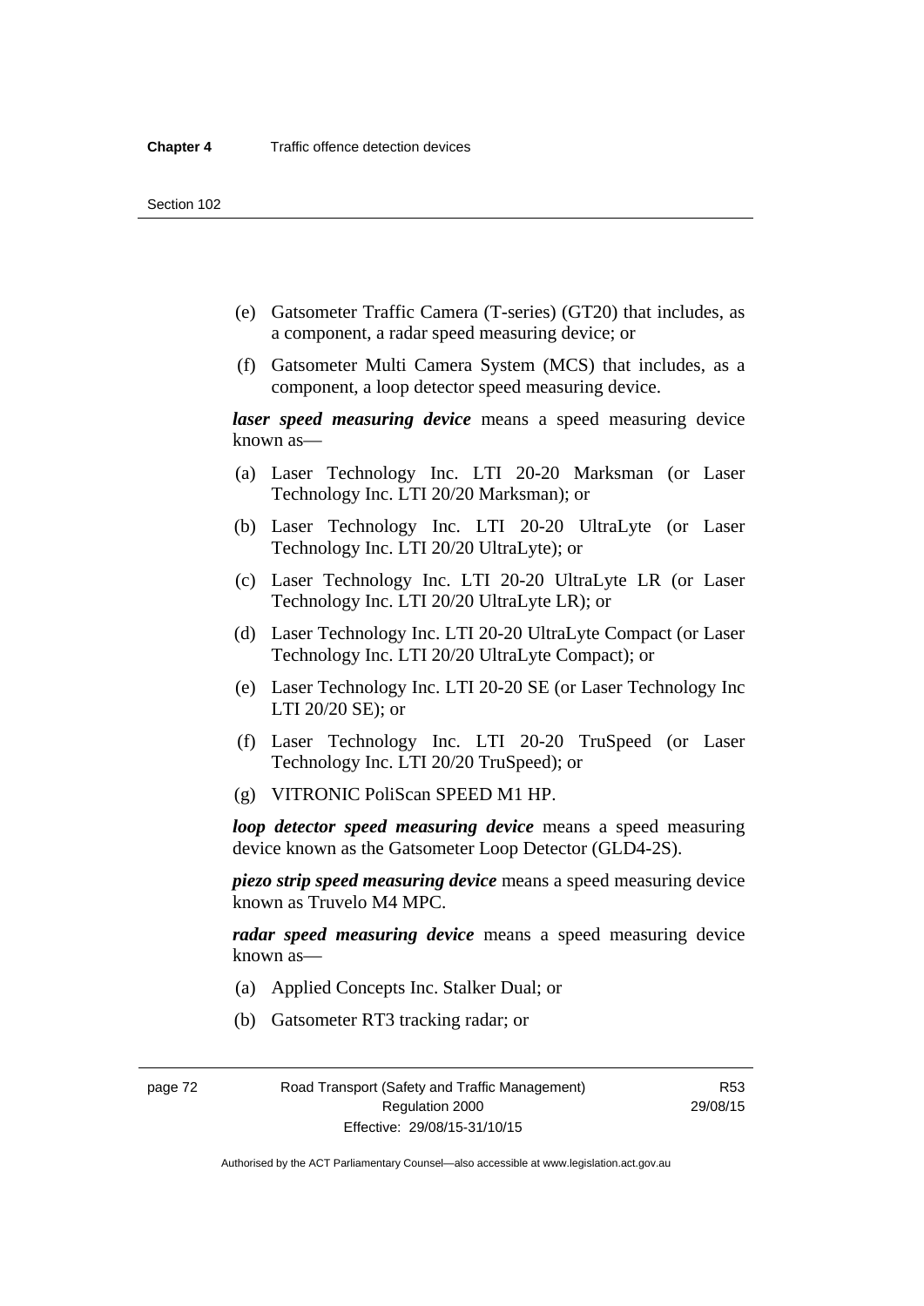(e) Gatsometer Traffic Camera (T-series) (GT20) that includes, as a component, a radar speed measuring device; or

(f) Gatsometer Multi Camera System (MCS) that includes, as a component, a loop detector speed measuring device.

***laser speed measuring device*** means a speed measuring device known as—

(a) Laser Technology Inc. LTI 20-20 Marksman (or Laser Technology Inc. LTI 20/20 Marksman); or

(b) Laser Technology Inc. LTI 20-20 UltraLyte (or Laser Technology Inc. LTI 20/20 UltraLyte); or

(c) Laser Technology Inc. LTI 20-20 UltraLyte LR (or Laser Technology Inc. LTI 20/20 UltraLyte LR); or

(d) Laser Technology Inc. LTI 20-20 UltraLyte Compact (or Laser Technology Inc. LTI 20/20 UltraLyte Compact); or

(e) Laser Technology Inc. LTI 20-20 SE (or Laser Technology Inc LTI 20/20 SE); or

(f) Laser Technology Inc. LTI 20-20 TruSpeed (or Laser Technology Inc. LTI 20/20 TruSpeed); or

(g) VITRONIC PoliScan SPEED M1 HP.

***loop detector speed measuring device*** means a speed measuring device known as the Gatsometer Loop Detector (GLD4-2S).

***piezo strip speed measuring device*** means a speed measuring device known as Truvelo M4 MPC.

***radar speed measuring device*** means a speed measuring device known as—

(a) Applied Concepts Inc. Stalker Dual; or

(b) Gatsometer RT3 tracking radar; or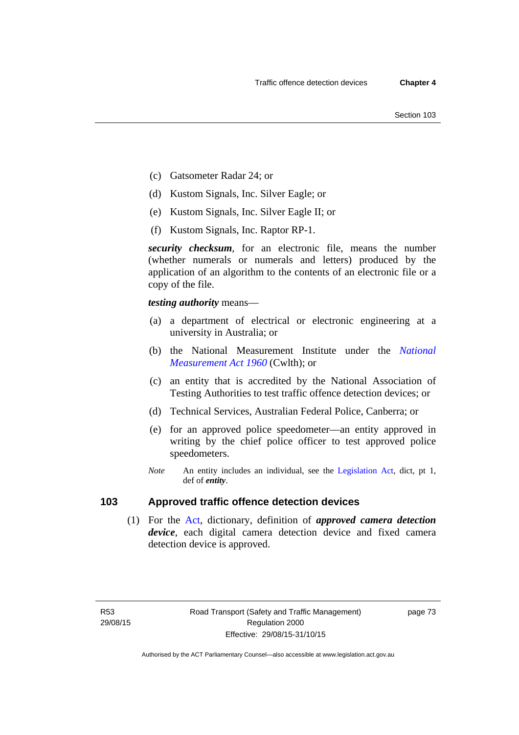(c) Gatsometer Radar 24; or

(d) Kustom Signals, Inc. Silver Eagle; or

(e) Kustom Signals, Inc. Silver Eagle II; or

(f) Kustom Signals, Inc. Raptor RP-1.

***security checksum***, for an electronic file, means the number (whether numerals or numerals and letters) produced by the application of an algorithm to the contents of an electronic file or a copy of the file.

***testing authority*** means—

(a) a department of electrical or electronic engineering at a university in Australia; or

(b) the National Measurement Institute under the *National Measurement Act 1960* (Cwlth); or

(c) an entity that is accredited by the National Association of Testing Authorities to test traffic offence detection devices; or

(d) Technical Services, Australian Federal Police, Canberra; or

(e) for an approved police speedometer—an entity approved in writing by the chief police officer to test approved police speedometers.

*Note* An entity includes an individual, see the Legislation Act, dict, pt 1, def of ***entity***.

## 103 Approved traffic offence detection devices

(1) For the Act, dictionary, definition of ***approved camera detection device***, each digital camera detection device and fixed camera detection device is approved.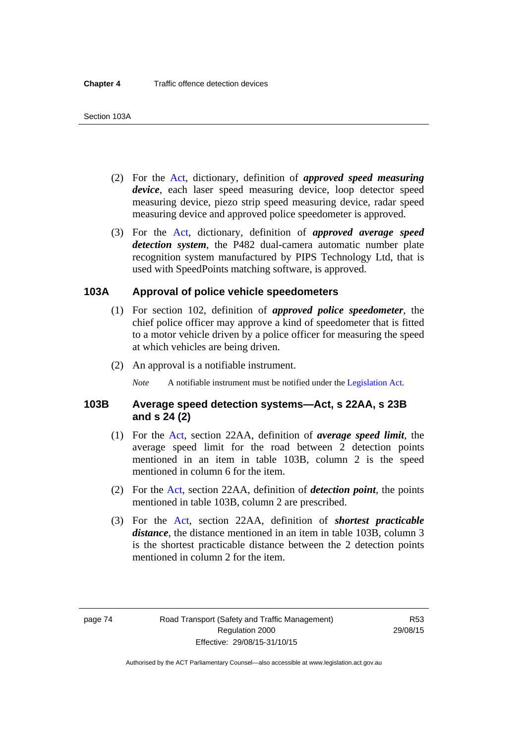(2) For the Act, dictionary, definition of ***approved speed measuring device***, each laser speed measuring device, loop detector speed measuring device, piezo strip speed measuring device, radar speed measuring device and approved police speedometer is approved.

(3) For the Act, dictionary, definition of ***approved average speed detection system***, the P482 dual-camera automatic number plate recognition system manufactured by PIPS Technology Ltd, that is used with SpeedPoints matching software, is approved.

### 103A Approval of police vehicle speedometers

(1) For section 102, definition of ***approved police speedometer***, the chief police officer may approve a kind of speedometer that is fitted to a motor vehicle driven by a police officer for measuring the speed at which vehicles are being driven.

(2) An approval is a notifiable instrument.

*Note* A notifiable instrument must be notified under the Legislation Act.

### 103B Average speed detection systems—Act, s 22AA, s 23B and s 24 (2)

(1) For the Act, section 22AA, definition of ***average speed limit***, the average speed limit for the road between 2 detection points mentioned in an item in table 103B, column 2 is the speed mentioned in column 6 for the item.

(2) For the Act, section 22AA, definition of ***detection point***, the points mentioned in table 103B, column 2 are prescribed.

(3) For the Act, section 22AA, definition of ***shortest practicable distance***, the distance mentioned in an item in table 103B, column 3 is the shortest practicable distance between the 2 detection points mentioned in column 2 for the item.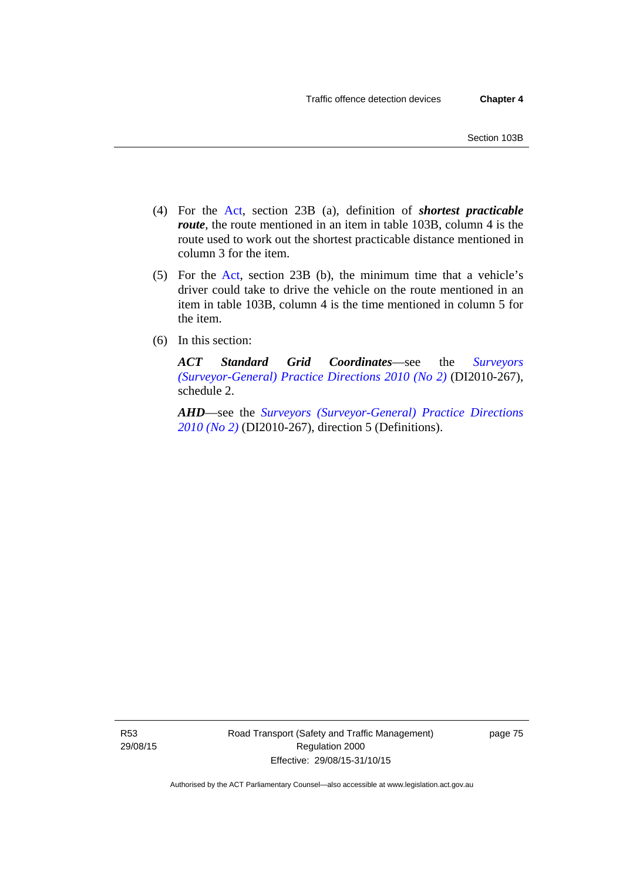(4) For the Act, section 23B (a), definition of ***shortest practicable route***, the route mentioned in an item in table 103B, column 4 is the route used to work out the shortest practicable distance mentioned in column 3 for the item.

(5) For the Act, section 23B (b), the minimum time that a vehicle's driver could take to drive the vehicle on the route mentioned in an item in table 103B, column 4 is the time mentioned in column 5 for the item.

(6) In this section:

***ACT Standard Grid Coordinates***—see the *Surveyors (Surveyor-General) Practice Directions 2010 (No 2)* (DI2010-267), schedule 2.

***AHD***—see the *Surveyors (Surveyor-General) Practice Directions 2010 (No 2)* (DI2010-267), direction 5 (Definitions).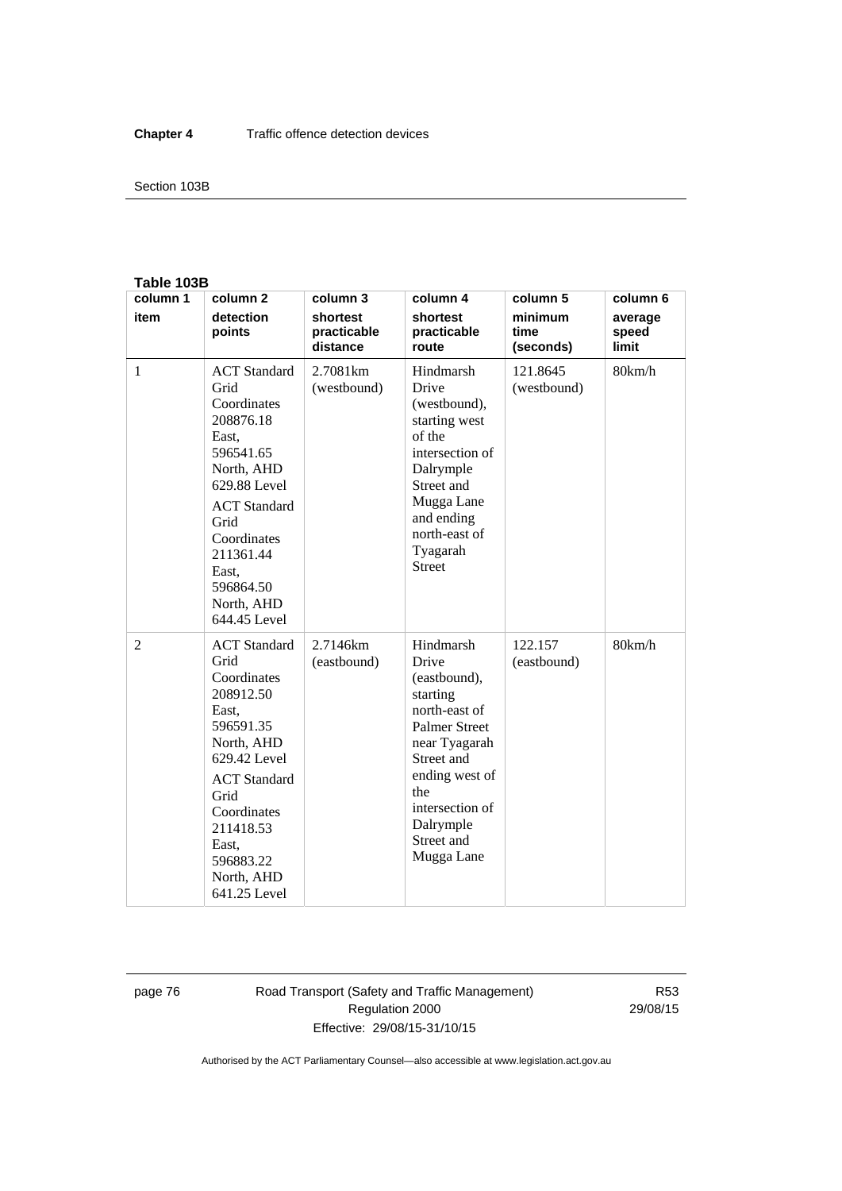**Table 103B**

| column 1 item | column 2 detection points | column 3 shortest practicable distance | column 4 shortest practicable route | column 5 minimum time (seconds) | column 6 average speed limit |
|---|---|---|---|---|---|
| 1 | ACT Standard Grid Coordinates 208876.18 East, 596541.65 North, AHD 629.88 Level<br>ACT Standard Grid Coordinates 211361.44 East, 596864.50 North, AHD 644.45 Level | 2.7081km (westbound) | Hindmarsh Drive (westbound), starting west of the intersection of Dalrymple Street and Mugga Lane and ending north-east of Tyagarah Street | 121.8645 (westbound) | 80km/h |
| 2 | ACT Standard Grid Coordinates 208912.50 East, 596591.35 North, AHD 629.42 Level<br>ACT Standard Grid Coordinates 211418.53 East, 596883.22 North, AHD 641.25 Level | 2.7146km (eastbound) | Hindmarsh Drive (eastbound), starting north-east of Palmer Street near Tyagarah Street and ending west of the intersection of Dalrymple Street and Mugga Lane | 122.157 (eastbound) | 80km/h |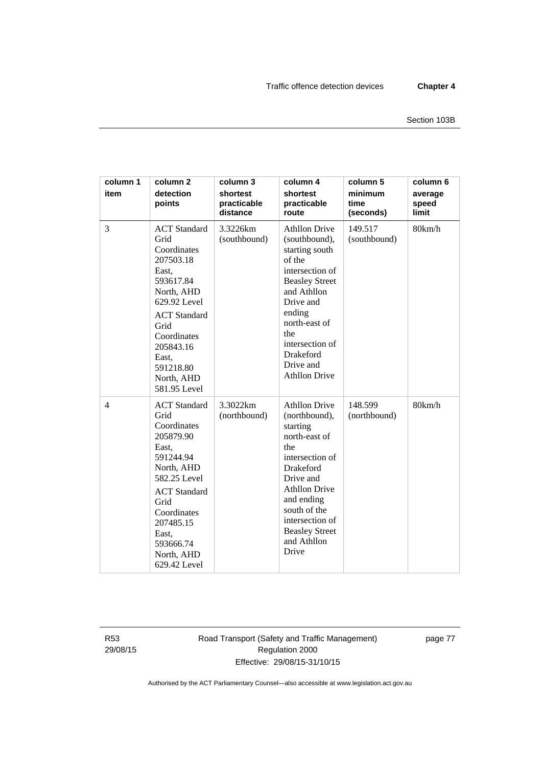| column 1 item | column 2 detection points | column 3 shortest practicable distance | column 4 shortest practicable route | column 5 minimum time (seconds) | column 6 average speed limit |
|---|---|---|---|---|---|
| 3 | ACT Standard Grid Coordinates 207503.18 East, 593617.84 North, AHD 629.92 Level<br><br>ACT Standard Grid Coordinates 205843.16 East, 591218.80 North, AHD 581.95 Level | 3.3226km (southbound) | Athllon Drive (southbound), starting south of the intersection of Beasley Street and Athllon Drive and ending north-east of the intersection of Drakeford Drive and Athllon Drive | 149.517 (southbound) | 80km/h |
| 4 | ACT Standard Grid Coordinates 205879.90 East, 591244.94 North, AHD 582.25 Level<br><br>ACT Standard Grid Coordinates 207485.15 East, 593666.74 North, AHD 629.42 Level | 3.3022km (northbound) | Athllon Drive (northbound), starting north-east of the intersection of Drakeford Drive and Athllon Drive and ending south of the intersection of Beasley Street and Athllon Drive | 148.599 (northbound) | 80km/h |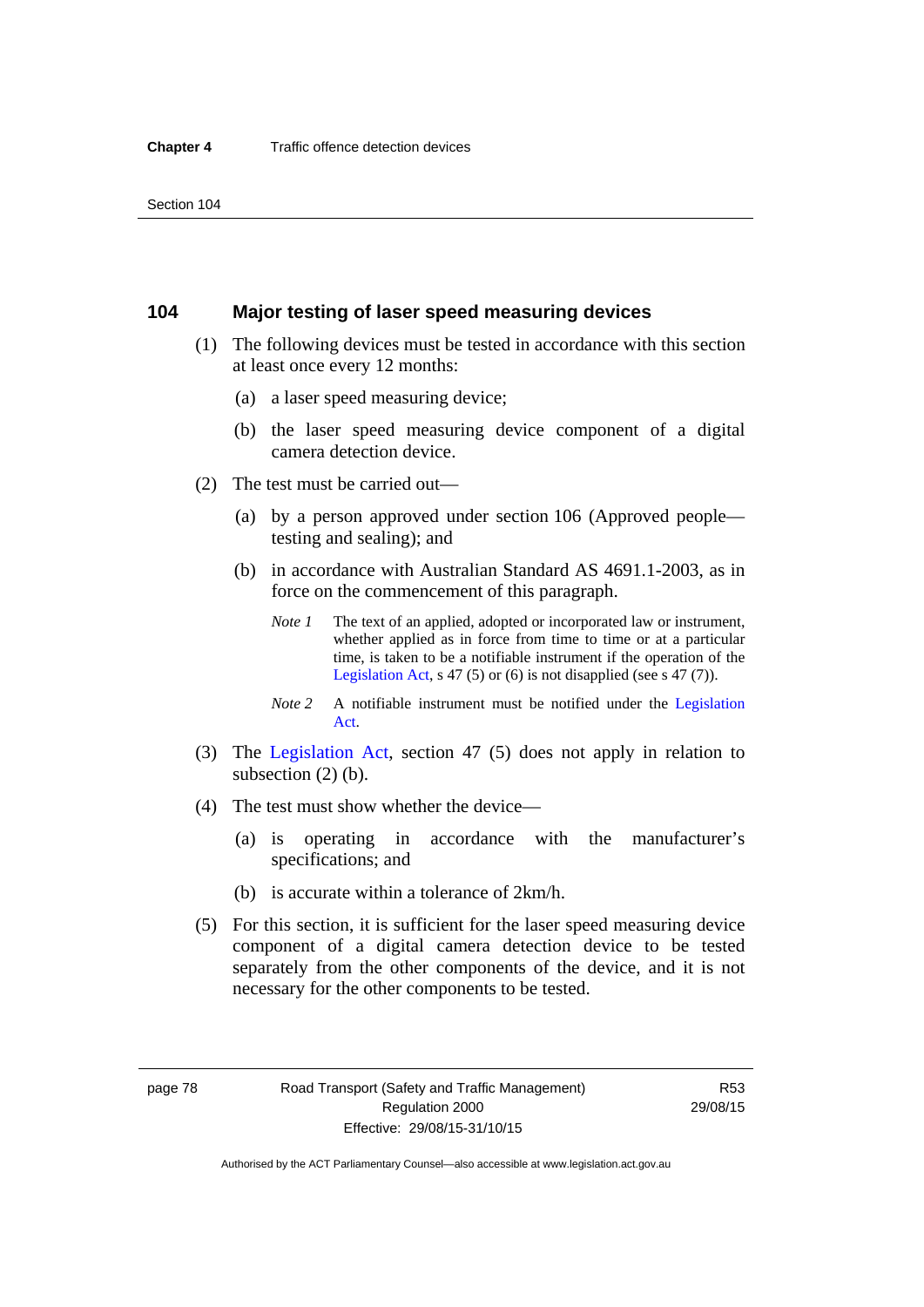## 104 Major testing of laser speed measuring devices

(1) The following devices must be tested in accordance with this section at least once every 12 months:

(a) a laser speed measuring device;

(b) the laser speed measuring device component of a digital camera detection device.

(2) The test must be carried out—

(a) by a person approved under section 106 (Approved people—testing and sealing); and

(b) in accordance with Australian Standard AS 4691.1-2003, as in force on the commencement of this paragraph.

*Note 1* The text of an applied, adopted or incorporated law or instrument, whether applied as in force from time to time or at a particular time, is taken to be a notifiable instrument if the operation of the Legislation Act, s 47 (5) or (6) is not disapplied (see s 47 (7)).

*Note 2* A notifiable instrument must be notified under the Legislation Act.

(3) The Legislation Act, section 47 (5) does not apply in relation to subsection (2) (b).

(4) The test must show whether the device—

(a) is operating in accordance with the manufacturer's specifications; and

(b) is accurate within a tolerance of 2km/h.

(5) For this section, it is sufficient for the laser speed measuring device component of a digital camera detection device to be tested separately from the other components of the device, and it is not necessary for the other components to be tested.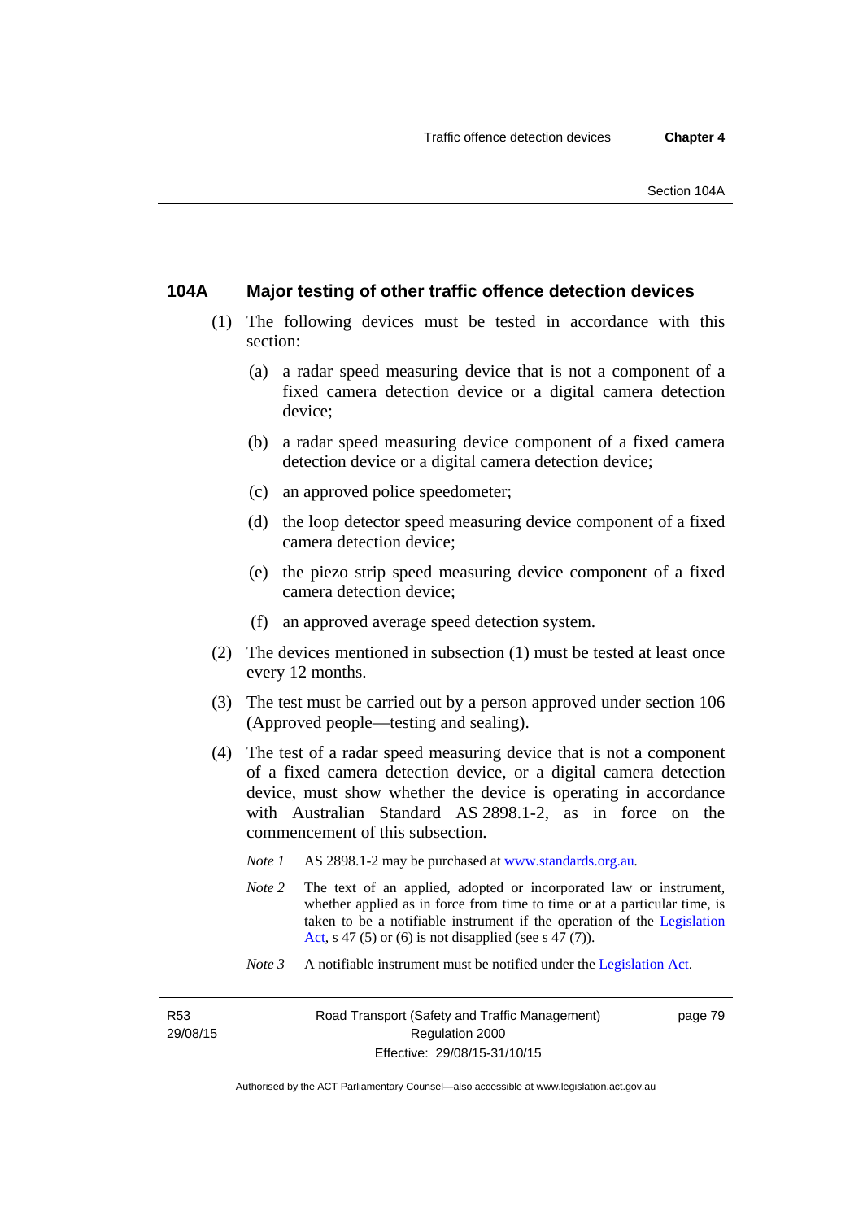## 104A Major testing of other traffic offence detection devices

(1) The following devices must be tested in accordance with this section:

(a) a radar speed measuring device that is not a component of a fixed camera detection device or a digital camera detection device;

(b) a radar speed measuring device component of a fixed camera detection device or a digital camera detection device;

(c) an approved police speedometer;

(d) the loop detector speed measuring device component of a fixed camera detection device;

(e) the piezo strip speed measuring device component of a fixed camera detection device;

(f) an approved average speed detection system.

(2) The devices mentioned in subsection (1) must be tested at least once every 12 months.

(3) The test must be carried out by a person approved under section 106 (Approved people—testing and sealing).

(4) The test of a radar speed measuring device that is not a component of a fixed camera detection device, or a digital camera detection device, must show whether the device is operating in accordance with Australian Standard AS 2898.1-2, as in force on the commencement of this subsection.

*Note 1* AS 2898.1-2 may be purchased at www.standards.org.au.

*Note 2* The text of an applied, adopted or incorporated law or instrument, whether applied as in force from time to time or at a particular time, is taken to be a notifiable instrument if the operation of the Legislation Act, s 47 (5) or (6) is not disapplied (see s 47 (7)).

*Note 3* A notifiable instrument must be notified under the Legislation Act.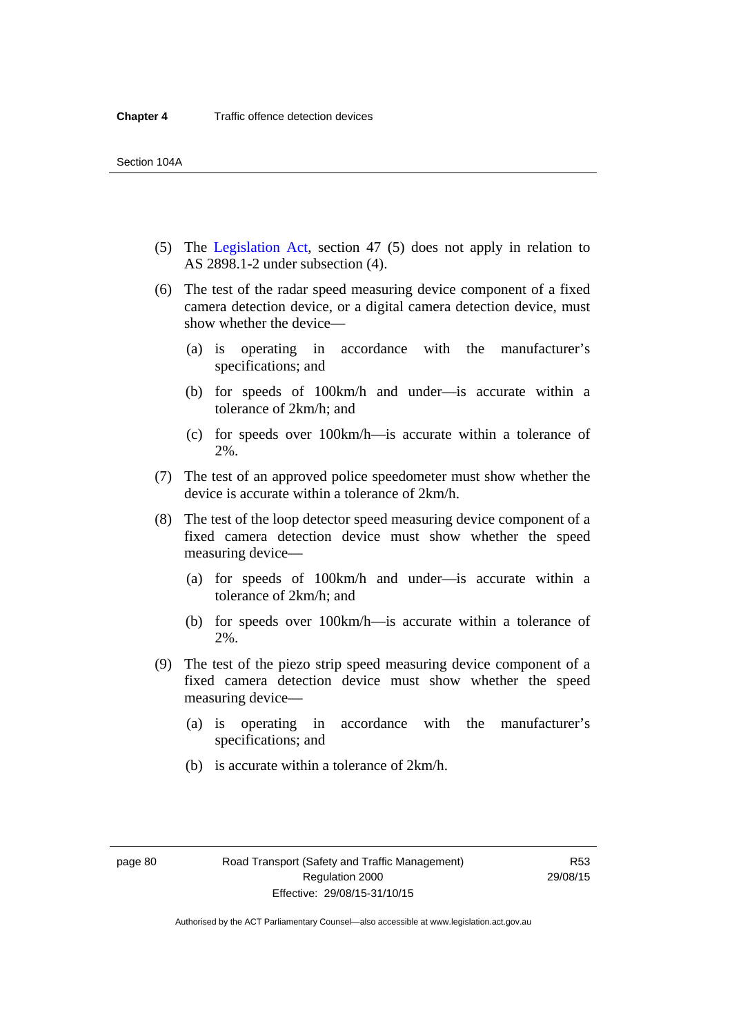(5) The Legislation Act, section 47 (5) does not apply in relation to AS 2898.1-2 under subsection (4).

(6) The test of the radar speed measuring device component of a fixed camera detection device, or a digital camera detection device, must show whether the device—

(a) is operating in accordance with the manufacturer's specifications; and

(b) for speeds of 100km/h and under—is accurate within a tolerance of 2km/h; and

(c) for speeds over 100km/h—is accurate within a tolerance of 2%.

(7) The test of an approved police speedometer must show whether the device is accurate within a tolerance of 2km/h.

(8) The test of the loop detector speed measuring device component of a fixed camera detection device must show whether the speed measuring device—

(a) for speeds of 100km/h and under—is accurate within a tolerance of 2km/h; and

(b) for speeds over 100km/h—is accurate within a tolerance of 2%.

(9) The test of the piezo strip speed measuring device component of a fixed camera detection device must show whether the speed measuring device—

(a) is operating in accordance with the manufacturer's specifications; and

(b) is accurate within a tolerance of 2km/h.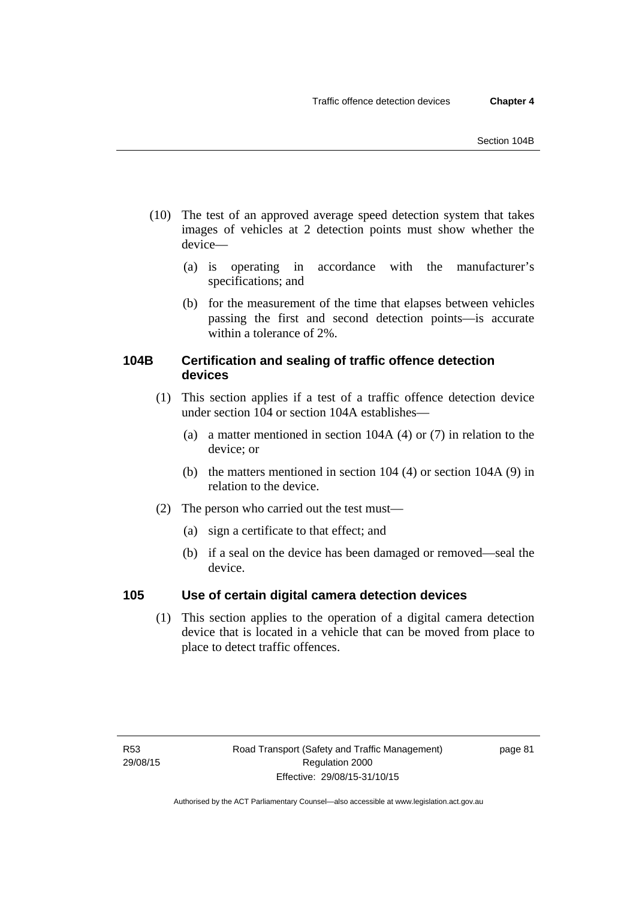(10) The test of an approved average speed detection system that takes images of vehicles at 2 detection points must show whether the device—

(a) is operating in accordance with the manufacturer's specifications; and

(b) for the measurement of the time that elapses between vehicles passing the first and second detection points—is accurate within a tolerance of 2%.

### 104B Certification and sealing of traffic offence detection devices

(1) This section applies if a test of a traffic offence detection device under section 104 or section 104A establishes—

(a) a matter mentioned in section 104A (4) or (7) in relation to the device; or

(b) the matters mentioned in section 104 (4) or section 104A (9) in relation to the device.

(2) The person who carried out the test must—

(a) sign a certificate to that effect; and

(b) if a seal on the device has been damaged or removed—seal the device.

### 105 Use of certain digital camera detection devices

(1) This section applies to the operation of a digital camera detection device that is located in a vehicle that can be moved from place to place to detect traffic offences.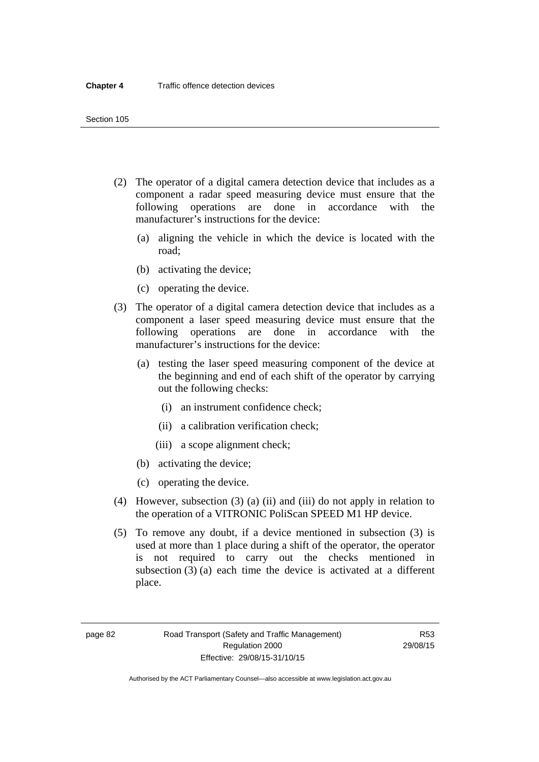(2) The operator of a digital camera detection device that includes as a component a radar speed measuring device must ensure that the following operations are done in accordance with the manufacturer's instructions for the device:

(a) aligning the vehicle in which the device is located with the road;

(b) activating the device;

(c) operating the device.

(3) The operator of a digital camera detection device that includes as a component a laser speed measuring device must ensure that the following operations are done in accordance with the manufacturer's instructions for the device:

(a) testing the laser speed measuring component of the device at the beginning and end of each shift of the operator by carrying out the following checks:

(i) an instrument confidence check;

(ii) a calibration verification check;

(iii) a scope alignment check;

(b) activating the device;

(c) operating the device.

(4) However, subsection (3) (a) (ii) and (iii) do not apply in relation to the operation of a VITRONIC PoliScan SPEED M1 HP device.

(5) To remove any doubt, if a device mentioned in subsection (3) is used at more than 1 place during a shift of the operator, the operator is not required to carry out the checks mentioned in subsection (3) (a) each time the device is activated at a different place.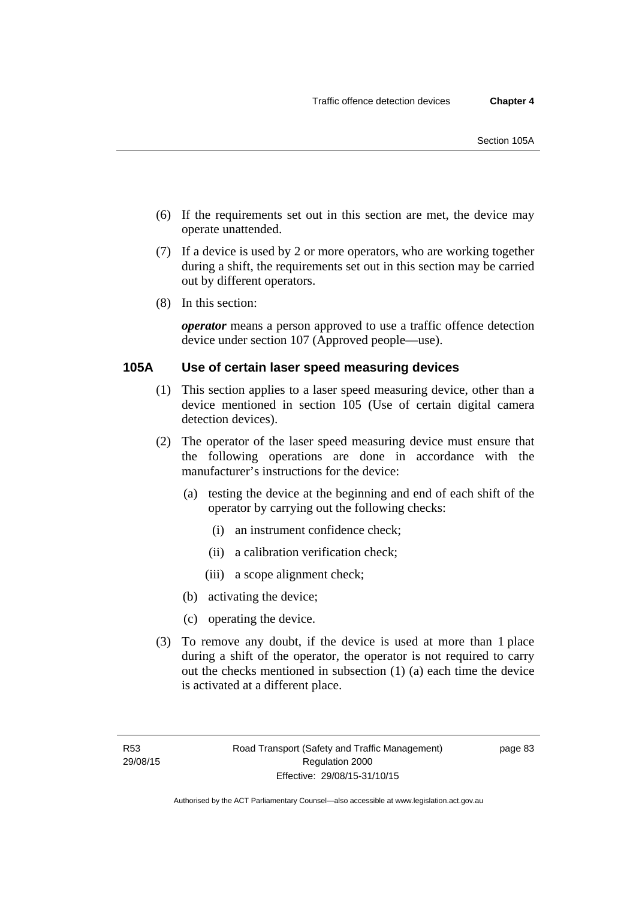(6) If the requirements set out in this section are met, the device may operate unattended.

(7) If a device is used by 2 or more operators, who are working together during a shift, the requirements set out in this section may be carried out by different operators.

(8) In this section:

***operator*** means a person approved to use a traffic offence detection device under section 107 (Approved people—use).

### 105A Use of certain laser speed measuring devices

(1) This section applies to a laser speed measuring device, other than a device mentioned in section 105 (Use of certain digital camera detection devices).

(2) The operator of the laser speed measuring device must ensure that the following operations are done in accordance with the manufacturer's instructions for the device:

   (a) testing the device at the beginning and end of each shift of the operator by carrying out the following checks:

      (i) an instrument confidence check;

      (ii) a calibration verification check;

      (iii) a scope alignment check;

   (b) activating the device;

   (c) operating the device.

(3) To remove any doubt, if the device is used at more than 1 place during a shift of the operator, the operator is not required to carry out the checks mentioned in subsection (1) (a) each time the device is activated at a different place.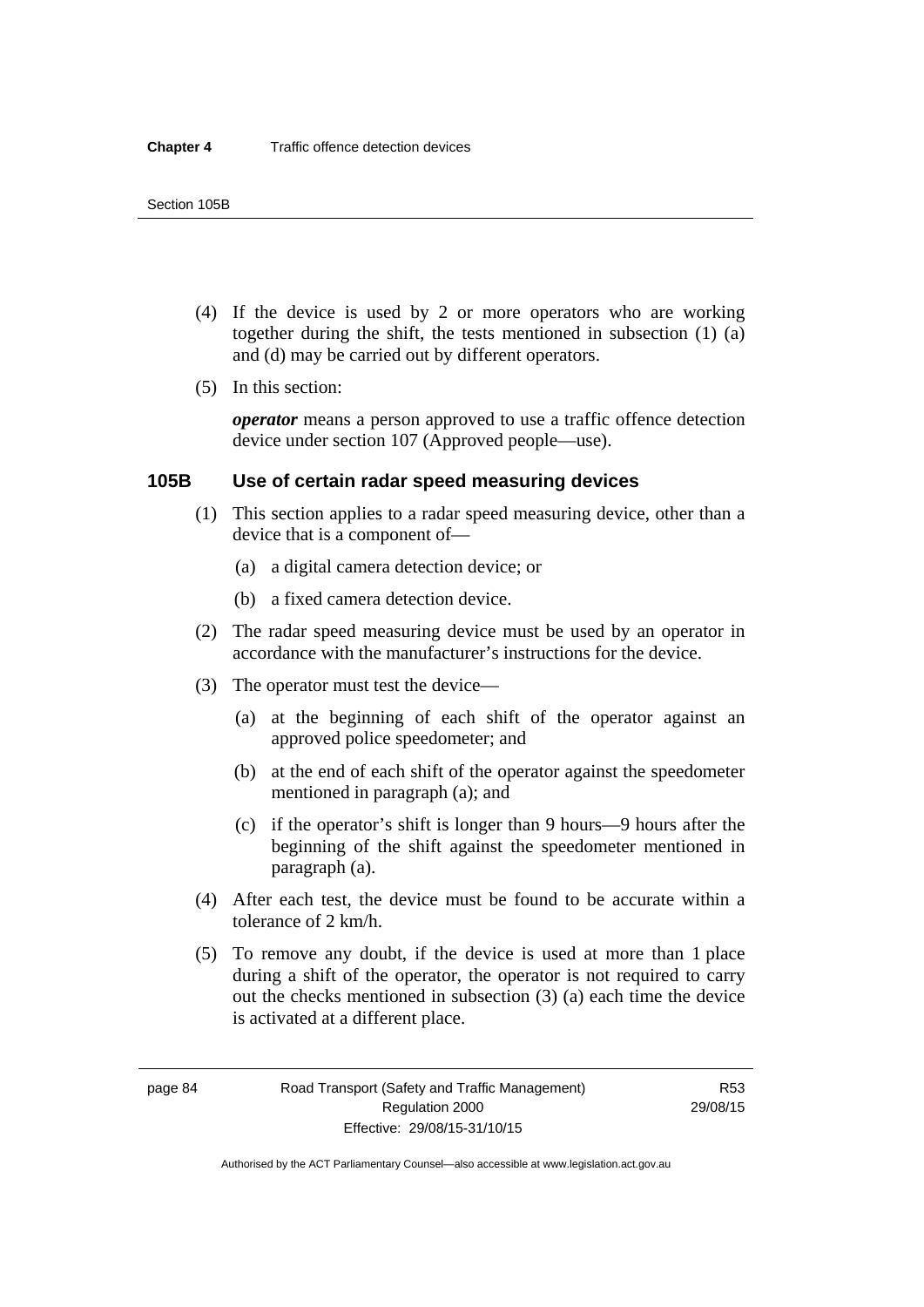(4) If the device is used by 2 or more operators who are working together during the shift, the tests mentioned in subsection (1) (a) and (d) may be carried out by different operators.

(5) In this section:

***operator*** means a person approved to use a traffic offence detection device under section 107 (Approved people—use).

### 105B Use of certain radar speed measuring devices

(1) This section applies to a radar speed measuring device, other than a device that is a component of—

(a) a digital camera detection device; or

(b) a fixed camera detection device.

(2) The radar speed measuring device must be used by an operator in accordance with the manufacturer's instructions for the device.

(3) The operator must test the device—

(a) at the beginning of each shift of the operator against an approved police speedometer; and

(b) at the end of each shift of the operator against the speedometer mentioned in paragraph (a); and

(c) if the operator's shift is longer than 9 hours—9 hours after the beginning of the shift against the speedometer mentioned in paragraph (a).

(4) After each test, the device must be found to be accurate within a tolerance of 2 km/h.

(5) To remove any doubt, if the device is used at more than 1 place during a shift of the operator, the operator is not required to carry out the checks mentioned in subsection (3) (a) each time the device is activated at a different place.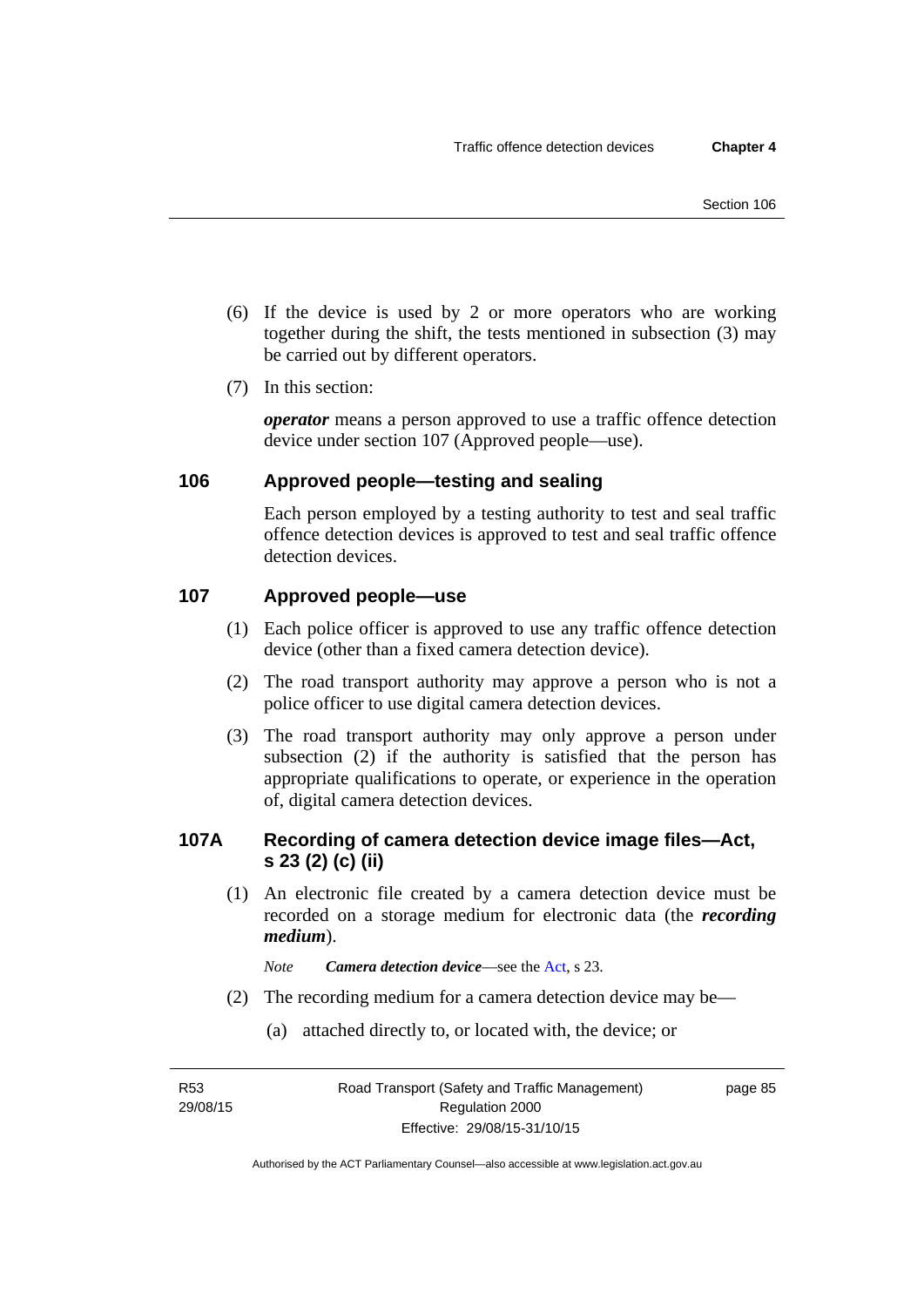(6) If the device is used by 2 or more operators who are working together during the shift, the tests mentioned in subsection (3) may be carried out by different operators.

(7) In this section:

***operator*** means a person approved to use a traffic offence detection device under section 107 (Approved people—use).

## 106 Approved people—testing and sealing

Each person employed by a testing authority to test and seal traffic offence detection devices is approved to test and seal traffic offence detection devices.

## 107 Approved people—use

(1) Each police officer is approved to use any traffic offence detection device (other than a fixed camera detection device).

(2) The road transport authority may approve a person who is not a police officer to use digital camera detection devices.

(3) The road transport authority may only approve a person under subsection (2) if the authority is satisfied that the person has appropriate qualifications to operate, or experience in the operation of, digital camera detection devices.

## 107A Recording of camera detection device image files—Act, s 23 (2) (c) (ii)

(1) An electronic file created by a camera detection device must be recorded on a storage medium for electronic data (the ***recording medium***).

*Note* ***Camera detection device***—see the Act, s 23.

(2) The recording medium for a camera detection device may be—

(a) attached directly to, or located with, the device; or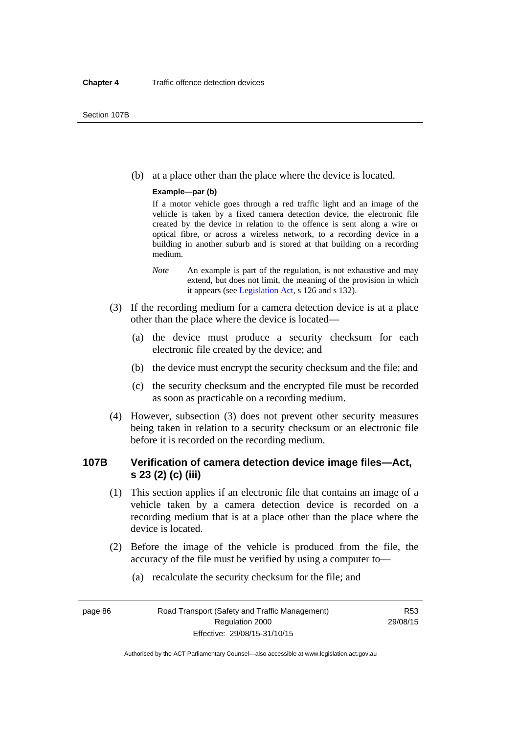(b) at a place other than the place where the device is located.

**Example—par (b)**

If a motor vehicle goes through a red traffic light and an image of the vehicle is taken by a fixed camera detection device, the electronic file created by the device in relation to the offence is sent along a wire or optical fibre, or across a wireless network, to a recording device in a building in another suburb and is stored at that building on a recording medium.

*Note* An example is part of the regulation, is not exhaustive and may extend, but does not limit, the meaning of the provision in which it appears (see Legislation Act, s 126 and s 132).

(3) If the recording medium for a camera detection device is at a place other than the place where the device is located—

(a) the device must produce a security checksum for each electronic file created by the device; and

(b) the device must encrypt the security checksum and the file; and

(c) the security checksum and the encrypted file must be recorded as soon as practicable on a recording medium.

(4) However, subsection (3) does not prevent other security measures being taken in relation to a security checksum or an electronic file before it is recorded on the recording medium.

## 107B Verification of camera detection device image files—Act, s 23 (2) (c) (iii)

(1) This section applies if an electronic file that contains an image of a vehicle taken by a camera detection device is recorded on a recording medium that is at a place other than the place where the device is located.

(2) Before the image of the vehicle is produced from the file, the accuracy of the file must be verified by using a computer to—

(a) recalculate the security checksum for the file; and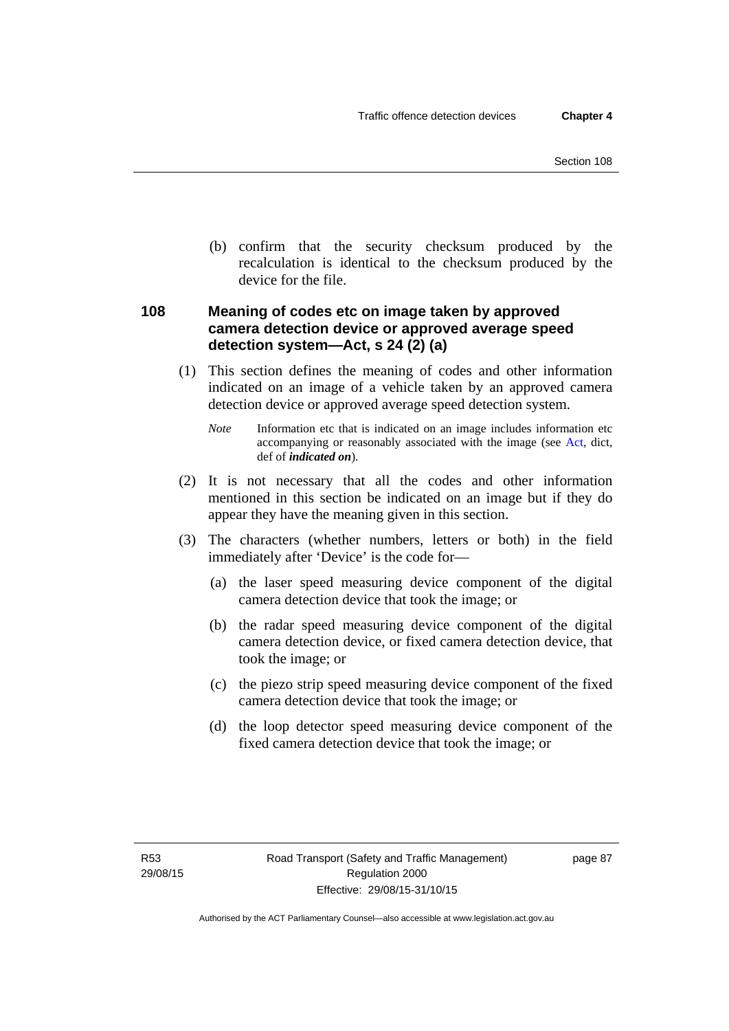(b) confirm that the security checksum produced by the recalculation is identical to the checksum produced by the device for the file.

### 108 Meaning of codes etc on image taken by approved camera detection device or approved average speed detection system—Act, s 24 (2) (a)

(1) This section defines the meaning of codes and other information indicated on an image of a vehicle taken by an approved camera detection device or approved average speed detection system.

*Note* Information etc that is indicated on an image includes information etc accompanying or reasonably associated with the image (see Act, dict, def of ***indicated on***).

(2) It is not necessary that all the codes and other information mentioned in this section be indicated on an image but if they do appear they have the meaning given in this section.

(3) The characters (whether numbers, letters or both) in the field immediately after 'Device' is the code for—

(a) the laser speed measuring device component of the digital camera detection device that took the image; or

(b) the radar speed measuring device component of the digital camera detection device, or fixed camera detection device, that took the image; or

(c) the piezo strip speed measuring device component of the fixed camera detection device that took the image; or

(d) the loop detector speed measuring device component of the fixed camera detection device that took the image; or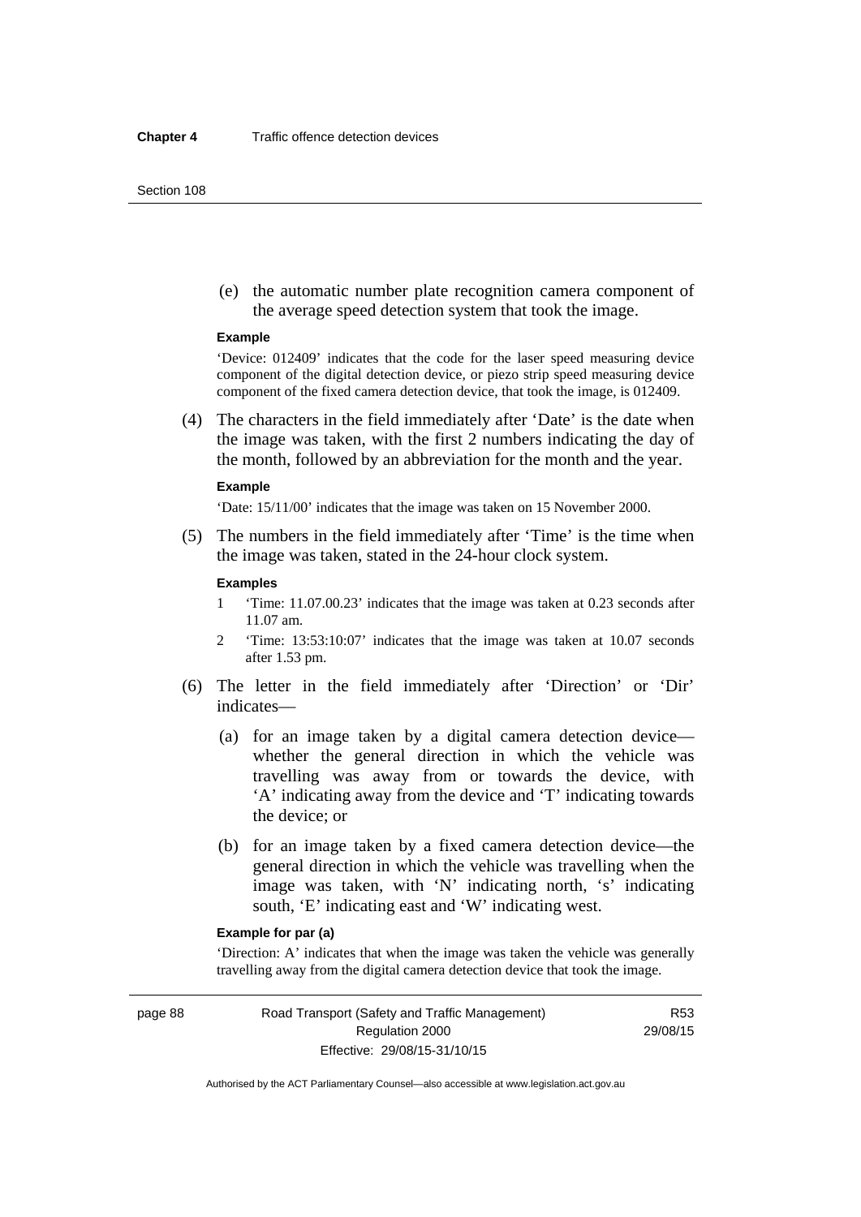(e) the automatic number plate recognition camera component of the average speed detection system that took the image.

**Example**

'Device: 012409' indicates that the code for the laser speed measuring device component of the digital detection device, or piezo strip speed measuring device component of the fixed camera detection device, that took the image, is 012409.

(4) The characters in the field immediately after 'Date' is the date when the image was taken, with the first 2 numbers indicating the day of the month, followed by an abbreviation for the month and the year.

**Example**

'Date: 15/11/00' indicates that the image was taken on 15 November 2000.

(5) The numbers in the field immediately after 'Time' is the time when the image was taken, stated in the 24-hour clock system.

**Examples**

1 'Time: 11.07.00.23' indicates that the image was taken at 0.23 seconds after 11.07 am.

2 'Time: 13:53:10:07' indicates that the image was taken at 10.07 seconds after 1.53 pm.

(6) The letter in the field immediately after 'Direction' or 'Dir' indicates—

(a) for an image taken by a digital camera detection device—whether the general direction in which the vehicle was travelling was away from or towards the device, with 'A' indicating away from the device and 'T' indicating towards the device; or

(b) for an image taken by a fixed camera detection device—the general direction in which the vehicle was travelling when the image was taken, with 'N' indicating north, 's' indicating south, 'E' indicating east and 'W' indicating west.

**Example for par (a)**

'Direction: A' indicates that when the image was taken the vehicle was generally travelling away from the digital camera detection device that took the image.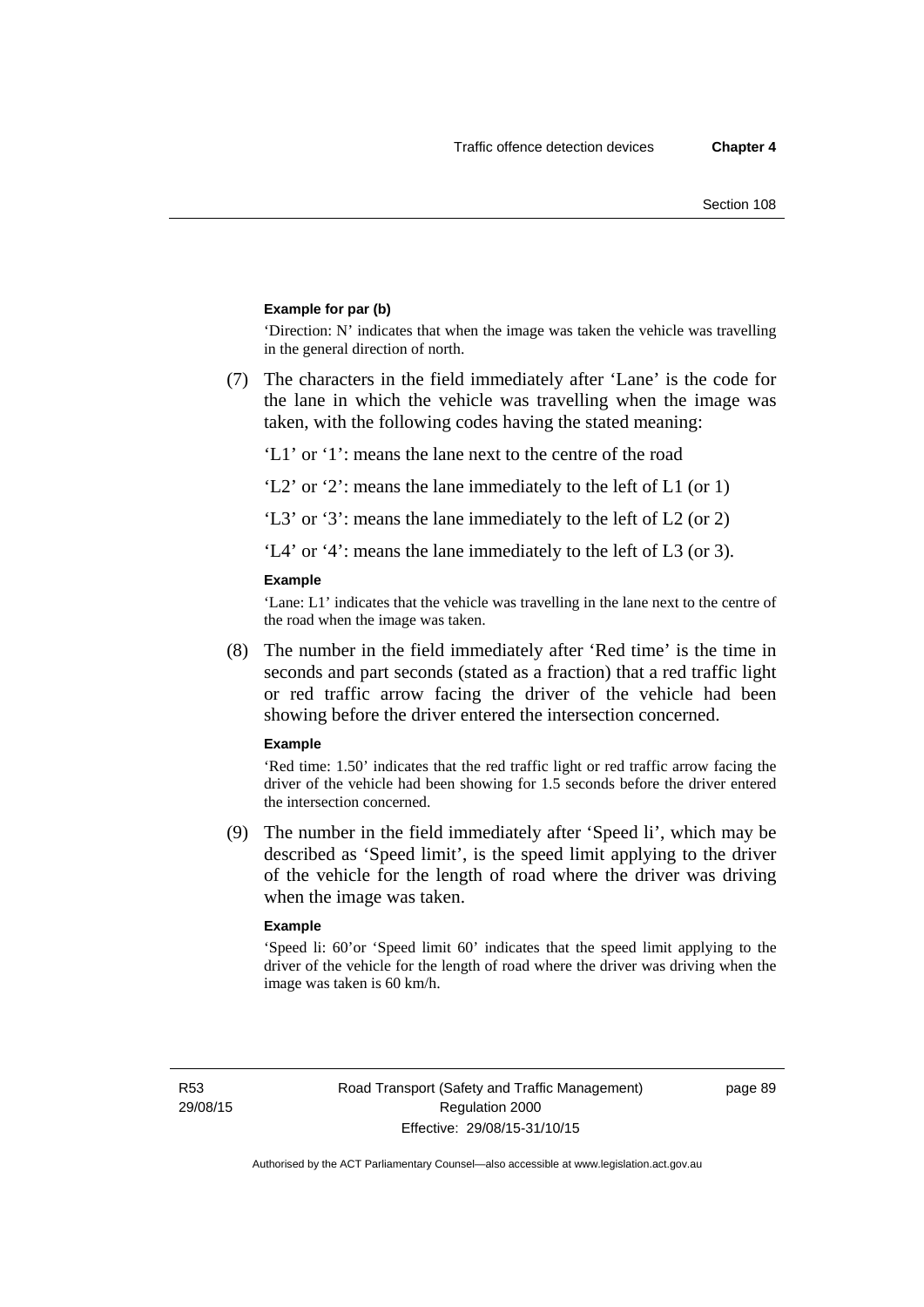**Example for par (b)**

'Direction: N' indicates that when the image was taken the vehicle was travelling in the general direction of north.

(7) The characters in the field immediately after 'Lane' is the code for the lane in which the vehicle was travelling when the image was taken, with the following codes having the stated meaning:

'L1' or '1': means the lane next to the centre of the road

'L2' or '2': means the lane immediately to the left of L1 (or 1)

'L3' or '3': means the lane immediately to the left of L2 (or 2)

'L4' or '4': means the lane immediately to the left of L3 (or 3).

**Example**

'Lane: L1' indicates that the vehicle was travelling in the lane next to the centre of the road when the image was taken.

(8) The number in the field immediately after 'Red time' is the time in seconds and part seconds (stated as a fraction) that a red traffic light or red traffic arrow facing the driver of the vehicle had been showing before the driver entered the intersection concerned.

**Example**

'Red time: 1.50' indicates that the red traffic light or red traffic arrow facing the driver of the vehicle had been showing for 1.5 seconds before the driver entered the intersection concerned.

(9) The number in the field immediately after 'Speed li', which may be described as 'Speed limit', is the speed limit applying to the driver of the vehicle for the length of road where the driver was driving when the image was taken.

**Example**

'Speed li: 60'or 'Speed limit 60' indicates that the speed limit applying to the driver of the vehicle for the length of road where the driver was driving when the image was taken is 60 km/h.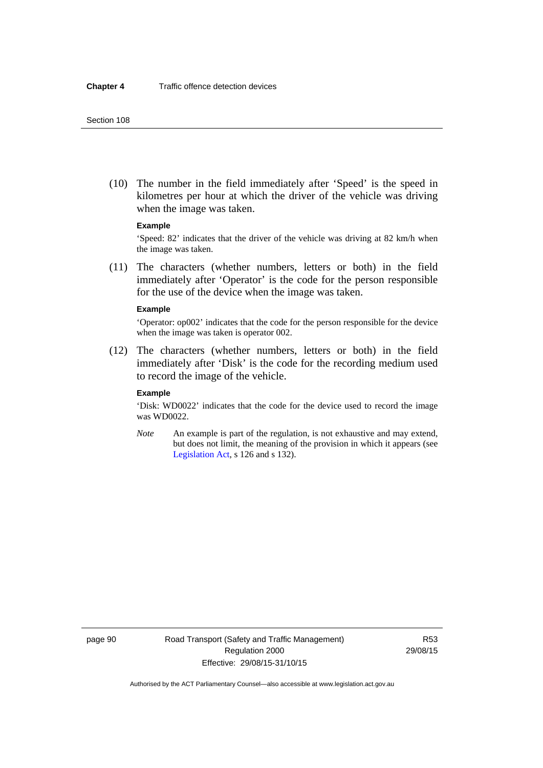(10) The number in the field immediately after 'Speed' is the speed in kilometres per hour at which the driver of the vehicle was driving when the image was taken.

**Example**

'Speed: 82' indicates that the driver of the vehicle was driving at 82 km/h when the image was taken.

(11) The characters (whether numbers, letters or both) in the field immediately after 'Operator' is the code for the person responsible for the use of the device when the image was taken.

**Example**

'Operator: op002' indicates that the code for the person responsible for the device when the image was taken is operator 002.

(12) The characters (whether numbers, letters or both) in the field immediately after 'Disk' is the code for the recording medium used to record the image of the vehicle.

**Example**

'Disk: WD0022' indicates that the code for the device used to record the image was WD0022.

*Note* An example is part of the regulation, is not exhaustive and may extend, but does not limit, the meaning of the provision in which it appears (see Legislation Act, s 126 and s 132).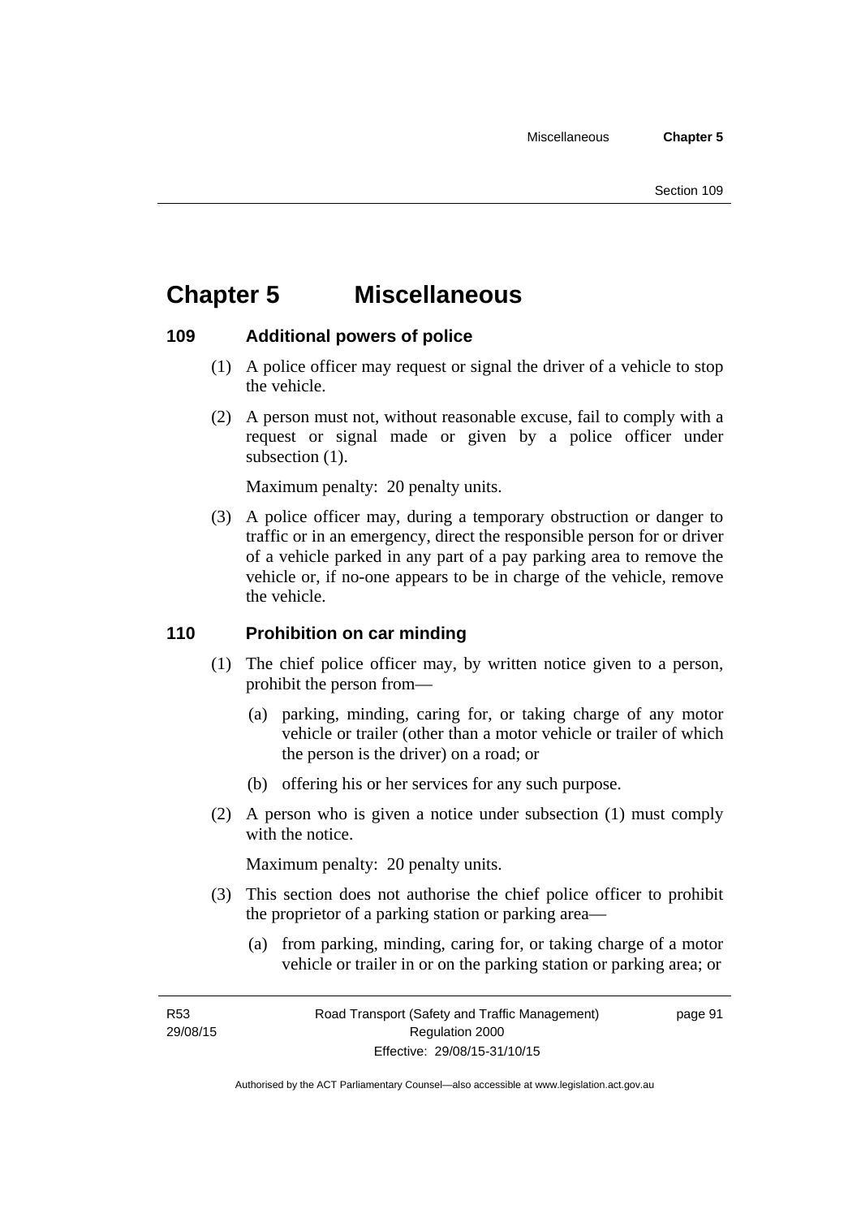# Chapter 5 Miscellaneous

## 109 Additional powers of police

(1) A police officer may request or signal the driver of a vehicle to stop the vehicle.

(2) A person must not, without reasonable excuse, fail to comply with a request or signal made or given by a police officer under subsection (1).

Maximum penalty: 20 penalty units.

(3) A police officer may, during a temporary obstruction or danger to traffic or in an emergency, direct the responsible person for or driver of a vehicle parked in any part of a pay parking area to remove the vehicle or, if no-one appears to be in charge of the vehicle, remove the vehicle.

## 110 Prohibition on car minding

(1) The chief police officer may, by written notice given to a person, prohibit the person from—

(a) parking, minding, caring for, or taking charge of any motor vehicle or trailer (other than a motor vehicle or trailer of which the person is the driver) on a road; or

(b) offering his or her services for any such purpose.

(2) A person who is given a notice under subsection (1) must comply with the notice.

Maximum penalty: 20 penalty units.

(3) This section does not authorise the chief police officer to prohibit the proprietor of a parking station or parking area—

(a) from parking, minding, caring for, or taking charge of a motor vehicle or trailer in or on the parking station or parking area; or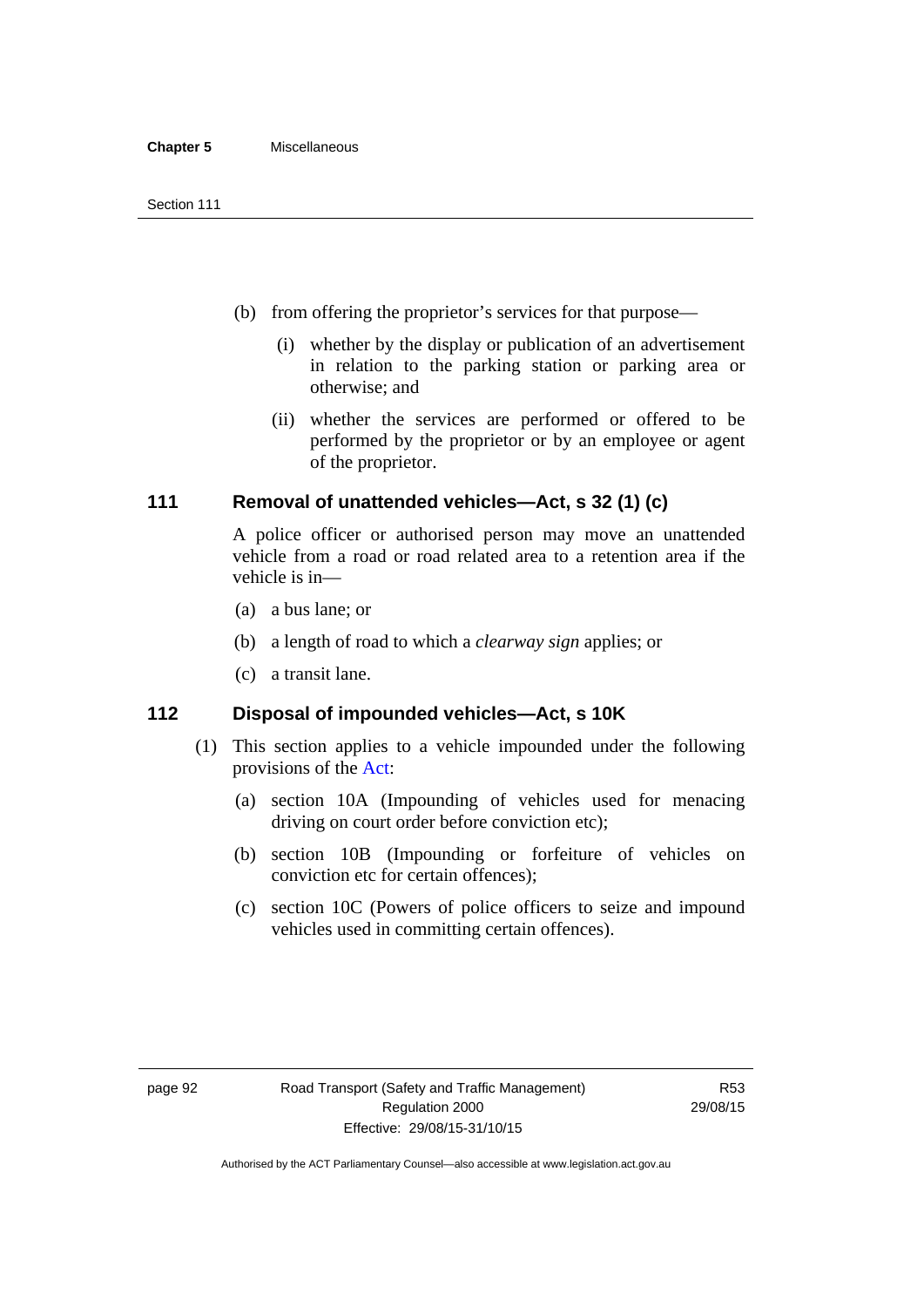(b) from offering the proprietor's services for that purpose—

  (i) whether by the display or publication of an advertisement in relation to the parking station or parking area or otherwise; and

  (ii) whether the services are performed or offered to be performed by the proprietor or by an employee or agent of the proprietor.

### 111 Removal of unattended vehicles—Act, s 32 (1) (c)

A police officer or authorised person may move an unattended vehicle from a road or road related area to a retention area if the vehicle is in—

(a) a bus lane; or

(b) a length of road to which a *clearway sign* applies; or

(c) a transit lane.

### 112 Disposal of impounded vehicles—Act, s 10K

(1) This section applies to a vehicle impounded under the following provisions of the Act:

  (a) section 10A (Impounding of vehicles used for menacing driving on court order before conviction etc);

  (b) section 10B (Impounding or forfeiture of vehicles on conviction etc for certain offences);

  (c) section 10C (Powers of police officers to seize and impound vehicles used in committing certain offences).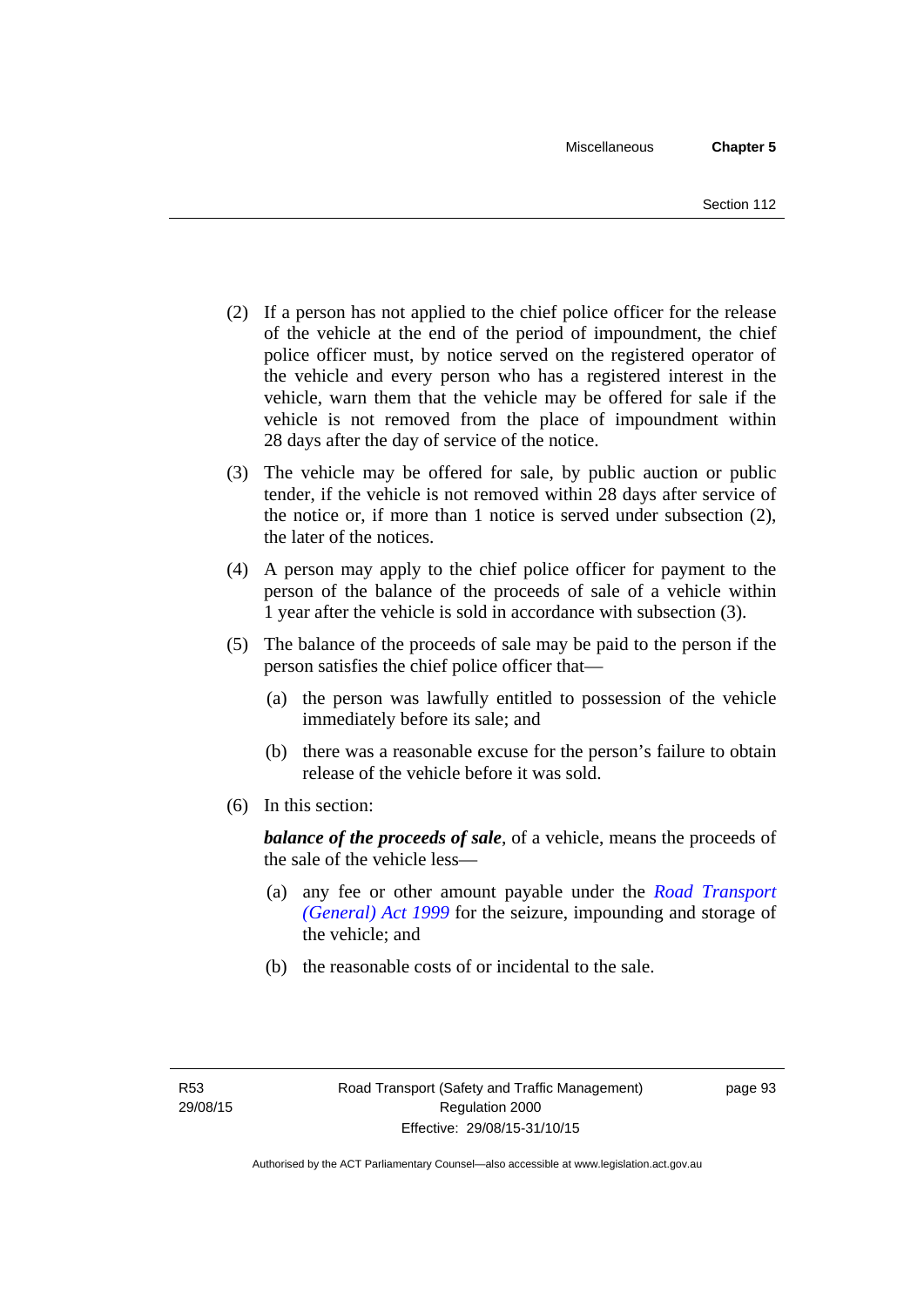(2) If a person has not applied to the chief police officer for the release of the vehicle at the end of the period of impoundment, the chief police officer must, by notice served on the registered operator of the vehicle and every person who has a registered interest in the vehicle, warn them that the vehicle may be offered for sale if the vehicle is not removed from the place of impoundment within 28 days after the day of service of the notice.

(3) The vehicle may be offered for sale, by public auction or public tender, if the vehicle is not removed within 28 days after service of the notice or, if more than 1 notice is served under subsection (2), the later of the notices.

(4) A person may apply to the chief police officer for payment to the person of the balance of the proceeds of sale of a vehicle within 1 year after the vehicle is sold in accordance with subsection (3).

(5) The balance of the proceeds of sale may be paid to the person if the person satisfies the chief police officer that—

(a) the person was lawfully entitled to possession of the vehicle immediately before its sale; and

(b) there was a reasonable excuse for the person's failure to obtain release of the vehicle before it was sold.

(6) In this section:

***balance of the proceeds of sale***, of a vehicle, means the proceeds of the sale of the vehicle less—

(a) any fee or other amount payable under the *Road Transport (General) Act 1999* for the seizure, impounding and storage of the vehicle; and

(b) the reasonable costs of or incidental to the sale.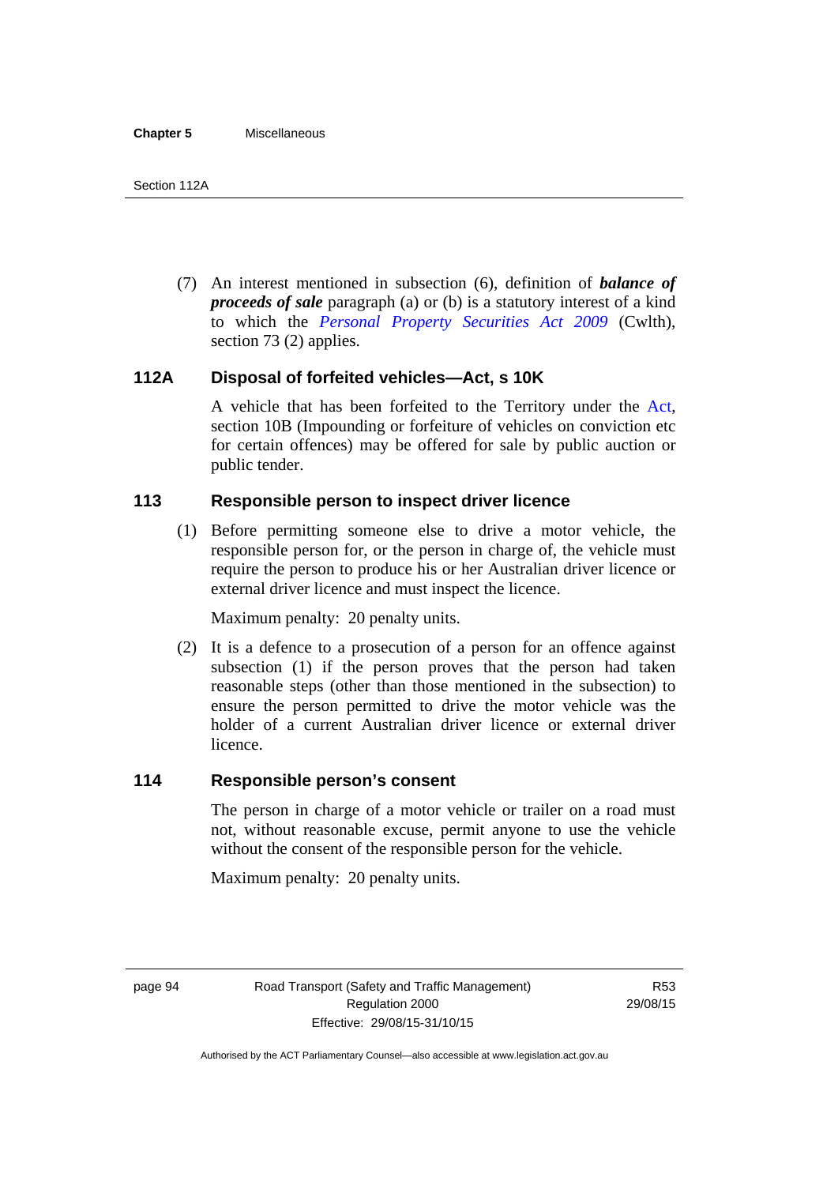(7) An interest mentioned in subsection (6), definition of ***balance of proceeds of sale*** paragraph (a) or (b) is a statutory interest of a kind to which the *Personal Property Securities Act 2009* (Cwlth), section 73 (2) applies.

## 112A Disposal of forfeited vehicles—Act, s 10K

A vehicle that has been forfeited to the Territory under the Act, section 10B (Impounding or forfeiture of vehicles on conviction etc for certain offences) may be offered for sale by public auction or public tender.

## 113 Responsible person to inspect driver licence

(1) Before permitting someone else to drive a motor vehicle, the responsible person for, or the person in charge of, the vehicle must require the person to produce his or her Australian driver licence or external driver licence and must inspect the licence.

Maximum penalty: 20 penalty units.

(2) It is a defence to a prosecution of a person for an offence against subsection (1) if the person proves that the person had taken reasonable steps (other than those mentioned in the subsection) to ensure the person permitted to drive the motor vehicle was the holder of a current Australian driver licence or external driver licence.

## 114 Responsible person's consent

The person in charge of a motor vehicle or trailer on a road must not, without reasonable excuse, permit anyone to use the vehicle without the consent of the responsible person for the vehicle.

Maximum penalty: 20 penalty units.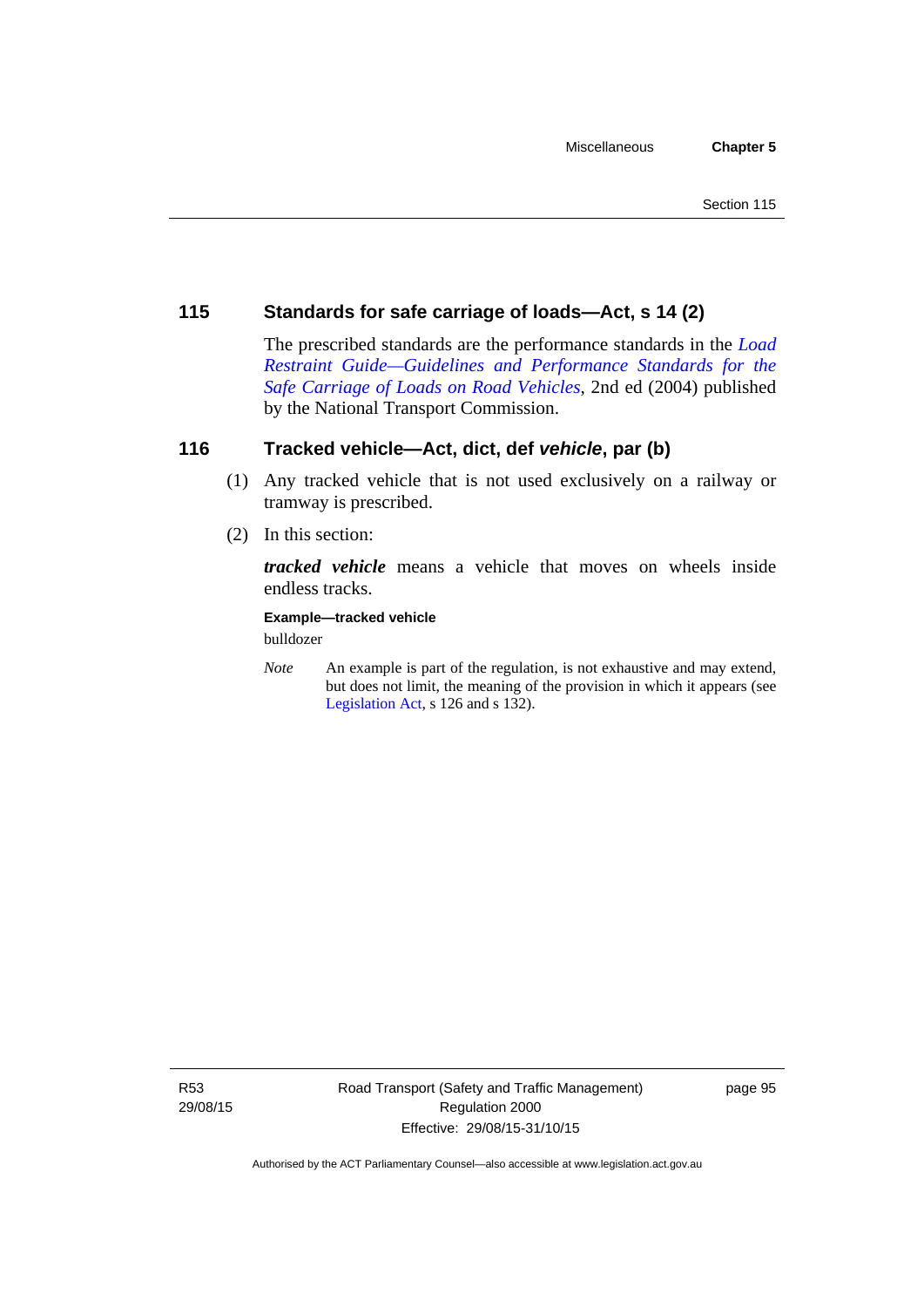## 115 Standards for safe carriage of loads—Act, s 14 (2)

The prescribed standards are the performance standards in the *Load Restraint Guide—Guidelines and Performance Standards for the Safe Carriage of Loads on Road Vehicles*, 2nd ed (2004) published by the National Transport Commission.

## 116 Tracked vehicle—Act, dict, def *vehicle*, par (b)

(1) Any tracked vehicle that is not used exclusively on a railway or tramway is prescribed.

(2) In this section:

***tracked vehicle*** means a vehicle that moves on wheels inside endless tracks.

**Example—tracked vehicle**

bulldozer

*Note* An example is part of the regulation, is not exhaustive and may extend, but does not limit, the meaning of the provision in which it appears (see Legislation Act, s 126 and s 132).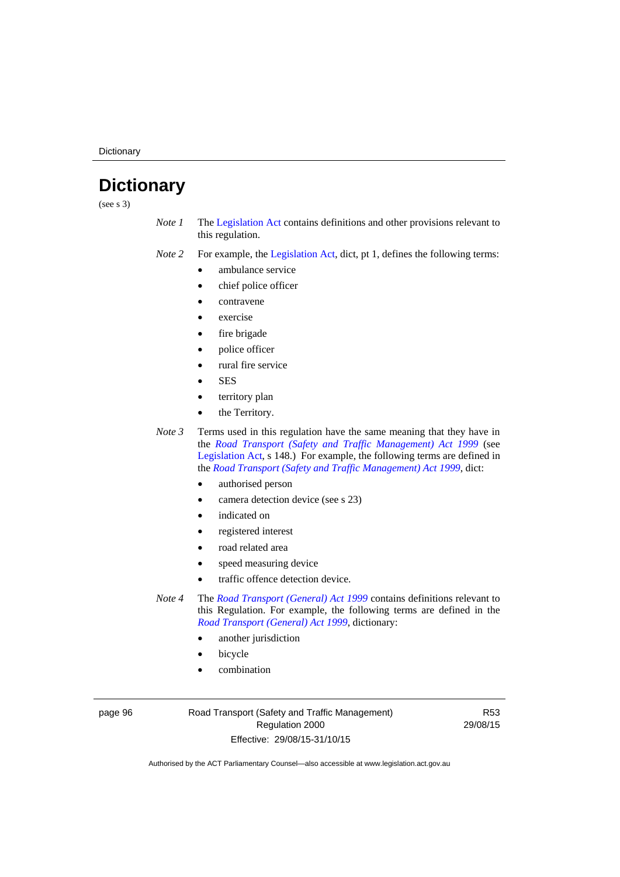# Dictionary

(see s 3)

*Note 1* The Legislation Act contains definitions and other provisions relevant to this regulation.

*Note 2* For example, the Legislation Act, dict, pt 1, defines the following terms:

- ambulance service
- chief police officer
- contravene
- exercise
- fire brigade
- police officer
- rural fire service
- SES
- territory plan
- the Territory.

*Note 3* Terms used in this regulation have the same meaning that they have in the *Road Transport (Safety and Traffic Management) Act 1999* (see Legislation Act, s 148.) For example, the following terms are defined in the *Road Transport (Safety and Traffic Management) Act 1999*, dict:

- authorised person
- camera detection device (see s 23)
- indicated on
- registered interest
- road related area
- speed measuring device
- traffic offence detection device.

*Note 4* The *Road Transport (General) Act 1999* contains definitions relevant to this Regulation. For example, the following terms are defined in the *Road Transport (General) Act 1999*, dictionary:

- another jurisdiction
- bicycle
- combination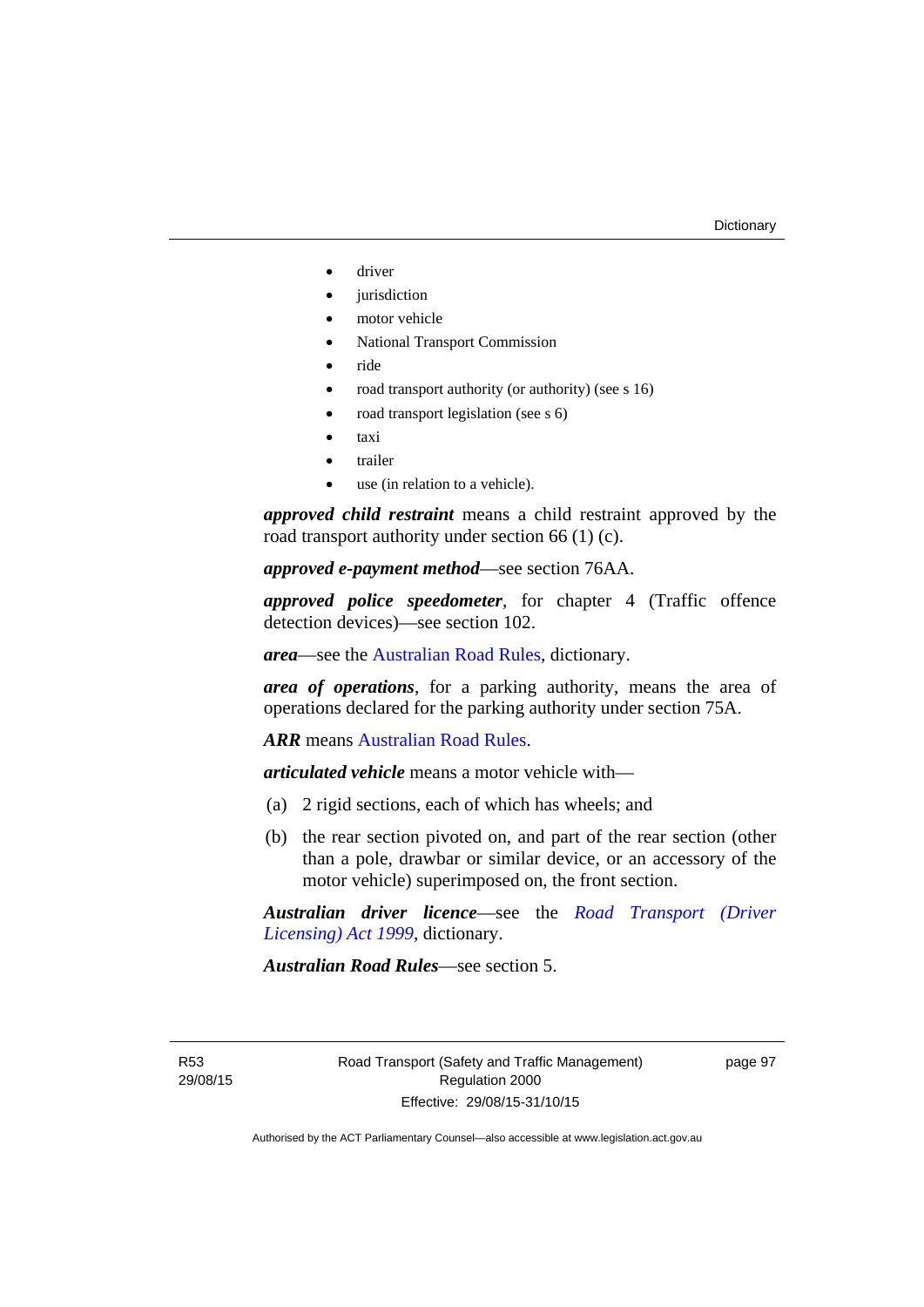- driver
- jurisdiction
- motor vehicle
- National Transport Commission
- ride
- road transport authority (or authority) (see s 16)
- road transport legislation (see s 6)
- taxi
- trailer
- use (in relation to a vehicle).

***approved child restraint*** means a child restraint approved by the road transport authority under section 66 (1) (c).

***approved e-payment method***—see section 76AA.

***approved police speedometer***, for chapter 4 (Traffic offence detection devices)—see section 102.

***area***—see the Australian Road Rules, dictionary.

***area of operations***, for a parking authority, means the area of operations declared for the parking authority under section 75A.

***ARR*** means Australian Road Rules.

***articulated vehicle*** means a motor vehicle with—

(a) 2 rigid sections, each of which has wheels; and

(b) the rear section pivoted on, and part of the rear section (other than a pole, drawbar or similar device, or an accessory of the motor vehicle) superimposed on, the front section.

***Australian driver licence***—see the *Road Transport (Driver Licensing) Act 1999*, dictionary.

***Australian Road Rules***—see section 5.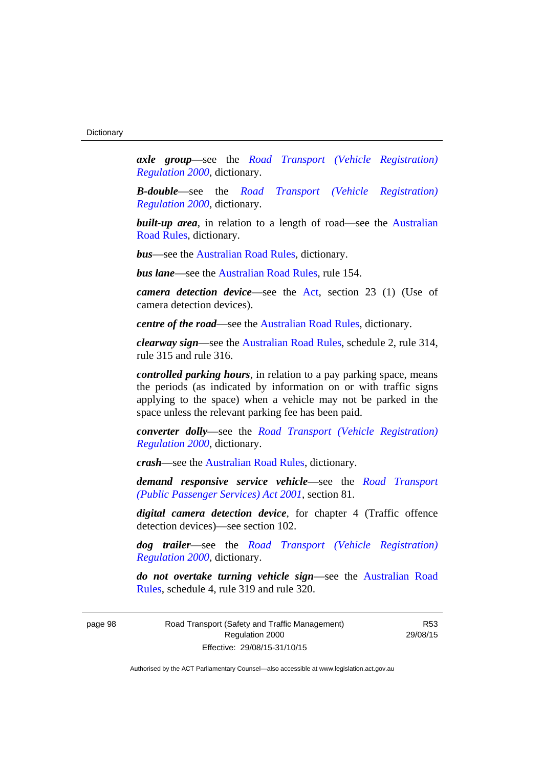***axle group***—see the *Road Transport (Vehicle Registration) Regulation 2000*, dictionary.

***B-double***—see the *Road Transport (Vehicle Registration) Regulation 2000*, dictionary.

***built-up area***, in relation to a length of road—see the Australian Road Rules, dictionary.

***bus***—see the Australian Road Rules, dictionary.

***bus lane***—see the Australian Road Rules, rule 154.

***camera detection device***—see the Act, section 23 (1) (Use of camera detection devices).

***centre of the road***—see the Australian Road Rules, dictionary.

***clearway sign***—see the Australian Road Rules, schedule 2, rule 314, rule 315 and rule 316.

***controlled parking hours***, in relation to a pay parking space, means the periods (as indicated by information on or with traffic signs applying to the space) when a vehicle may not be parked in the space unless the relevant parking fee has been paid.

***converter dolly***—see the *Road Transport (Vehicle Registration) Regulation 2000*, dictionary.

***crash***—see the Australian Road Rules, dictionary.

***demand responsive service vehicle***—see the *Road Transport (Public Passenger Services) Act 2001*, section 81.

***digital camera detection device***, for chapter 4 (Traffic offence detection devices)—see section 102.

***dog trailer***—see the *Road Transport (Vehicle Registration) Regulation 2000*, dictionary.

***do not overtake turning vehicle sign***—see the Australian Road Rules, schedule 4, rule 319 and rule 320.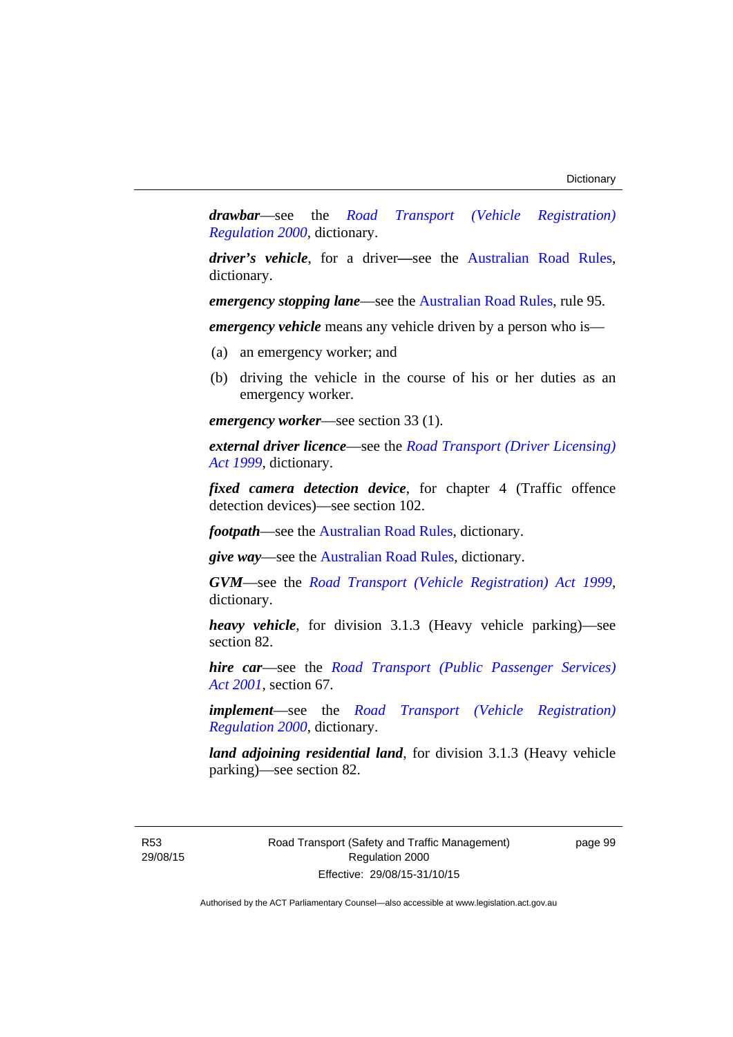***drawbar***—see the *Road Transport (Vehicle Registration) Regulation 2000*, dictionary.

***driver's vehicle***, for a driver—see the Australian Road Rules, dictionary.

***emergency stopping lane***—see the Australian Road Rules, rule 95.

***emergency vehicle*** means any vehicle driven by a person who is—

(a) an emergency worker; and

(b) driving the vehicle in the course of his or her duties as an emergency worker.

***emergency worker***—see section 33 (1).

***external driver licence***—see the *Road Transport (Driver Licensing) Act 1999*, dictionary.

***fixed camera detection device***, for chapter 4 (Traffic offence detection devices)—see section 102.

***footpath***—see the Australian Road Rules, dictionary.

***give way***—see the Australian Road Rules, dictionary.

***GVM***—see the *Road Transport (Vehicle Registration) Act 1999*, dictionary.

***heavy vehicle***, for division 3.1.3 (Heavy vehicle parking)—see section 82.

***hire car***—see the *Road Transport (Public Passenger Services) Act 2001*, section 67.

***implement***—see the *Road Transport (Vehicle Registration) Regulation 2000*, dictionary.

***land adjoining residential land***, for division 3.1.3 (Heavy vehicle parking)—see section 82.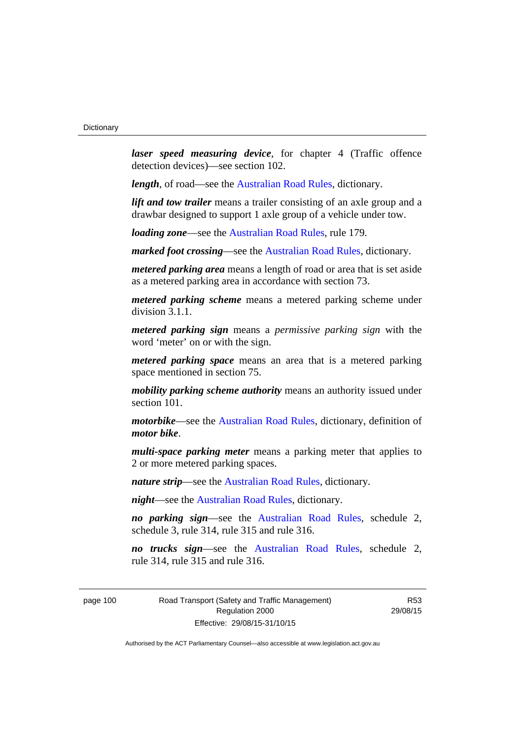***laser speed measuring device***, for chapter 4 (Traffic offence detection devices)—see section 102.

***length***, of road—see the Australian Road Rules, dictionary.

***lift and tow trailer*** means a trailer consisting of an axle group and a drawbar designed to support 1 axle group of a vehicle under tow.

***loading zone***—see the Australian Road Rules, rule 179.

***marked foot crossing***—see the Australian Road Rules, dictionary.

***metered parking area*** means a length of road or area that is set aside as a metered parking area in accordance with section 73.

***metered parking scheme*** means a metered parking scheme under division 3.1.1.

***metered parking sign*** means a *permissive parking sign* with the word 'meter' on or with the sign.

***metered parking space*** means an area that is a metered parking space mentioned in section 75.

***mobility parking scheme authority*** means an authority issued under section 101.

***motorbike***—see the Australian Road Rules, dictionary, definition of ***motor bike***.

***multi-space parking meter*** means a parking meter that applies to 2 or more metered parking spaces.

***nature strip***—see the Australian Road Rules, dictionary.

***night***—see the Australian Road Rules, dictionary.

***no parking sign***—see the Australian Road Rules, schedule 2, schedule 3, rule 314, rule 315 and rule 316.

***no trucks sign***—see the Australian Road Rules, schedule 2, rule 314, rule 315 and rule 316.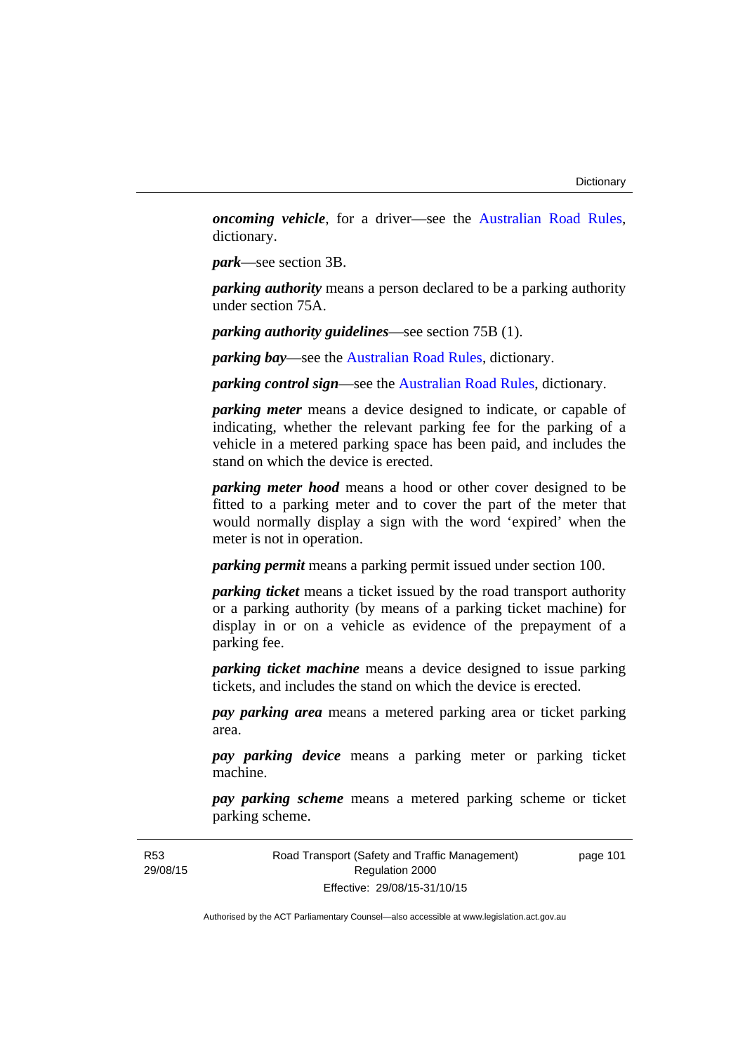***oncoming vehicle***, for a driver—see the Australian Road Rules, dictionary.

***park***—see section 3B.

***parking authority*** means a person declared to be a parking authority under section 75A.

***parking authority guidelines***—see section 75B (1).

***parking bay***—see the Australian Road Rules, dictionary.

***parking control sign***—see the Australian Road Rules, dictionary.

***parking meter*** means a device designed to indicate, or capable of indicating, whether the relevant parking fee for the parking of a vehicle in a metered parking space has been paid, and includes the stand on which the device is erected.

***parking meter hood*** means a hood or other cover designed to be fitted to a parking meter and to cover the part of the meter that would normally display a sign with the word 'expired' when the meter is not in operation.

***parking permit*** means a parking permit issued under section 100.

***parking ticket*** means a ticket issued by the road transport authority or a parking authority (by means of a parking ticket machine) for display in or on a vehicle as evidence of the prepayment of a parking fee.

***parking ticket machine*** means a device designed to issue parking tickets, and includes the stand on which the device is erected.

***pay parking area*** means a metered parking area or ticket parking area.

***pay parking device*** means a parking meter or parking ticket machine.

***pay parking scheme*** means a metered parking scheme or ticket parking scheme.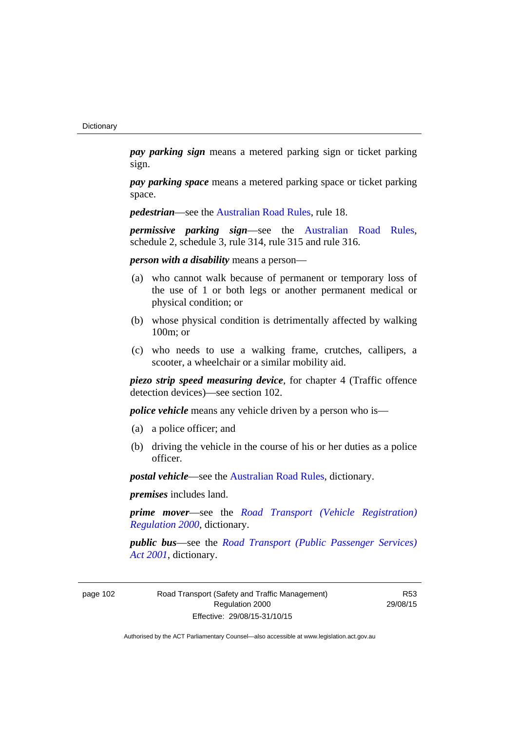***pay parking sign*** means a metered parking sign or ticket parking sign.

***pay parking space*** means a metered parking space or ticket parking space.

***pedestrian***—see the Australian Road Rules, rule 18.

***permissive parking sign***—see the Australian Road Rules, schedule 2, schedule 3, rule 314, rule 315 and rule 316.

***person with a disability*** means a person—

(a) who cannot walk because of permanent or temporary loss of the use of 1 or both legs or another permanent medical or physical condition; or

(b) whose physical condition is detrimentally affected by walking 100m; or

(c) who needs to use a walking frame, crutches, callipers, a scooter, a wheelchair or a similar mobility aid.

***piezo strip speed measuring device***, for chapter 4 (Traffic offence detection devices)—see section 102.

***police vehicle*** means any vehicle driven by a person who is—

(a) a police officer; and

(b) driving the vehicle in the course of his or her duties as a police officer.

***postal vehicle***—see the Australian Road Rules, dictionary.

***premises*** includes land.

***prime mover***—see the *Road Transport (Vehicle Registration) Regulation 2000*, dictionary.

***public bus***—see the *Road Transport (Public Passenger Services) Act 2001*, dictionary.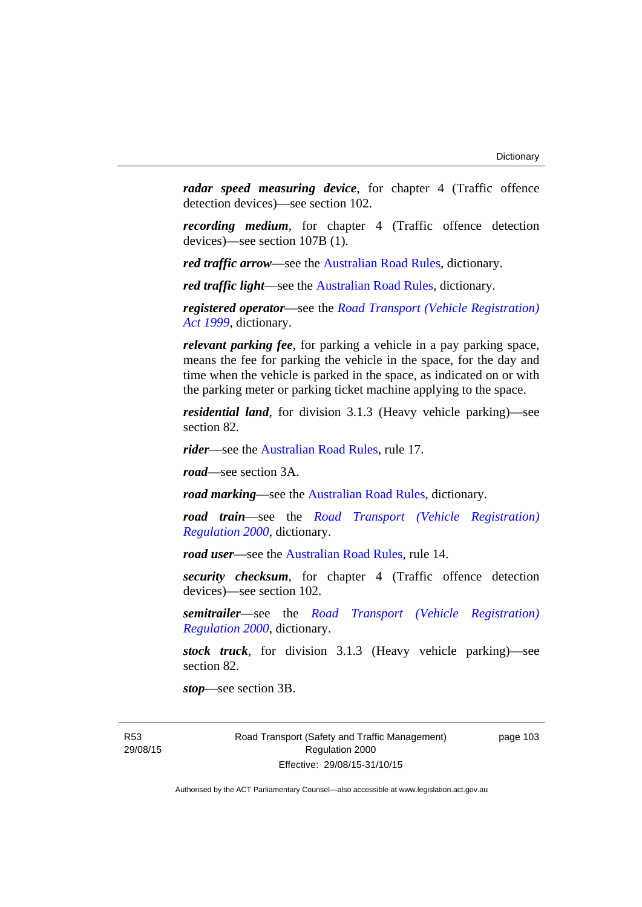***radar speed measuring device***, for chapter 4 (Traffic offence detection devices)—see section 102.

***recording medium***, for chapter 4 (Traffic offence detection devices)—see section 107B (1).

***red traffic arrow***—see the Australian Road Rules, dictionary.

***red traffic light***—see the Australian Road Rules, dictionary.

***registered operator***—see the *Road Transport (Vehicle Registration) Act 1999*, dictionary.

***relevant parking fee***, for parking a vehicle in a pay parking space, means the fee for parking the vehicle in the space, for the day and time when the vehicle is parked in the space, as indicated on or with the parking meter or parking ticket machine applying to the space.

***residential land***, for division 3.1.3 (Heavy vehicle parking)—see section 82.

***rider***—see the Australian Road Rules, rule 17.

***road***—see section 3A.

***road marking***—see the Australian Road Rules, dictionary.

***road train***—see the *Road Transport (Vehicle Registration) Regulation 2000*, dictionary.

***road user***—see the Australian Road Rules, rule 14.

***security checksum***, for chapter 4 (Traffic offence detection devices)—see section 102.

***semitrailer***—see the *Road Transport (Vehicle Registration) Regulation 2000*, dictionary.

***stock truck***, for division 3.1.3 (Heavy vehicle parking)—see section 82.

***stop***—see section 3B.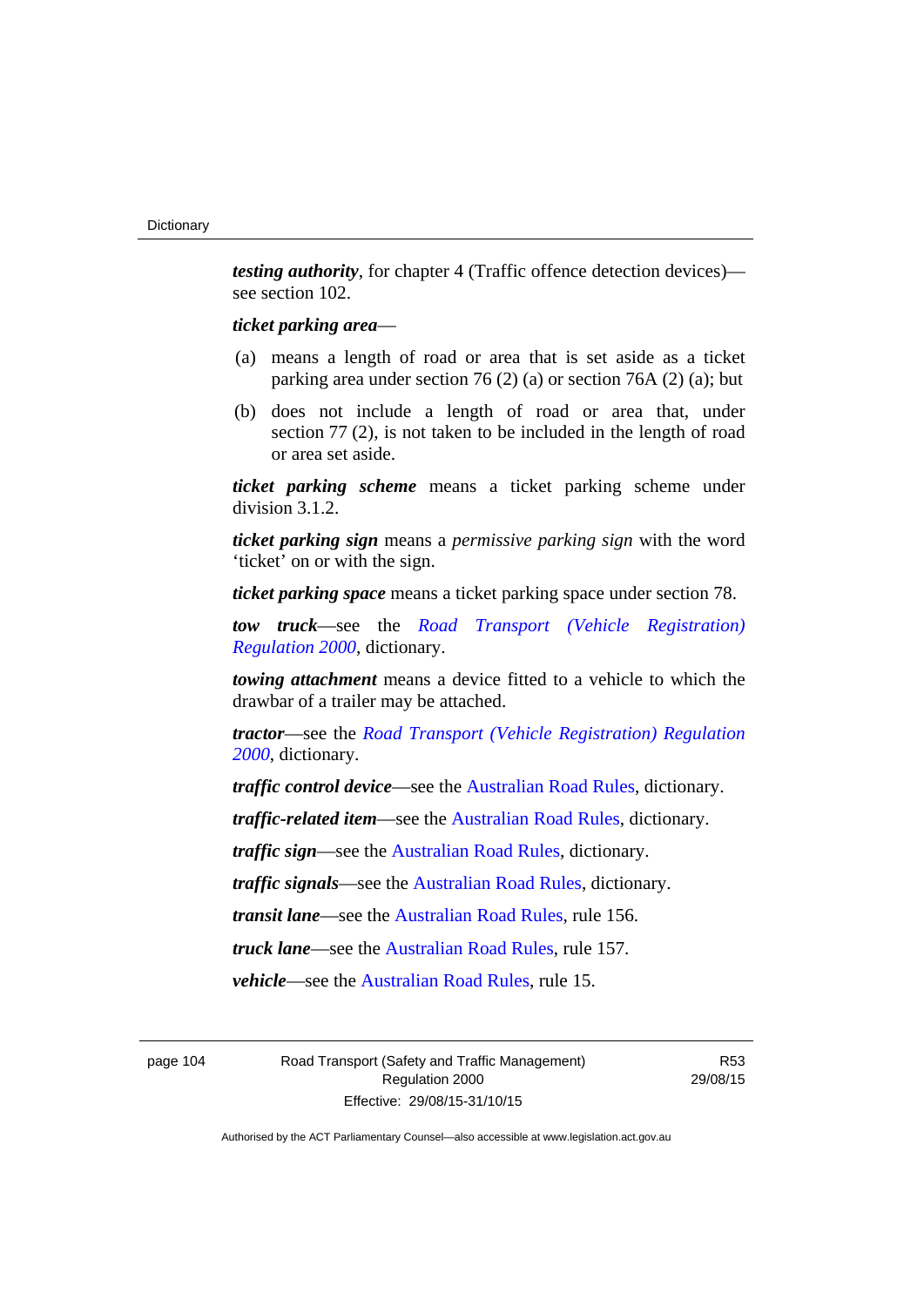***testing authority***, for chapter 4 (Traffic offence detection devices)—see section 102.

***ticket parking area***—

(a) means a length of road or area that is set aside as a ticket parking area under section 76 (2) (a) or section 76A (2) (a); but

(b) does not include a length of road or area that, under section 77 (2), is not taken to be included in the length of road or area set aside.

***ticket parking scheme*** means a ticket parking scheme under division 3.1.2.

***ticket parking sign*** means a *permissive parking sign* with the word 'ticket' on or with the sign.

***ticket parking space*** means a ticket parking space under section 78.

***tow truck***—see the *Road Transport (Vehicle Registration) Regulation 2000*, dictionary.

***towing attachment*** means a device fitted to a vehicle to which the drawbar of a trailer may be attached.

***tractor***—see the *Road Transport (Vehicle Registration) Regulation 2000*, dictionary.

***traffic control device***—see the Australian Road Rules, dictionary.

***traffic-related item***—see the Australian Road Rules, dictionary.

***traffic sign***—see the Australian Road Rules, dictionary.

***traffic signals***—see the Australian Road Rules, dictionary.

***transit lane***—see the Australian Road Rules, rule 156.

***truck lane***—see the Australian Road Rules, rule 157.

***vehicle***—see the Australian Road Rules, rule 15.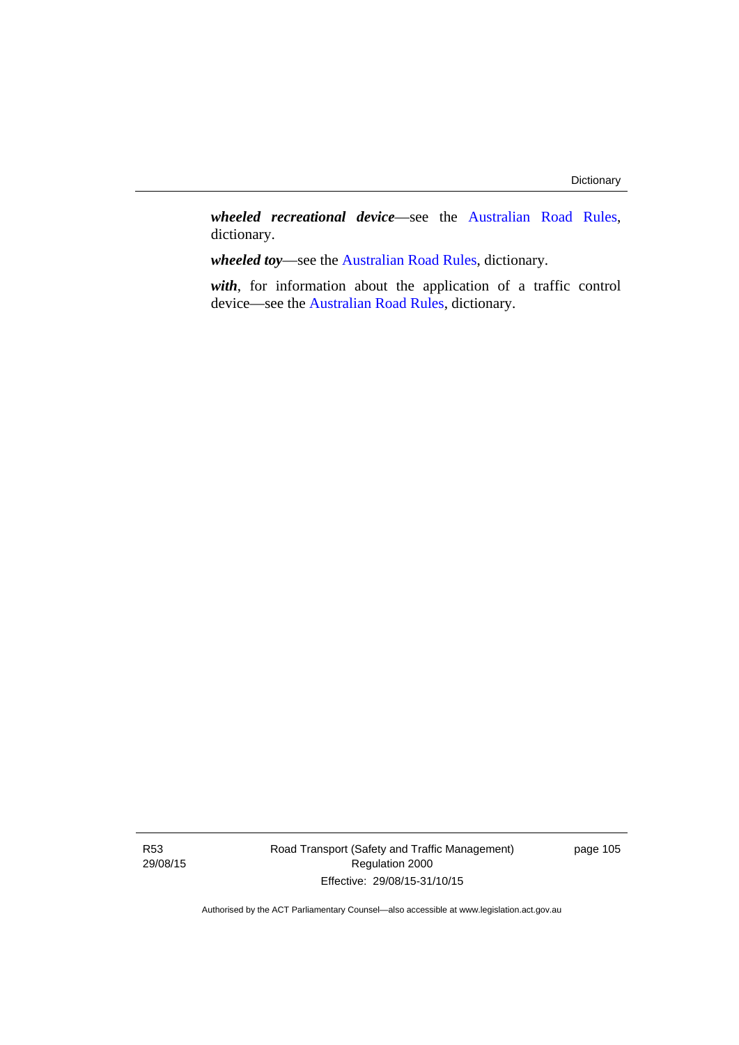***wheeled recreational device***—see the Australian Road Rules, dictionary.

***wheeled toy***—see the Australian Road Rules, dictionary.

***with***, for information about the application of a traffic control device—see the Australian Road Rules, dictionary.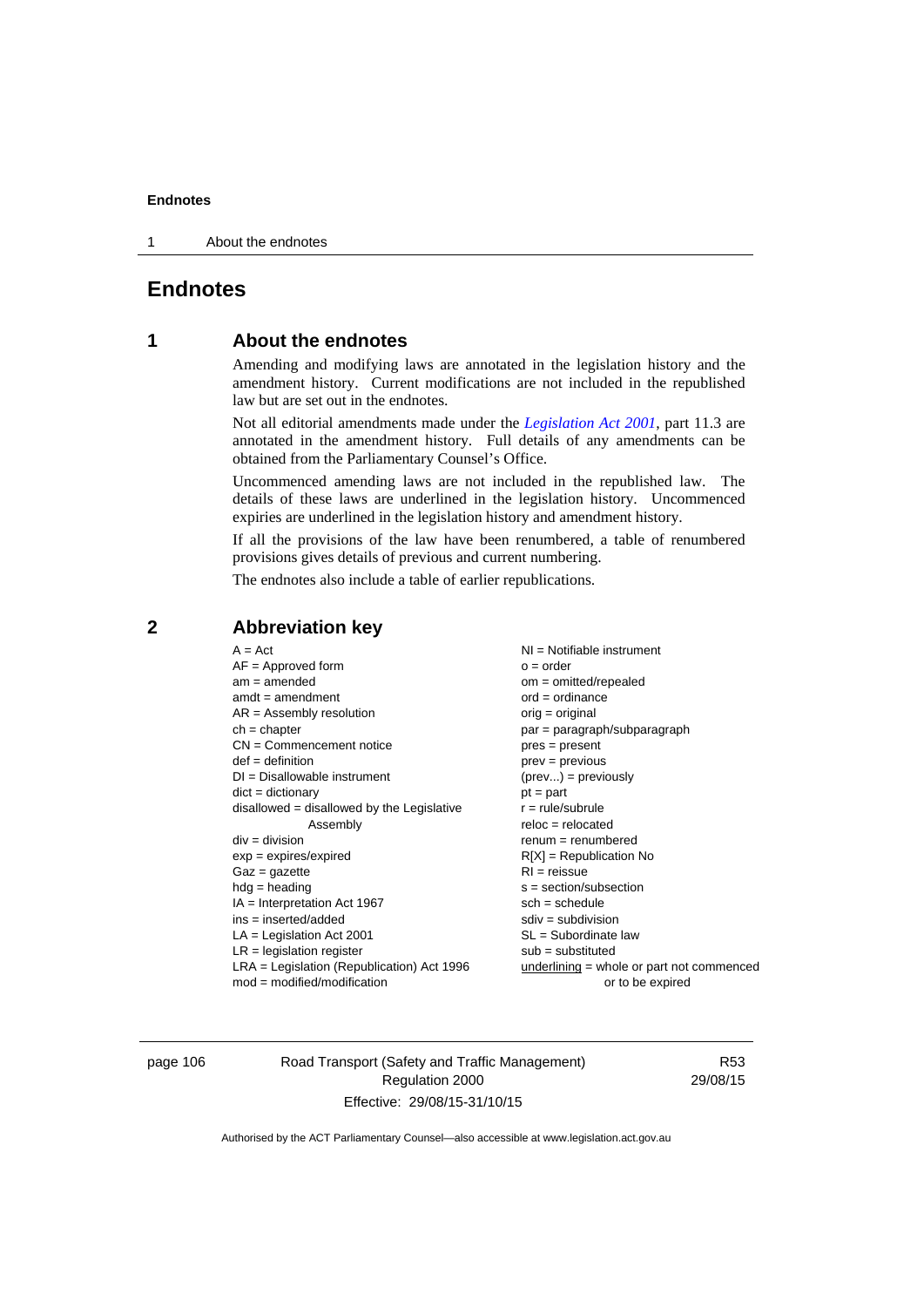# Endnotes

## 1 About the endnotes

Amending and modifying laws are annotated in the legislation history and the amendment history. Current modifications are not included in the republished law but are set out in the endnotes.

Not all editorial amendments made under the *Legislation Act 2001*, part 11.3 are annotated in the amendment history. Full details of any amendments can be obtained from the Parliamentary Counsel's Office.

Uncommenced amending laws are not included in the republished law. The details of these laws are underlined in the legislation history. Uncommenced expiries are underlined in the legislation history and amendment history.

If all the provisions of the law have been renumbered, a table of renumbered provisions gives details of previous and current numbering.

The endnotes also include a table of earlier republications.

## 2 Abbreviation key

A = Act
AF = Approved form
am = amended
amdt = amendment
AR = Assembly resolution
ch = chapter
CN = Commencement notice
def = definition
DI = Disallowable instrument
dict = dictionary
disallowed = disallowed by the Legislative Assembly
div = division
exp = expires/expired
Gaz = gazette
hdg = heading
IA = Interpretation Act 1967
ins = inserted/added
LA = Legislation Act 2001
LR = legislation register
LRA = Legislation (Republication) Act 1996
mod = modified/modification
NI = Notifiable instrument
o = order
om = omitted/repealed
ord = ordinance
orig = original
par = paragraph/subparagraph
pres = present
prev = previous
(prev...) = previously
pt = part
r = rule/subrule
reloc = relocated
renum = renumbered
R[X] = Republication No
RI = reissue
s = section/subsection
sch = schedule
sdiv = subdivision
SL = Subordinate law
sub = substituted
underlining = whole or part not commenced or to be expired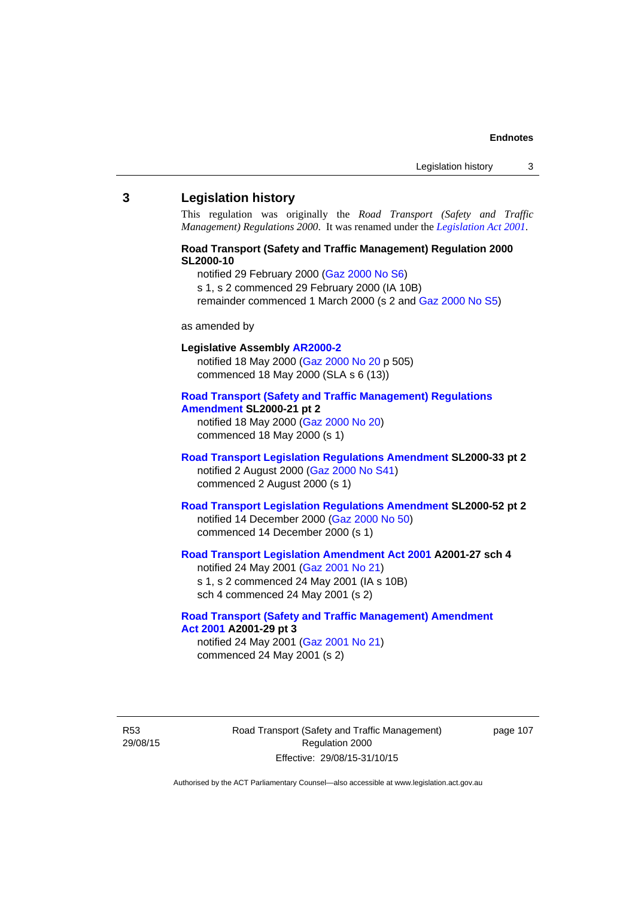## 3 Legislation history

This regulation was originally the *Road Transport (Safety and Traffic Management) Regulations 2000*. It was renamed under the *Legislation Act 2001*.

**Road Transport (Safety and Traffic Management) Regulation 2000 SL2000-10**

notified 29 February 2000 (Gaz 2000 No S6)
s 1, s 2 commenced 29 February 2000 (IA 10B)
remainder commenced 1 March 2000 (s 2 and Gaz 2000 No S5)

as amended by

**Legislative Assembly AR2000-2**

notified 18 May 2000 (Gaz 2000 No 20 p 505)
commenced 18 May 2000 (SLA s 6 (13))

**Road Transport (Safety and Traffic Management) Regulations Amendment SL2000-21 pt 2**

notified 18 May 2000 (Gaz 2000 No 20)
commenced 18 May 2000 (s 1)

**Road Transport Legislation Regulations Amendment SL2000-33 pt 2**

notified 2 August 2000 (Gaz 2000 No S41)
commenced 2 August 2000 (s 1)

**Road Transport Legislation Regulations Amendment SL2000-52 pt 2**

notified 14 December 2000 (Gaz 2000 No 50)
commenced 14 December 2000 (s 1)

**Road Transport Legislation Amendment Act 2001 A2001-27 sch 4**

notified 24 May 2001 (Gaz 2001 No 21)
s 1, s 2 commenced 24 May 2001 (IA s 10B)
sch 4 commenced 24 May 2001 (s 2)

**Road Transport (Safety and Traffic Management) Amendment Act 2001 A2001-29 pt 3**

notified 24 May 2001 (Gaz 2001 No 21)
commenced 24 May 2001 (s 2)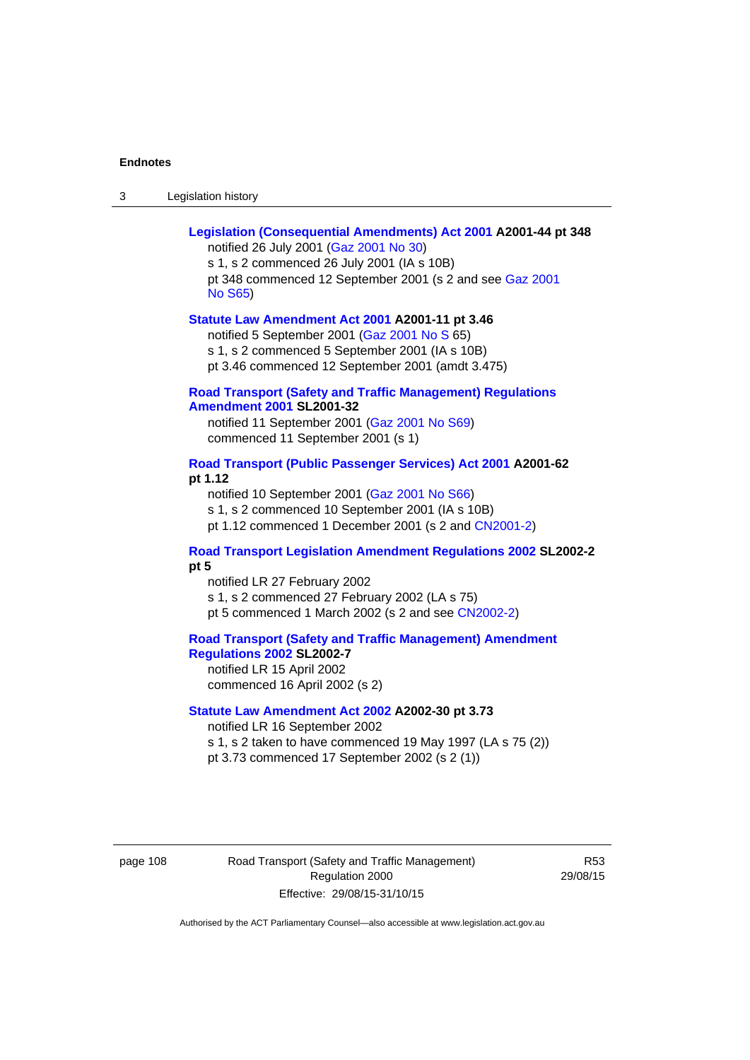**Legislation (Consequential Amendments) Act 2001 A2001-44 pt 348**

notified 26 July 2001 (Gaz 2001 No 30)

s 1, s 2 commenced 26 July 2001 (IA s 10B)

pt 348 commenced 12 September 2001 (s 2 and see Gaz 2001 No S65)

**Statute Law Amendment Act 2001 A2001-11 pt 3.46**

notified 5 September 2001 (Gaz 2001 No S 65)

s 1, s 2 commenced 5 September 2001 (IA s 10B)

pt 3.46 commenced 12 September 2001 (amdt 3.475)

**Road Transport (Safety and Traffic Management) Regulations Amendment 2001 SL2001-32**

notified 11 September 2001 (Gaz 2001 No S69)

commenced 11 September 2001 (s 1)

**Road Transport (Public Passenger Services) Act 2001 A2001-62 pt 1.12**

notified 10 September 2001 (Gaz 2001 No S66)

s 1, s 2 commenced 10 September 2001 (IA s 10B)

pt 1.12 commenced 1 December 2001 (s 2 and CN2001-2)

**Road Transport Legislation Amendment Regulations 2002 SL2002-2 pt 5**

notified LR 27 February 2002

s 1, s 2 commenced 27 February 2002 (LA s 75)

pt 5 commenced 1 March 2002 (s 2 and see CN2002-2)

**Road Transport (Safety and Traffic Management) Amendment Regulations 2002 SL2002-7**

notified LR 15 April 2002

commenced 16 April 2002 (s 2)

**Statute Law Amendment Act 2002 A2002-30 pt 3.73**

notified LR 16 September 2002

s 1, s 2 taken to have commenced 19 May 1997 (LA s 75 (2))

pt 3.73 commenced 17 September 2002 (s 2 (1))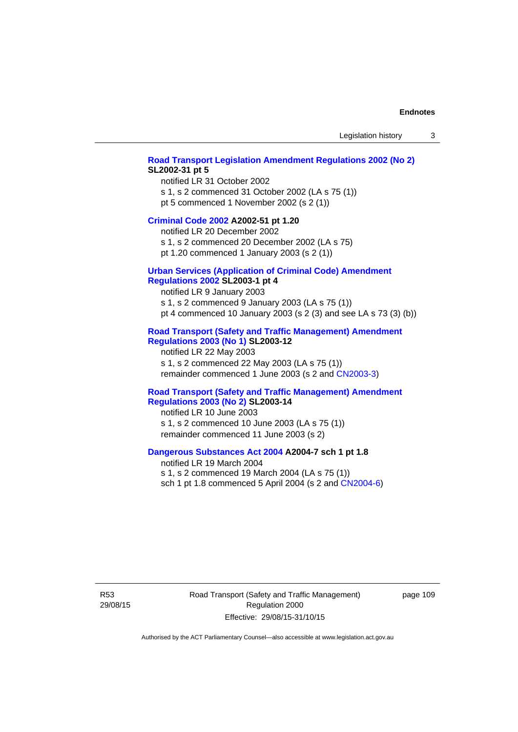**Road Transport Legislation Amendment Regulations 2002 (No 2) SL2002-31 pt 5**

notified LR 31 October 2002

s 1, s 2 commenced 31 October 2002 (LA s 75 (1))

pt 5 commenced 1 November 2002 (s 2 (1))

**Criminal Code 2002 A2002-51 pt 1.20**

notified LR 20 December 2002

s 1, s 2 commenced 20 December 2002 (LA s 75)

pt 1.20 commenced 1 January 2003 (s 2 (1))

**Urban Services (Application of Criminal Code) Amendment Regulations 2002 SL2003-1 pt 4**

notified LR 9 January 2003

s 1, s 2 commenced 9 January 2003 (LA s 75 (1))

pt 4 commenced 10 January 2003 (s 2 (3) and see LA s 73 (3) (b))

**Road Transport (Safety and Traffic Management) Amendment Regulations 2003 (No 1) SL2003-12**

notified LR 22 May 2003

s 1, s 2 commenced 22 May 2003 (LA s 75 (1))

remainder commenced 1 June 2003 (s 2 and CN2003-3)

**Road Transport (Safety and Traffic Management) Amendment Regulations 2003 (No 2) SL2003-14**

notified LR 10 June 2003

s 1, s 2 commenced 10 June 2003 (LA s 75 (1))

remainder commenced 11 June 2003 (s 2)

**Dangerous Substances Act 2004 A2004-7 sch 1 pt 1.8**

notified LR 19 March 2004

s 1, s 2 commenced 19 March 2004 (LA s 75 (1))

sch 1 pt 1.8 commenced 5 April 2004 (s 2 and CN2004-6)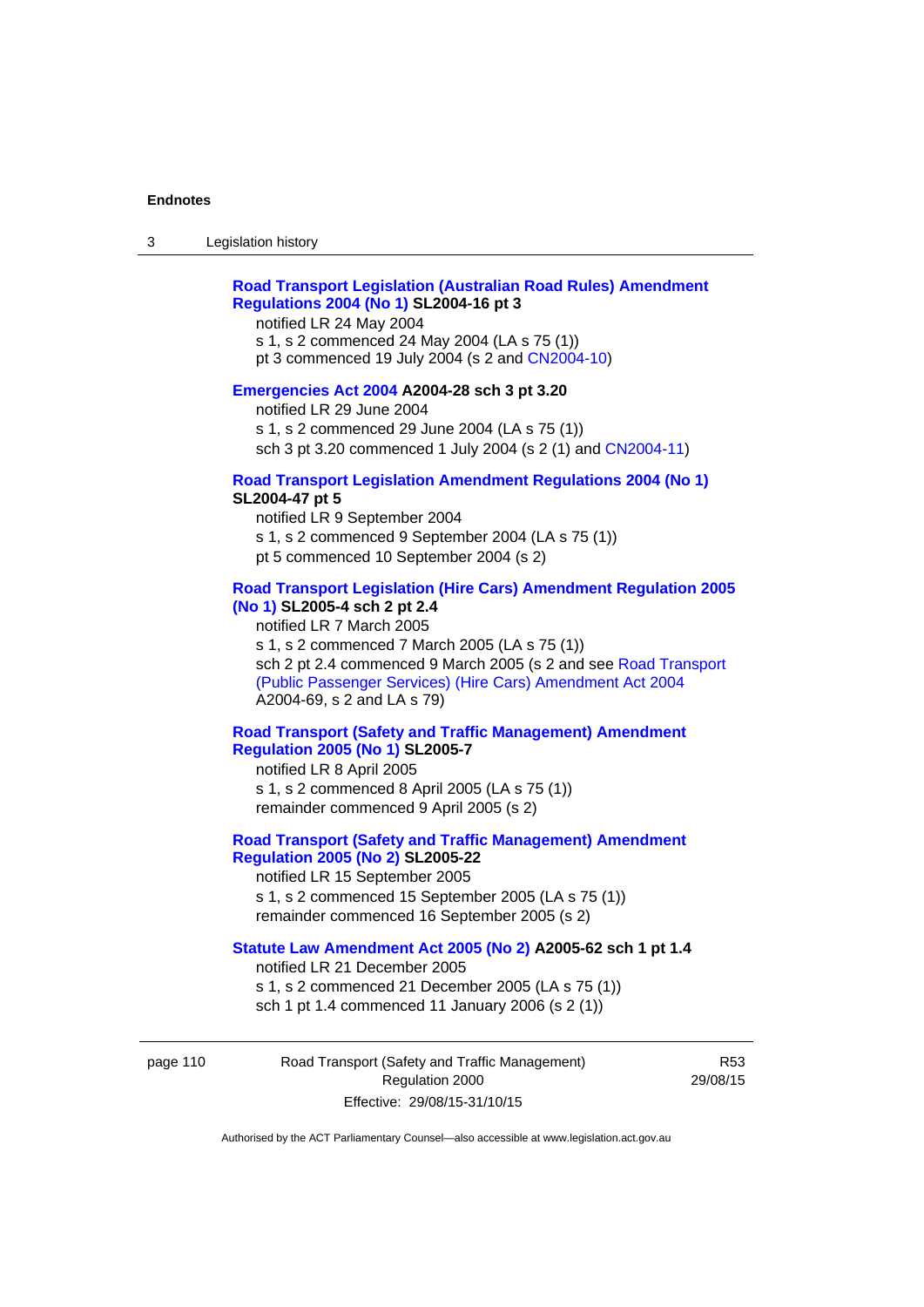**Road Transport Legislation (Australian Road Rules) Amendment Regulations 2004 (No 1) SL2004-16 pt 3**

notified LR 24 May 2004
s 1, s 2 commenced 24 May 2004 (LA s 75 (1))
pt 3 commenced 19 July 2004 (s 2 and CN2004-10)

**Emergencies Act 2004 A2004-28 sch 3 pt 3.20**

notified LR 29 June 2004
s 1, s 2 commenced 29 June 2004 (LA s 75 (1))
sch 3 pt 3.20 commenced 1 July 2004 (s 2 (1) and CN2004-11)

**Road Transport Legislation Amendment Regulations 2004 (No 1) SL2004-47 pt 5**

notified LR 9 September 2004
s 1, s 2 commenced 9 September 2004 (LA s 75 (1))
pt 5 commenced 10 September 2004 (s 2)

**Road Transport Legislation (Hire Cars) Amendment Regulation 2005 (No 1) SL2005-4 sch 2 pt 2.4**

notified LR 7 March 2005
s 1, s 2 commenced 7 March 2005 (LA s 75 (1))
sch 2 pt 2.4 commenced 9 March 2005 (s 2 and see Road Transport (Public Passenger Services) (Hire Cars) Amendment Act 2004 A2004-69, s 2 and LA s 79)

**Road Transport (Safety and Traffic Management) Amendment Regulation 2005 (No 1) SL2005-7**

notified LR 8 April 2005
s 1, s 2 commenced 8 April 2005 (LA s 75 (1))
remainder commenced 9 April 2005 (s 2)

**Road Transport (Safety and Traffic Management) Amendment Regulation 2005 (No 2) SL2005-22**

notified LR 15 September 2005
s 1, s 2 commenced 15 September 2005 (LA s 75 (1))
remainder commenced 16 September 2005 (s 2)

**Statute Law Amendment Act 2005 (No 2) A2005-62 sch 1 pt 1.4**

notified LR 21 December 2005
s 1, s 2 commenced 21 December 2005 (LA s 75 (1))
sch 1 pt 1.4 commenced 11 January 2006 (s 2 (1))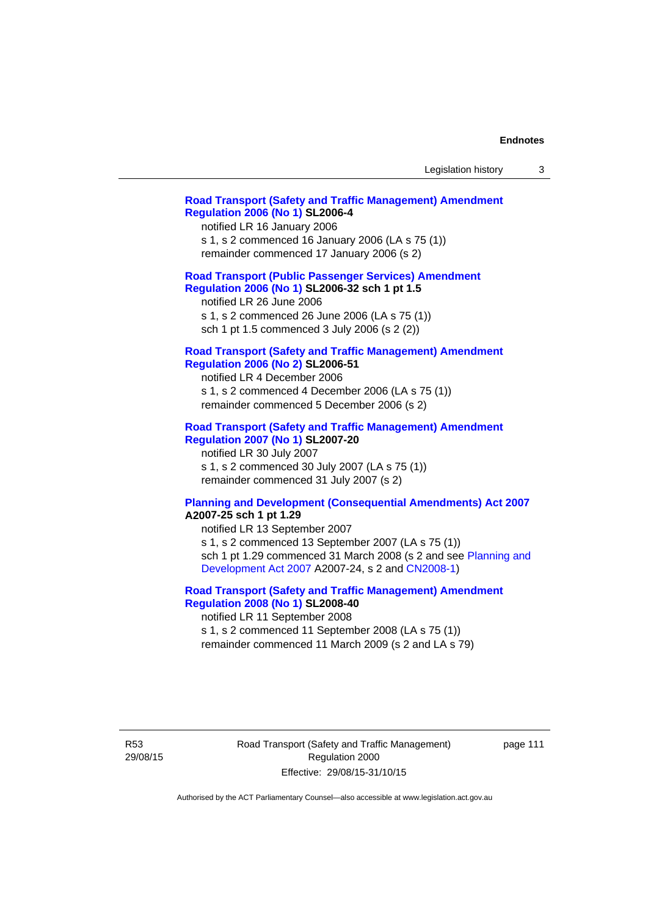**Road Transport (Safety and Traffic Management) Amendment Regulation 2006 (No 1) SL2006-4**

notified LR 16 January 2006

s 1, s 2 commenced 16 January 2006 (LA s 75 (1))

remainder commenced 17 January 2006 (s 2)

**Road Transport (Public Passenger Services) Amendment Regulation 2006 (No 1) SL2006-32 sch 1 pt 1.5**

notified LR 26 June 2006

s 1, s 2 commenced 26 June 2006 (LA s 75 (1))

sch 1 pt 1.5 commenced 3 July 2006 (s 2 (2))

**Road Transport (Safety and Traffic Management) Amendment Regulation 2006 (No 2) SL2006-51**

notified LR 4 December 2006

s 1, s 2 commenced 4 December 2006 (LA s 75 (1))

remainder commenced 5 December 2006 (s 2)

**Road Transport (Safety and Traffic Management) Amendment Regulation 2007 (No 1) SL2007-20**

notified LR 30 July 2007

s 1, s 2 commenced 30 July 2007 (LA s 75 (1))

remainder commenced 31 July 2007 (s 2)

**Planning and Development (Consequential Amendments) Act 2007 A2007-25 sch 1 pt 1.29**

notified LR 13 September 2007

s 1, s 2 commenced 13 September 2007 (LA s 75 (1))

sch 1 pt 1.29 commenced 31 March 2008 (s 2 and see Planning and Development Act 2007 A2007-24, s 2 and CN2008-1)

**Road Transport (Safety and Traffic Management) Amendment Regulation 2008 (No 1) SL2008-40**

notified LR 11 September 2008

s 1, s 2 commenced 11 September 2008 (LA s 75 (1))

remainder commenced 11 March 2009 (s 2 and LA s 79)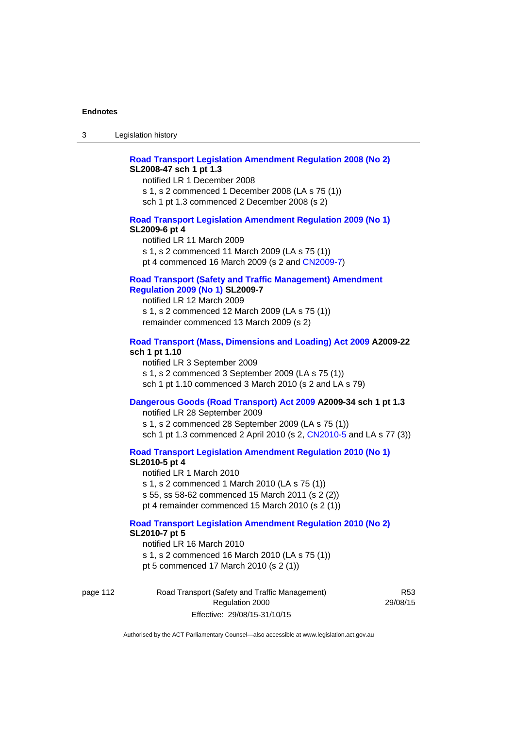**Road Transport Legislation Amendment Regulation 2008 (No 2)**
**SL2008-47 sch 1 pt 1.3**

notified LR 1 December 2008
s 1, s 2 commenced 1 December 2008 (LA s 75 (1))
sch 1 pt 1.3 commenced 2 December 2008 (s 2)

**Road Transport Legislation Amendment Regulation 2009 (No 1)**
**SL2009-6 pt 4**

notified LR 11 March 2009
s 1, s 2 commenced 11 March 2009 (LA s 75 (1))
pt 4 commenced 16 March 2009 (s 2 and CN2009-7)

**Road Transport (Safety and Traffic Management) Amendment Regulation 2009 (No 1) SL2009-7**

notified LR 12 March 2009
s 1, s 2 commenced 12 March 2009 (LA s 75 (1))
remainder commenced 13 March 2009 (s 2)

**Road Transport (Mass, Dimensions and Loading) Act 2009 A2009-22 sch 1 pt 1.10**

notified LR 3 September 2009
s 1, s 2 commenced 3 September 2009 (LA s 75 (1))
sch 1 pt 1.10 commenced 3 March 2010 (s 2 and LA s 79)

**Dangerous Goods (Road Transport) Act 2009 A2009-34 sch 1 pt 1.3**

notified LR 28 September 2009
s 1, s 2 commenced 28 September 2009 (LA s 75 (1))
sch 1 pt 1.3 commenced 2 April 2010 (s 2, CN2010-5 and LA s 77 (3))

**Road Transport Legislation Amendment Regulation 2010 (No 1)**
**SL2010-5 pt 4**

notified LR 1 March 2010
s 1, s 2 commenced 1 March 2010 (LA s 75 (1))
s 55, ss 58-62 commenced 15 March 2011 (s 2 (2))
pt 4 remainder commenced 15 March 2010 (s 2 (1))

**Road Transport Legislation Amendment Regulation 2010 (No 2)**
**SL2010-7 pt 5**

notified LR 16 March 2010
s 1, s 2 commenced 16 March 2010 (LA s 75 (1))
pt 5 commenced 17 March 2010 (s 2 (1))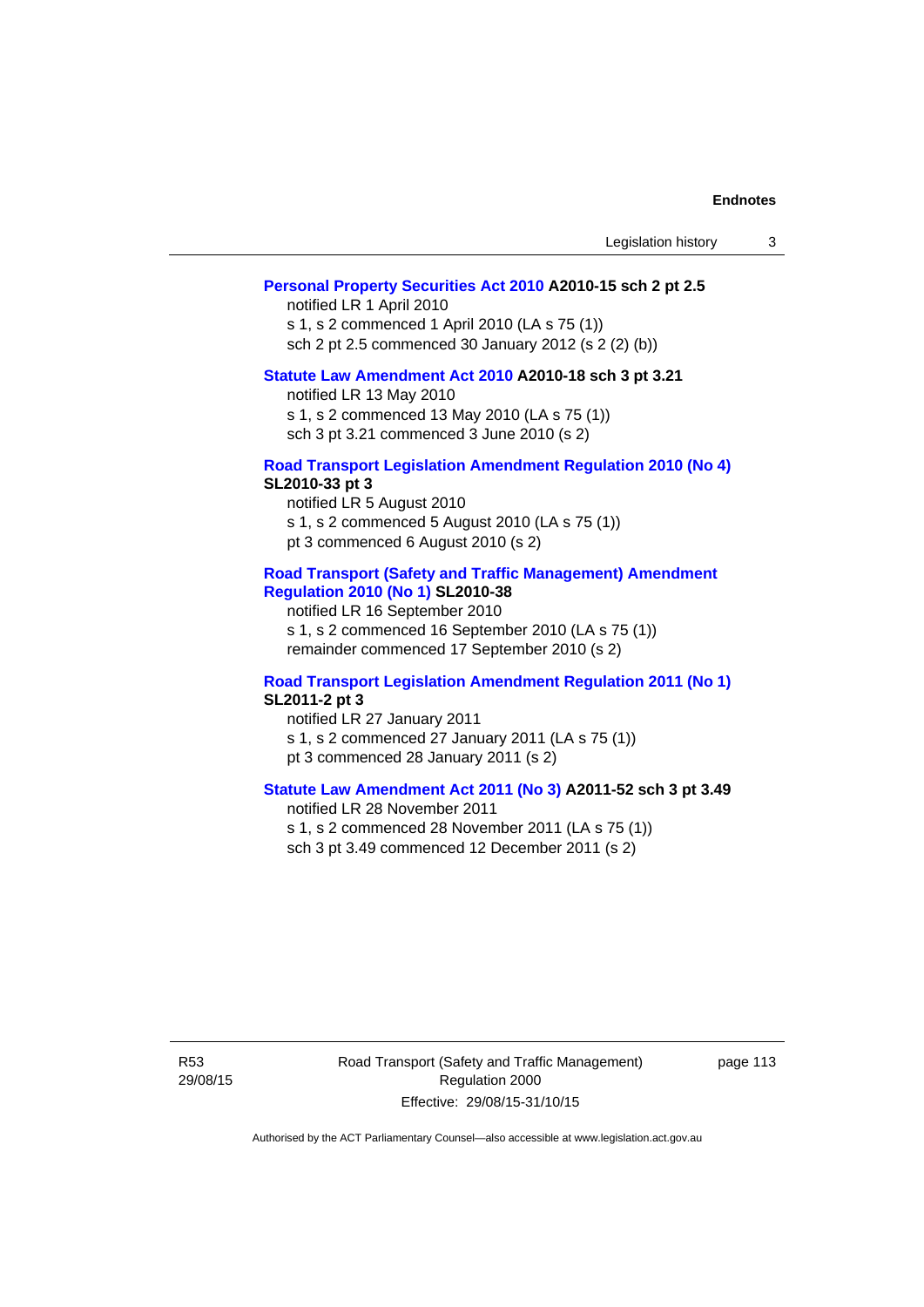**Personal Property Securities Act 2010 A2010-15 sch 2 pt 2.5**

notified LR 1 April 2010

s 1, s 2 commenced 1 April 2010 (LA s 75 (1))

sch 2 pt 2.5 commenced 30 January 2012 (s 2 (2) (b))

**Statute Law Amendment Act 2010 A2010-18 sch 3 pt 3.21**

notified LR 13 May 2010

s 1, s 2 commenced 13 May 2010 (LA s 75 (1))

sch 3 pt 3.21 commenced 3 June 2010 (s 2)

**Road Transport Legislation Amendment Regulation 2010 (No 4) SL2010-33 pt 3**

notified LR 5 August 2010

s 1, s 2 commenced 5 August 2010 (LA s 75 (1))

pt 3 commenced 6 August 2010 (s 2)

**Road Transport (Safety and Traffic Management) Amendment Regulation 2010 (No 1) SL2010-38**

notified LR 16 September 2010

s 1, s 2 commenced 16 September 2010 (LA s 75 (1))

remainder commenced 17 September 2010 (s 2)

**Road Transport Legislation Amendment Regulation 2011 (No 1) SL2011-2 pt 3**

notified LR 27 January 2011

s 1, s 2 commenced 27 January 2011 (LA s 75 (1))

pt 3 commenced 28 January 2011 (s 2)

**Statute Law Amendment Act 2011 (No 3) A2011-52 sch 3 pt 3.49**

notified LR 28 November 2011

s 1, s 2 commenced 28 November 2011 (LA s 75 (1))

sch 3 pt 3.49 commenced 12 December 2011 (s 2)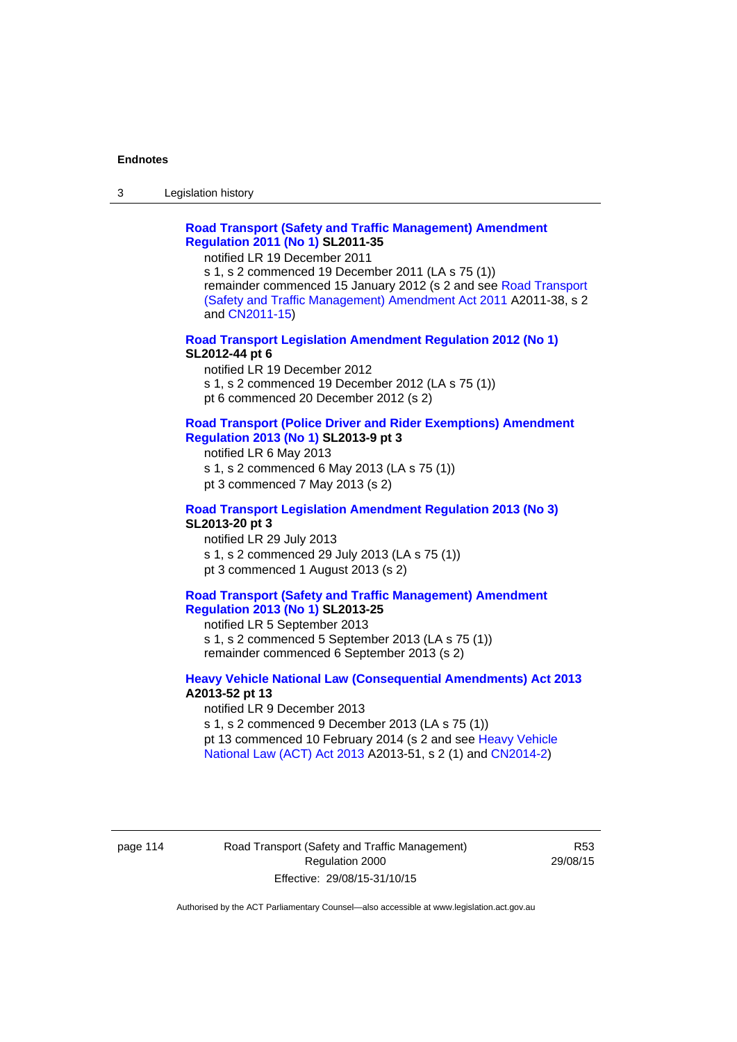**Road Transport (Safety and Traffic Management) Amendment Regulation 2011 (No 1) SL2011-35**

notified LR 19 December 2011

s 1, s 2 commenced 19 December 2011 (LA s 75 (1))

remainder commenced 15 January 2012 (s 2 and see Road Transport (Safety and Traffic Management) Amendment Act 2011 A2011-38, s 2 and CN2011-15)

**Road Transport Legislation Amendment Regulation 2012 (No 1) SL2012-44 pt 6**

notified LR 19 December 2012

s 1, s 2 commenced 19 December 2012 (LA s 75 (1))

pt 6 commenced 20 December 2012 (s 2)

**Road Transport (Police Driver and Rider Exemptions) Amendment Regulation 2013 (No 1) SL2013-9 pt 3**

notified LR 6 May 2013

s 1, s 2 commenced 6 May 2013 (LA s 75 (1))

pt 3 commenced 7 May 2013 (s 2)

**Road Transport Legislation Amendment Regulation 2013 (No 3) SL2013-20 pt 3**

notified LR 29 July 2013

s 1, s 2 commenced 29 July 2013 (LA s 75 (1))

pt 3 commenced 1 August 2013 (s 2)

**Road Transport (Safety and Traffic Management) Amendment Regulation 2013 (No 1) SL2013-25**

notified LR 5 September 2013

s 1, s 2 commenced 5 September 2013 (LA s 75 (1))

remainder commenced 6 September 2013 (s 2)

**Heavy Vehicle National Law (Consequential Amendments) Act 2013 A2013-52 pt 13**

notified LR 9 December 2013

s 1, s 2 commenced 9 December 2013 (LA s 75 (1))

pt 13 commenced 10 February 2014 (s 2 and see Heavy Vehicle National Law (ACT) Act 2013 A2013-51, s 2 (1) and CN2014-2)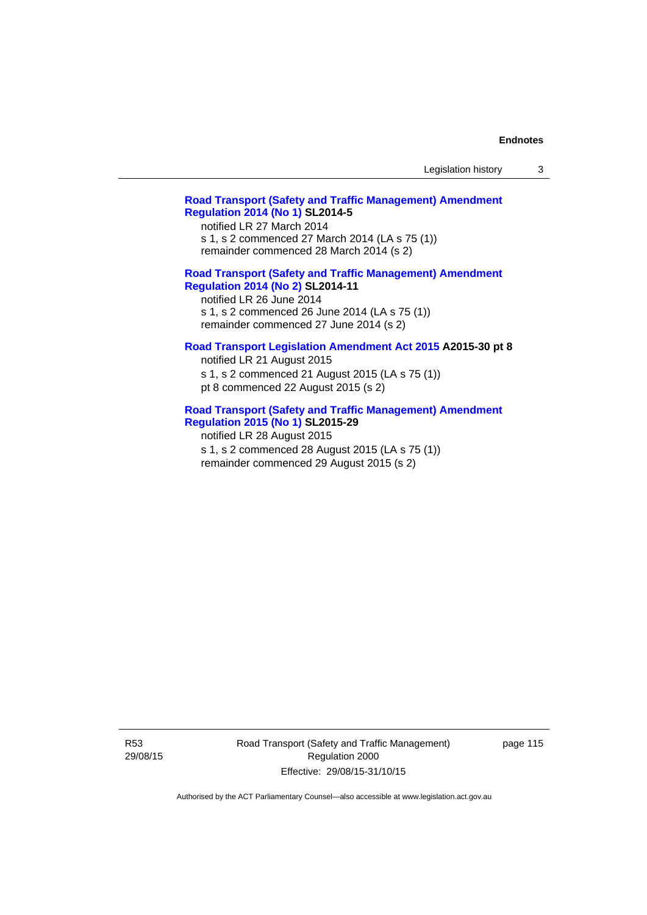**Road Transport (Safety and Traffic Management) Amendment Regulation 2014 (No 1) SL2014-5**

notified LR 27 March 2014

s 1, s 2 commenced 27 March 2014 (LA s 75 (1))

remainder commenced 28 March 2014 (s 2)

**Road Transport (Safety and Traffic Management) Amendment Regulation 2014 (No 2) SL2014-11**

notified LR 26 June 2014

s 1, s 2 commenced 26 June 2014 (LA s 75 (1))

remainder commenced 27 June 2014 (s 2)

**Road Transport Legislation Amendment Act 2015 A2015-30 pt 8**

notified LR 21 August 2015

s 1, s 2 commenced 21 August 2015 (LA s 75 (1))

pt 8 commenced 22 August 2015 (s 2)

**Road Transport (Safety and Traffic Management) Amendment Regulation 2015 (No 1) SL2015-29**

notified LR 28 August 2015

s 1, s 2 commenced 28 August 2015 (LA s 75 (1))

remainder commenced 29 August 2015 (s 2)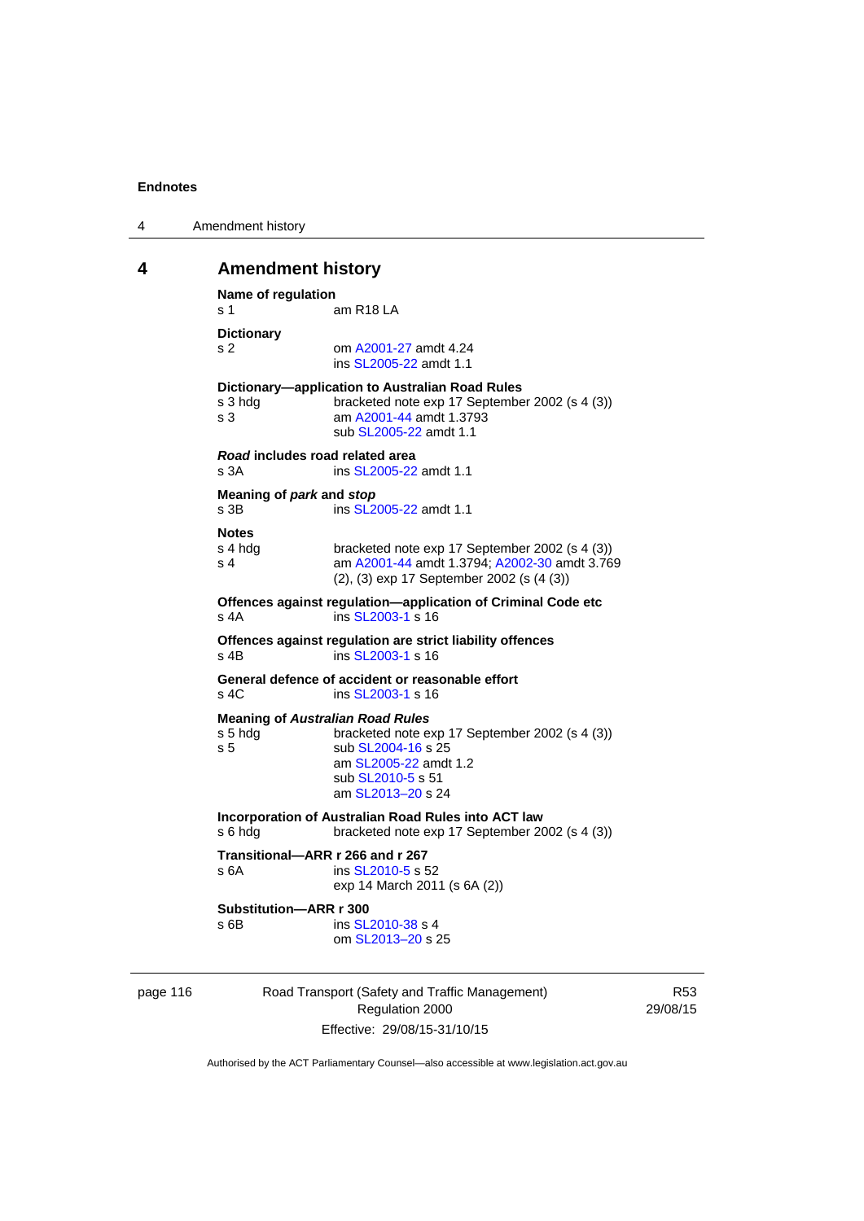## 4 Amendment history

**Name of regulation**
s 1 am R18 LA

**Dictionary**
s 2 om A2001-27 amdt 4.24
ins SL2005-22 amdt 1.1

**Dictionary—application to Australian Road Rules**
s 3 hdg bracketed note exp 17 September 2002 (s 4 (3))
s 3 am A2001-44 amdt 1.3793
sub SL2005-22 amdt 1.1

***Road* includes road related area**
s 3A ins SL2005-22 amdt 1.1

**Meaning of *park* and *stop***
s 3B ins SL2005-22 amdt 1.1

**Notes**
s 4 hdg bracketed note exp 17 September 2002 (s 4 (3))
s 4 am A2001-44 amdt 1.3794; A2002-30 amdt 3.769
(2), (3) exp 17 September 2002 (s (4 (3))

**Offences against regulation—application of Criminal Code etc**
s 4A ins SL2003-1 s 16

**Offences against regulation are strict liability offences**
s 4B ins SL2003-1 s 16

**General defence of accident or reasonable effort**
s 4C ins SL2003-1 s 16

**Meaning of *Australian Road Rules***
s 5 hdg bracketed note exp 17 September 2002 (s 4 (3))
s 5 sub SL2004-16 s 25
am SL2005-22 amdt 1.2
sub SL2010-5 s 51
am SL2013–20 s 24

**Incorporation of Australian Road Rules into ACT law**
s 6 hdg bracketed note exp 17 September 2002 (s 4 (3))

**Transitional—ARR r 266 and r 267**
s 6A ins SL2010-5 s 52
exp 14 March 2011 (s 6A (2))

**Substitution—ARR r 300**
s 6B ins SL2010-38 s 4
om SL2013–20 s 25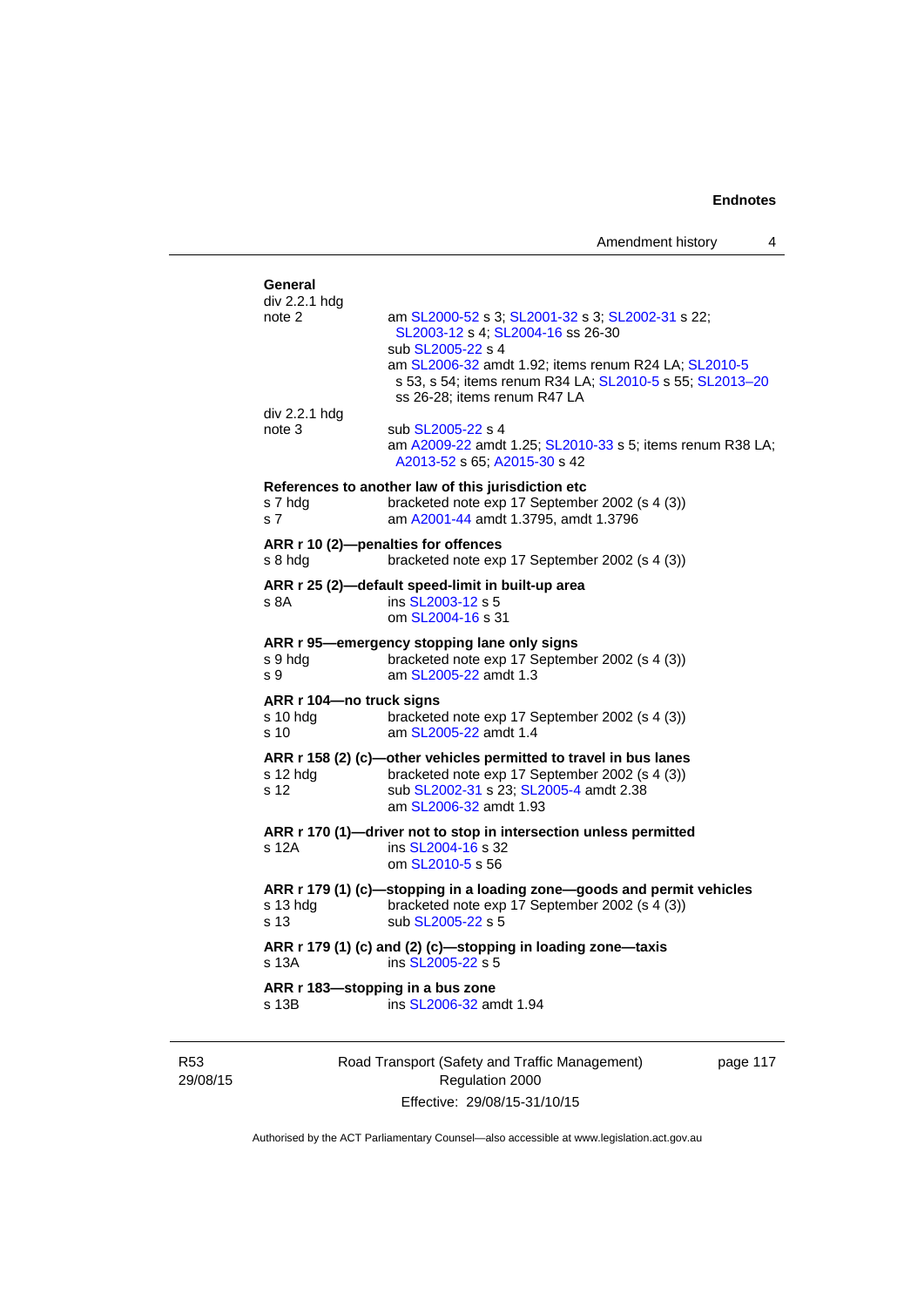**General**

div 2.2.1 hdg
note 2 — am SL2000-52 s 3; SL2001-32 s 3; SL2002-31 s 22; SL2003-12 s 4; SL2004-16 ss 26-30
sub SL2005-22 s 4
am SL2006-32 amdt 1.92; items renum R24 LA; SL2010-5 s 53, s 54; items renum R34 LA; SL2010-5 s 55; SL2013–20 ss 26-28; items renum R47 LA

div 2.2.1 hdg
note 3 — sub SL2005-22 s 4
am A2009-22 amdt 1.25; SL2010-33 s 5; items renum R38 LA; A2013-52 s 65; A2015-30 s 42

**References to another law of this jurisdiction etc**

s 7 hdg — bracketed note exp 17 September 2002 (s 4 (3))
s 7 — am A2001-44 amdt 1.3795, amdt 1.3796

**ARR r 10 (2)—penalties for offences**

s 8 hdg — bracketed note exp 17 September 2002 (s 4 (3))

**ARR r 25 (2)—default speed-limit in built-up area**

s 8A — ins SL2003-12 s 5
om SL2004-16 s 31

**ARR r 95—emergency stopping lane only signs**

s 9 hdg — bracketed note exp 17 September 2002 (s 4 (3))
s 9 — am SL2005-22 amdt 1.3

**ARR r 104—no truck signs**

s 10 hdg — bracketed note exp 17 September 2002 (s 4 (3))
s 10 — am SL2005-22 amdt 1.4

**ARR r 158 (2) (c)—other vehicles permitted to travel in bus lanes**

s 12 hdg — bracketed note exp 17 September 2002 (s 4 (3))
s 12 — sub SL2002-31 s 23; SL2005-4 amdt 2.38
am SL2006-32 amdt 1.93

**ARR r 170 (1)—driver not to stop in intersection unless permitted**

s 12A — ins SL2004-16 s 32
om SL2010-5 s 56

**ARR r 179 (1) (c)—stopping in a loading zone—goods and permit vehicles**

s 13 hdg — bracketed note exp 17 September 2002 (s 4 (3))
s 13 — sub SL2005-22 s 5

**ARR r 179 (1) (c) and (2) (c)—stopping in loading zone—taxis**

s 13A — ins SL2005-22 s 5

**ARR r 183—stopping in a bus zone**

s 13B — ins SL2006-32 amdt 1.94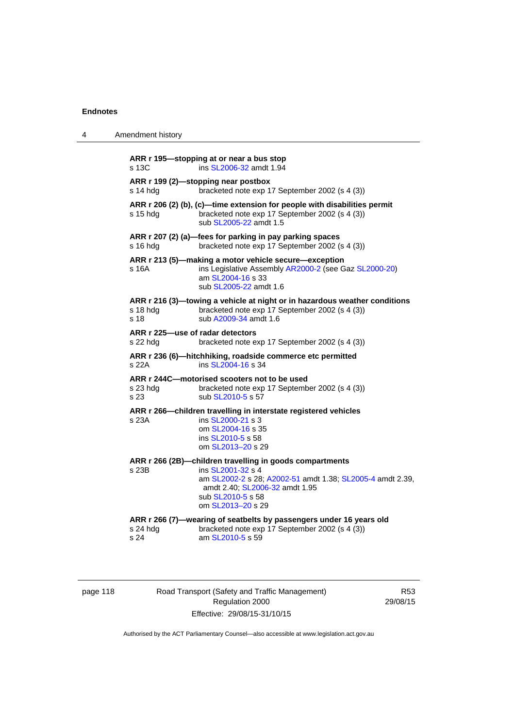**ARR r 195—stopping at or near a bus stop**
s 13C ins SL2006-32 amdt 1.94

**ARR r 199 (2)—stopping near postbox**
s 14 hdg bracketed note exp 17 September 2002 (s 4 (3))

**ARR r 206 (2) (b), (c)—time extension for people with disabilities permit**
s 15 hdg bracketed note exp 17 September 2002 (s 4 (3))
sub SL2005-22 amdt 1.5

**ARR r 207 (2) (a)—fees for parking in pay parking spaces**
s 16 hdg bracketed note exp 17 September 2002 (s 4 (3))

**ARR r 213 (5)—making a motor vehicle secure—exception**
s 16A ins Legislative Assembly AR2000-2 (see Gaz SL2000-20)
am SL2004-16 s 33
sub SL2005-22 amdt 1.6

**ARR r 216 (3)—towing a vehicle at night or in hazardous weather conditions**
s 18 hdg bracketed note exp 17 September 2002 (s 4 (3))
s 18 sub A2009-34 amdt 1.6

**ARR r 225—use of radar detectors**
s 22 hdg bracketed note exp 17 September 2002 (s 4 (3))

**ARR r 236 (6)—hitchhiking, roadside commerce etc permitted**
s 22A ins SL2004-16 s 34

**ARR r 244C—motorised scooters not to be used**
s 23 hdg bracketed note exp 17 September 2002 (s 4 (3))
s 23 sub SL2010-5 s 57

**ARR r 266—children travelling in interstate registered vehicles**
s 23A ins SL2000-21 s 3
om SL2004-16 s 35
ins SL2010-5 s 58
om SL2013–20 s 29

**ARR r 266 (2B)—children travelling in goods compartments**
s 23B ins SL2001-32 s 4
am SL2002-2 s 28; A2002-51 amdt 1.38; SL2005-4 amdt 2.39, amdt 2.40; SL2006-32 amdt 1.95
sub SL2010-5 s 58
om SL2013–20 s 29

**ARR r 266 (7)—wearing of seatbelts by passengers under 16 years old**
s 24 hdg bracketed note exp 17 September 2002 (s 4 (3))
s 24 am SL2010-5 s 59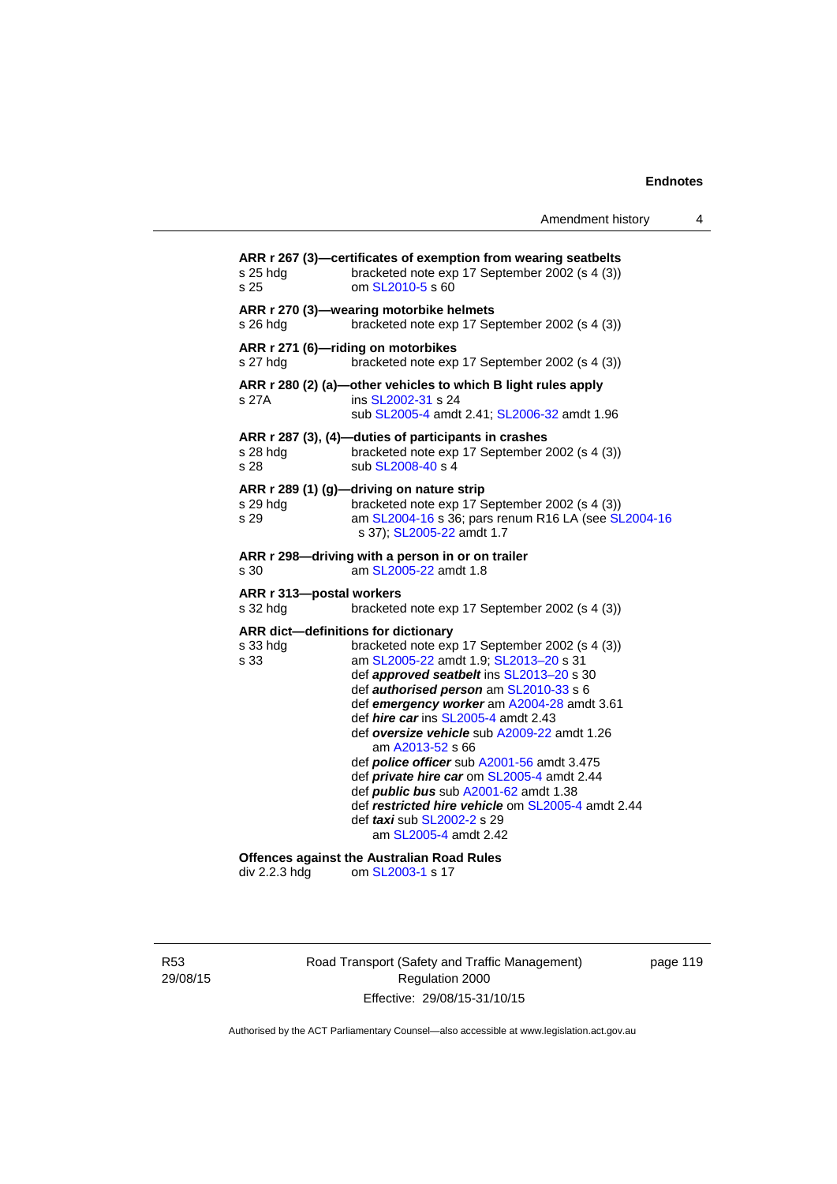**ARR r 267 (3)—certificates of exemption from wearing seatbelts**

s 25 hdg bracketed note exp 17 September 2002 (s 4 (3))
s 25 om SL2010-5 s 60

**ARR r 270 (3)—wearing motorbike helmets**

s 26 hdg bracketed note exp 17 September 2002 (s 4 (3))

**ARR r 271 (6)—riding on motorbikes**

s 27 hdg bracketed note exp 17 September 2002 (s 4 (3))

**ARR r 280 (2) (a)—other vehicles to which B light rules apply**

s 27A ins SL2002-31 s 24
sub SL2005-4 amdt 2.41; SL2006-32 amdt 1.96

**ARR r 287 (3), (4)—duties of participants in crashes**

s 28 hdg bracketed note exp 17 September 2002 (s 4 (3))
s 28 sub SL2008-40 s 4

**ARR r 289 (1) (g)—driving on nature strip**

s 29 hdg bracketed note exp 17 September 2002 (s 4 (3))
s 29 am SL2004-16 s 36; pars renum R16 LA (see SL2004-16 s 37); SL2005-22 amdt 1.7

**ARR r 298—driving with a person in or on trailer**

s 30 am SL2005-22 amdt 1.8

**ARR r 313—postal workers**

s 32 hdg bracketed note exp 17 September 2002 (s 4 (3))

**ARR dict—definitions for dictionary**

s 33 hdg bracketed note exp 17 September 2002 (s 4 (3))
s 33 am SL2005-22 amdt 1.9; SL2013–20 s 31
def ***approved seatbelt*** ins SL2013–20 s 30
def ***authorised person*** am SL2010-33 s 6
def ***emergency worker*** am A2004-28 amdt 3.61
def ***hire car*** ins SL2005-4 amdt 2.43
def ***oversize vehicle*** sub A2009-22 amdt 1.26
am A2013-52 s 66
def ***police officer*** sub A2001-56 amdt 3.475
def ***private hire car*** om SL2005-4 amdt 2.44
def ***public bus*** sub A2001-62 amdt 1.38
def ***restricted hire vehicle*** om SL2005-4 amdt 2.44
def ***taxi*** sub SL2002-2 s 29
am SL2005-4 amdt 2.42

**Offences against the Australian Road Rules**

div 2.2.3 hdg om SL2003-1 s 17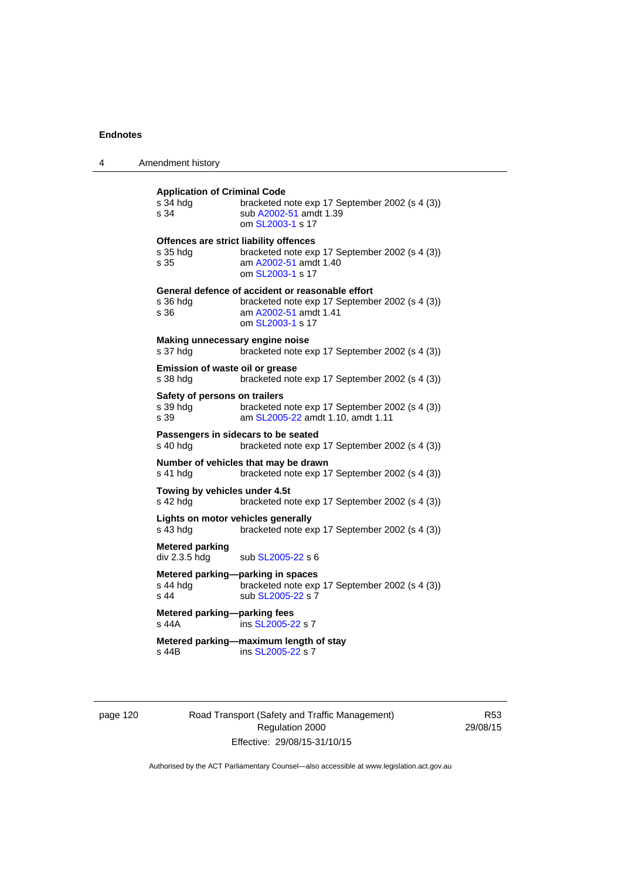**Application of Criminal Code**

s 34 hdg bracketed note exp 17 September 2002 (s 4 (3))
s 34 sub A2002-51 amdt 1.39
om SL2003-1 s 17

**Offences are strict liability offences**

s 35 hdg bracketed note exp 17 September 2002 (s 4 (3))
s 35 am A2002-51 amdt 1.40
om SL2003-1 s 17

**General defence of accident or reasonable effort**

s 36 hdg bracketed note exp 17 September 2002 (s 4 (3))
s 36 am A2002-51 amdt 1.41
om SL2003-1 s 17

**Making unnecessary engine noise**

s 37 hdg bracketed note exp 17 September 2002 (s 4 (3))

**Emission of waste oil or grease**

s 38 hdg bracketed note exp 17 September 2002 (s 4 (3))

**Safety of persons on trailers**

s 39 hdg bracketed note exp 17 September 2002 (s 4 (3))
s 39 am SL2005-22 amdt 1.10, amdt 1.11

**Passengers in sidecars to be seated**

s 40 hdg bracketed note exp 17 September 2002 (s 4 (3))

**Number of vehicles that may be drawn**

s 41 hdg bracketed note exp 17 September 2002 (s 4 (3))

**Towing by vehicles under 4.5t**

s 42 hdg bracketed note exp 17 September 2002 (s 4 (3))

**Lights on motor vehicles generally**

s 43 hdg bracketed note exp 17 September 2002 (s 4 (3))

**Metered parking**

div 2.3.5 hdg sub SL2005-22 s 6

**Metered parking—parking in spaces**

s 44 hdg bracketed note exp 17 September 2002 (s 4 (3))
s 44 sub SL2005-22 s 7

**Metered parking—parking fees**

s 44A ins SL2005-22 s 7

**Metered parking—maximum length of stay**

s 44B ins SL2005-22 s 7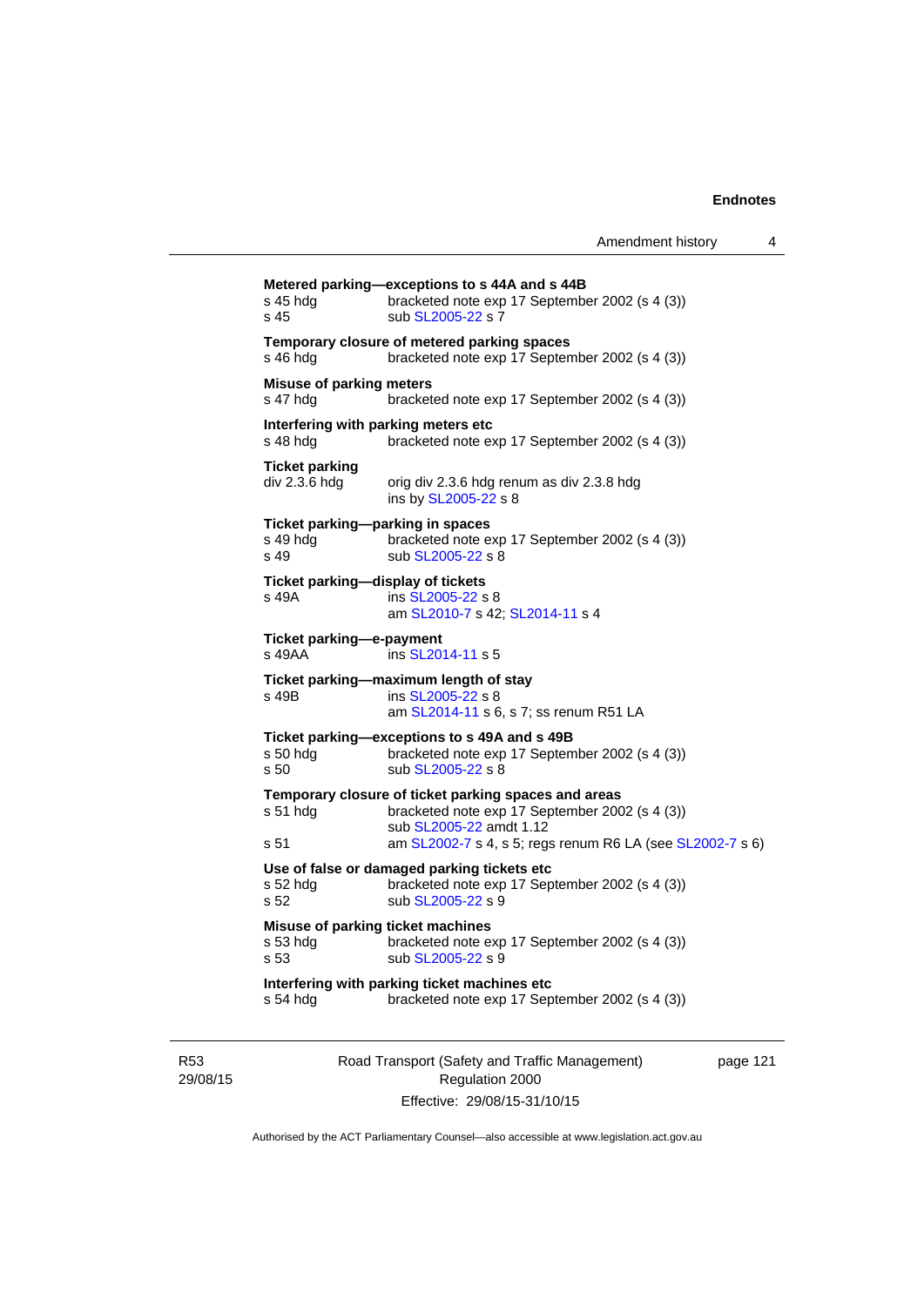**Metered parking—exceptions to s 44A and s 44B**

s 45 hdg bracketed note exp 17 September 2002 (s 4 (3))
s 45 sub SL2005-22 s 7

**Temporary closure of metered parking spaces**

s 46 hdg bracketed note exp 17 September 2002 (s 4 (3))

**Misuse of parking meters**

s 47 hdg bracketed note exp 17 September 2002 (s 4 (3))

**Interfering with parking meters etc**

s 48 hdg bracketed note exp 17 September 2002 (s 4 (3))

**Ticket parking**

div 2.3.6 hdg orig div 2.3.6 hdg renum as div 2.3.8 hdg
ins by SL2005-22 s 8

**Ticket parking—parking in spaces**

s 49 hdg bracketed note exp 17 September 2002 (s 4 (3))
s 49 sub SL2005-22 s 8

**Ticket parking—display of tickets**

s 49A ins SL2005-22 s 8
am SL2010-7 s 42; SL2014-11 s 4

**Ticket parking—e-payment**

s 49AA ins SL2014-11 s 5

**Ticket parking—maximum length of stay**

s 49B ins SL2005-22 s 8
am SL2014-11 s 6, s 7; ss renum R51 LA

**Ticket parking—exceptions to s 49A and s 49B**

s 50 hdg bracketed note exp 17 September 2002 (s 4 (3))
s 50 sub SL2005-22 s 8

**Temporary closure of ticket parking spaces and areas**

s 51 hdg bracketed note exp 17 September 2002 (s 4 (3))
sub SL2005-22 amdt 1.12
s 51 am SL2002-7 s 4, s 5; regs renum R6 LA (see SL2002-7 s 6)

**Use of false or damaged parking tickets etc**

s 52 hdg bracketed note exp 17 September 2002 (s 4 (3))
s 52 sub SL2005-22 s 9

**Misuse of parking ticket machines**

s 53 hdg bracketed note exp 17 September 2002 (s 4 (3))
s 53 sub SL2005-22 s 9

**Interfering with parking ticket machines etc**

s 54 hdg bracketed note exp 17 September 2002 (s 4 (3))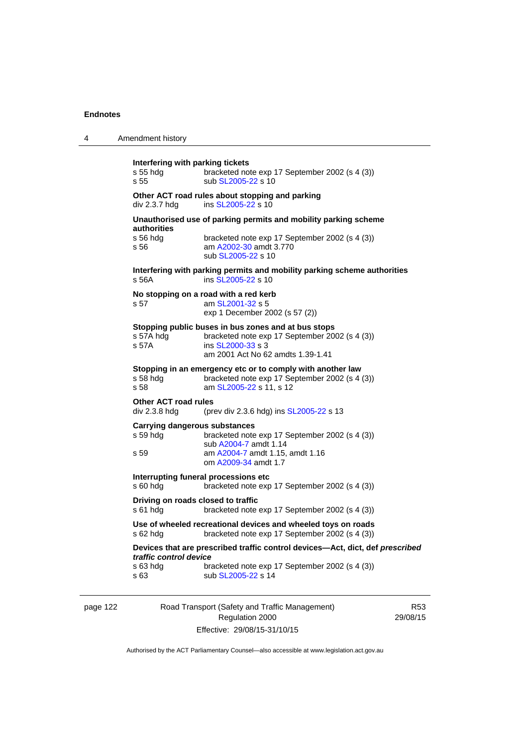**Interfering with parking tickets**

s 55 hdg bracketed note exp 17 September 2002 (s 4 (3))
s 55 sub SL2005-22 s 10

**Other ACT road rules about stopping and parking**

div 2.3.7 hdg ins SL2005-22 s 10

**Unauthorised use of parking permits and mobility parking scheme authorities**

s 56 hdg bracketed note exp 17 September 2002 (s 4 (3))
s 56 am A2002-30 amdt 3.770
sub SL2005-22 s 10

**Interfering with parking permits and mobility parking scheme authorities**

s 56A ins SL2005-22 s 10

**No stopping on a road with a red kerb**

s 57 am SL2001-32 s 5
exp 1 December 2002 (s 57 (2))

**Stopping public buses in bus zones and at bus stops**

s 57A hdg bracketed note exp 17 September 2002 (s 4 (3))
s 57A ins SL2000-33 s 3
am 2001 Act No 62 amdts 1.39-1.41

**Stopping in an emergency etc or to comply with another law**

s 58 hdg bracketed note exp 17 September 2002 (s 4 (3))
s 58 am SL2005-22 s 11, s 12

**Other ACT road rules**

div 2.3.8 hdg (prev div 2.3.6 hdg) ins SL2005-22 s 13

**Carrying dangerous substances**

s 59 hdg bracketed note exp 17 September 2002 (s 4 (3))
sub A2004-7 amdt 1.14
s 59 am A2004-7 amdt 1.15, amdt 1.16
om A2009-34 amdt 1.7

**Interrupting funeral processions etc**

s 60 hdg bracketed note exp 17 September 2002 (s 4 (3))

**Driving on roads closed to traffic**

s 61 hdg bracketed note exp 17 September 2002 (s 4 (3))

**Use of wheeled recreational devices and wheeled toys on roads**

s 62 hdg bracketed note exp 17 September 2002 (s 4 (3))

**Devices that are prescribed traffic control devices—Act, dict, def *prescribed traffic control device***

s 63 hdg bracketed note exp 17 September 2002 (s 4 (3))
s 63 sub SL2005-22 s 14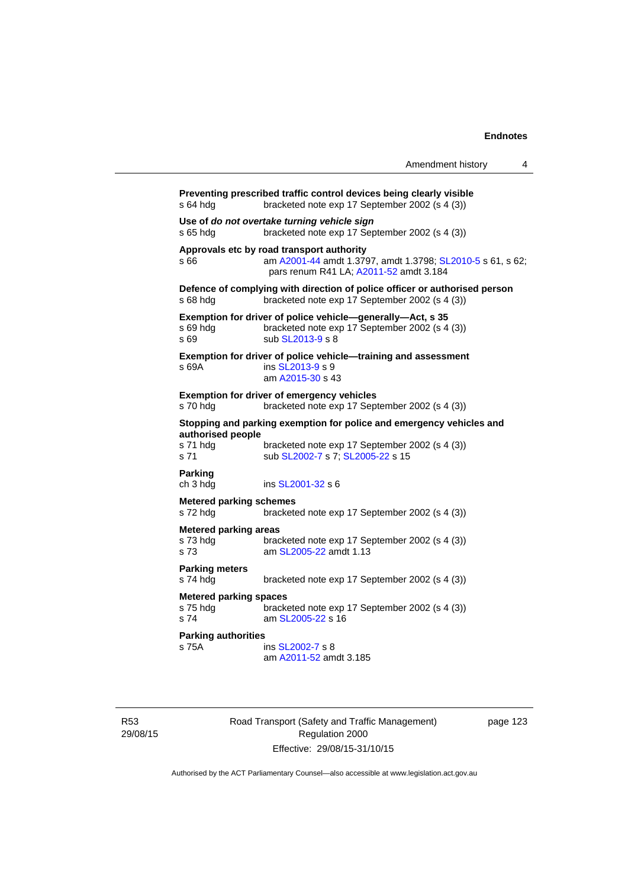**Preventing prescribed traffic control devices being clearly visible**
s 64 hdg bracketed note exp 17 September 2002 (s 4 (3))

**Use of *do not overtake turning vehicle sign***
s 65 hdg bracketed note exp 17 September 2002 (s 4 (3))

**Approvals etc by road transport authority**
s 66 am A2001-44 amdt 1.3797, amdt 1.3798; SL2010-5 s 61, s 62; pars renum R41 LA; A2011-52 amdt 3.184

**Defence of complying with direction of police officer or authorised person**
s 68 hdg bracketed note exp 17 September 2002 (s 4 (3))

**Exemption for driver of police vehicle—generally—Act, s 35**
s 69 hdg bracketed note exp 17 September 2002 (s 4 (3))
s 69 sub SL2013-9 s 8

**Exemption for driver of police vehicle—training and assessment**
s 69A ins SL2013-9 s 9
am A2015-30 s 43

**Exemption for driver of emergency vehicles**
s 70 hdg bracketed note exp 17 September 2002 (s 4 (3))

**Stopping and parking exemption for police and emergency vehicles and authorised people**
s 71 hdg bracketed note exp 17 September 2002 (s 4 (3))
s 71 sub SL2002-7 s 7; SL2005-22 s 15

**Parking**
ch 3 hdg ins SL2001-32 s 6

**Metered parking schemes**
s 72 hdg bracketed note exp 17 September 2002 (s 4 (3))

**Metered parking areas**
s 73 hdg bracketed note exp 17 September 2002 (s 4 (3))
s 73 am SL2005-22 amdt 1.13

**Parking meters**
s 74 hdg bracketed note exp 17 September 2002 (s 4 (3))

**Metered parking spaces**
s 75 hdg bracketed note exp 17 September 2002 (s 4 (3))
s 74 am SL2005-22 s 16

**Parking authorities**
s 75A ins SL2002-7 s 8
am A2011-52 amdt 3.185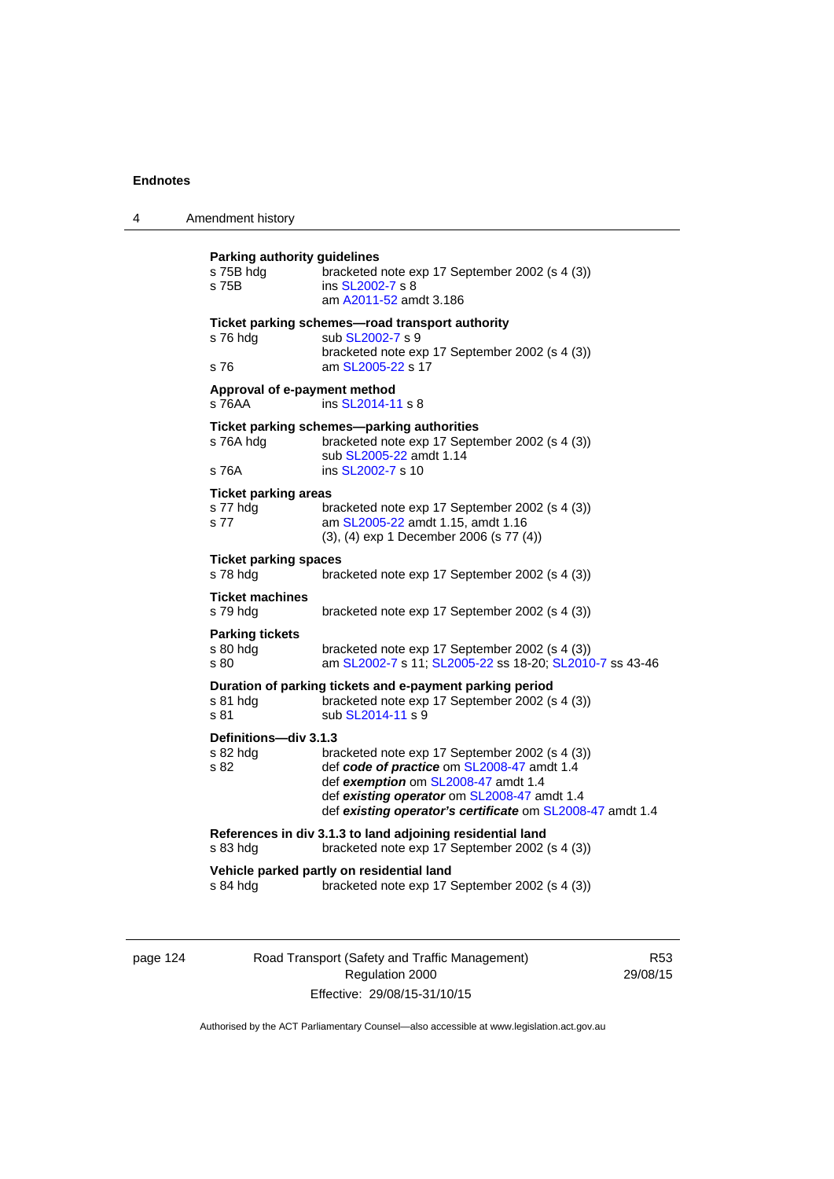**Parking authority guidelines**

s 75B hdg — bracketed note exp 17 September 2002 (s 4 (3))
s 75B — ins SL2002-7 s 8
am A2011-52 amdt 3.186

**Ticket parking schemes—road transport authority**

s 76 hdg — sub SL2002-7 s 9
bracketed note exp 17 September 2002 (s 4 (3))
s 76 — am SL2005-22 s 17

**Approval of e-payment method**

s 76AA — ins SL2014-11 s 8

**Ticket parking schemes—parking authorities**

s 76A hdg — bracketed note exp 17 September 2002 (s 4 (3))
sub SL2005-22 amdt 1.14
s 76A — ins SL2002-7 s 10

**Ticket parking areas**

s 77 hdg — bracketed note exp 17 September 2002 (s 4 (3))
s 77 — am SL2005-22 amdt 1.15, amdt 1.16
(3), (4) exp 1 December 2006 (s 77 (4))

**Ticket parking spaces**

s 78 hdg — bracketed note exp 17 September 2002 (s 4 (3))

**Ticket machines**

s 79 hdg — bracketed note exp 17 September 2002 (s 4 (3))

**Parking tickets**

s 80 hdg — bracketed note exp 17 September 2002 (s 4 (3))
s 80 — am SL2002-7 s 11; SL2005-22 ss 18-20; SL2010-7 ss 43-46

**Duration of parking tickets and e-payment parking period**

s 81 hdg — bracketed note exp 17 September 2002 (s 4 (3))
s 81 — sub SL2014-11 s 9

**Definitions—div 3.1.3**

s 82 hdg — bracketed note exp 17 September 2002 (s 4 (3))
s 82 — def ***code of practice*** om SL2008-47 amdt 1.4
def ***exemption*** om SL2008-47 amdt 1.4
def ***existing operator*** om SL2008-47 amdt 1.4
def ***existing operator's certificate*** om SL2008-47 amdt 1.4

**References in div 3.1.3 to land adjoining residential land**

s 83 hdg — bracketed note exp 17 September 2002 (s 4 (3))

**Vehicle parked partly on residential land**

s 84 hdg — bracketed note exp 17 September 2002 (s 4 (3))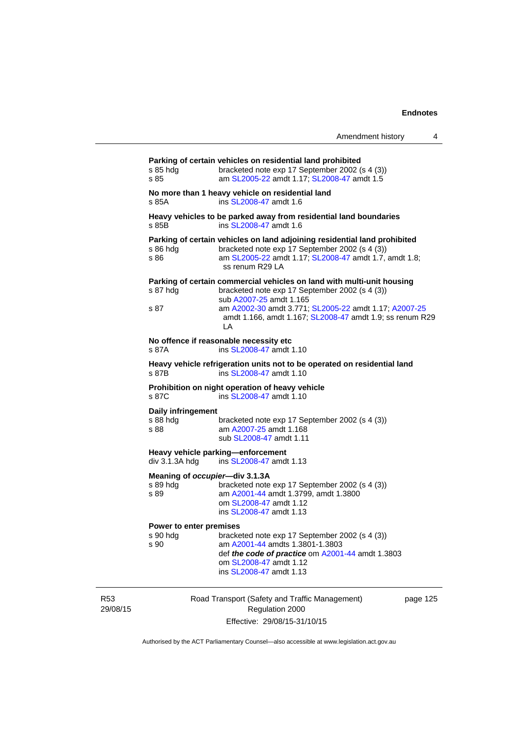**Parking of certain vehicles on residential land prohibited**

s 85 hdg bracketed note exp 17 September 2002 (s 4 (3))
s 85 am SL2005-22 amdt 1.17; SL2008-47 amdt 1.5

**No more than 1 heavy vehicle on residential land**

s 85A ins SL2008-47 amdt 1.6

**Heavy vehicles to be parked away from residential land boundaries**

s 85B ins SL2008-47 amdt 1.6

**Parking of certain vehicles on land adjoining residential land prohibited**

s 86 hdg bracketed note exp 17 September 2002 (s 4 (3))
s 86 am SL2005-22 amdt 1.17; SL2008-47 amdt 1.7, amdt 1.8; ss renum R29 LA

**Parking of certain commercial vehicles on land with multi-unit housing**

s 87 hdg bracketed note exp 17 September 2002 (s 4 (3))
sub A2007-25 amdt 1.165
s 87 am A2002-30 amdt 3.771; SL2005-22 amdt 1.17; A2007-25 amdt 1.166, amdt 1.167; SL2008-47 amdt 1.9; ss renum R29 LA

**No offence if reasonable necessity etc**

s 87A ins SL2008-47 amdt 1.10

**Heavy vehicle refrigeration units not to be operated on residential land**

s 87B ins SL2008-47 amdt 1.10

**Prohibition on night operation of heavy vehicle**

s 87C ins SL2008-47 amdt 1.10

**Daily infringement**

s 88 hdg bracketed note exp 17 September 2002 (s 4 (3))
s 88 am A2007-25 amdt 1.168
sub SL2008-47 amdt 1.11

**Heavy vehicle parking—enforcement**

div 3.1.3A hdg ins SL2008-47 amdt 1.13

**Meaning of *occupier*—div 3.1.3A**

s 89 hdg bracketed note exp 17 September 2002 (s 4 (3))
s 89 am A2001-44 amdt 1.3799, amdt 1.3800
om SL2008-47 amdt 1.12
ins SL2008-47 amdt 1.13

**Power to enter premises**

s 90 hdg bracketed note exp 17 September 2002 (s 4 (3))
s 90 am A2001-44 amdts 1.3801-1.3803
def ***the code of practice*** om A2001-44 amdt 1.3803
om SL2008-47 amdt 1.12
ins SL2008-47 amdt 1.13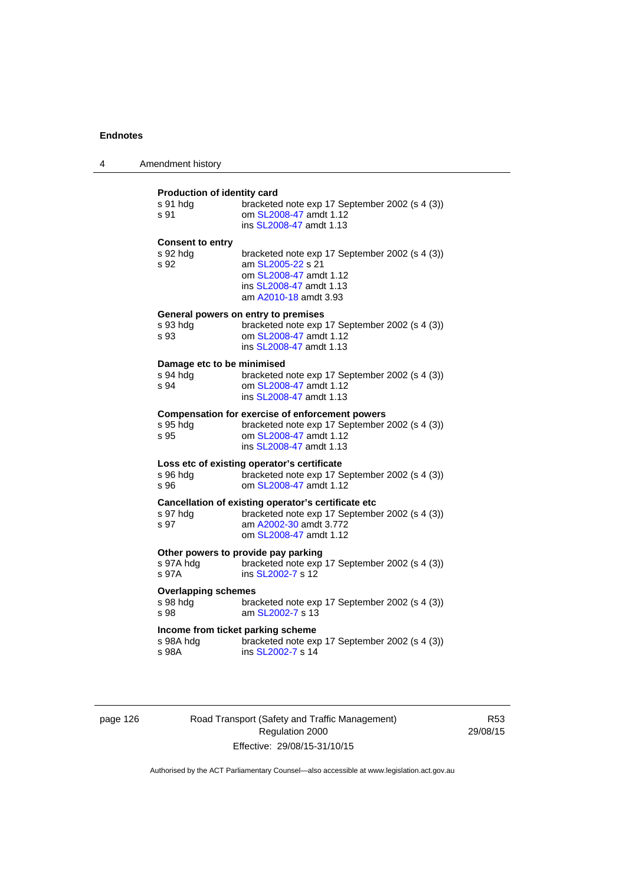**Production of identity card**

s 91 hdg bracketed note exp 17 September 2002 (s 4 (3))
s 91 om SL2008-47 amdt 1.12
ins SL2008-47 amdt 1.13

**Consent to entry**

s 92 hdg bracketed note exp 17 September 2002 (s 4 (3))
s 92 am SL2005-22 s 21
om SL2008-47 amdt 1.12
ins SL2008-47 amdt 1.13
am A2010-18 amdt 3.93

**General powers on entry to premises**

s 93 hdg bracketed note exp 17 September 2002 (s 4 (3))
s 93 om SL2008-47 amdt 1.12
ins SL2008-47 amdt 1.13

**Damage etc to be minimised**

s 94 hdg bracketed note exp 17 September 2002 (s 4 (3))
s 94 om SL2008-47 amdt 1.12
ins SL2008-47 amdt 1.13

**Compensation for exercise of enforcement powers**

s 95 hdg bracketed note exp 17 September 2002 (s 4 (3))
s 95 om SL2008-47 amdt 1.12
ins SL2008-47 amdt 1.13

**Loss etc of existing operator's certificate**

s 96 hdg bracketed note exp 17 September 2002 (s 4 (3))
s 96 om SL2008-47 amdt 1.12

**Cancellation of existing operator's certificate etc**

s 97 hdg bracketed note exp 17 September 2002 (s 4 (3))
s 97 am A2002-30 amdt 3.772
om SL2008-47 amdt 1.12

**Other powers to provide pay parking**

s 97A hdg bracketed note exp 17 September 2002 (s 4 (3))
s 97A ins SL2002-7 s 12

**Overlapping schemes**

s 98 hdg bracketed note exp 17 September 2002 (s 4 (3))
s 98 am SL2002-7 s 13

**Income from ticket parking scheme**

s 98A hdg bracketed note exp 17 September 2002 (s 4 (3))
s 98A ins SL2002-7 s 14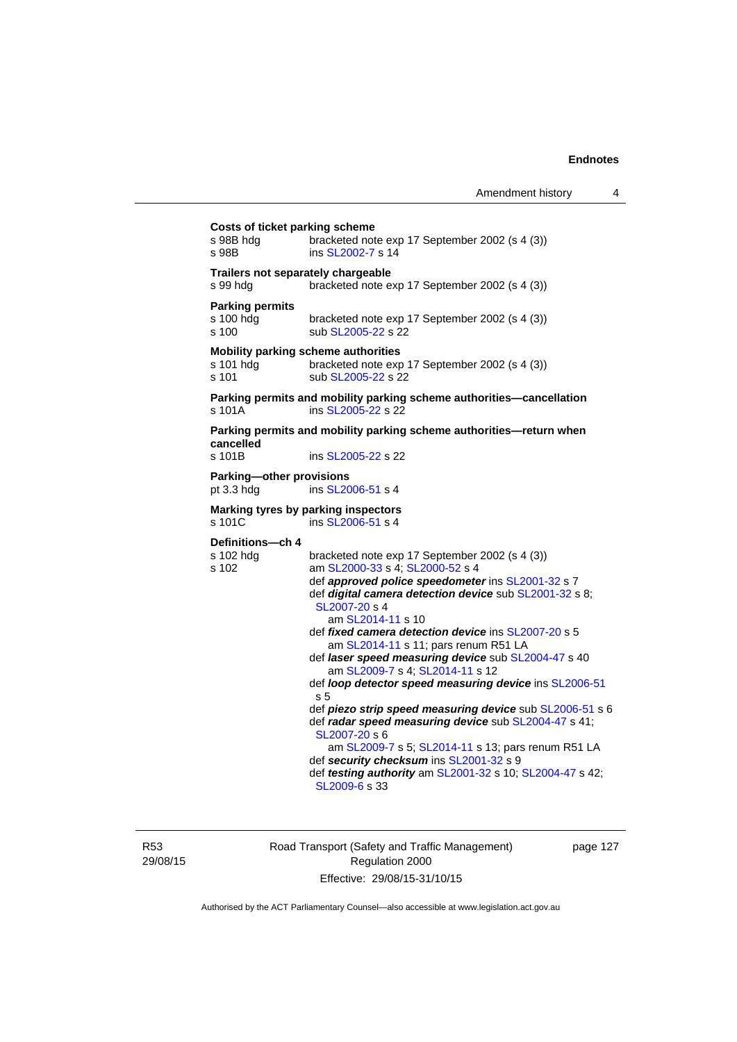**Costs of ticket parking scheme**
s 98B hdg bracketed note exp 17 September 2002 (s 4 (3))
s 98B ins SL2002-7 s 14

**Trailers not separately chargeable**
s 99 hdg bracketed note exp 17 September 2002 (s 4 (3))

**Parking permits**
s 100 hdg bracketed note exp 17 September 2002 (s 4 (3))
s 100 sub SL2005-22 s 22

**Mobility parking scheme authorities**
s 101 hdg bracketed note exp 17 September 2002 (s 4 (3))
s 101 sub SL2005-22 s 22

**Parking permits and mobility parking scheme authorities—cancellation**
s 101A ins SL2005-22 s 22

**Parking permits and mobility parking scheme authorities—return when cancelled**
s 101B ins SL2005-22 s 22

**Parking—other provisions**
pt 3.3 hdg ins SL2006-51 s 4

**Marking tyres by parking inspectors**
s 101C ins SL2006-51 s 4

**Definitions—ch 4**
s 102 hdg bracketed note exp 17 September 2002 (s 4 (3))
s 102 am SL2000-33 s 4; SL2000-52 s 4
def ***approved police speedometer*** ins SL2001-32 s 7
def ***digital camera detection device*** sub SL2001-32 s 8; SL2007-20 s 4
am SL2014-11 s 10
def ***fixed camera detection device*** ins SL2007-20 s 5
am SL2014-11 s 11; pars renum R51 LA
def ***laser speed measuring device*** sub SL2004-47 s 40
am SL2009-7 s 4; SL2014-11 s 12
def ***loop detector speed measuring device*** ins SL2006-51 s 5
def ***piezo strip speed measuring device*** sub SL2006-51 s 6
def ***radar speed measuring device*** sub SL2004-47 s 41; SL2007-20 s 6
am SL2009-7 s 5; SL2014-11 s 13; pars renum R51 LA
def ***security checksum*** ins SL2001-32 s 9
def ***testing authority*** am SL2001-32 s 10; SL2004-47 s 42; SL2009-6 s 33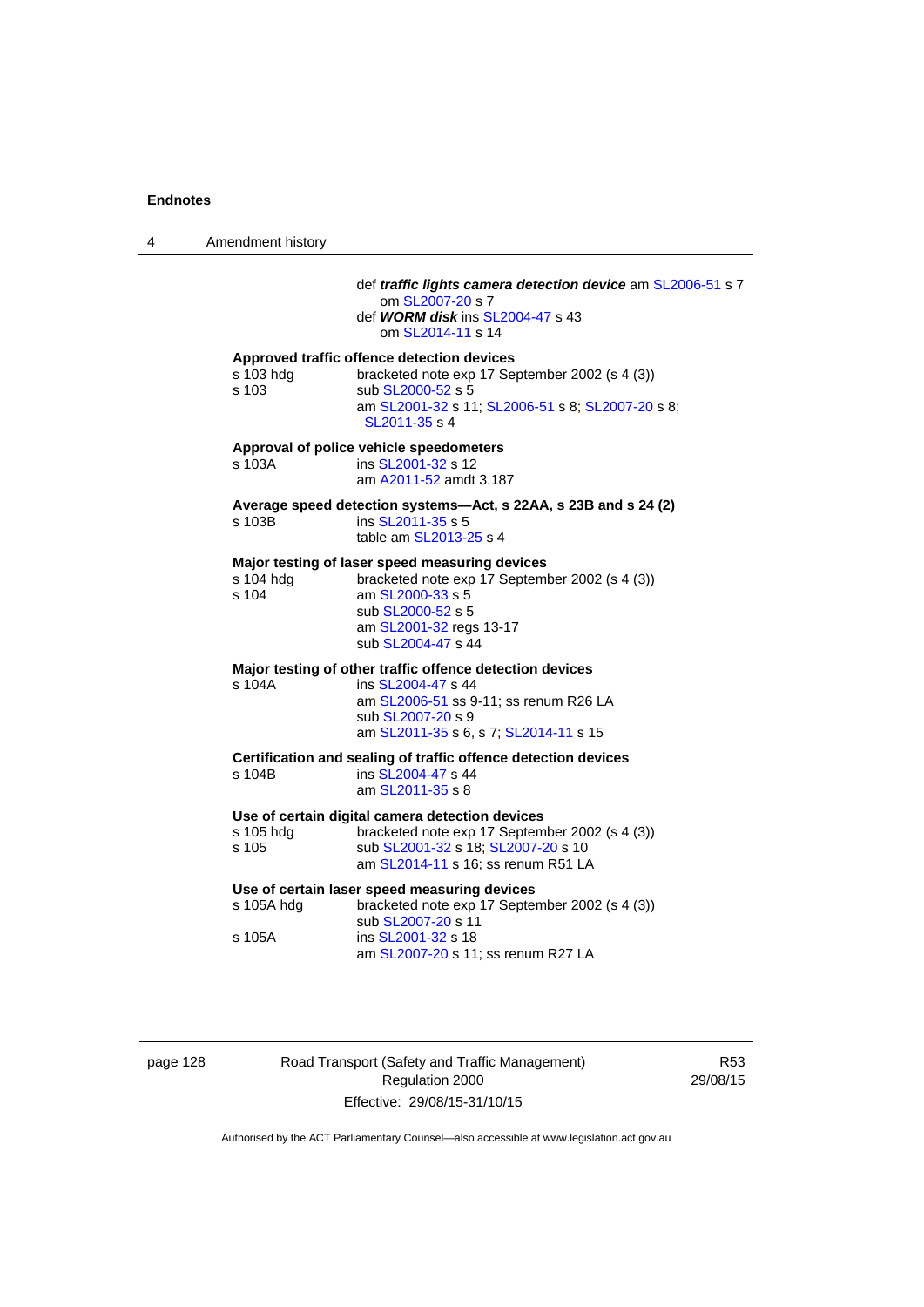def ***traffic lights camera detection device*** am SL2006-51 s 7
om SL2007-20 s 7

def ***WORM disk*** ins SL2004-47 s 43
om SL2014-11 s 14

**Approved traffic offence detection devices**

| | |
|---|---|
| s 103 hdg | bracketed note exp 17 September 2002 (s 4 (3)) |
| s 103 | sub SL2000-52 s 5<br>am SL2001-32 s 11; SL2006-51 s 8; SL2007-20 s 8; SL2011-35 s 4 |

**Approval of police vehicle speedometers**

| | |
|---|---|
| s 103A | ins SL2001-32 s 12<br>am A2011-52 amdt 3.187 |

**Average speed detection systems—Act, s 22AA, s 23B and s 24 (2)**

| | |
|---|---|
| s 103B | ins SL2011-35 s 5<br>table am SL2013-25 s 4 |

**Major testing of laser speed measuring devices**

| | |
|---|---|
| s 104 hdg | bracketed note exp 17 September 2002 (s 4 (3)) |
| s 104 | am SL2000-33 s 5<br>sub SL2000-52 s 5<br>am SL2001-32 regs 13-17<br>sub SL2004-47 s 44 |

**Major testing of other traffic offence detection devices**

| | |
|---|---|
| s 104A | ins SL2004-47 s 44<br>am SL2006-51 ss 9-11; ss renum R26 LA<br>sub SL2007-20 s 9<br>am SL2011-35 s 6, s 7; SL2014-11 s 15 |

**Certification and sealing of traffic offence detection devices**

| | |
|---|---|
| s 104B | ins SL2004-47 s 44<br>am SL2011-35 s 8 |

**Use of certain digital camera detection devices**

| | |
|---|---|
| s 105 hdg | bracketed note exp 17 September 2002 (s 4 (3)) |
| s 105 | sub SL2001-32 s 18; SL2007-20 s 10<br>am SL2014-11 s 16; ss renum R51 LA |

**Use of certain laser speed measuring devices**

| | |
|---|---|
| s 105A hdg | bracketed note exp 17 September 2002 (s 4 (3))<br>sub SL2007-20 s 11 |
| s 105A | ins SL2001-32 s 18<br>am SL2007-20 s 11; ss renum R27 LA |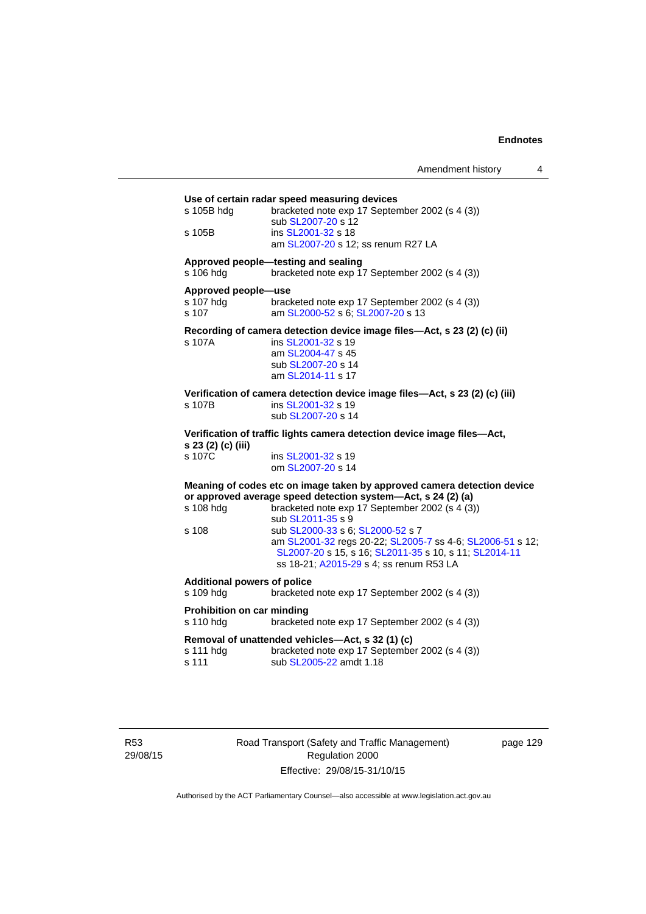**Use of certain radar speed measuring devices**

s 105B hdg — bracketed note exp 17 September 2002 (s 4 (3))
sub SL2007-20 s 12

s 105B — ins SL2001-32 s 18
am SL2007-20 s 12; ss renum R27 LA

**Approved people—testing and sealing**

s 106 hdg — bracketed note exp 17 September 2002 (s 4 (3))

**Approved people—use**

s 107 hdg — bracketed note exp 17 September 2002 (s 4 (3))

s 107 — am SL2000-52 s 6; SL2007-20 s 13

**Recording of camera detection device image files—Act, s 23 (2) (c) (ii)**

s 107A — ins SL2001-32 s 19
am SL2004-47 s 45
sub SL2007-20 s 14
am SL2014-11 s 17

**Verification of camera detection device image files—Act, s 23 (2) (c) (iii)**

s 107B — ins SL2001-32 s 19
sub SL2007-20 s 14

**Verification of traffic lights camera detection device image files—Act, s 23 (2) (c) (iii)**

s 107C — ins SL2001-32 s 19
om SL2007-20 s 14

**Meaning of codes etc on image taken by approved camera detection device or approved average speed detection system—Act, s 24 (2) (a)**

s 108 hdg — bracketed note exp 17 September 2002 (s 4 (3))
sub SL2011-35 s 9

s 108 — sub SL2000-33 s 6; SL2000-52 s 7
am SL2001-32 regs 20-22; SL2005-7 ss 4-6; SL2006-51 s 12; SL2007-20 s 15, s 16; SL2011-35 s 10, s 11; SL2014-11 ss 18-21; A2015-29 s 4; ss renum R53 LA

**Additional powers of police**

s 109 hdg — bracketed note exp 17 September 2002 (s 4 (3))

**Prohibition on car minding**

s 110 hdg — bracketed note exp 17 September 2002 (s 4 (3))

**Removal of unattended vehicles—Act, s 32 (1) (c)**

s 111 hdg — bracketed note exp 17 September 2002 (s 4 (3))

s 111 — sub SL2005-22 amdt 1.18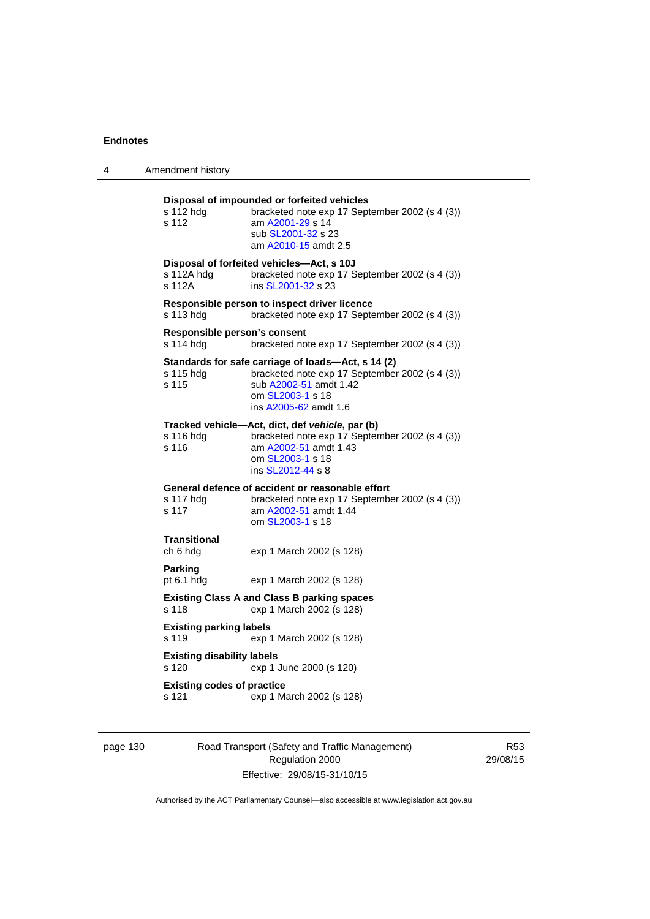**Disposal of impounded or forfeited vehicles**
s 112 hdg	bracketed note exp 17 September 2002 (s 4 (3))
s 112	am A2001-29 s 14
	sub SL2001-32 s 23
	am A2010-15 amdt 2.5

**Disposal of forfeited vehicles—Act, s 10J**
s 112A hdg	bracketed note exp 17 September 2002 (s 4 (3))
s 112A	ins SL2001-32 s 23

**Responsible person to inspect driver licence**
s 113 hdg	bracketed note exp 17 September 2002 (s 4 (3))

**Responsible person's consent**
s 114 hdg	bracketed note exp 17 September 2002 (s 4 (3))

**Standards for safe carriage of loads—Act, s 14 (2)**
s 115 hdg	bracketed note exp 17 September 2002 (s 4 (3))
s 115	sub A2002-51 amdt 1.42
	om SL2003-1 s 18
	ins A2005-62 amdt 1.6

**Tracked vehicle—Act, dict, def *vehicle*, par (b)**
s 116 hdg	bracketed note exp 17 September 2002 (s 4 (3))
s 116	am A2002-51 amdt 1.43
	om SL2003-1 s 18
	ins SL2012-44 s 8

**General defence of accident or reasonable effort**
s 117 hdg	bracketed note exp 17 September 2002 (s 4 (3))
s 117	am A2002-51 amdt 1.44
	om SL2003-1 s 18

**Transitional**
ch 6 hdg	exp 1 March 2002 (s 128)

**Parking**
pt 6.1 hdg	exp 1 March 2002 (s 128)

**Existing Class A and Class B parking spaces**
s 118	exp 1 March 2002 (s 128)

**Existing parking labels**
s 119	exp 1 March 2002 (s 128)

**Existing disability labels**
s 120	exp 1 June 2000 (s 120)

**Existing codes of practice**
s 121	exp 1 March 2002 (s 128)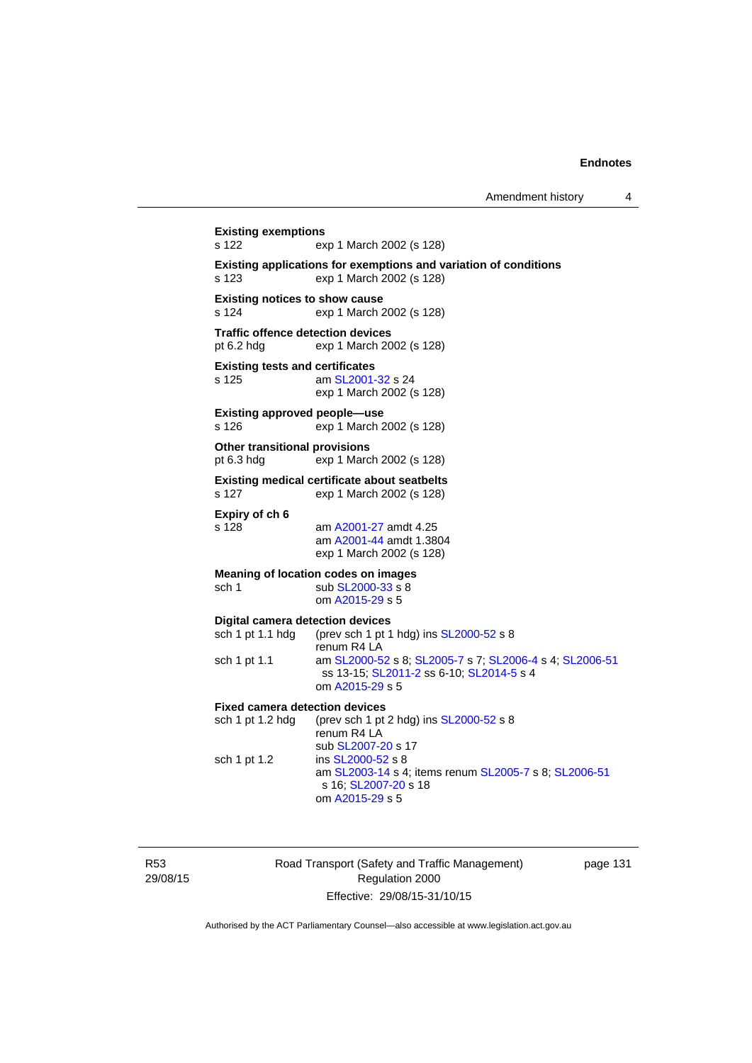**Existing exemptions**
s 122 exp 1 March 2002 (s 128)

**Existing applications for exemptions and variation of conditions**
s 123 exp 1 March 2002 (s 128)

**Existing notices to show cause**
s 124 exp 1 March 2002 (s 128)

**Traffic offence detection devices**
pt 6.2 hdg exp 1 March 2002 (s 128)

**Existing tests and certificates**
s 125 am SL2001-32 s 24
exp 1 March 2002 (s 128)

**Existing approved people—use**
s 126 exp 1 March 2002 (s 128)

**Other transitional provisions**
pt 6.3 hdg exp 1 March 2002 (s 128)

**Existing medical certificate about seatbelts**
s 127 exp 1 March 2002 (s 128)

**Expiry of ch 6**
s 128 am A2001-27 amdt 4.25
am A2001-44 amdt 1.3804
exp 1 March 2002 (s 128)

**Meaning of location codes on images**
sch 1 sub SL2000-33 s 8
om A2015-29 s 5

**Digital camera detection devices**
sch 1 pt 1.1 hdg (prev sch 1 pt 1 hdg) ins SL2000-52 s 8
renum R4 LA
sch 1 pt 1.1 am SL2000-52 s 8; SL2005-7 s 7; SL2006-4 s 4; SL2006-51 ss 13-15; SL2011-2 ss 6-10; SL2014-5 s 4
om A2015-29 s 5

**Fixed camera detection devices**
sch 1 pt 1.2 hdg (prev sch 1 pt 2 hdg) ins SL2000-52 s 8
renum R4 LA
sub SL2007-20 s 17
sch 1 pt 1.2 ins SL2000-52 s 8
am SL2003-14 s 4; items renum SL2005-7 s 8; SL2006-51 s 16; SL2007-20 s 18
om A2015-29 s 5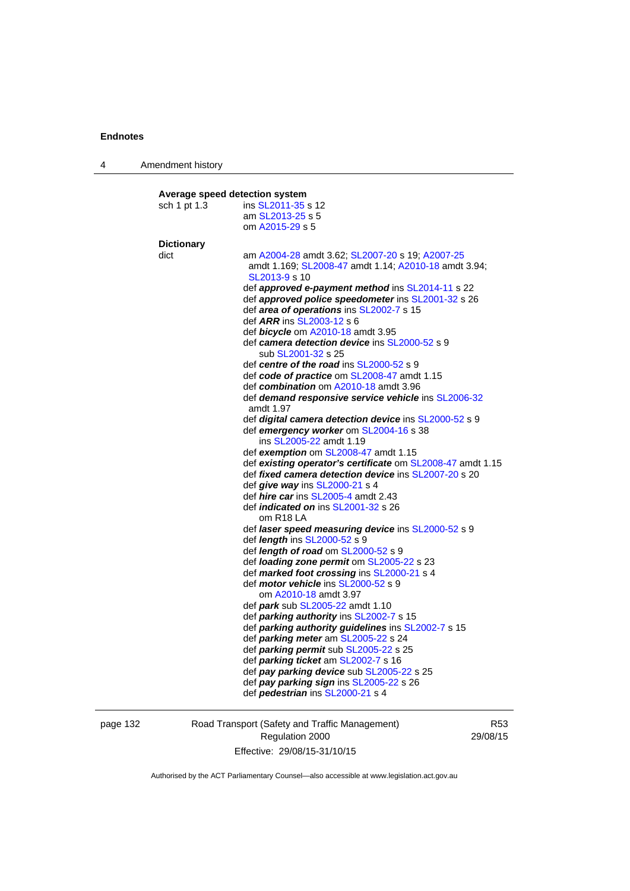**Average speed detection system**

sch 1 pt 1.3 ins SL2011-35 s 12
am SL2013-25 s 5
om A2015-29 s 5

**Dictionary**

dict am A2004-28 amdt 3.62; SL2007-20 s 19; A2007-25 amdt 1.169; SL2008-47 amdt 1.14; A2010-18 amdt 3.94; SL2013-9 s 10

def ***approved e-payment method*** ins SL2014-11 s 22
def ***approved police speedometer*** ins SL2001-32 s 26
def ***area of operations*** ins SL2002-7 s 15
def ***ARR*** ins SL2003-12 s 6
def ***bicycle*** om A2010-18 amdt 3.95
def ***camera detection device*** ins SL2000-52 s 9
sub SL2001-32 s 25
def ***centre of the road*** ins SL2000-52 s 9
def ***code of practice*** om SL2008-47 amdt 1.15
def ***combination*** om A2010-18 amdt 3.96
def ***demand responsive service vehicle*** ins SL2006-32 amdt 1.97
def ***digital camera detection device*** ins SL2000-52 s 9
def ***emergency worker*** om SL2004-16 s 38
ins SL2005-22 amdt 1.19
def ***exemption*** om SL2008-47 amdt 1.15
def ***existing operator's certificate*** om SL2008-47 amdt 1.15
def ***fixed camera detection device*** ins SL2007-20 s 20
def ***give way*** ins SL2000-21 s 4
def ***hire car*** ins SL2005-4 amdt 2.43
def ***indicated on*** ins SL2001-32 s 26
om R18 LA
def ***laser speed measuring device*** ins SL2000-52 s 9
def ***length*** ins SL2000-52 s 9
def ***length of road*** om SL2000-52 s 9
def ***loading zone permit*** om SL2005-22 s 23
def ***marked foot crossing*** ins SL2000-21 s 4
def ***motor vehicle*** ins SL2000-52 s 9
om A2010-18 amdt 3.97
def ***park*** sub SL2005-22 amdt 1.10
def ***parking authority*** ins SL2002-7 s 15
def ***parking authority guidelines*** ins SL2002-7 s 15
def ***parking meter*** am SL2005-22 s 24
def ***parking permit*** sub SL2005-22 s 25
def ***parking ticket*** am SL2002-7 s 16
def ***pay parking device*** sub SL2005-22 s 25
def ***pay parking sign*** ins SL2005-22 s 26
def ***pedestrian*** ins SL2000-21 s 4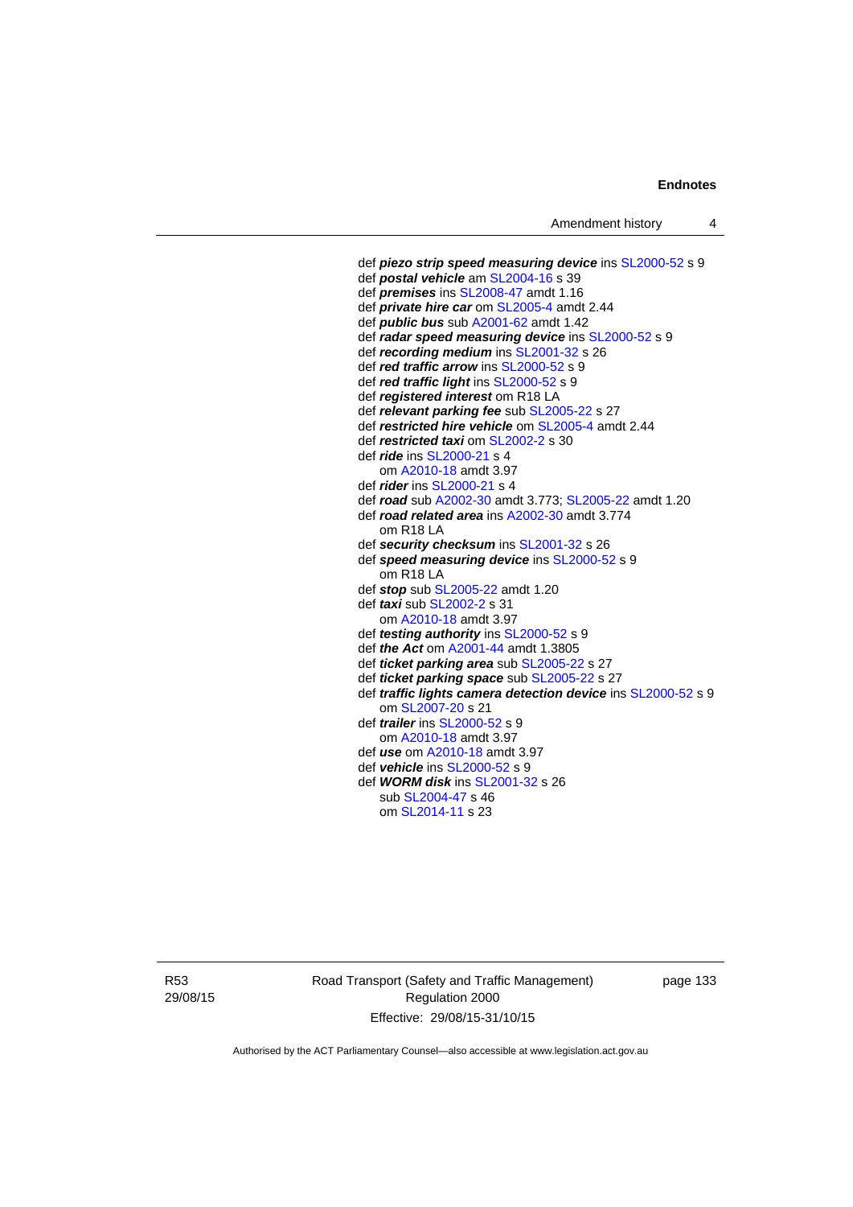def ***piezo strip speed measuring device*** ins SL2000-52 s 9
def ***postal vehicle*** am SL2004-16 s 39
def ***premises*** ins SL2008-47 amdt 1.16
def ***private hire car*** om SL2005-4 amdt 2.44
def ***public bus*** sub A2001-62 amdt 1.42
def ***radar speed measuring device*** ins SL2000-52 s 9
def ***recording medium*** ins SL2001-32 s 26
def ***red traffic arrow*** ins SL2000-52 s 9
def ***red traffic light*** ins SL2000-52 s 9
def ***registered interest*** om R18 LA
def ***relevant parking fee*** sub SL2005-22 s 27
def ***restricted hire vehicle*** om SL2005-4 amdt 2.44
def ***restricted taxi*** om SL2002-2 s 30
def ***ride*** ins SL2000-21 s 4
    om A2010-18 amdt 3.97
def ***rider*** ins SL2000-21 s 4
def ***road*** sub A2002-30 amdt 3.773; SL2005-22 amdt 1.20
def ***road related area*** ins A2002-30 amdt 3.774
    om R18 LA
def ***security checksum*** ins SL2001-32 s 26
def ***speed measuring device*** ins SL2000-52 s 9
    om R18 LA
def ***stop*** sub SL2005-22 amdt 1.20
def ***taxi*** sub SL2002-2 s 31
    om A2010-18 amdt 3.97
def ***testing authority*** ins SL2000-52 s 9
def ***the Act*** om A2001-44 amdt 1.3805
def ***ticket parking area*** sub SL2005-22 s 27
def ***ticket parking space*** sub SL2005-22 s 27
def ***traffic lights camera detection device*** ins SL2000-52 s 9
    om SL2007-20 s 21
def ***trailer*** ins SL2000-52 s 9
    om A2010-18 amdt 3.97
def ***use*** om A2010-18 amdt 3.97
def ***vehicle*** ins SL2000-52 s 9
def ***WORM disk*** ins SL2001-32 s 26
    sub SL2004-47 s 46
    om SL2014-11 s 23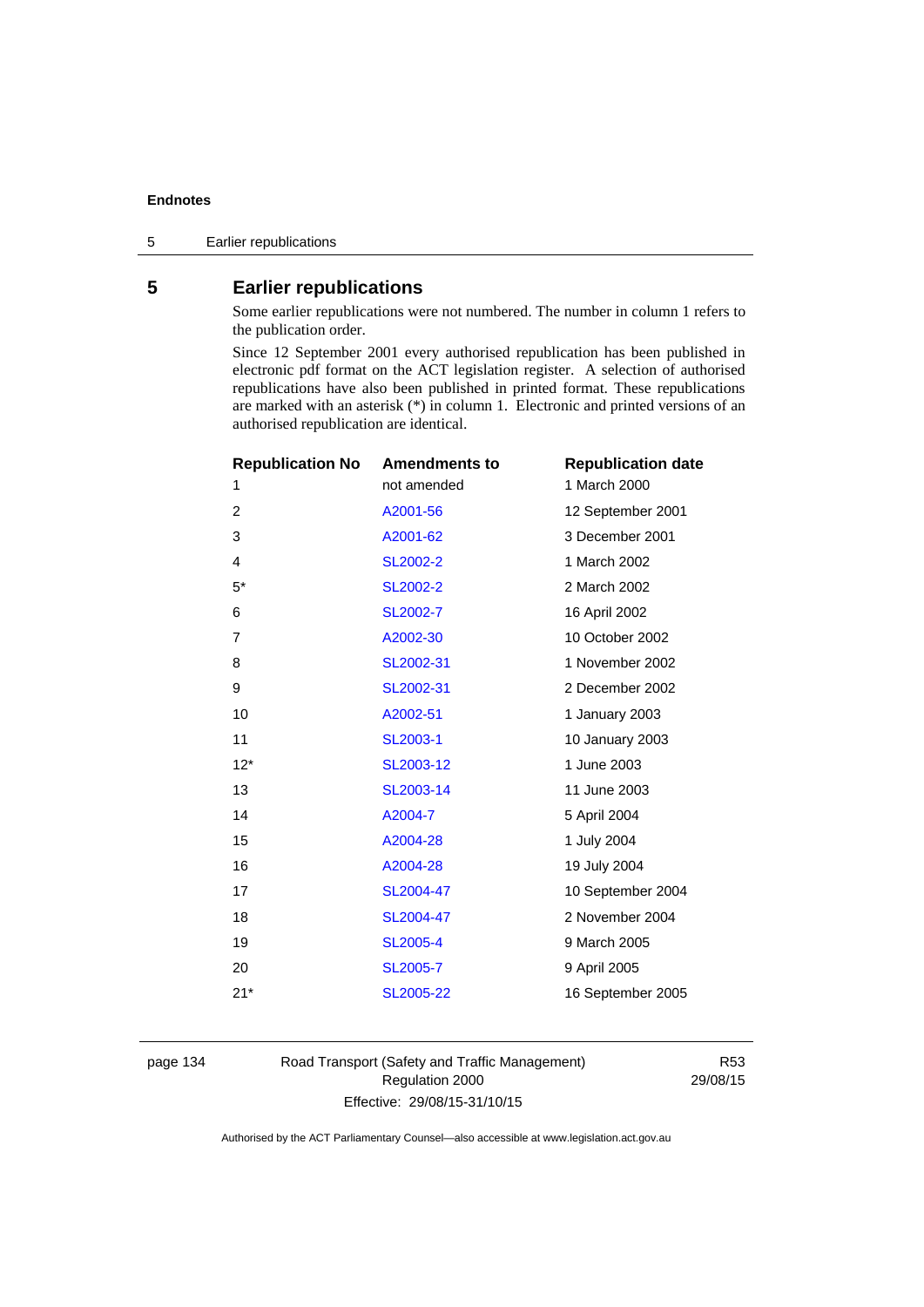## 5 Earlier republications

Some earlier republications were not numbered. The number in column 1 refers to the publication order.

Since 12 September 2001 every authorised republication has been published in electronic pdf format on the ACT legislation register. A selection of authorised republications have also been published in printed format. These republications are marked with an asterisk (*) in column 1. Electronic and printed versions of an authorised republication are identical.

| Republication No | Amendments to | Republication date |
|---|---|---|
| 1 | not amended | 1 March 2000 |
| 2 | A2001-56 | 12 September 2001 |
| 3 | A2001-62 | 3 December 2001 |
| 4 | SL2002-2 | 1 March 2002 |
| 5* | SL2002-2 | 2 March 2002 |
| 6 | SL2002-7 | 16 April 2002 |
| 7 | A2002-30 | 10 October 2002 |
| 8 | SL2002-31 | 1 November 2002 |
| 9 | SL2002-31 | 2 December 2002 |
| 10 | A2002-51 | 1 January 2003 |
| 11 | SL2003-1 | 10 January 2003 |
| 12* | SL2003-12 | 1 June 2003 |
| 13 | SL2003-14 | 11 June 2003 |
| 14 | A2004-7 | 5 April 2004 |
| 15 | A2004-28 | 1 July 2004 |
| 16 | A2004-28 | 19 July 2004 |
| 17 | SL2004-47 | 10 September 2004 |
| 18 | SL2004-47 | 2 November 2004 |
| 19 | SL2005-4 | 9 March 2005 |
| 20 | SL2005-7 | 9 April 2005 |
| 21* | SL2005-22 | 16 September 2005 |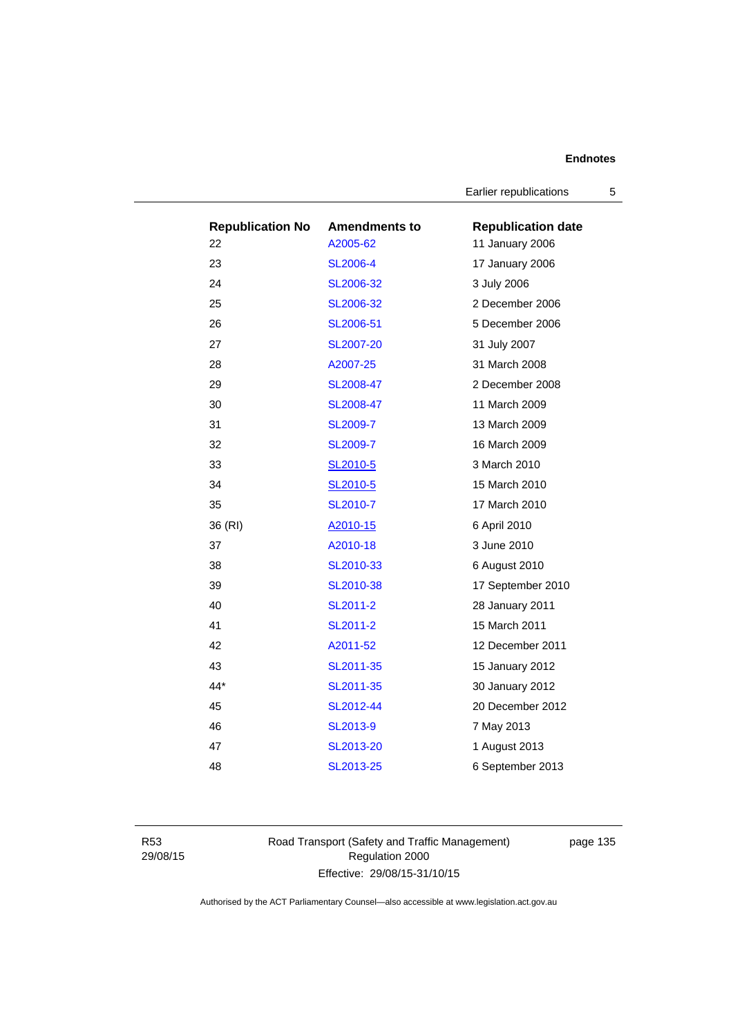| Republication No | Amendments to | Republication date |
| --- | --- | --- |
| 22 | A2005-62 | 11 January 2006 |
| 23 | SL2006-4 | 17 January 2006 |
| 24 | SL2006-32 | 3 July 2006 |
| 25 | SL2006-32 | 2 December 2006 |
| 26 | SL2006-51 | 5 December 2006 |
| 27 | SL2007-20 | 31 July 2007 |
| 28 | A2007-25 | 31 March 2008 |
| 29 | SL2008-47 | 2 December 2008 |
| 30 | SL2008-47 | 11 March 2009 |
| 31 | SL2009-7 | 13 March 2009 |
| 32 | SL2009-7 | 16 March 2009 |
| 33 | SL2010-5 | 3 March 2010 |
| 34 | SL2010-5 | 15 March 2010 |
| 35 | SL2010-7 | 17 March 2010 |
| 36 (RI) | A2010-15 | 6 April 2010 |
| 37 | A2010-18 | 3 June 2010 |
| 38 | SL2010-33 | 6 August 2010 |
| 39 | SL2010-38 | 17 September 2010 |
| 40 | SL2011-2 | 28 January 2011 |
| 41 | SL2011-2 | 15 March 2011 |
| 42 | A2011-52 | 12 December 2011 |
| 43 | SL2011-35 | 15 January 2012 |
| 44* | SL2011-35 | 30 January 2012 |
| 45 | SL2012-44 | 20 December 2012 |
| 46 | SL2013-9 | 7 May 2013 |
| 47 | SL2013-20 | 1 August 2013 |
| 48 | SL2013-25 | 6 September 2013 |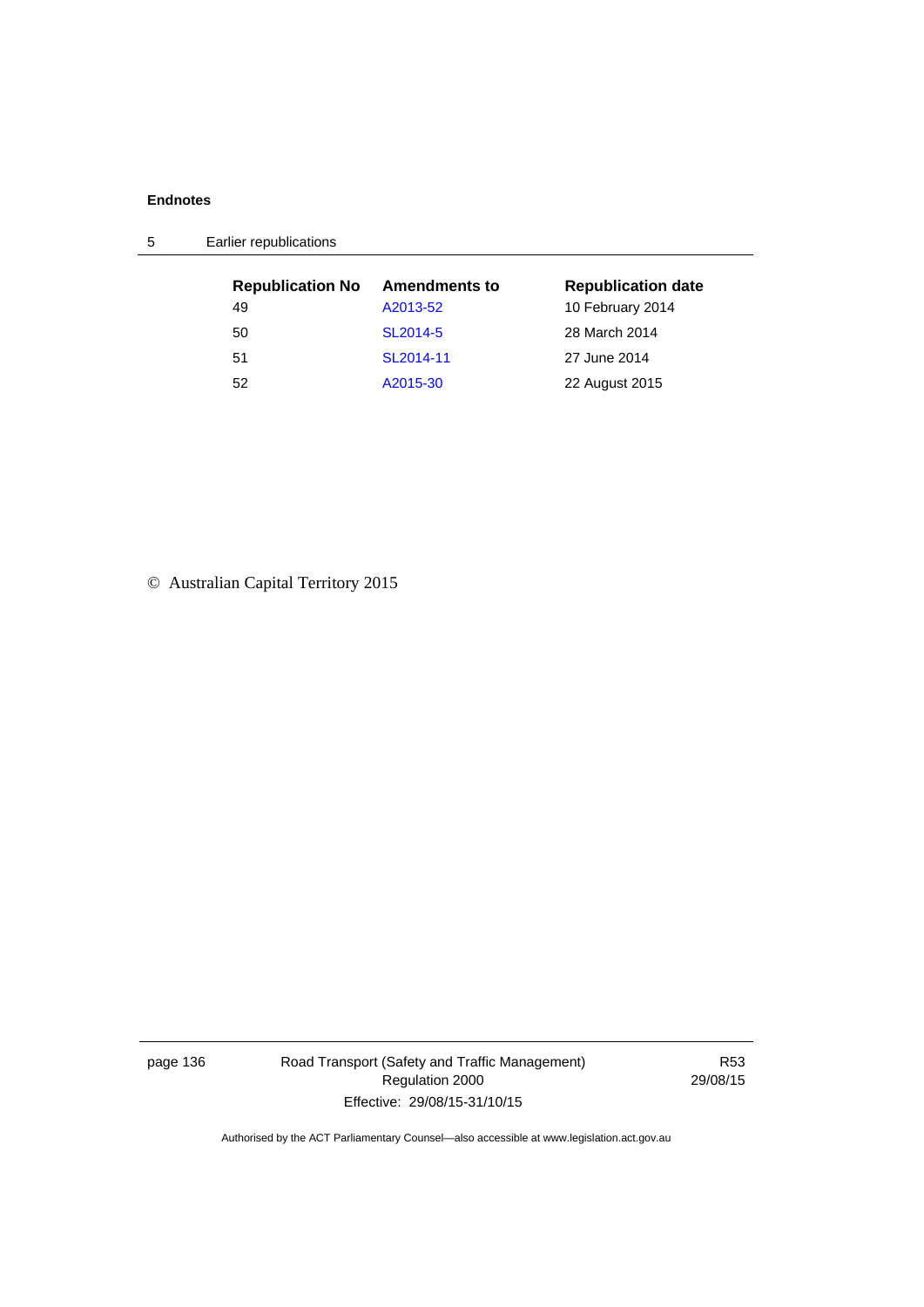5 Earlier republications

| Republication No | Amendments to | Republication date |
| --- | --- | --- |
| 49 | A2013-52 | 10 February 2014 |
| 50 | SL2014-5 | 28 March 2014 |
| 51 | SL2014-11 | 27 June 2014 |
| 52 | A2015-30 | 22 August 2015 |

© Australian Capital Territory 2015